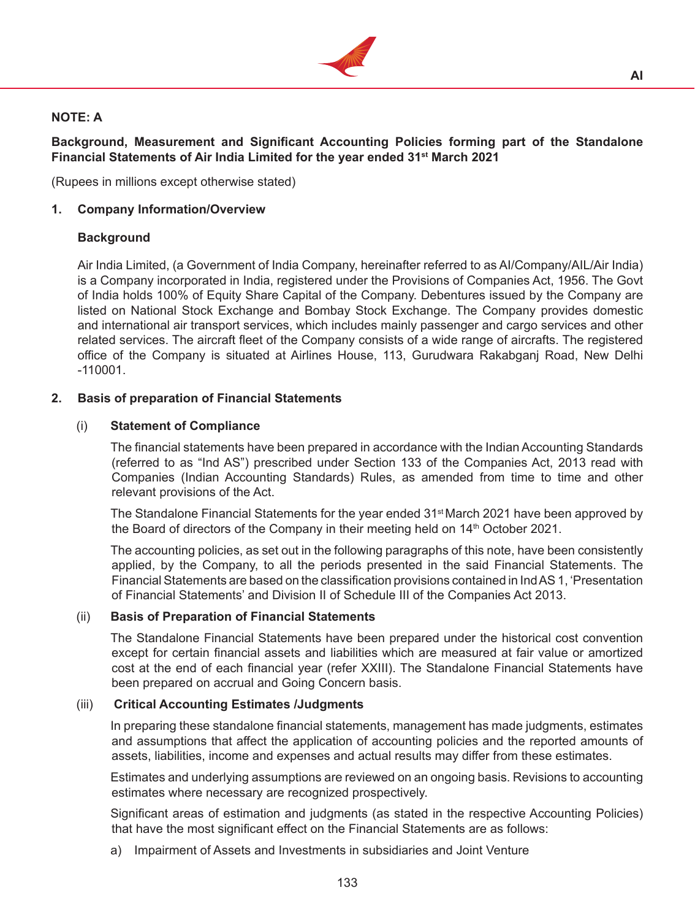## NOTE: A

**Background, Measurement and Significant Accounting Policies forming part of the Standalone Financial Statements of Air India Limited for the year ended 31st March 2021**

(Rupees in millions except otherwise stated)

### 1. Company Information/Overview

**Background**

Air India Limited, (a Government of India Company, hereinafter referred to as AI/Company/AIL/Air India) is a Company incorporated in India, registered under the Provisions of Companies Act, 1956. The Govt of India holds 100% of Equity Share Capital of the Company. Debentures issued by the Company are listed on National Stock Exchange and Bombay Stock Exchange. The Company provides domestic and international air transport services, which includes mainly passenger and cargo services and other related services. The aircraft fleet of the Company consists of a wide range of aircrafts. The registered office of the Company is situated at Airlines House, 113, Gurudwara Rakabganj Road, New Delhi -110001.

### 2. Basis of preparation of Financial Statements

#### (i) Statement of Compliance

The financial statements have been prepared in accordance with the Indian Accounting Standards (referred to as "Ind AS") prescribed under Section 133 of the Companies Act, 2013 read with Companies (Indian Accounting Standards) Rules, as amended from time to time and other relevant provisions of the Act.

The Standalone Financial Statements for the year ended 31st March 2021 have been approved by the Board of directors of the Company in their meeting held on 14th October 2021.

The accounting policies, as set out in the following paragraphs of this note, have been consistently applied, by the Company, to all the periods presented in the said Financial Statements. The Financial Statements are based on the classification provisions contained in Ind AS 1, 'Presentation of Financial Statements' and Division II of Schedule III of the Companies Act 2013.

#### (ii) Basis of Preparation of Financial Statements

The Standalone Financial Statements have been prepared under the historical cost convention except for certain financial assets and liabilities which are measured at fair value or amortized cost at the end of each financial year (refer XXIII). The Standalone Financial Statements have been prepared on accrual and Going Concern basis.

#### (iii) Critical Accounting Estimates /Judgments

In preparing these standalone financial statements, management has made judgments, estimates and assumptions that affect the application of accounting policies and the reported amounts of assets, liabilities, income and expenses and actual results may differ from these estimates.

Estimates and underlying assumptions are reviewed on an ongoing basis. Revisions to accounting estimates where necessary are recognized prospectively.

Significant areas of estimation and judgments (as stated in the respective Accounting Policies) that have the most significant effect on the Financial Statements are as follows:

a) Impairment of Assets and Investments in subsidiaries and Joint Venture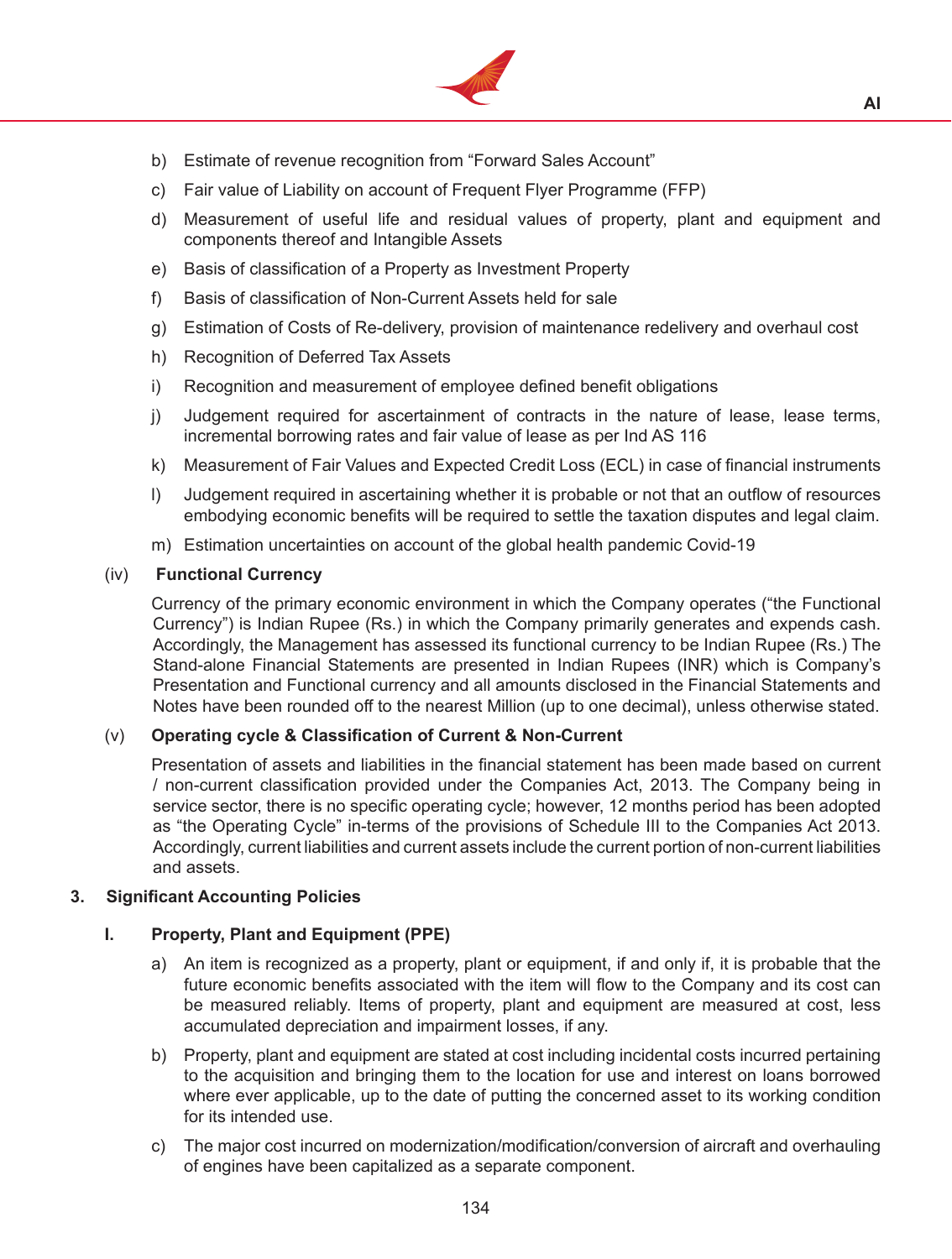b) Estimate of revenue recognition from "Forward Sales Account"

c) Fair value of Liability on account of Frequent Flyer Programme (FFP)

d) Measurement of useful life and residual values of property, plant and equipment and components thereof and Intangible Assets

e) Basis of classification of a Property as Investment Property

f) Basis of classification of Non-Current Assets held for sale

g) Estimation of Costs of Re-delivery, provision of maintenance redelivery and overhaul cost

h) Recognition of Deferred Tax Assets

i) Recognition and measurement of employee defined benefit obligations

j) Judgement required for ascertainment of contracts in the nature of lease, lease terms, incremental borrowing rates and fair value of lease as per Ind AS 116

k) Measurement of Fair Values and Expected Credit Loss (ECL) in case of financial instruments

l) Judgement required in ascertaining whether it is probable or not that an outflow of resources embodying economic benefits will be required to settle the taxation disputes and legal claim.

m) Estimation uncertainties on account of the global health pandemic Covid-19

### (iv) Functional Currency

Currency of the primary economic environment in which the Company operates ("the Functional Currency") is Indian Rupee (Rs.) in which the Company primarily generates and expends cash. Accordingly, the Management has assessed its functional currency to be Indian Rupee (Rs.) The Stand-alone Financial Statements are presented in Indian Rupees (INR) which is Company's Presentation and Functional currency and all amounts disclosed in the Financial Statements and Notes have been rounded off to the nearest Million (up to one decimal), unless otherwise stated.

### (v) Operating cycle & Classification of Current & Non-Current

Presentation of assets and liabilities in the financial statement has been made based on current / non-current classification provided under the Companies Act, 2013. The Company being in service sector, there is no specific operating cycle; however, 12 months period has been adopted as "the Operating Cycle" in-terms of the provisions of Schedule III to the Companies Act 2013. Accordingly, current liabilities and current assets include the current portion of non-current liabilities and assets.

## 3. Significant Accounting Policies

### I. Property, Plant and Equipment (PPE)

a) An item is recognized as a property, plant or equipment, if and only if, it is probable that the future economic benefits associated with the item will flow to the Company and its cost can be measured reliably. Items of property, plant and equipment are measured at cost, less accumulated depreciation and impairment losses, if any.

b) Property, plant and equipment are stated at cost including incidental costs incurred pertaining to the acquisition and bringing them to the location for use and interest on loans borrowed where ever applicable, up to the date of putting the concerned asset to its working condition for its intended use.

c) The major cost incurred on modernization/modification/conversion of aircraft and overhauling of engines have been capitalized as a separate component.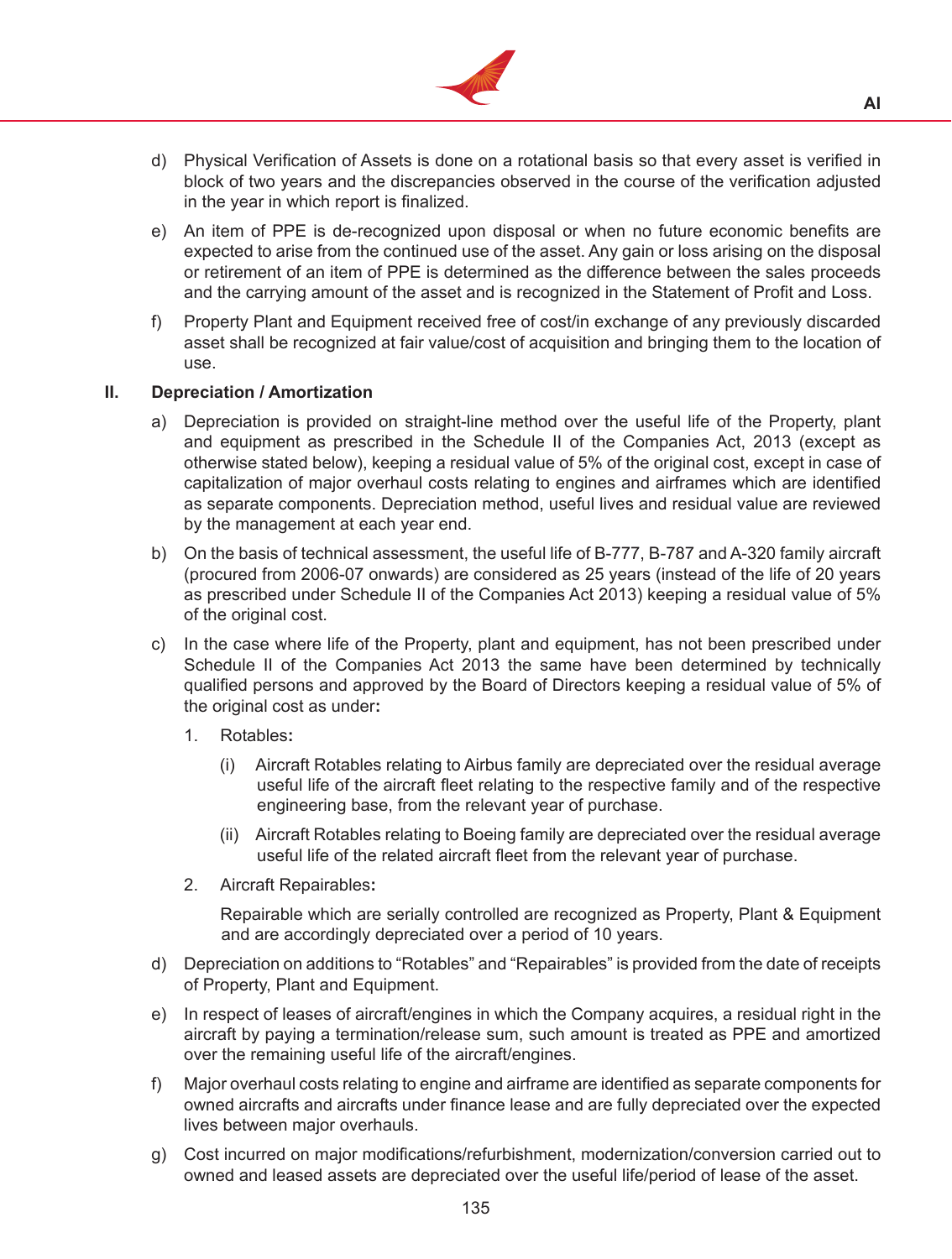d) Physical Verification of Assets is done on a rotational basis so that every asset is verified in block of two years and the discrepancies observed in the course of the verification adjusted in the year in which report is finalized.

e) An item of PPE is de-recognized upon disposal or when no future economic benefits are expected to arise from the continued use of the asset. Any gain or loss arising on the disposal or retirement of an item of PPE is determined as the difference between the sales proceeds and the carrying amount of the asset and is recognized in the Statement of Profit and Loss.

f) Property Plant and Equipment received free of cost/in exchange of any previously discarded asset shall be recognized at fair value/cost of acquisition and bringing them to the location of use.

## II. Depreciation / Amortization

a) Depreciation is provided on straight-line method over the useful life of the Property, plant and equipment as prescribed in the Schedule II of the Companies Act, 2013 (except as otherwise stated below), keeping a residual value of 5% of the original cost, except in case of capitalization of major overhaul costs relating to engines and airframes which are identified as separate components. Depreciation method, useful lives and residual value are reviewed by the management at each year end.

b) On the basis of technical assessment, the useful life of B-777, B-787 and A-320 family aircraft (procured from 2006-07 onwards) are considered as 25 years (instead of the life of 20 years as prescribed under Schedule II of the Companies Act 2013) keeping a residual value of 5% of the original cost.

c) In the case where life of the Property, plant and equipment, has not been prescribed under Schedule II of the Companies Act 2013 the same have been determined by technically qualified persons and approved by the Board of Directors keeping a residual value of 5% of the original cost as under**:**

   1. Rotables**:**

      (i) Aircraft Rotables relating to Airbus family are depreciated over the residual average useful life of the aircraft fleet relating to the respective family and of the respective engineering base, from the relevant year of purchase.

      (ii) Aircraft Rotables relating to Boeing family are depreciated over the residual average useful life of the related aircraft fleet from the relevant year of purchase.

   2. Aircraft Repairables**:**

      Repairable which are serially controlled are recognized as Property, Plant & Equipment and are accordingly depreciated over a period of 10 years.

d) Depreciation on additions to "Rotables" and "Repairables" is provided from the date of receipts of Property, Plant and Equipment.

e) In respect of leases of aircraft/engines in which the Company acquires, a residual right in the aircraft by paying a termination/release sum, such amount is treated as PPE and amortized over the remaining useful life of the aircraft/engines.

f) Major overhaul costs relating to engine and airframe are identified as separate components for owned aircrafts and aircrafts under finance lease and are fully depreciated over the expected lives between major overhauls.

g) Cost incurred on major modifications/refurbishment, modernization/conversion carried out to owned and leased assets are depreciated over the useful life/period of lease of the asset.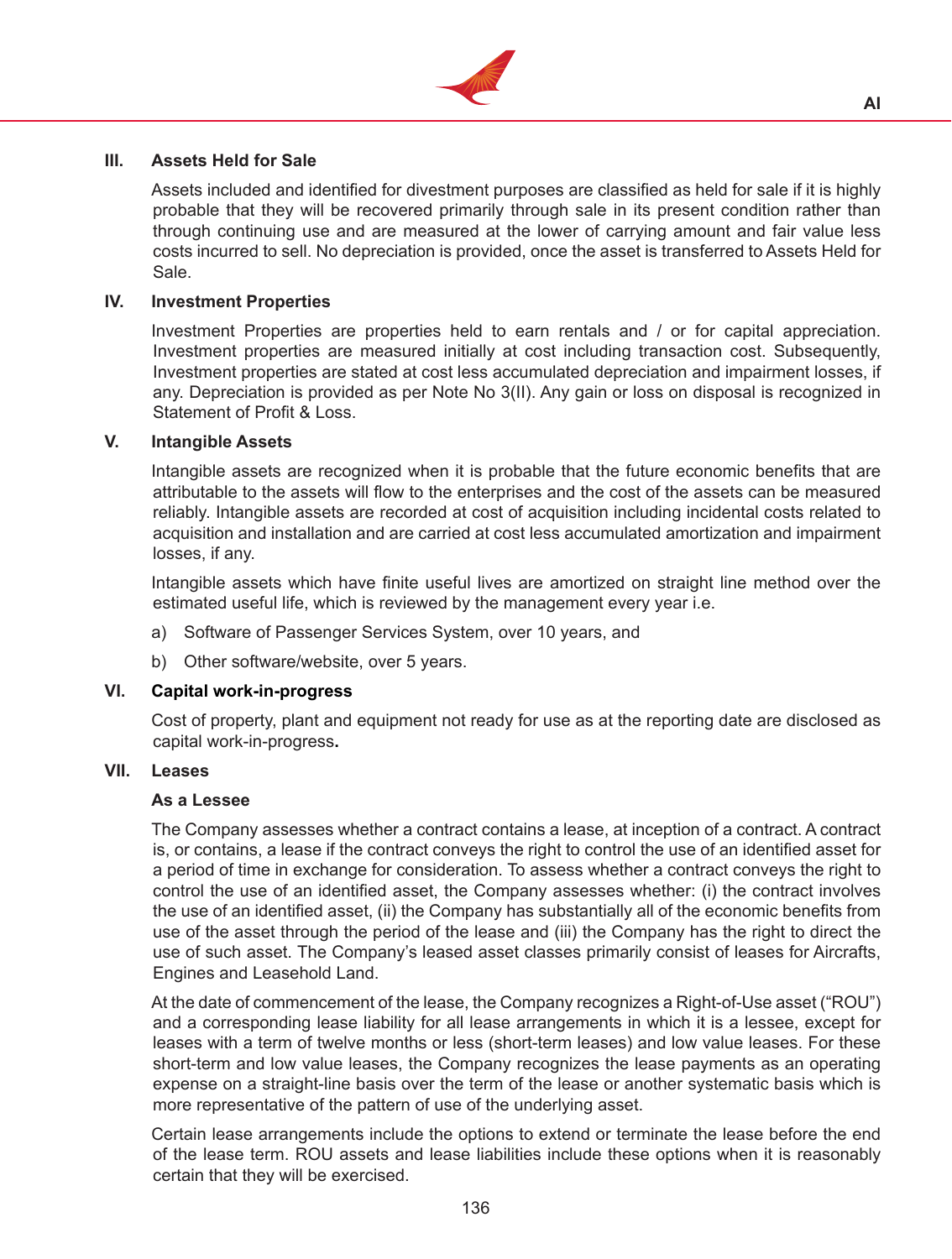### III. Assets Held for Sale

Assets included and identified for divestment purposes are classified as held for sale if it is highly probable that they will be recovered primarily through sale in its present condition rather than through continuing use and are measured at the lower of carrying amount and fair value less costs incurred to sell. No depreciation is provided, once the asset is transferred to Assets Held for Sale.

### IV. Investment Properties

Investment Properties are properties held to earn rentals and / or for capital appreciation. Investment properties are measured initially at cost including transaction cost. Subsequently, Investment properties are stated at cost less accumulated depreciation and impairment losses, if any. Depreciation is provided as per Note No 3(II). Any gain or loss on disposal is recognized in Statement of Profit & Loss.

### V. Intangible Assets

Intangible assets are recognized when it is probable that the future economic benefits that are attributable to the assets will flow to the enterprises and the cost of the assets can be measured reliably. Intangible assets are recorded at cost of acquisition including incidental costs related to acquisition and installation and are carried at cost less accumulated amortization and impairment losses, if any.

Intangible assets which have finite useful lives are amortized on straight line method over the estimated useful life, which is reviewed by the management every year i.e.

a) Software of Passenger Services System, over 10 years, and

b) Other software/website, over 5 years.

### VI. Capital work-in-progress

Cost of property, plant and equipment not ready for use as at the reporting date are disclosed as capital work-in-progress**.**

### VII. Leases

**As a Lessee**

The Company assesses whether a contract contains a lease, at inception of a contract. A contract is, or contains, a lease if the contract conveys the right to control the use of an identified asset for a period of time in exchange for consideration. To assess whether a contract conveys the right to control the use of an identified asset, the Company assesses whether: (i) the contract involves the use of an identified asset, (ii) the Company has substantially all of the economic benefits from use of the asset through the period of the lease and (iii) the Company has the right to direct the use of such asset. The Company's leased asset classes primarily consist of leases for Aircrafts, Engines and Leasehold Land.

At the date of commencement of the lease, the Company recognizes a Right-of-Use asset ("ROU") and a corresponding lease liability for all lease arrangements in which it is a lessee, except for leases with a term of twelve months or less (short-term leases) and low value leases. For these short-term and low value leases, the Company recognizes the lease payments as an operating expense on a straight-line basis over the term of the lease or another systematic basis which is more representative of the pattern of use of the underlying asset.

Certain lease arrangements include the options to extend or terminate the lease before the end of the lease term. ROU assets and lease liabilities include these options when it is reasonably certain that they will be exercised.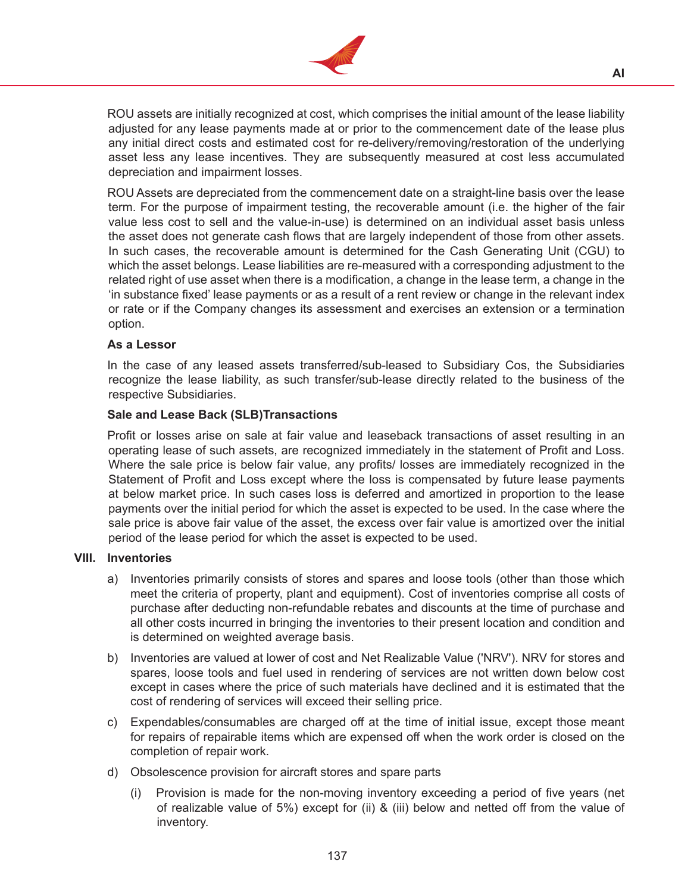ROU assets are initially recognized at cost, which comprises the initial amount of the lease liability adjusted for any lease payments made at or prior to the commencement date of the lease plus any initial direct costs and estimated cost for re-delivery/removing/restoration of the underlying asset less any lease incentives. They are subsequently measured at cost less accumulated depreciation and impairment losses.

ROU Assets are depreciated from the commencement date on a straight-line basis over the lease term. For the purpose of impairment testing, the recoverable amount (i.e. the higher of the fair value less cost to sell and the value-in-use) is determined on an individual asset basis unless the asset does not generate cash flows that are largely independent of those from other assets. In such cases, the recoverable amount is determined for the Cash Generating Unit (CGU) to which the asset belongs. Lease liabilities are re-measured with a corresponding adjustment to the related right of use asset when there is a modification, a change in the lease term, a change in the 'in substance fixed' lease payments or as a result of a rent review or change in the relevant index or rate or if the Company changes its assessment and exercises an extension or a termination option.

**As a Lessor**

In the case of any leased assets transferred/sub-leased to Subsidiary Cos, the Subsidiaries recognize the lease liability, as such transfer/sub-lease directly related to the business of the respective Subsidiaries.

**Sale and Lease Back (SLB)Transactions**

Profit or losses arise on sale at fair value and leaseback transactions of asset resulting in an operating lease of such assets, are recognized immediately in the statement of Profit and Loss. Where the sale price is below fair value, any profits/ losses are immediately recognized in the Statement of Profit and Loss except where the loss is compensated by future lease payments at below market price. In such cases loss is deferred and amortized in proportion to the lease payments over the initial period for which the asset is expected to be used. In the case where the sale price is above fair value of the asset, the excess over fair value is amortized over the initial period of the lease period for which the asset is expected to be used.

## VIII. Inventories

a) Inventories primarily consists of stores and spares and loose tools (other than those which meet the criteria of property, plant and equipment). Cost of inventories comprise all costs of purchase after deducting non-refundable rebates and discounts at the time of purchase and all other costs incurred in bringing the inventories to their present location and condition and is determined on weighted average basis.

b) Inventories are valued at lower of cost and Net Realizable Value ('NRV'). NRV for stores and spares, loose tools and fuel used in rendering of services are not written down below cost except in cases where the price of such materials have declined and it is estimated that the cost of rendering of services will exceed their selling price.

c) Expendables/consumables are charged off at the time of initial issue, except those meant for repairs of repairable items which are expensed off when the work order is closed on the completion of repair work.

d) Obsolescence provision for aircraft stores and spare parts

   (i) Provision is made for the non-moving inventory exceeding a period of five years (net of realizable value of 5%) except for (ii) & (iii) below and netted off from the value of inventory.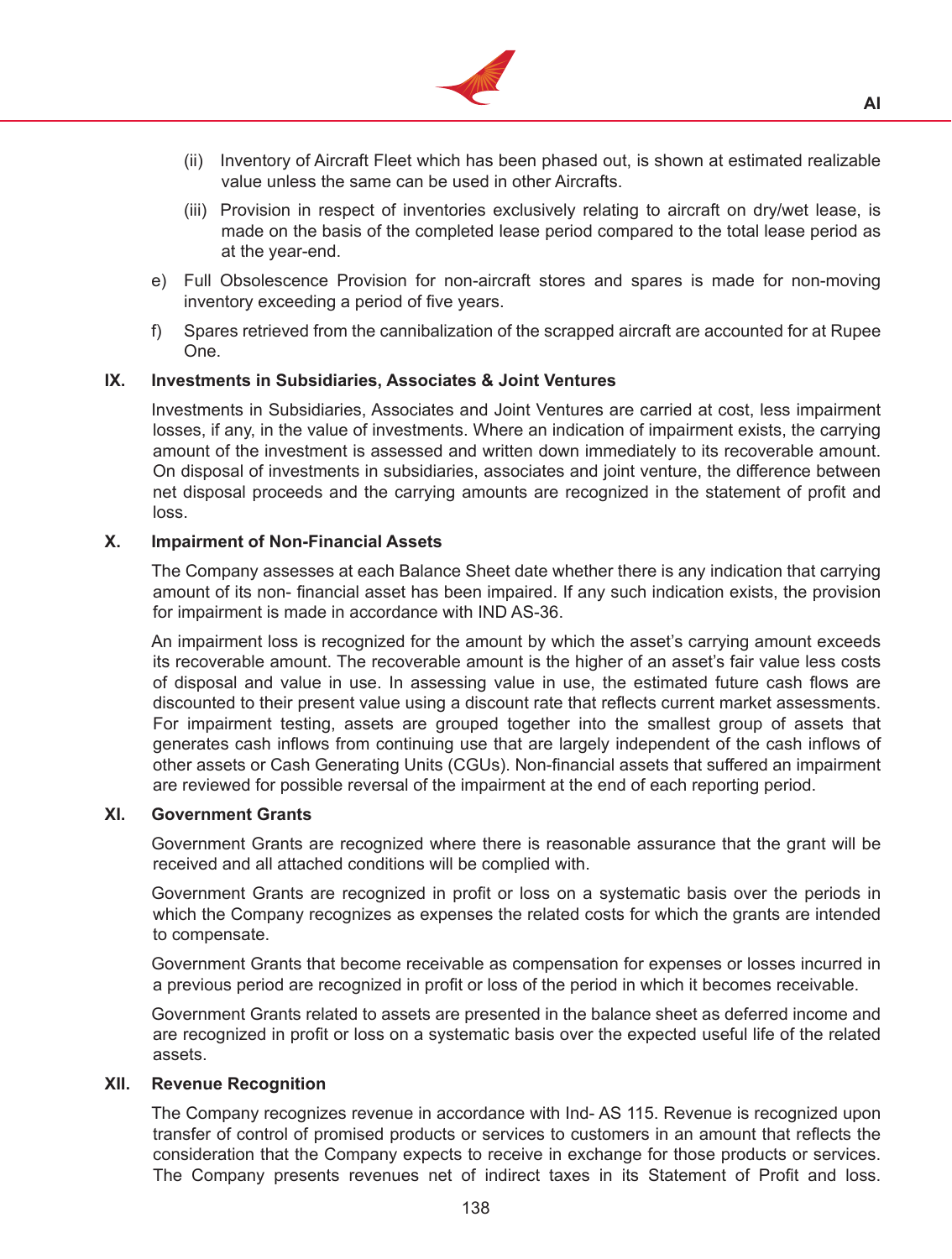(ii) Inventory of Aircraft Fleet which has been phased out, is shown at estimated realizable value unless the same can be used in other Aircrafts.

(iii) Provision in respect of inventories exclusively relating to aircraft on dry/wet lease, is made on the basis of the completed lease period compared to the total lease period as at the year-end.

e) Full Obsolescence Provision for non-aircraft stores and spares is made for non-moving inventory exceeding a period of five years.

f) Spares retrieved from the cannibalization of the scrapped aircraft are accounted for at Rupee One.

### IX. Investments in Subsidiaries, Associates & Joint Ventures

Investments in Subsidiaries, Associates and Joint Ventures are carried at cost, less impairment losses, if any, in the value of investments. Where an indication of impairment exists, the carrying amount of the investment is assessed and written down immediately to its recoverable amount. On disposal of investments in subsidiaries, associates and joint venture, the difference between net disposal proceeds and the carrying amounts are recognized in the statement of profit and loss.

### X. Impairment of Non-Financial Assets

The Company assesses at each Balance Sheet date whether there is any indication that carrying amount of its non- financial asset has been impaired. If any such indication exists, the provision for impairment is made in accordance with IND AS-36.

An impairment loss is recognized for the amount by which the asset's carrying amount exceeds its recoverable amount. The recoverable amount is the higher of an asset's fair value less costs of disposal and value in use. In assessing value in use, the estimated future cash flows are discounted to their present value using a discount rate that reflects current market assessments. For impairment testing, assets are grouped together into the smallest group of assets that generates cash inflows from continuing use that are largely independent of the cash inflows of other assets or Cash Generating Units (CGUs). Non-financial assets that suffered an impairment are reviewed for possible reversal of the impairment at the end of each reporting period.

### XI. Government Grants

Government Grants are recognized where there is reasonable assurance that the grant will be received and all attached conditions will be complied with.

Government Grants are recognized in profit or loss on a systematic basis over the periods in which the Company recognizes as expenses the related costs for which the grants are intended to compensate.

Government Grants that become receivable as compensation for expenses or losses incurred in a previous period are recognized in profit or loss of the period in which it becomes receivable.

Government Grants related to assets are presented in the balance sheet as deferred income and are recognized in profit or loss on a systematic basis over the expected useful life of the related assets.

### XII. Revenue Recognition

The Company recognizes revenue in accordance with Ind- AS 115. Revenue is recognized upon transfer of control of promised products or services to customers in an amount that reflects the consideration that the Company expects to receive in exchange for those products or services. The Company presents revenues net of indirect taxes in its Statement of Profit and loss.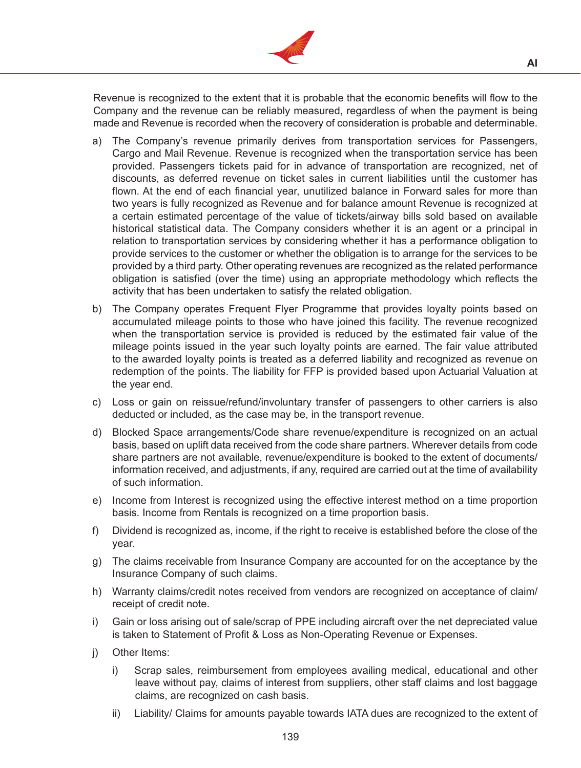Revenue is recognized to the extent that it is probable that the economic benefits will flow to the Company and the revenue can be reliably measured, regardless of when the payment is being made and Revenue is recorded when the recovery of consideration is probable and determinable.

a) The Company's revenue primarily derives from transportation services for Passengers, Cargo and Mail Revenue. Revenue is recognized when the transportation service has been provided. Passengers tickets paid for in advance of transportation are recognized, net of discounts, as deferred revenue on ticket sales in current liabilities until the customer has flown. At the end of each financial year, unutilized balance in Forward sales for more than two years is fully recognized as Revenue and for balance amount Revenue is recognized at a certain estimated percentage of the value of tickets/airway bills sold based on available historical statistical data. The Company considers whether it is an agent or a principal in relation to transportation services by considering whether it has a performance obligation to provide services to the customer or whether the obligation is to arrange for the services to be provided by a third party. Other operating revenues are recognized as the related performance obligation is satisfied (over the time) using an appropriate methodology which reflects the activity that has been undertaken to satisfy the related obligation.

b) The Company operates Frequent Flyer Programme that provides loyalty points based on accumulated mileage points to those who have joined this facility. The revenue recognized when the transportation service is provided is reduced by the estimated fair value of the mileage points issued in the year such loyalty points are earned. The fair value attributed to the awarded loyalty points is treated as a deferred liability and recognized as revenue on redemption of the points. The liability for FFP is provided based upon Actuarial Valuation at the year end.

c) Loss or gain on reissue/refund/involuntary transfer of passengers to other carriers is also deducted or included, as the case may be, in the transport revenue.

d) Blocked Space arrangements/Code share revenue/expenditure is recognized on an actual basis, based on uplift data received from the code share partners. Wherever details from code share partners are not available, revenue/expenditure is booked to the extent of documents/ information received, and adjustments, if any, required are carried out at the time of availability of such information.

e) Income from Interest is recognized using the effective interest method on a time proportion basis. Income from Rentals is recognized on a time proportion basis.

f) Dividend is recognized as, income, if the right to receive is established before the close of the year.

g) The claims receivable from Insurance Company are accounted for on the acceptance by the Insurance Company of such claims.

h) Warranty claims/credit notes received from vendors are recognized on acceptance of claim/ receipt of credit note.

i) Gain or loss arising out of sale/scrap of PPE including aircraft over the net depreciated value is taken to Statement of Profit & Loss as Non-Operating Revenue or Expenses.

j) Other Items:

   i) Scrap sales, reimbursement from employees availing medical, educational and other leave without pay, claims of interest from suppliers, other staff claims and lost baggage claims, are recognized on cash basis.

   ii) Liability/ Claims for amounts payable towards IATA dues are recognized to the extent of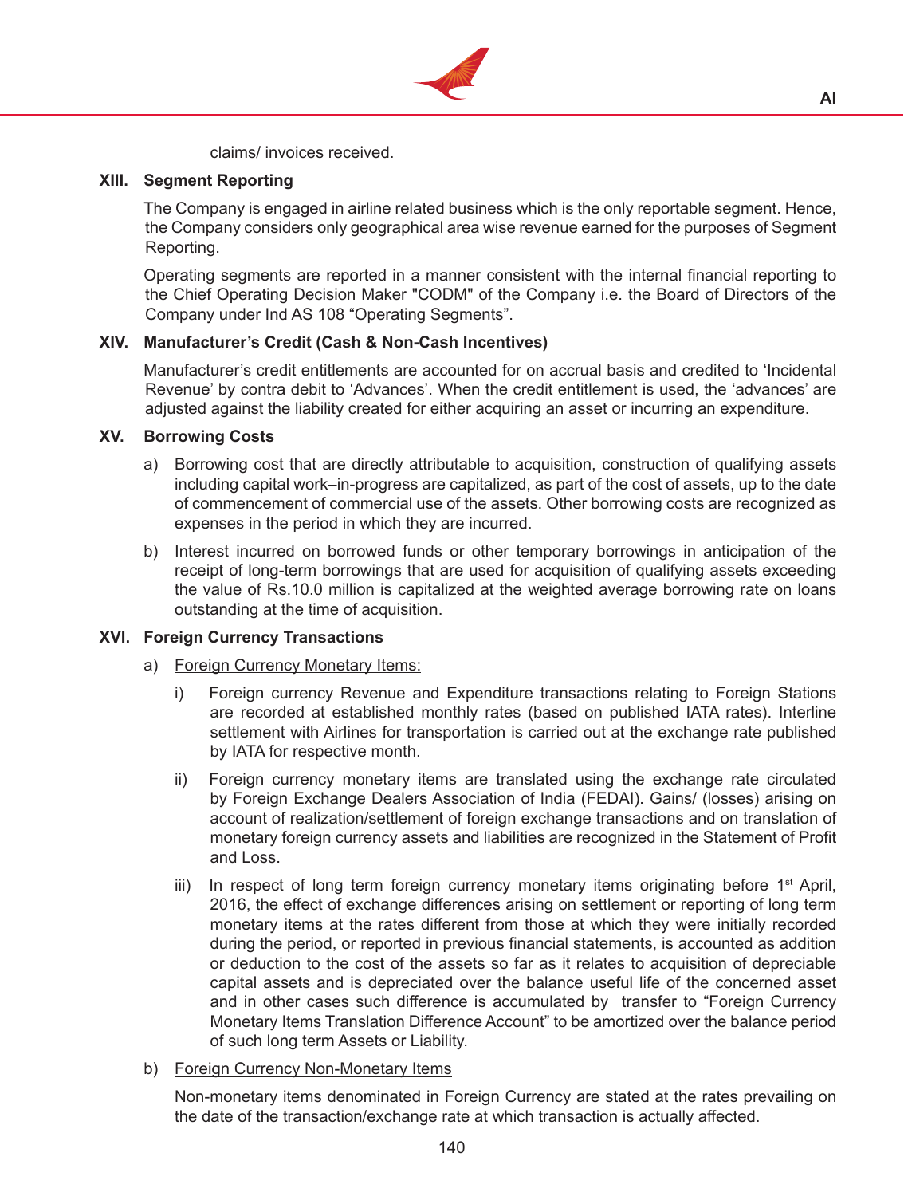claims/ invoices received.

## XIII. Segment Reporting

The Company is engaged in airline related business which is the only reportable segment. Hence, the Company considers only geographical area wise revenue earned for the purposes of Segment Reporting.

Operating segments are reported in a manner consistent with the internal financial reporting to the Chief Operating Decision Maker "CODM" of the Company i.e. the Board of Directors of the Company under Ind AS 108 "Operating Segments".

## XIV. Manufacturer's Credit (Cash & Non-Cash Incentives)

Manufacturer's credit entitlements are accounted for on accrual basis and credited to 'Incidental Revenue' by contra debit to 'Advances'. When the credit entitlement is used, the 'advances' are adjusted against the liability created for either acquiring an asset or incurring an expenditure.

## XV. Borrowing Costs

a) Borrowing cost that are directly attributable to acquisition, construction of qualifying assets including capital work–in-progress are capitalized, as part of the cost of assets, up to the date of commencement of commercial use of the assets. Other borrowing costs are recognized as expenses in the period in which they are incurred.

b) Interest incurred on borrowed funds or other temporary borrowings in anticipation of the receipt of long-term borrowings that are used for acquisition of qualifying assets exceeding the value of Rs.10.0 million is capitalized at the weighted average borrowing rate on loans outstanding at the time of acquisition.

## XVI. Foreign Currency Transactions

a) Foreign Currency Monetary Items:

i) Foreign currency Revenue and Expenditure transactions relating to Foreign Stations are recorded at established monthly rates (based on published IATA rates). Interline settlement with Airlines for transportation is carried out at the exchange rate published by IATA for respective month.

ii) Foreign currency monetary items are translated using the exchange rate circulated by Foreign Exchange Dealers Association of India (FEDAI). Gains/ (losses) arising on account of realization/settlement of foreign exchange transactions and on translation of monetary foreign currency assets and liabilities are recognized in the Statement of Profit and Loss.

iii) In respect of long term foreign currency monetary items originating before 1st April, 2016, the effect of exchange differences arising on settlement or reporting of long term monetary items at the rates different from those at which they were initially recorded during the period, or reported in previous financial statements, is accounted as addition or deduction to the cost of the assets so far as it relates to acquisition of depreciable capital assets and is depreciated over the balance useful life of the concerned asset and in other cases such difference is accumulated by transfer to "Foreign Currency Monetary Items Translation Difference Account" to be amortized over the balance period of such long term Assets or Liability.

b) Foreign Currency Non-Monetary Items

Non-monetary items denominated in Foreign Currency are stated at the rates prevailing on the date of the transaction/exchange rate at which transaction is actually affected.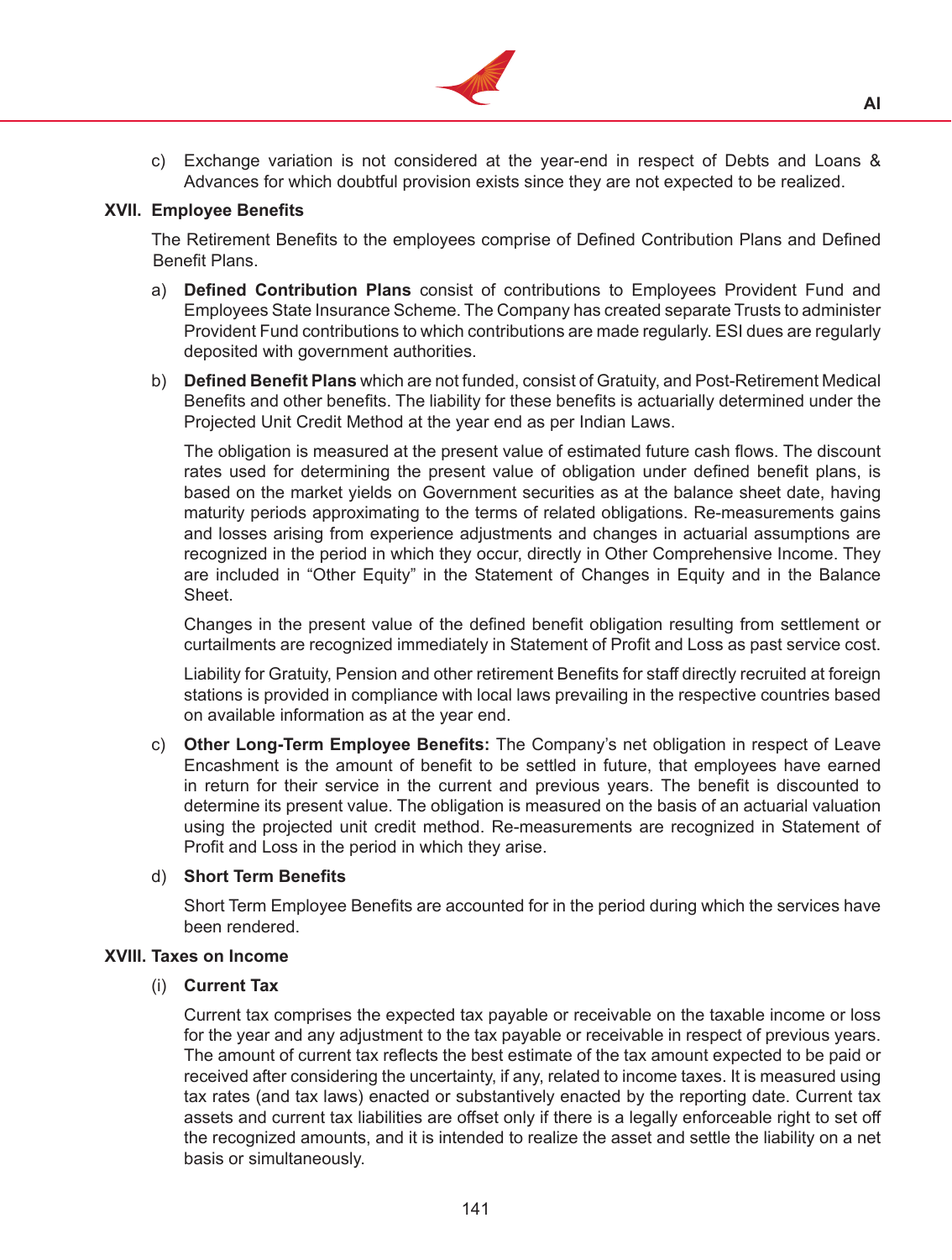c) Exchange variation is not considered at the year-end in respect of Debts and Loans & Advances for which doubtful provision exists since they are not expected to be realized.

## XVII. Employee Benefits

The Retirement Benefits to the employees comprise of Defined Contribution Plans and Defined Benefit Plans.

a) **Defined Contribution Plans** consist of contributions to Employees Provident Fund and Employees State Insurance Scheme. The Company has created separate Trusts to administer Provident Fund contributions to which contributions are made regularly. ESI dues are regularly deposited with government authorities.

b) **Defined Benefit Plans** which are not funded, consist of Gratuity, and Post-Retirement Medical Benefits and other benefits. The liability for these benefits is actuarially determined under the Projected Unit Credit Method at the year end as per Indian Laws.

The obligation is measured at the present value of estimated future cash flows. The discount rates used for determining the present value of obligation under defined benefit plans, is based on the market yields on Government securities as at the balance sheet date, having maturity periods approximating to the terms of related obligations. Re-measurements gains and losses arising from experience adjustments and changes in actuarial assumptions are recognized in the period in which they occur, directly in Other Comprehensive Income. They are included in "Other Equity" in the Statement of Changes in Equity and in the Balance Sheet.

Changes in the present value of the defined benefit obligation resulting from settlement or curtailments are recognized immediately in Statement of Profit and Loss as past service cost.

Liability for Gratuity, Pension and other retirement Benefits for staff directly recruited at foreign stations is provided in compliance with local laws prevailing in the respective countries based on available information as at the year end.

c) **Other Long-Term Employee Benefits:** The Company's net obligation in respect of Leave Encashment is the amount of benefit to be settled in future, that employees have earned in return for their service in the current and previous years. The benefit is discounted to determine its present value. The obligation is measured on the basis of an actuarial valuation using the projected unit credit method. Re-measurements are recognized in Statement of Profit and Loss in the period in which they arise.

d) **Short Term Benefits**

Short Term Employee Benefits are accounted for in the period during which the services have been rendered.

## XVIII. Taxes on Income

(i) **Current Tax**

Current tax comprises the expected tax payable or receivable on the taxable income or loss for the year and any adjustment to the tax payable or receivable in respect of previous years. The amount of current tax reflects the best estimate of the tax amount expected to be paid or received after considering the uncertainty, if any, related to income taxes. It is measured using tax rates (and tax laws) enacted or substantively enacted by the reporting date. Current tax assets and current tax liabilities are offset only if there is a legally enforceable right to set off the recognized amounts, and it is intended to realize the asset and settle the liability on a net basis or simultaneously.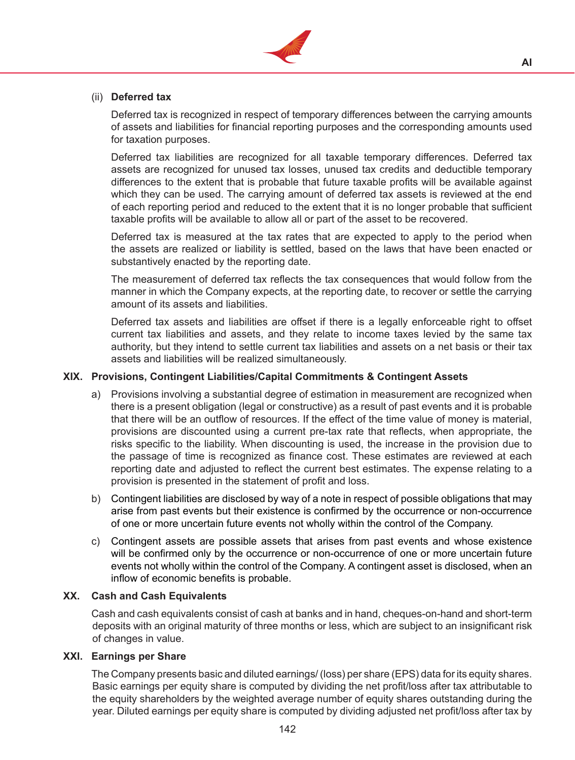(ii) **Deferred tax**

Deferred tax is recognized in respect of temporary differences between the carrying amounts of assets and liabilities for financial reporting purposes and the corresponding amounts used for taxation purposes.

Deferred tax liabilities are recognized for all taxable temporary differences. Deferred tax assets are recognized for unused tax losses, unused tax credits and deductible temporary differences to the extent that is probable that future taxable profits will be available against which they can be used. The carrying amount of deferred tax assets is reviewed at the end of each reporting period and reduced to the extent that it is no longer probable that sufficient taxable profits will be available to allow all or part of the asset to be recovered.

Deferred tax is measured at the tax rates that are expected to apply to the period when the assets are realized or liability is settled, based on the laws that have been enacted or substantively enacted by the reporting date.

The measurement of deferred tax reflects the tax consequences that would follow from the manner in which the Company expects, at the reporting date, to recover or settle the carrying amount of its assets and liabilities.

Deferred tax assets and liabilities are offset if there is a legally enforceable right to offset current tax liabilities and assets, and they relate to income taxes levied by the same tax authority, but they intend to settle current tax liabilities and assets on a net basis or their tax assets and liabilities will be realized simultaneously.

## XIX. Provisions, Contingent Liabilities/Capital Commitments & Contingent Assets

a) Provisions involving a substantial degree of estimation in measurement are recognized when there is a present obligation (legal or constructive) as a result of past events and it is probable that there will be an outflow of resources. If the effect of the time value of money is material, provisions are discounted using a current pre-tax rate that reflects, when appropriate, the risks specific to the liability. When discounting is used, the increase in the provision due to the passage of time is recognized as finance cost. These estimates are reviewed at each reporting date and adjusted to reflect the current best estimates. The expense relating to a provision is presented in the statement of profit and loss.

b) Contingent liabilities are disclosed by way of a note in respect of possible obligations that may arise from past events but their existence is confirmed by the occurrence or non-occurrence of one or more uncertain future events not wholly within the control of the Company.

c) Contingent assets are possible assets that arises from past events and whose existence will be confirmed only by the occurrence or non-occurrence of one or more uncertain future events not wholly within the control of the Company. A contingent asset is disclosed, when an inflow of economic benefits is probable.

## XX. Cash and Cash Equivalents

Cash and cash equivalents consist of cash at banks and in hand, cheques-on-hand and short-term deposits with an original maturity of three months or less, which are subject to an insignificant risk of changes in value.

## XXI. Earnings per Share

The Company presents basic and diluted earnings/ (loss) per share (EPS) data for its equity shares. Basic earnings per equity share is computed by dividing the net profit/loss after tax attributable to the equity shareholders by the weighted average number of equity shares outstanding during the year. Diluted earnings per equity share is computed by dividing adjusted net profit/loss after tax by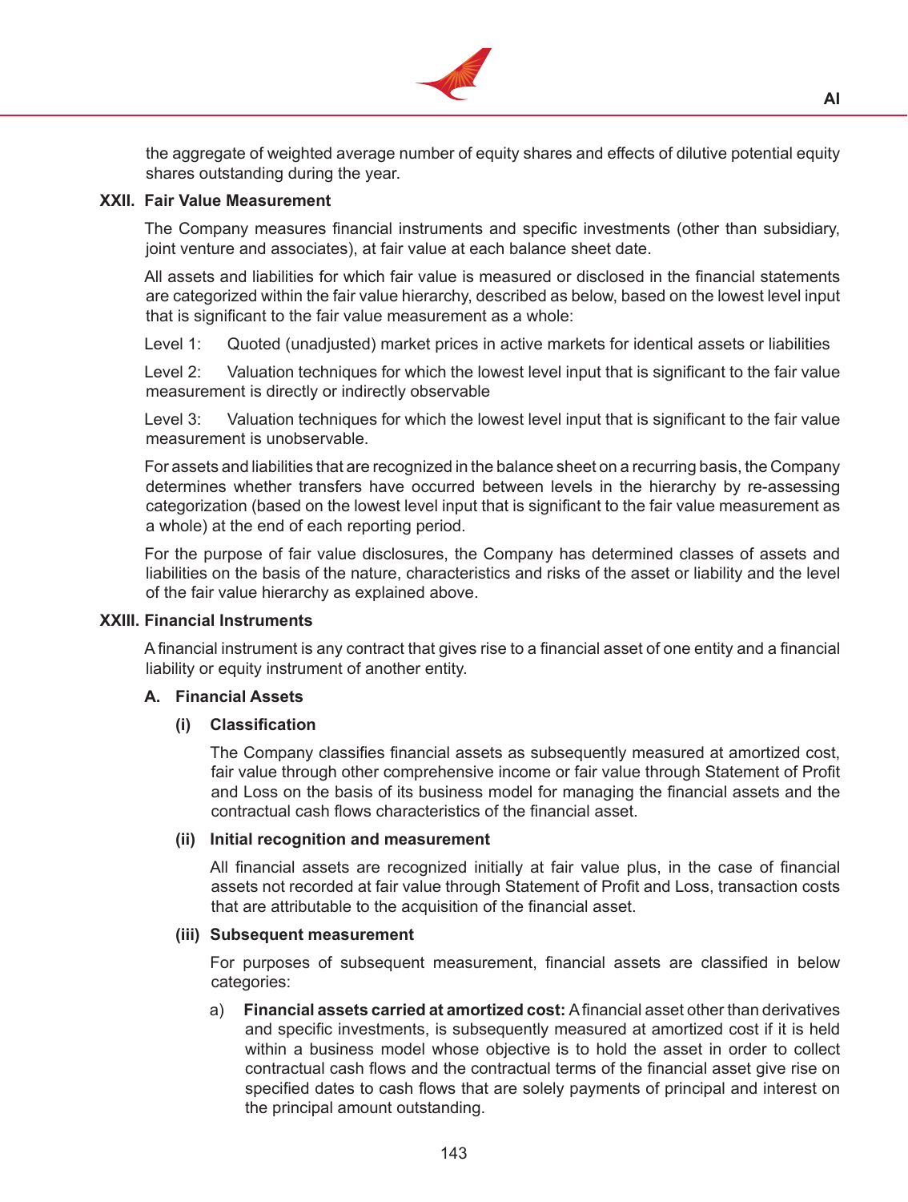the aggregate of weighted average number of equity shares and effects of dilutive potential equity shares outstanding during the year.

## XXII. Fair Value Measurement

The Company measures financial instruments and specific investments (other than subsidiary, joint venture and associates), at fair value at each balance sheet date.

All assets and liabilities for which fair value is measured or disclosed in the financial statements are categorized within the fair value hierarchy, described as below, based on the lowest level input that is significant to the fair value measurement as a whole:

Level 1: Quoted (unadjusted) market prices in active markets for identical assets or liabilities

Level 2: Valuation techniques for which the lowest level input that is significant to the fair value measurement is directly or indirectly observable

Level 3: Valuation techniques for which the lowest level input that is significant to the fair value measurement is unobservable.

For assets and liabilities that are recognized in the balance sheet on a recurring basis, the Company determines whether transfers have occurred between levels in the hierarchy by re-assessing categorization (based on the lowest level input that is significant to the fair value measurement as a whole) at the end of each reporting period.

For the purpose of fair value disclosures, the Company has determined classes of assets and liabilities on the basis of the nature, characteristics and risks of the asset or liability and the level of the fair value hierarchy as explained above.

## XXIII. Financial Instruments

A financial instrument is any contract that gives rise to a financial asset of one entity and a financial liability or equity instrument of another entity.

### A. Financial Assets

#### (i) Classification

The Company classifies financial assets as subsequently measured at amortized cost, fair value through other comprehensive income or fair value through Statement of Profit and Loss on the basis of its business model for managing the financial assets and the contractual cash flows characteristics of the financial asset.

#### (ii) Initial recognition and measurement

All financial assets are recognized initially at fair value plus, in the case of financial assets not recorded at fair value through Statement of Profit and Loss, transaction costs that are attributable to the acquisition of the financial asset.

#### (iii) Subsequent measurement

For purposes of subsequent measurement, financial assets are classified in below categories:

a) **Financial assets carried at amortized cost:** A financial asset other than derivatives and specific investments, is subsequently measured at amortized cost if it is held within a business model whose objective is to hold the asset in order to collect contractual cash flows and the contractual terms of the financial asset give rise on specified dates to cash flows that are solely payments of principal and interest on the principal amount outstanding.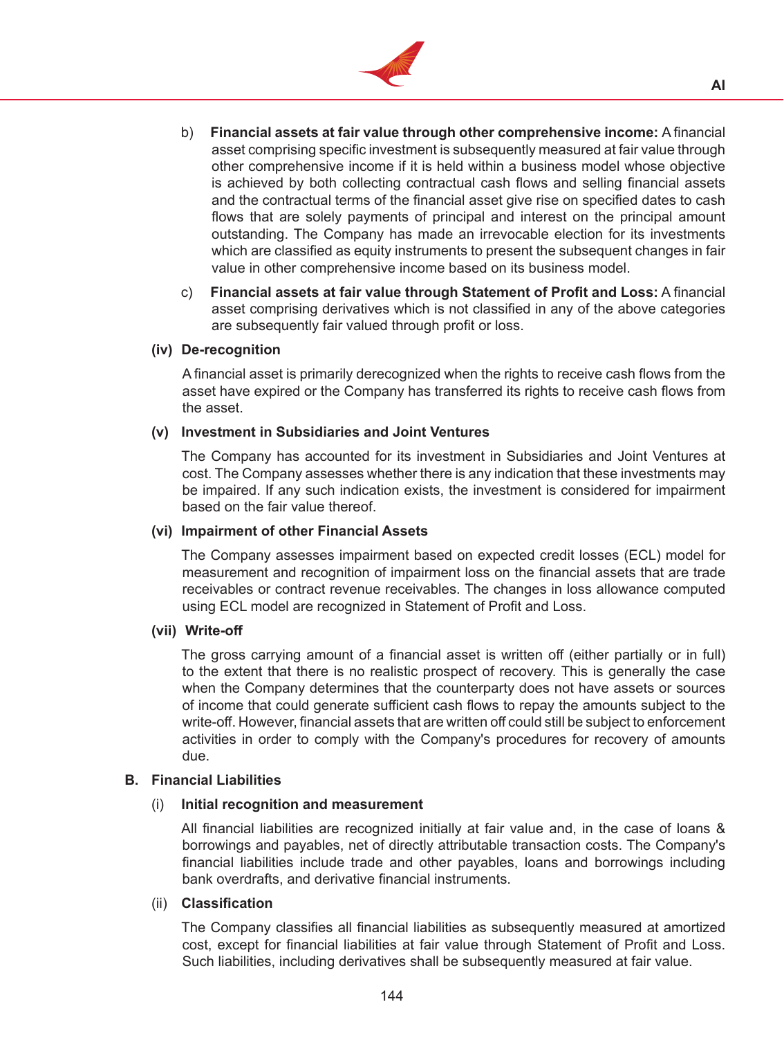b) **Financial assets at fair value through other comprehensive income:** A financial asset comprising specific investment is subsequently measured at fair value through other comprehensive income if it is held within a business model whose objective is achieved by both collecting contractual cash flows and selling financial assets and the contractual terms of the financial asset give rise on specified dates to cash flows that are solely payments of principal and interest on the principal amount outstanding. The Company has made an irrevocable election for its investments which are classified as equity instruments to present the subsequent changes in fair value in other comprehensive income based on its business model.

c) **Financial assets at fair value through Statement of Profit and Loss:** A financial asset comprising derivatives which is not classified in any of the above categories are subsequently fair valued through profit or loss.

**(iv) De-recognition**

A financial asset is primarily derecognized when the rights to receive cash flows from the asset have expired or the Company has transferred its rights to receive cash flows from the asset.

**(v) Investment in Subsidiaries and Joint Ventures**

The Company has accounted for its investment in Subsidiaries and Joint Ventures at cost. The Company assesses whether there is any indication that these investments may be impaired. If any such indication exists, the investment is considered for impairment based on the fair value thereof.

**(vi) Impairment of other Financial Assets**

The Company assesses impairment based on expected credit losses (ECL) model for measurement and recognition of impairment loss on the financial assets that are trade receivables or contract revenue receivables. The changes in loss allowance computed using ECL model are recognized in Statement of Profit and Loss.

**(vii) Write-off**

The gross carrying amount of a financial asset is written off (either partially or in full) to the extent that there is no realistic prospect of recovery. This is generally the case when the Company determines that the counterparty does not have assets or sources of income that could generate sufficient cash flows to repay the amounts subject to the write-off. However, financial assets that are written off could still be subject to enforcement activities in order to comply with the Company's procedures for recovery of amounts due.

**B. Financial Liabilities**

(i) **Initial recognition and measurement**

All financial liabilities are recognized initially at fair value and, in the case of loans & borrowings and payables, net of directly attributable transaction costs. The Company's financial liabilities include trade and other payables, loans and borrowings including bank overdrafts, and derivative financial instruments.

(ii) **Classification**

The Company classifies all financial liabilities as subsequently measured at amortized cost, except for financial liabilities at fair value through Statement of Profit and Loss. Such liabilities, including derivatives shall be subsequently measured at fair value.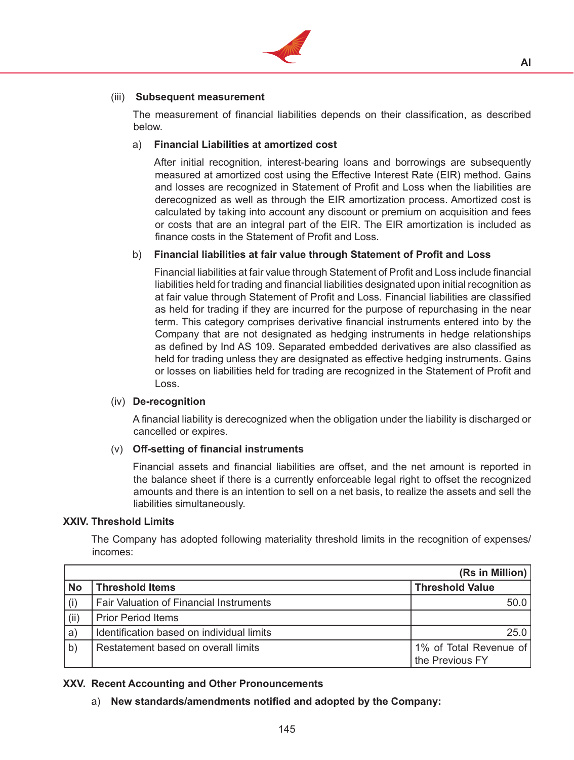(iii) **Subsequent measurement**

The measurement of financial liabilities depends on their classification, as described below.

a) **Financial Liabilities at amortized cost**

After initial recognition, interest-bearing loans and borrowings are subsequently measured at amortized cost using the Effective Interest Rate (EIR) method. Gains and losses are recognized in Statement of Profit and Loss when the liabilities are derecognized as well as through the EIR amortization process. Amortized cost is calculated by taking into account any discount or premium on acquisition and fees or costs that are an integral part of the EIR. The EIR amortization is included as finance costs in the Statement of Profit and Loss.

b) **Financial liabilities at fair value through Statement of Profit and Loss**

Financial liabilities at fair value through Statement of Profit and Loss include financial liabilities held for trading and financial liabilities designated upon initial recognition as at fair value through Statement of Profit and Loss. Financial liabilities are classified as held for trading if they are incurred for the purpose of repurchasing in the near term. This category comprises derivative financial instruments entered into by the Company that are not designated as hedging instruments in hedge relationships as defined by Ind AS 109. Separated embedded derivatives are also classified as held for trading unless they are designated as effective hedging instruments. Gains or losses on liabilities held for trading are recognized in the Statement of Profit and Loss.

(iv) **De-recognition**

A financial liability is derecognized when the obligation under the liability is discharged or cancelled or expires.

(v) **Off-setting of financial instruments**

Financial assets and financial liabilities are offset, and the net amount is reported in the balance sheet if there is a currently enforceable legal right to offset the recognized amounts and there is an intention to sell on a net basis, to realize the assets and sell the liabilities simultaneously.

## XXIV. Threshold Limits

The Company has adopted following materiality threshold limits in the recognition of expenses/ incomes:

| | | **(Rs in Million)** |
|---|---|---|
| **No** | **Threshold Items** | **Threshold Value** |
| (i) | Fair Valuation of Financial Instruments | 50.0 |
| (ii) | Prior Period Items | |
| a) | Identification based on individual limits | 25.0 |
| b) | Restatement based on overall limits | 1% of Total Revenue of the Previous FY |

## XXV. Recent Accounting and Other Pronouncements

a) **New standards/amendments notified and adopted by the Company:**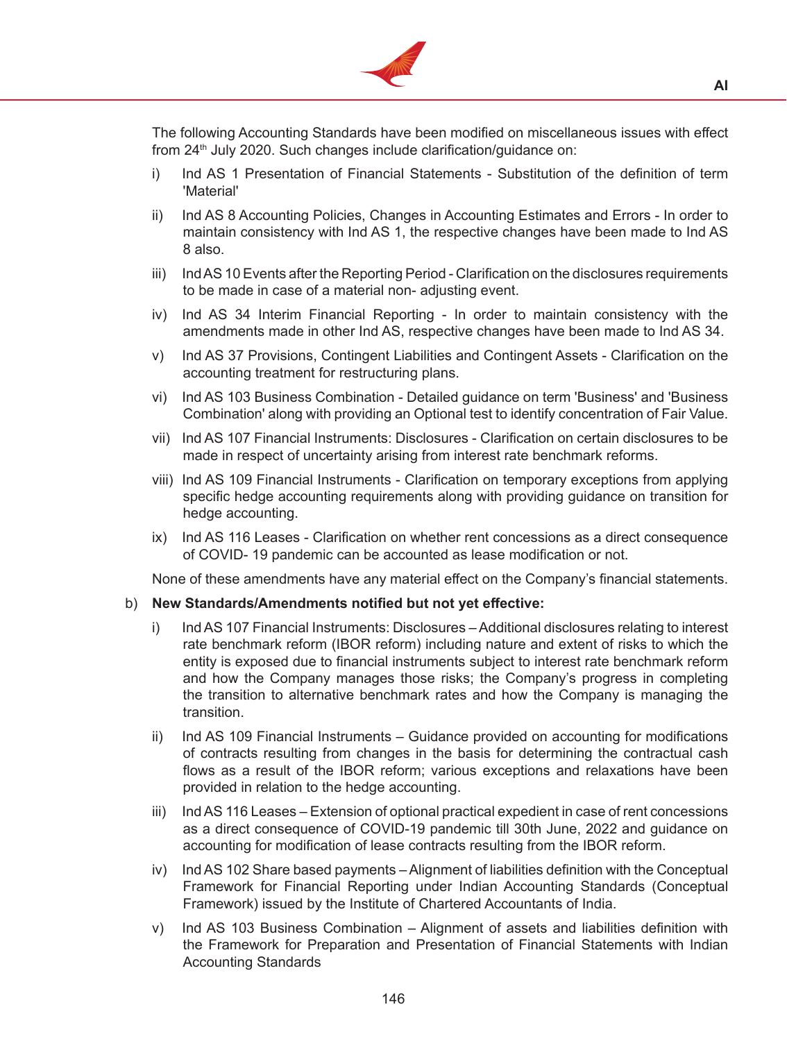The following Accounting Standards have been modified on miscellaneous issues with effect from 24th July 2020. Such changes include clarification/guidance on:

i) Ind AS 1 Presentation of Financial Statements - Substitution of the definition of term 'Material'

ii) Ind AS 8 Accounting Policies, Changes in Accounting Estimates and Errors - In order to maintain consistency with Ind AS 1, the respective changes have been made to Ind AS 8 also.

iii) Ind AS 10 Events after the Reporting Period - Clarification on the disclosures requirements to be made in case of a material non- adjusting event.

iv) Ind AS 34 Interim Financial Reporting - In order to maintain consistency with the amendments made in other Ind AS, respective changes have been made to Ind AS 34.

v) Ind AS 37 Provisions, Contingent Liabilities and Contingent Assets - Clarification on the accounting treatment for restructuring plans.

vi) Ind AS 103 Business Combination - Detailed guidance on term 'Business' and 'Business Combination' along with providing an Optional test to identify concentration of Fair Value.

vii) Ind AS 107 Financial Instruments: Disclosures - Clarification on certain disclosures to be made in respect of uncertainty arising from interest rate benchmark reforms.

viii) Ind AS 109 Financial Instruments - Clarification on temporary exceptions from applying specific hedge accounting requirements along with providing guidance on transition for hedge accounting.

ix) Ind AS 116 Leases - Clarification on whether rent concessions as a direct consequence of COVID- 19 pandemic can be accounted as lease modification or not.

None of these amendments have any material effect on the Company's financial statements.

b) **New Standards/Amendments notified but not yet effective:**

i) Ind AS 107 Financial Instruments: Disclosures – Additional disclosures relating to interest rate benchmark reform (IBOR reform) including nature and extent of risks to which the entity is exposed due to financial instruments subject to interest rate benchmark reform and how the Company manages those risks; the Company's progress in completing the transition to alternative benchmark rates and how the Company is managing the transition.

ii) Ind AS 109 Financial Instruments – Guidance provided on accounting for modifications of contracts resulting from changes in the basis for determining the contractual cash flows as a result of the IBOR reform; various exceptions and relaxations have been provided in relation to the hedge accounting.

iii) Ind AS 116 Leases – Extension of optional practical expedient in case of rent concessions as a direct consequence of COVID-19 pandemic till 30th June, 2022 and guidance on accounting for modification of lease contracts resulting from the IBOR reform.

iv) Ind AS 102 Share based payments – Alignment of liabilities definition with the Conceptual Framework for Financial Reporting under Indian Accounting Standards (Conceptual Framework) issued by the Institute of Chartered Accountants of India.

v) Ind AS 103 Business Combination – Alignment of assets and liabilities definition with the Framework for Preparation and Presentation of Financial Statements with Indian Accounting Standards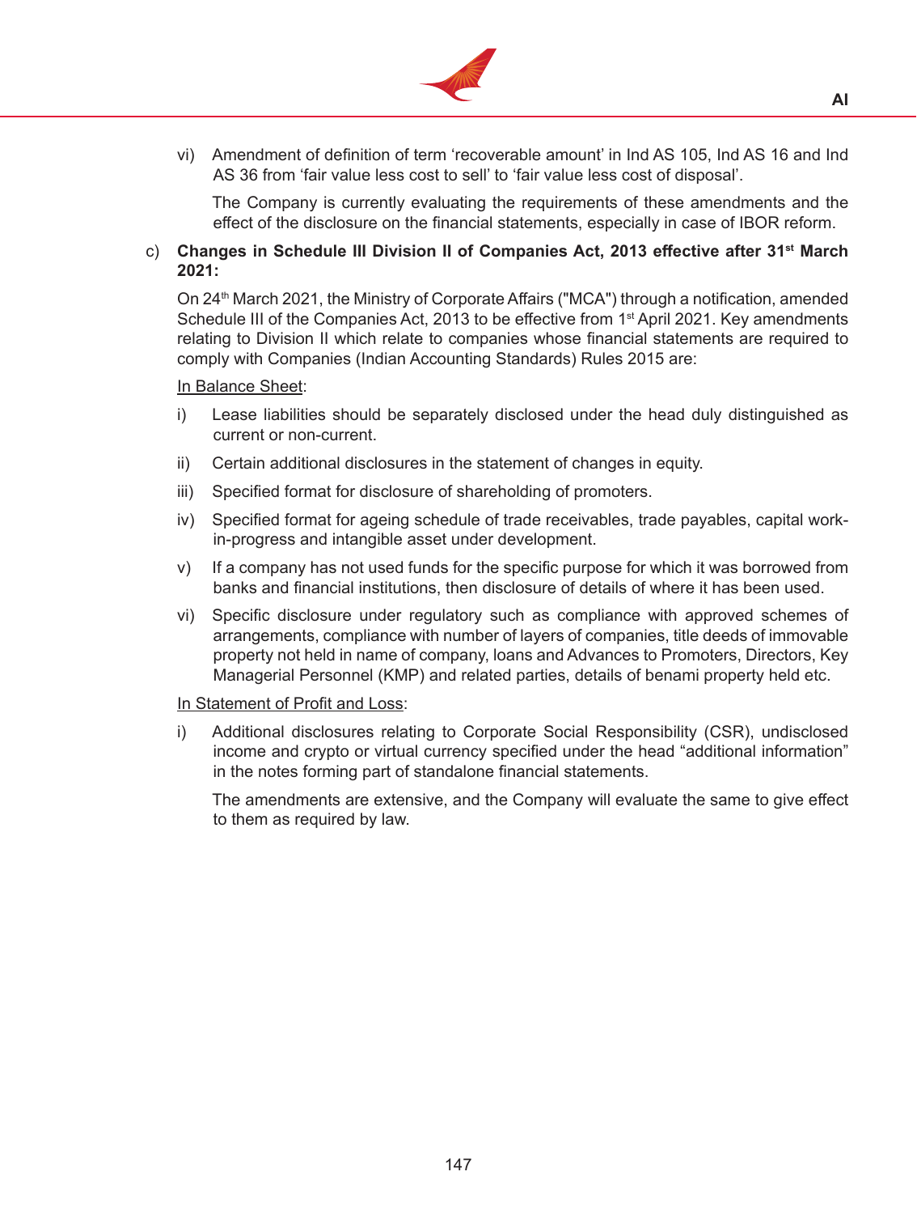vi) Amendment of definition of term 'recoverable amount' in Ind AS 105, Ind AS 16 and Ind AS 36 from 'fair value less cost to sell' to 'fair value less cost of disposal'.

The Company is currently evaluating the requirements of these amendments and the effect of the disclosure on the financial statements, especially in case of IBOR reform.

c) **Changes in Schedule III Division II of Companies Act, 2013 effective after 31st March 2021:**

On 24th March 2021, the Ministry of Corporate Affairs ("MCA") through a notification, amended Schedule III of the Companies Act, 2013 to be effective from 1st April 2021. Key amendments relating to Division II which relate to companies whose financial statements are required to comply with Companies (Indian Accounting Standards) Rules 2015 are:

<u>In Balance Sheet</u>:

i) Lease liabilities should be separately disclosed under the head duly distinguished as current or non-current.

ii) Certain additional disclosures in the statement of changes in equity.

iii) Specified format for disclosure of shareholding of promoters.

iv) Specified format for ageing schedule of trade receivables, trade payables, capital work-in-progress and intangible asset under development.

v) If a company has not used funds for the specific purpose for which it was borrowed from banks and financial institutions, then disclosure of details of where it has been used.

vi) Specific disclosure under regulatory such as compliance with approved schemes of arrangements, compliance with number of layers of companies, title deeds of immovable property not held in name of company, loans and Advances to Promoters, Directors, Key Managerial Personnel (KMP) and related parties, details of benami property held etc.

<u>In Statement of Profit and Loss</u>:

i) Additional disclosures relating to Corporate Social Responsibility (CSR), undisclosed income and crypto or virtual currency specified under the head "additional information" in the notes forming part of standalone financial statements.

The amendments are extensive, and the Company will evaluate the same to give effect to them as required by law.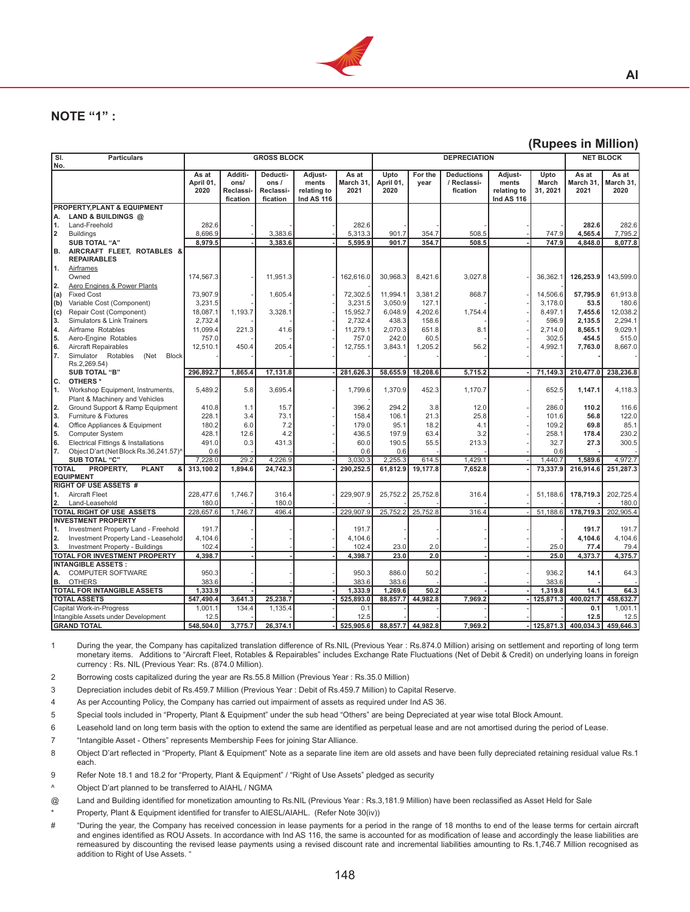## NOTE "1" :

**(Rupees in Million)**

| Sl. No. | Particulars | GROSS BLOCK | | | | | DEPRECIATION | | | | | NET BLOCK | |
|---|---|---|---|---|---|---|---|---|---|---|---|---|---|
| | | As at April 01, 2020 | Additions/ Reclassification | Deductions / Reclassification | Adjustments relating to Ind AS 116 | As at March 31, 2021 | Upto April 01, 2020 | For the year | Deductions / Reclassification | Adjustments relating to Ind AS 116 | Upto March 31, 2021 | As at March 31, 2021 | As at March 31, 2020 |
| | **PROPERTY,PLANT & EQUIPMENT** | | | | | | | | | | | | |
| **A.** | **LAND & BUILDINGS @** | | | | | | | | | | | | |
| 1. | Land-Freehold | 282.6 | - | - | - | 282.6 | - | - | - | - | - | **282.6** | 282.6 |
| 2 | Buildings | 8,696.9 | - | 3,383.6 | - | 5,313.3 | 901.7 | 354.7 | 508.5 | - | 747.9 | **4,565.4** | 7,795.2 |
| | **SUB TOTAL "A"** | **8,979.5** | - | **3,383.6** | - | **5,595.9** | **901.7** | **354.7** | **508.5** | - | **747.9** | **4,848.0** | **8,077.8** |
| **B.** | **AIRCRAFT FLEET, ROTABLES & REPAIRABLES** | | | | | | | | | | | | |
| 1. | Airframes | | | | | | | | | | | | |
| | Owned | 174,567.3 | - | 11,951.3 | - | 162,616.0 | 30,968.3 | 8,421.6 | 3,027.8 | - | 36,362.1 | **126,253.9** | 143,599.0 |
| 2. | Aero Engines & Power Plants | | | | | | | | | | | | |
| (a) | Fixed Cost | 73,907.9 | - | 1,605.4 | - | 72,302.5 | 11,994.1 | 3,381.2 | 868.7 | - | 14,506.6 | **57,795.9** | 61,913.8 |
| (b) | Variable Cost (Component) | 3,231.5 | - | - | - | 3,231.5 | 3,050.9 | 127.1 | - | - | 3,178.0 | **53.5** | 180.6 |
| (c) | Repair Cost (Component) | 18,087.1 | 1,193.7 | 3,328.1 | - | 15,952.7 | 6,048.9 | 4,202.6 | 1,754.4 | - | 8,497.1 | **7,455.6** | 12,038.2 |
| 3. | Simulators & Link Trainers | 2,732.4 | - | - | - | 2,732.4 | 438.3 | 158.6 | - | - | 596.9 | **2,135.5** | 2,294.1 |
| 4. | Airframe Rotables | 11,099.4 | 221.3 | 41.6 | - | 11,279.1 | 2,070.3 | 651.8 | 8.1 | - | 2,714.0 | **8,565.1** | 9,029.1 |
| 5. | Aero-Engine Rotables | 757.0 | - | - | - | 757.0 | 242.0 | 60.5 | - | - | 302.5 | **454.5** | 515.0 |
| 6. | Aircraft Repairables | 12,510.1 | 450.4 | 205.4 | - | 12,755.1 | 3,843.1 | 1,205.2 | 56.2 | - | 4,992.1 | **7,763.0** | 8,667.0 |
| 7. | Simulator Rotables (Net Block Rs.2,269.54) | - | - | - | - | - | - | - | - | - | - | - | - |
| | **SUB TOTAL "B"** | **296,892.7** | **1,865.4** | **17,131.8** | - | **281,626.3** | **58,655.9** | **18,208.6** | **5,715.2** | - | **71,149.3** | **210,477.0** | **238,236.8** |
| **C.** | **OTHERS \*** | | | | | | | | | | | | |
| 1. | Workshop Equipment, Instruments, Plant & Machinery and Vehicles | 5,489.2 | 5.8 | 3,695.4 | - | 1,799.6 | 1,370.9 | 452.3 | 1,170.7 | - | 652.5 | **1,147.1** | 4,118.3 |
| 2. | Ground Support & Ramp Equipment | 410.8 | 1.1 | 15.7 | - | 396.2 | 294.2 | 3.8 | 12.0 | - | 286.0 | **110.2** | 116.6 |
| 3. | Furniture & Fixtures | 228.1 | 3.4 | 73.1 | - | 158.4 | 106.1 | 21.3 | 25.8 | - | 101.6 | **56.8** | 122.0 |
| 4. | Office Appliances & Equipment | 180.2 | 6.0 | 7.2 | - | 179.0 | 95.1 | 18.2 | 4.1 | - | 109.2 | **69.8** | 85.1 |
| 5. | Computer System | 428.1 | 12.6 | 4.2 | - | 436.5 | 197.9 | 63.4 | 3.2 | - | 258.1 | **178.4** | 230.2 |
| 6. | Electrical Fittings & Installations | 491.0 | 0.3 | 431.3 | - | 60.0 | 190.5 | 55.5 | 213.3 | - | 32.7 | **27.3** | 300.5 |
| 7. | Object D'art (Net Block Rs.36,241.57)^ | 0.6 | - | - | - | 0.6 | 0.6 | - | - | - | 0.6 | - | - |
| | **SUB TOTAL "C"** | 7,228.0 | 29.2 | 4,226.9 | - | 3,030.3 | 2,255.3 | 614.5 | 1,429.1 | - | 1,440.7 | **1,589.6** | 4,972.7 |
| | **TOTAL PROPERTY, PLANT & EQUIPMENT** | **313,100.2** | **1,894.6** | **24,742.3** | - | **290,252.5** | **61,812.9** | **19,177.8** | **7,652.8** | - | **73,337.9** | **216,914.6** | **251,287.3** |
| | **RIGHT OF USE ASSETS #** | | | | | | | | | | | | |
| 1. | Aircraft Fleet | 228,477.6 | 1,746.7 | 316.4 | - | 229,907.9 | 25,752.2 | 25,752.8 | 316.4 | - | 51,188.6 | **178,719.3** | 202,725.4 |
| 2. | Land-Leasehold | 180.0 | - | 180.0 | - | - | - | - | - | - | - | - | 180.0 |
| | **TOTAL RIGHT OF USE ASSETS** | **228,657.6** | **1,746.7** | **496.4** | - | **229,907.9** | **25,752.2** | **25,752.8** | **316.4** | - | **51,188.6** | **178,719.3** | **202,905.4** |
| | **INVESTMENT PROPERTY** | | | | | | | | | | | | |
| 1. | Investment Property Land - Freehold | 191.7 | - | - | - | 191.7 | - | - | - | - | - | **191.7** | 191.7 |
| 2. | Investment Property Land - Leasehold | 4,104.6 | - | - | - | 4,104.6 | - | - | - | - | - | **4,104.6** | 4,104.6 |
| 3. | Investment Property - Buildings | 102.4 | - | - | - | 102.4 | 23.0 | 2.0 | - | - | 25.0 | **77.4** | 79.4 |
| | **TOTAL FOR INVESTMENT PROPERTY** | **4,398.7** | - | - | - | **4,398.7** | **23.0** | **2.0** | - | - | **25.0** | **4,373.7** | **4,375.7** |
| | **INTANGIBLE ASSETS :** | | | | | | | | | | | | |
| A. | COMPUTER SOFTWARE | 950.3 | - | - | - | 950.3 | 886.0 | 50.2 | - | - | 936.2 | **14.1** | 64.3 |
| B. | OTHERS | 383.6 | - | - | - | 383.6 | 383.6 | - | - | - | 383.6 | - | - |
| | **TOTAL FOR INTANGIBLE ASSETS** | **1,333.9** | - | - | - | **1,333.9** | **1,269.6** | **50.2** | - | - | **1,319.8** | **14.1** | **64.3** |
| | **TOTAL ASSETS** | **547,490.4** | **3,641.3** | **25,238.7** | - | **525,893.0** | **88,857.7** | **44,982.8** | **7,969.2** | - | **125,871.3** | **400,021.7** | **458,632.7** |
| | Capital Work-in-Progress | 1,001.1 | 134.4 | 1,135.4 | - | 0.1 | - | - | - | - | - | **0.1** | 1,001.1 |
| | Intangible Assets under Development | 12.5 | - | - | - | 12.5 | - | - | - | - | - | **12.5** | 12.5 |
| | **GRAND TOTAL** | **548,504.0** | **3,775.7** | **26,374.1** | - | **525,905.6** | **88,857.7** | **44,982.8** | **7,969.2** | - | **125,871.3** | **400,034.3** | **459,646.3** |

1 During the year, the Company has capitalized translation difference of Rs.NIL (Previous Year : Rs.874.0 Million) arising on settlement and reporting of long term monetary items. Additions to "Aircraft Fleet, Rotables & Repairables" includes Exchange Rate Fluctuations (Net of Debit & Credit) on underlying loans in foreign currency : Rs. NIL (Previous Year: Rs. (874.0 Million).

2 Borrowing costs capitalized during the year are Rs.55.8 Million (Previous Year : Rs.35.0 Million)

3 Depreciation includes debit of Rs.459.7 Million (Previous Year : Debit of Rs.459.7 Million) to Capital Reserve.

4 As per Accounting Policy, the Company has carried out impairment of assets as required under Ind AS 36.

5 Special tools included in "Property, Plant & Equipment" under the sub head "Others" are being Depreciated at year wise total Block Amount.

6 Leasehold land on long term basis with the option to extend the same are identified as perpetual lease and are not amortised during the period of Lease.

7 "Intangible Asset - Others" represents Membership Fees for joining Star Alliance.

8 Object D'art reflected in "Property, Plant & Equipment" Note as a separate line item are old assets and have been fully depreciated retaining residual value Rs.1 each.

9 Refer Note 18.1 and 18.2 for "Property, Plant & Equipment" / "Right of Use Assets" pledged as security

^ Object D'art planned to be transferred to AIAHL / NGMA

@ Land and Building identified for monetization amounting to Rs.NIL (Previous Year : Rs.3,181.9 Million) have been reclassified as Asset Held for Sale

\* Property, Plant & Equipment identified for transfer to AIESL/AIAHL. (Refer Note 30(iv))

# "During the year, the Company has received concession in lease payments for a period in the range of 18 months to end of the lease terms for certain aircraft and engines identified as ROU Assets. In accordance with Ind AS 116, the same is accounted for as modification of lease and accordingly the lease liabilities are remeasured by discounting the revised lease payments using a revised discount rate and incremental liabilities amounting to Rs.1,746.7 Million recognised as addition to Right of Use Assets. "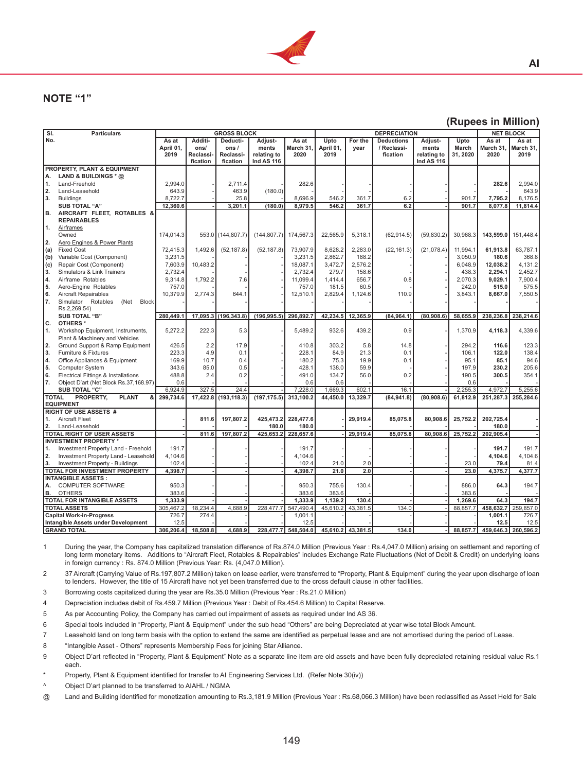## NOTE "1"

**(Rupees in Million)**

| Sl. No. | Particulars | GROSS BLOCK | | | | | DEPRECIATION | | | | | NET BLOCK | |
|---|---|---|---|---|---|---|---|---|---|---|---|---|---|
| | | As at April 01, 2019 | Additions/ Reclassification | Deductions / Reclassification | Adjustments relating to Ind AS 116 | As at March 31, 2020 | Upto April 01, 2019 | For the year | Deductions / Reclassification | Adjustments relating to Ind AS 116 | Upto March 31, 2020 | As at March 31, 2020 | As at March 31, 2019 |
| | **PROPERTY, PLANT & EQUIPMENT** | | | | | | | | | | | | |
| A. | **LAND & BUILDINGS * @** | | | | | | | | | | | | |
| 1. | Land-Freehold | 2,994.0 | - | 2,711.4 | - | 282.6 | - | - | - | - | - | **282.6** | 2,994.0 |
| 2. | Land-Leasehold | 643.9 | - | 463.9 | (180.0) | - | - | - | - | - | - | **-** | 643.9 |
| 3. | Buildings | 8,722.7 | - | 25.8 | - | 8,696.9 | 546.2 | 361.7 | 6.2 | - | 901.7 | **7,795.2** | 8,176.5 |
| | **SUB TOTAL "A"** | **12,360.6** | **-** | **3,201.1** | **(180.0)** | **8,979.5** | **546.2** | **361.7** | **6.2** | **-** | **901.7** | **8,077.8** | **11,814.4** |
| B. | **AIRCRAFT FLEET, ROTABLES & REPAIRABLES** | | | | | | | | | | | | |
| 1. | Airframes | | | | | | | | | | | | |
| | Owned | 174,014.3 | 553.0 | (144,807.7) | (144,807.7) | 174,567.3 | 22,565.9 | 5,318.1 | (62,914.5) | (59,830.2) | 30,968.3 | **143,599.0** | 151,448.4 |
| 2. | Aero Engines & Power Plants | | | | | | | | | | | | |
| (a) | Fixed Cost | 72,415.3 | 1,492.6 | (52,187.8) | (52,187.8) | 73,907.9 | 8,628.2 | 2,283.0 | (22,161.3) | (21,078.4) | 11,994.1 | **61,913.8** | 63,787.1 |
| (b) | Variable Cost (Component) | 3,231.5 | - | - | - | 3,231.5 | 2,862.7 | 188.2 | - | - | 3,050.9 | **180.6** | 368.8 |
| (c) | Repair Cost (Component) | 7,603.9 | 10,483.2 | - | - | 18,087.1 | 3,472.7 | 2,576.2 | - | - | 6,048.9 | **12,038.2** | 4,131.2 |
| 3. | Simulators & Link Trainers | 2,732.4 | - | - | - | 2,732.4 | 279.7 | 158.6 | - | - | 438.3 | **2,294.1** | 2,452.7 |
| 4. | Airframe Rotables | 9,314.8 | 1,792.2 | 7.6 | - | 11,099.4 | 1,414.4 | 656.7 | 0.8 | - | 2,070.3 | **9,029.1** | 7,900.4 |
| 5. | Aero-Engine Rotables | 757.0 | - | - | - | 757.0 | 181.5 | 60.5 | - | - | 242.0 | **515.0** | 575.5 |
| 6. | Aircraft Repairables | 10,379.9 | 2,774.3 | 644.1 | - | 12,510.1 | 2,829.4 | 1,124.6 | 110.9 | - | 3,843.1 | **8,667.0** | 7,550.5 |
| 7. | Simulator Rotables (Net Block Rs.2,269.54) | - | - | - | - | - | - | - | - | - | - | **-** | - |
| | **SUB TOTAL "B"** | **280,449.1** | **17,095.3** | **(196,343.8)** | **(196,995.5)** | **296,892.7** | **42,234.5** | **12,365.9** | **(84,964.1)** | **(80,908.6)** | **58,655.9** | **238,236.8** | **238,214.6** |
| C. | **OTHERS *** | | | | | | | | | | | | |
| 1. | Workshop Equipment, Instruments, Plant & Machinery and Vehicles | 5,272.2 | 222.3 | 5.3 | - | 5,489.2 | 932.6 | 439.2 | 0.9 | - | 1,370.9 | **4,118.3** | 4,339.6 |
| 2. | Ground Support & Ramp Equipment | 426.5 | 2.2 | 17.9 | - | 410.8 | 303.2 | 5.8 | 14.8 | - | 294.2 | **116.6** | 123.3 |
| 3. | Furniture & Fixtures | 223.3 | 4.9 | 0.1 | - | 228.1 | 84.9 | 21.3 | 0.1 | - | 106.1 | **122.0** | 138.4 |
| 4. | Office Appliances & Equipment | 169.9 | 10.7 | 0.4 | - | 180.2 | 75.3 | 19.9 | 0.1 | - | 95.1 | **85.1** | 94.6 |
| 5. | Computer System | 343.6 | 85.0 | 0.5 | - | 428.1 | 138.0 | 59.9 | - | - | 197.9 | **230.2** | 205.6 |
| 6. | Electrical Fittings & Installations | 488.8 | 2.4 | 0.2 | - | 491.0 | 134.7 | 56.0 | 0.2 | - | 190.5 | **300.5** | 354.1 |
| 7. | Object D'art (Net Block Rs.37,168.97) | 0.6 | | | | 0.6 | 0.6 | | | | 0.6 | **-** | - |
| | **SUB TOTAL "C"** | **6,924.9** | **327.5** | **24.4** | | **7,228.0** | **1,669.3** | **602.1** | **16.1** | **-** | **2,255.3** | **4,972.7** | **5,255.6** |
| | **TOTAL PROPERTY, PLANT & EQUIPMENT** | **299,734.6** | **17,422.8** | **(193,118.3)** | **(197,175.5)** | **313,100.2** | **44,450.0** | **13,329.7** | **(84,941.8)** | **(80,908.6)** | **61,812.9** | **251,287.3** | **255,284.6** |
| | **RIGHT OF USE ASSETS #** | | | | | | | | | | | | |
| 1. | Aircraft Fleet | - | 811.6 | 197,807.2 | 425,473.2 | 228,477.6 | - | 29,919.4 | 85,075.8 | 80,908.6 | 25,752.2 | **202,725.4** | - |
| 2. | Land-Leasehold | - | | - | 180.0 | 180.0 | | | | | - | **180.0** | - |
| | **TOTAL RIGHT OF USER ASSETS** | **-** | **811.6** | **197,807.2** | **425,653.2** | **228,657.6** | **-** | **29,919.4** | **85,075.8** | **80,908.6** | **25,752.2** | **202,905.4** | **-** |
| | **INVESTMENT PROPERTY *** | | | | | | | | | | | | |
| 1. | Investment Property Land - Freehold | 191.7 | - | - | - | 191.7 | - | - | - | - | - | **191.7** | 191.7 |
| 2. | Investment Property Land - Leasehold | 4,104.6 | - | - | - | 4,104.6 | - | - | - | - | - | **4,104.6** | 4,104.6 |
| 3. | Investment Property - Buildings | 102.4 | - | - | - | 102.4 | 21.0 | 2.0 | - | - | 23.0 | **79.4** | 81.4 |
| | **TOTAL FOR INVESTMENT PROPERTY** | **4,398.7** | **-** | **-** | **-** | **4,398.7** | **21.0** | **2.0** | **-** | **-** | **23.0** | **4,375.7** | **4,377.7** |
| | **INTANGIBLE ASSETS :** | | | | | | | | | | | | |
| A. | COMPUTER SOFTWARE | 950.3 | - | - | - | 950.3 | 755.6 | 130.4 | - | - | 886.0 | **64.3** | 194.7 |
| B. | OTHERS | 383.6 | | | | 383.6 | 383.6 | | | | 383.6 | | - |
| | **TOTAL FOR INTANGIBLE ASSETS** | **1,333.9** | **-** | **-** | **-** | **1,333.9** | **1,139.2** | **130.4** | **-** | **-** | **1,269.6** | **64.3** | **194.7** |
| | **TOTAL ASSETS** | 305,467.2 | 18,234.4 | 4,688.9 | 228,477.7 | 547,490.4 | 45,610.2 | 43,381.5 | 134.0 | - | 88,857.7 | **458,632.7** | 259,857.0 |
| | **Capital Work-in-Progress** | 726.7 | 274.4 | - | - | 1,001.1 | | | | | | **1,001.1** | 726.7 |
| | **Intangible Assets under Development** | 12.5 | - | - | - | 12.5 | | | | | | **12.5** | 12.5 |
| | **GRAND TOTAL** | **306,206.4** | **18,508.8** | **4,688.9** | **228,477.7** | **548,504.0** | **45,610.2** | **43,381.5** | **134.0** | **-** | **88,857.7** | **459,646.3** | **260,596.2** |

1. During the year, the Company has capitalized translation difference of Rs.874.0 Million (Previous Year : Rs.4,047.0 Million) arising on settlement and reporting of long term monetary items. Additions to "Aircraft Fleet, Rotables & Repairables" includes Exchange Rate Fluctuations (Net of Debit & Credit) on underlying loans in foreign currency : Rs. 874.0 Million (Previous Year: Rs. (4,047.0 Million).
2. 37 Aircraft (Carrying Value of Rs.197,807.2 Million) taken on lease earlier, were transferred to "Property, Plant & Equipment" during the year upon discharge of loan to lenders. However, the title of 15 Aircraft have not yet been transferred due to the cross default clause in other facilities.
3. Borrowing costs capitalized during the year are Rs.35.0 Million (Previous Year : Rs.21.0 Million)
4. Depreciation includes debit of Rs.459.7 Million (Previous Year : Debit of Rs.454.6 Million) to Capital Reserve.
5. As per Accounting Policy, the Company has carried out impairment of assets as required under Ind AS 36.
6. Special tools included in "Property, Plant & Equipment" under the sub head "Others" are being Depreciated at year wise total Block Amount.
7. Leasehold land on long term basis with the option to extend the same are identified as perpetual lease and are not amortised during the period of Lease.
8. "Intangible Asset - Others" represents Membership Fees for joining Star Alliance.
9. Object D'art reflected in "Property, Plant & Equipment" Note as a separate line item are old assets and have been fully depreciated retaining residual value Rs.1 each.

\* Property, Plant & Equipment identified for transfer to AI Engineering Services Ltd. (Refer Note 30(iv))

^ Object D'art planned to be transferred to AIAHL / NGMA

@ Land and Building identified for monetization amounting to Rs.3,181.9 Million (Previous Year : Rs.68,066.3 Million) have been reclassified as Asset Held for Sale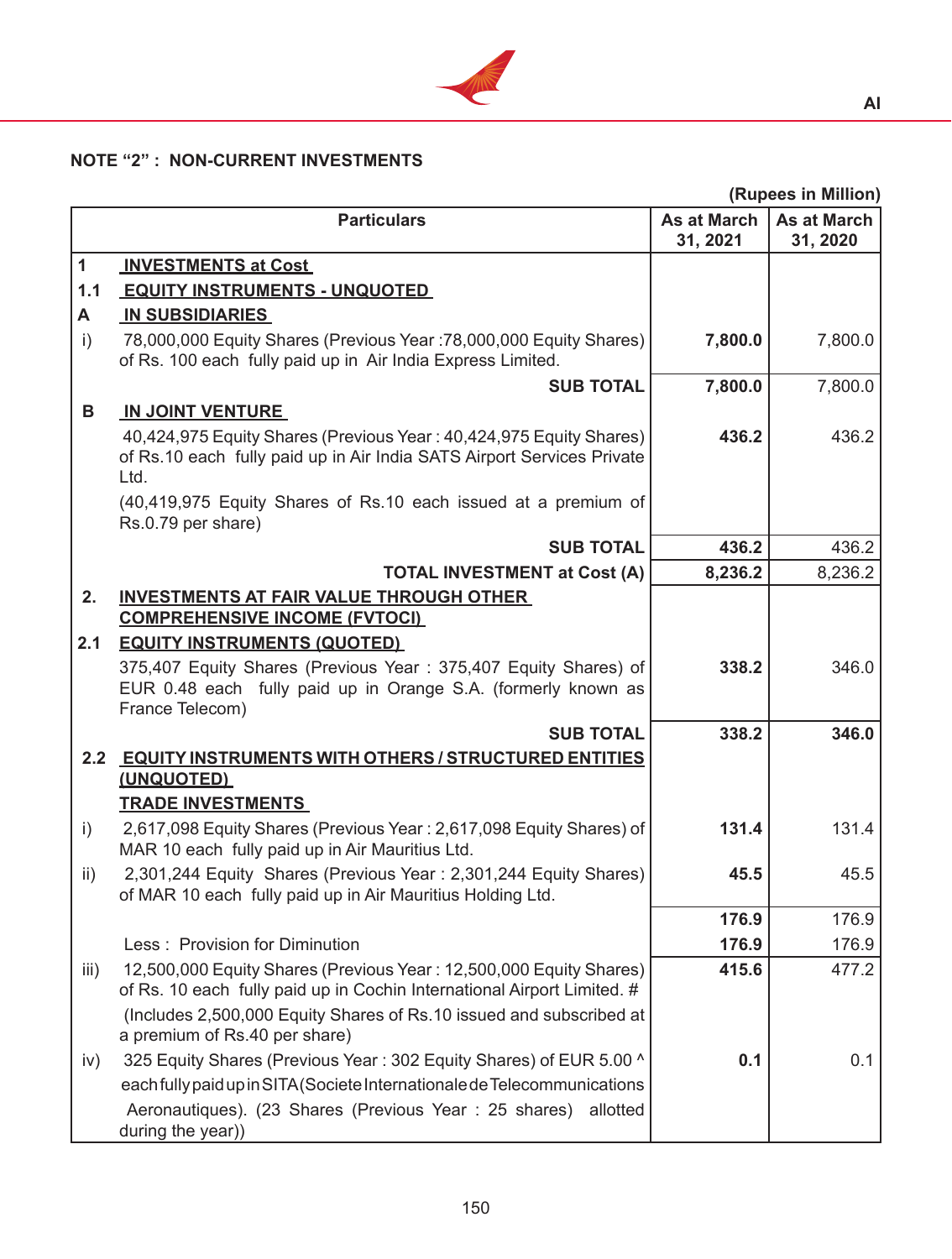## NOTE "2" : NON-CURRENT INVESTMENTS

(Rupees in Million)

| | Particulars | As at March 31, 2021 | As at March 31, 2020 |
|---|---|---|---|
| 1 | **INVESTMENTS at Cost** | | |
| 1.1 | **EQUITY INSTRUMENTS - UNQUOTED** | | |
| A | **IN SUBSIDIARIES** | | |
| i) | 78,000,000 Equity Shares (Previous Year :78,000,000 Equity Shares) of Rs. 100 each fully paid up in Air India Express Limited. | **7,800.0** | 7,800.0 |
| | **SUB TOTAL** | **7,800.0** | 7,800.0 |
| B | **IN JOINT VENTURE** | | |
| | 40,424,975 Equity Shares (Previous Year : 40,424,975 Equity Shares) of Rs.10 each fully paid up in Air India SATS Airport Services Private Ltd. | **436.2** | 436.2 |
| | (40,419,975 Equity Shares of Rs.10 each issued at a premium of Rs.0.79 per share) | | |
| | **SUB TOTAL** | **436.2** | 436.2 |
| | **TOTAL INVESTMENT at Cost (A)** | **8,236.2** | 8,236.2 |
| 2. | **INVESTMENTS AT FAIR VALUE THROUGH OTHER COMPREHENSIVE INCOME (FVTOCI)** | | |
| 2.1 | **EQUITY INSTRUMENTS (QUOTED)** | | |
| | 375,407 Equity Shares (Previous Year : 375,407 Equity Shares) of EUR 0.48 each fully paid up in Orange S.A. (formerly known as France Telecom) | **338.2** | 346.0 |
| | **SUB TOTAL** | **338.2** | **346.0** |
| 2.2 | **EQUITY INSTRUMENTS WITH OTHERS / STRUCTURED ENTITIES (UNQUOTED)** | | |
| | **TRADE INVESTMENTS** | | |
| i) | 2,617,098 Equity Shares (Previous Year : 2,617,098 Equity Shares) of MAR 10 each fully paid up in Air Mauritius Ltd. | **131.4** | 131.4 |
| ii) | 2,301,244 Equity Shares (Previous Year : 2,301,244 Equity Shares) of MAR 10 each fully paid up in Air Mauritius Holding Ltd. | **45.5** | 45.5 |
| | | **176.9** | 176.9 |
| | Less : Provision for Diminution | **176.9** | 176.9 |
| iii) | 12,500,000 Equity Shares (Previous Year : 12,500,000 Equity Shares) of Rs. 10 each fully paid up in Cochin International Airport Limited. # | **415.6** | 477.2 |
| | (Includes 2,500,000 Equity Shares of Rs.10 issued and subscribed at a premium of Rs.40 per share) | | |
| iv) | 325 Equity Shares (Previous Year : 302 Equity Shares) of EUR 5.00 ^ each fully paid up in SITA (Societe Internationale de Telecommunications Aeronautiques). (23 Shares (Previous Year : 25 shares) allotted during the year)) | **0.1** | 0.1 |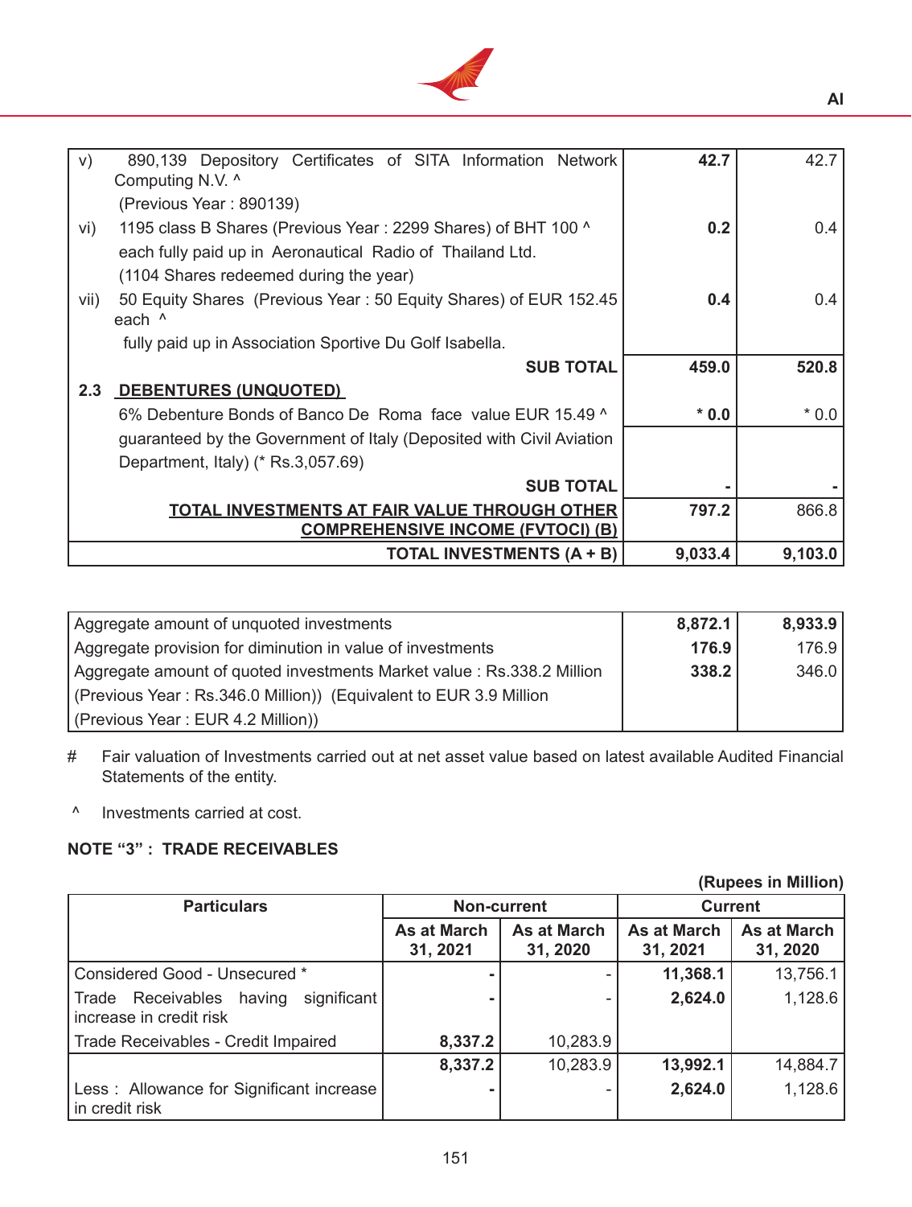| | | | |
|---|---|---|---|
| v) | 890,139 Depository Certificates of SITA Information Network Computing N.V. ^ (Previous Year : 890139) | **42.7** | 42.7 |
| vi) | 1195 class B Shares (Previous Year : 2299 Shares) of BHT 100 ^ each fully paid up in Aeronautical Radio of Thailand Ltd. (1104 Shares redeemed during the year) | **0.2** | 0.4 |
| vii) | 50 Equity Shares (Previous Year : 50 Equity Shares) of EUR 152.45 each ^ fully paid up in Association Sportive Du Golf Isabella. | **0.4** | 0.4 |
| | **SUB TOTAL** | **459.0** | **520.8** |
| **2.3** | **DEBENTURES (UNQUOTED)** | | |
| | 6% Debenture Bonds of Banco De Roma face value EUR 15.49 ^ guaranteed by the Government of Italy (Deposited with Civil Aviation Department, Italy) (* Rs.3,057.69) | **\* 0.0** | \* 0.0 |
| | **SUB TOTAL** | **-** | **-** |
| | **TOTAL INVESTMENTS AT FAIR VALUE THROUGH OTHER COMPREHENSIVE INCOME (FVTOCI) (B)** | **797.2** | 866.8 |
| | **TOTAL INVESTMENTS (A + B)** | **9,033.4** | **9,103.0** |

| | | |
|---|---|---|
| Aggregate amount of unquoted investments | **8,872.1** | **8,933.9** |
| Aggregate provision for diminution in value of investments | **176.9** | 176.9 |
| Aggregate amount of quoted investments Market value : Rs.338.2 Million (Previous Year : Rs.346.0 Million)) (Equivalent to EUR 3.9 Million (Previous Year : EUR 4.2 Million)) | **338.2** | 346.0 |

\# Fair valuation of Investments carried out at net asset value based on latest available Audited Financial Statements of the entity.

^ Investments carried at cost.

**NOTE "3" : TRADE RECEIVABLES**

**(Rupees in Million)**

| Particulars | Non-current | | Current | |
|---|---|---|---|---|
| | As at March 31, 2021 | As at March 31, 2020 | As at March 31, 2021 | As at March 31, 2020 |
| Considered Good - Unsecured * | **-** | - | **11,368.1** | 13,756.1 |
| Trade Receivables having significant increase in credit risk | **-** | - | **2,624.0** | 1,128.6 |
| Trade Receivables - Credit Impaired | **8,337.2** | 10,283.9 | | |
| | **8,337.2** | 10,283.9 | **13,992.1** | 14,884.7 |
| Less : Allowance for Significant increase in credit risk | **-** | - | **2,624.0** | 1,128.6 |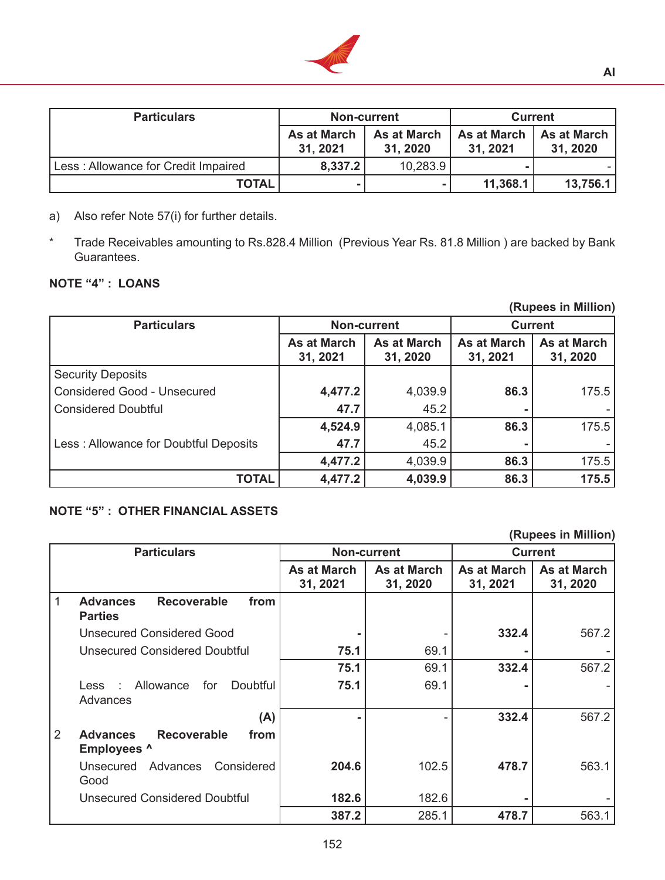| Particulars | Non-current | | Current | |
|---|---|---|---|---|
| | As at March 31, 2021 | As at March 31, 2020 | As at March 31, 2021 | As at March 31, 2020 |
| Less : Allowance for Credit Impaired | **8,337.2** | 10,283.9 | **-** | - |
| **TOTAL** | **-** | **-** | **11,368.1** | **13,756.1** |

a) Also refer Note 57(i) for further details.

\* Trade Receivables amounting to Rs.828.4 Million (Previous Year Rs. 81.8 Million ) are backed by Bank Guarantees.

**NOTE "4" : LOANS**

**(Rupees in Million)**

| Particulars | Non-current | | Current | |
|---|---|---|---|---|
| | As at March 31, 2021 | As at March 31, 2020 | As at March 31, 2021 | As at March 31, 2020 |
| Security Deposits | | | | |
| Considered Good - Unsecured | **4,477.2** | 4,039.9 | **86.3** | 175.5 |
| Considered Doubtful | **47.7** | 45.2 | **-** | - |
| | **4,524.9** | 4,085.1 | **86.3** | 175.5 |
| Less : Allowance for Doubtful Deposits | **47.7** | 45.2 | **-** | - |
| | **4,477.2** | 4,039.9 | **86.3** | 175.5 |
| **TOTAL** | **4,477.2** | **4,039.9** | **86.3** | **175.5** |

**NOTE "5" : OTHER FINANCIAL ASSETS**

**(Rupees in Million)**

| | Particulars | Non-current | | Current | |
|---|---|---|---|---|---|
| | | As at March 31, 2021 | As at March 31, 2020 | As at March 31, 2021 | As at March 31, 2020 |
| 1 | **Advances Recoverable from Parties** | | | | |
| | Unsecured Considered Good | **-** | - | **332.4** | 567.2 |
| | Unsecured Considered Doubtful | **75.1** | 69.1 | **-** | - |
| | | **75.1** | 69.1 | **332.4** | 567.2 |
| | Less : Allowance for Doubtful Advances | **75.1** | 69.1 | **-** | - |
| | **(A)** | **-** | - | **332.4** | 567.2 |
| 2 | **Advances Recoverable from Employees ^** | | | | |
| | Unsecured Advances Considered Good | **204.6** | 102.5 | **478.7** | 563.1 |
| | Unsecured Considered Doubtful | **182.6** | 182.6 | **-** | - |
| | | **387.2** | 285.1 | **478.7** | 563.1 |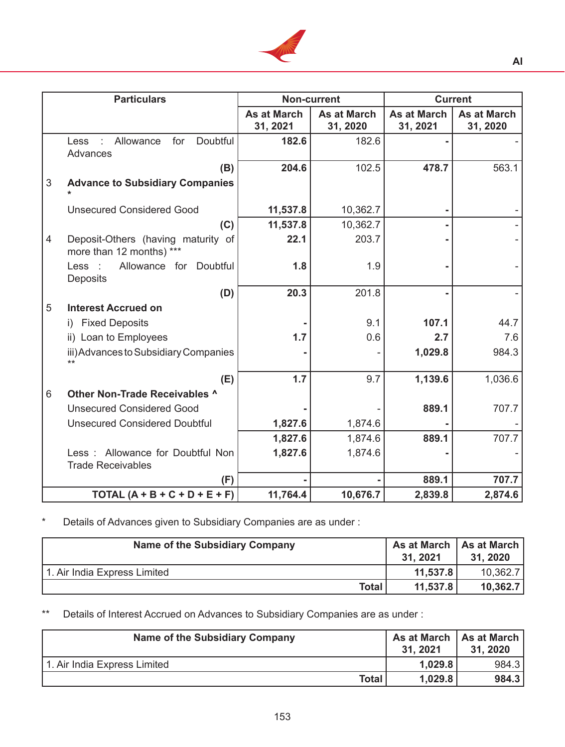| | Particulars | Non-current | | Current | |
|---|---|---|---|---|---|
| | | As at March 31, 2021 | As at March 31, 2020 | As at March 31, 2021 | As at March 31, 2020 |
| | Less : Allowance for Doubtful Advances | **182.6** | 182.6 | **-** | - |
| | **(B)** | **204.6** | 102.5 | **478.7** | 563.1 |
| 3 | **Advance to Subsidiary Companies *** | | | | |
| | Unsecured Considered Good | **11,537.8** | 10,362.7 | **-** | - |
| | **(C)** | **11,537.8** | 10,362.7 | **-** | - |
| 4 | Deposit-Others (having maturity of more than 12 months) *** | **22.1** | 203.7 | **-** | - |
| | Less : Allowance for Doubtful Deposits | **1.8** | 1.9 | **-** | - |
| | **(D)** | **20.3** | 201.8 | **-** | - |
| 5 | **Interest Accrued on** | | | | |
| | i) Fixed Deposits | **-** | 9.1 | **107.1** | 44.7 |
| | ii) Loan to Employees | **1.7** | 0.6 | **2.7** | 7.6 |
| | iii) Advances to Subsidiary Companies ** | **-** | - | **1,029.8** | 984.3 |
| | **(E)** | **1.7** | 9.7 | **1,139.6** | 1,036.6 |
| 6 | **Other Non-Trade Receivables ^** | | | | |
| | Unsecured Considered Good | **-** | - | **889.1** | 707.7 |
| | Unsecured Considered Doubtful | **1,827.6** | 1,874.6 | **-** | - |
| | | **1,827.6** | 1,874.6 | **889.1** | 707.7 |
| | Less : Allowance for Doubtful Non Trade Receivables | **1,827.6** | 1,874.6 | **-** | - |
| | **(F)** | **-** | **-** | **889.1** | **707.7** |
| | **TOTAL (A + B + C + D + E + F)** | **11,764.4** | **10,676.7** | **2,839.8** | **2,874.6** |

* Details of Advances given to Subsidiary Companies are as under :

| Name of the Subsidiary Company | As at March 31, 2021 | As at March 31, 2020 |
|---|---|---|
| 1. Air India Express Limited | **11,537.8** | 10,362.7 |
| **Total** | **11,537.8** | **10,362.7** |

** Details of Interest Accrued on Advances to Subsidiary Companies are as under :

| Name of the Subsidiary Company | As at March 31, 2021 | As at March 31, 2020 |
|---|---|---|
| 1. Air India Express Limited | **1,029.8** | 984.3 |
| **Total** | **1,029.8** | **984.3** |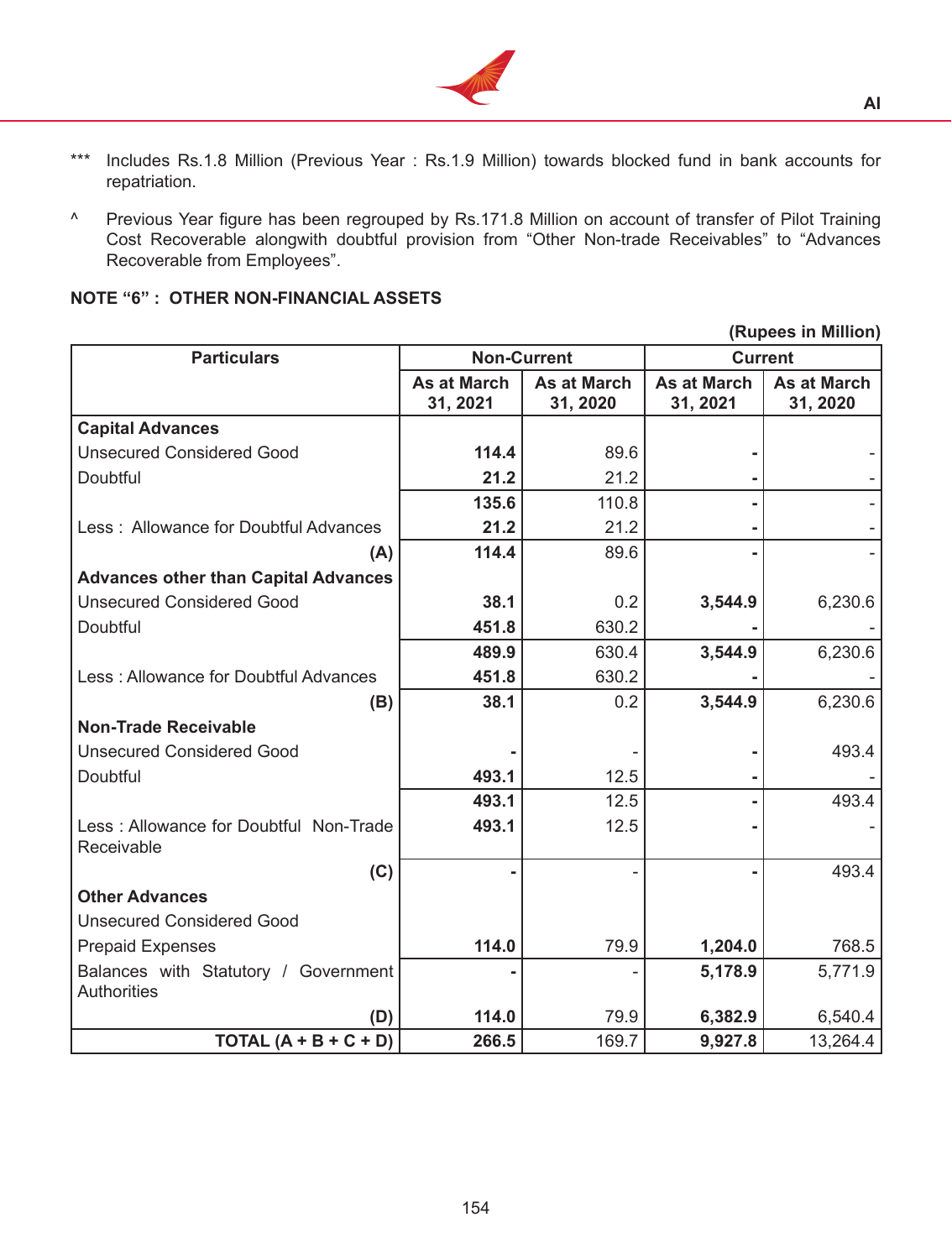*** Includes Rs.1.8 Million (Previous Year : Rs.1.9 Million) towards blocked fund in bank accounts for repatriation.

^ Previous Year figure has been regrouped by Rs.171.8 Million on account of transfer of Pilot Training Cost Recoverable alongwith doubtful provision from "Other Non-trade Receivables" to "Advances Recoverable from Employees".

**NOTE "6" : OTHER NON-FINANCIAL ASSETS**

**(Rupees in Million)**

| Particulars | Non-Current | | Current | |
|---|---|---|---|---|
| | As at March 31, 2021 | As at March 31, 2020 | As at March 31, 2021 | As at March 31, 2020 |
| **Capital Advances** | | | | |
| Unsecured Considered Good | **114.4** | 89.6 | **-** | - |
| Doubtful | **21.2** | 21.2 | **-** | - |
| | **135.6** | 110.8 | **-** | - |
| Less : Allowance for Doubtful Advances | **21.2** | 21.2 | **-** | - |
| **(A)** | **114.4** | 89.6 | **-** | - |
| **Advances other than Capital Advances** | | | | |
| Unsecured Considered Good | **38.1** | 0.2 | **3,544.9** | 6,230.6 |
| Doubtful | **451.8** | 630.2 | **-** | - |
| | **489.9** | 630.4 | **3,544.9** | 6,230.6 |
| Less : Allowance for Doubtful Advances | **451.8** | 630.2 | **-** | - |
| **(B)** | **38.1** | 0.2 | **3,544.9** | 6,230.6 |
| **Non-Trade Receivable** | | | | |
| Unsecured Considered Good | **-** | - | **-** | 493.4 |
| Doubtful | **493.1** | 12.5 | **-** | - |
| | **493.1** | 12.5 | **-** | 493.4 |
| Less : Allowance for Doubtful Non-Trade Receivable | **493.1** | 12.5 | **-** | - |
| **(C)** | **-** | - | **-** | 493.4 |
| **Other Advances** | | | | |
| Unsecured Considered Good | | | | |
| Prepaid Expenses | **114.0** | 79.9 | **1,204.0** | 768.5 |
| Balances with Statutory / Government Authorities | **-** | - | **5,178.9** | 5,771.9 |
| **(D)** | **114.0** | 79.9 | **6,382.9** | 6,540.4 |
| **TOTAL (A + B + C + D)** | **266.5** | 169.7 | **9,927.8** | 13,264.4 |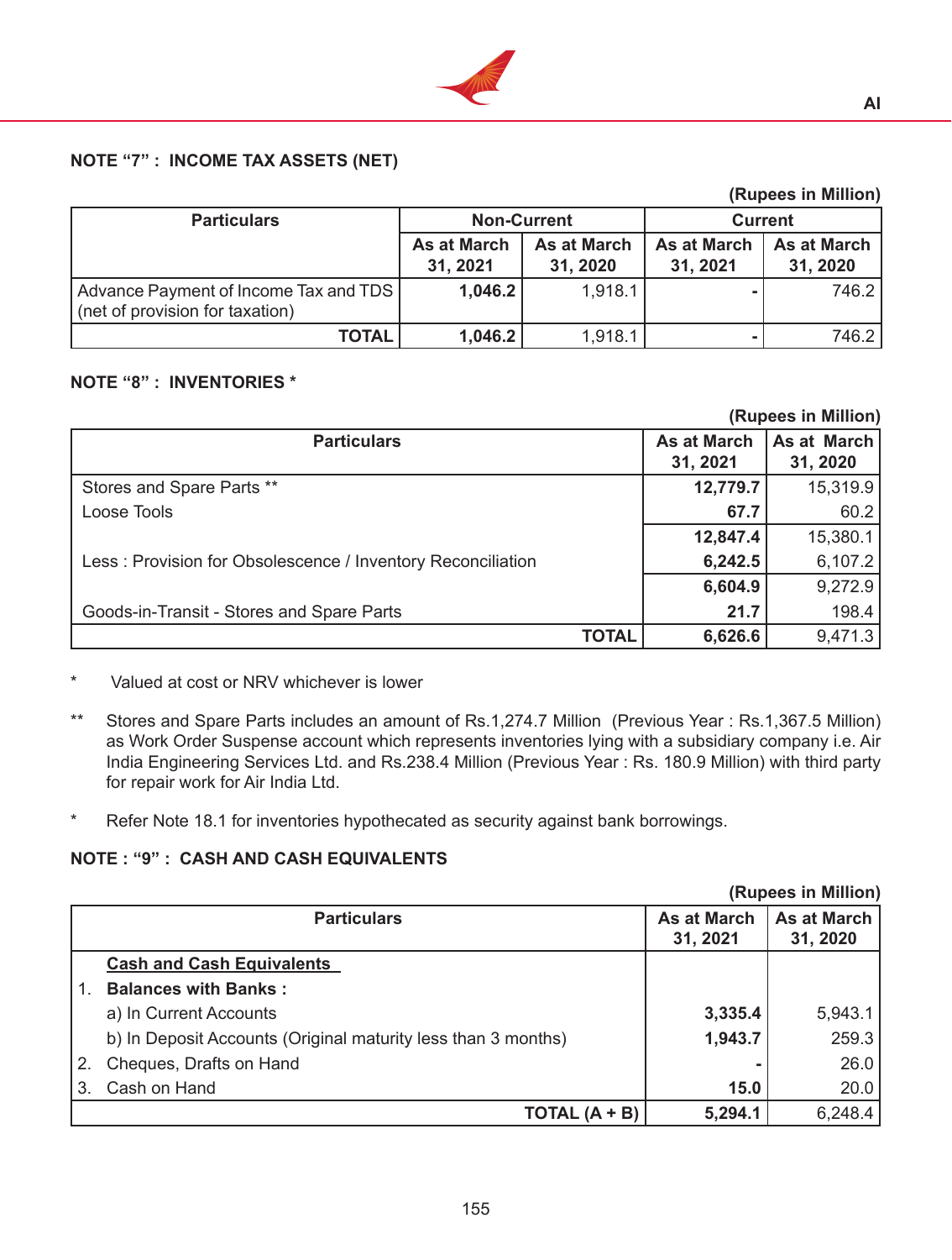## NOTE "7" : INCOME TAX ASSETS (NET)

(Rupees in Million)

| Particulars | Non-Current | | Current | |
|---|---|---|---|---|
| | As at March 31, 2021 | As at March 31, 2020 | As at March 31, 2021 | As at March 31, 2020 |
| Advance Payment of Income Tax and TDS (net of provision for taxation) | **1,046.2** | 1,918.1 | **-** | 746.2 |
| **TOTAL** | **1,046.2** | 1,918.1 | **-** | 746.2 |

## NOTE "8" : INVENTORIES *

(Rupees in Million)

| Particulars | As at March 31, 2021 | As at March 31, 2020 |
|---|---|---|
| Stores and Spare Parts ** | **12,779.7** | 15,319.9 |
| Loose Tools | **67.7** | 60.2 |
| | **12,847.4** | 15,380.1 |
| Less : Provision for Obsolescence / Inventory Reconciliation | **6,242.5** | 6,107.2 |
| | **6,604.9** | 9,272.9 |
| Goods-in-Transit - Stores and Spare Parts | **21.7** | 198.4 |
| **TOTAL** | **6,626.6** | 9,471.3 |

\* Valued at cost or NRV whichever is lower

** Stores and Spare Parts includes an amount of Rs.1,274.7 Million (Previous Year : Rs.1,367.5 Million) as Work Order Suspense account which represents inventories lying with a subsidiary company i.e. Air India Engineering Services Ltd. and Rs.238.4 Million (Previous Year : Rs. 180.9 Million) with third party for repair work for Air India Ltd.

\* Refer Note 18.1 for inventories hypothecated as security against bank borrowings.

## NOTE : "9" : CASH AND CASH EQUIVALENTS

(Rupees in Million)

| Particulars | As at March 31, 2021 | As at March 31, 2020 |
|---|---|---|
| <u>Cash and Cash Equivalents</u> | | |
| 1. **Balances with Banks :** | | |
| a) In Current Accounts | **3,335.4** | 5,943.1 |
| b) In Deposit Accounts (Original maturity less than 3 months) | **1,943.7** | 259.3 |
| 2. Cheques, Drafts on Hand | **-** | 26.0 |
| 3. Cash on Hand | **15.0** | 20.0 |
| **TOTAL (A + B)** | **5,294.1** | 6,248.4 |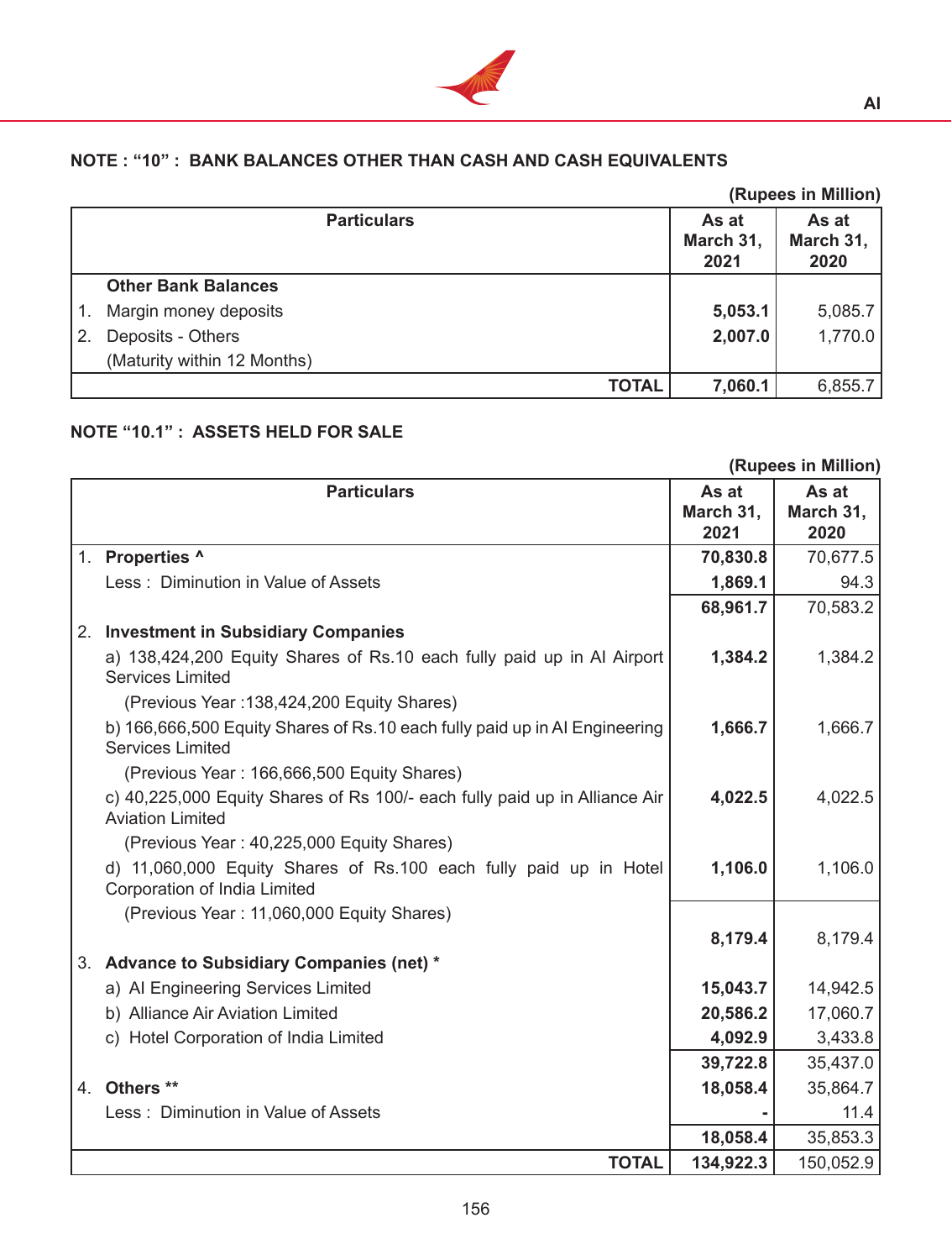## NOTE : "10" : BANK BALANCES OTHER THAN CASH AND CASH EQUIVALENTS

(Rupees in Million)

| | Particulars | As at March 31, 2021 | As at March 31, 2020 |
|---|---|---|---|
| | **Other Bank Balances** | | |
| 1. | Margin money deposits | **5,053.1** | 5,085.7 |
| 2. | Deposits - Others (Maturity within 12 Months) | **2,007.0** | 1,770.0 |
| | **TOTAL** | **7,060.1** | 6,855.7 |

## NOTE "10.1" : ASSETS HELD FOR SALE

(Rupees in Million)

| | Particulars | As at March 31, 2021 | As at March 31, 2020 |
|---|---|---|---|
| 1. | **Properties ^** | **70,830.8** | 70,677.5 |
| | Less : Diminution in Value of Assets | **1,869.1** | 94.3 |
| | | **68,961.7** | 70,583.2 |
| 2. | **Investment in Subsidiary Companies** | | |
| | a) 138,424,200 Equity Shares of Rs.10 each fully paid up in AI Airport Services Limited | **1,384.2** | 1,384.2 |
| | (Previous Year :138,424,200 Equity Shares) | | |
| | b) 166,666,500 Equity Shares of Rs.10 each fully paid up in AI Engineering Services Limited | **1,666.7** | 1,666.7 |
| | (Previous Year : 166,666,500 Equity Shares) | | |
| | c) 40,225,000 Equity Shares of Rs 100/- each fully paid up in Alliance Air Aviation Limited | **4,022.5** | 4,022.5 |
| | (Previous Year : 40,225,000 Equity Shares) | | |
| | d) 11,060,000 Equity Shares of Rs.100 each fully paid up in Hotel Corporation of India Limited | **1,106.0** | 1,106.0 |
| | (Previous Year : 11,060,000 Equity Shares) | | |
| | | **8,179.4** | 8,179.4 |
| 3. | **Advance to Subsidiary Companies (net) *** | | |
| | a) AI Engineering Services Limited | **15,043.7** | 14,942.5 |
| | b) Alliance Air Aviation Limited | **20,586.2** | 17,060.7 |
| | c) Hotel Corporation of India Limited | **4,092.9** | 3,433.8 |
| | | **39,722.8** | 35,437.0 |
| 4. | **Others ****| **18,058.4** | 35,864.7 |
| | Less : Diminution in Value of Assets | **-** | 11.4 |
| | | **18,058.4** | 35,853.3 |
| | **TOTAL** | **134,922.3** | 150,052.9 |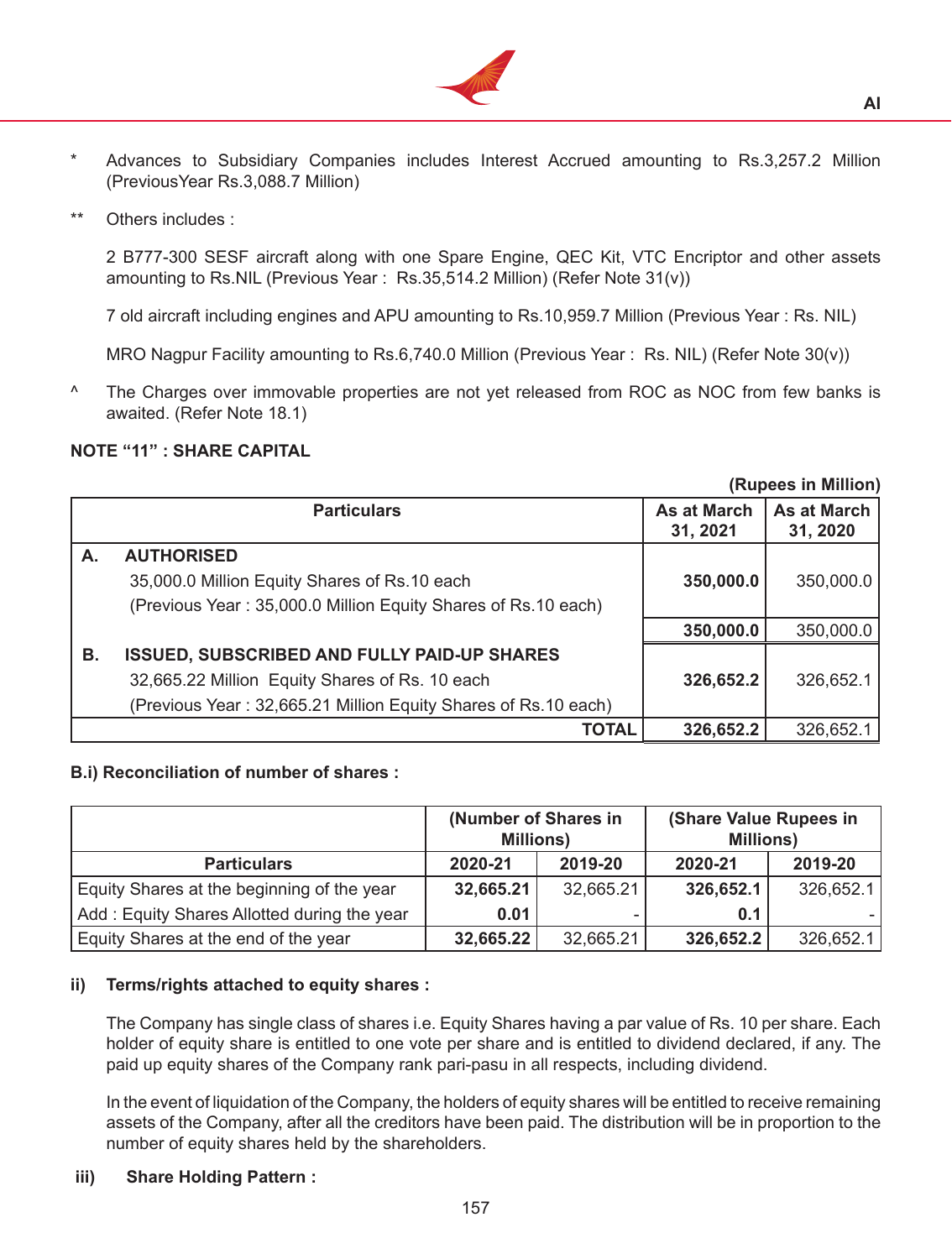\* Advances to Subsidiary Companies includes Interest Accrued amounting to Rs.3,257.2 Million (PreviousYear Rs.3,088.7 Million)

\*\* Others includes :

2 B777-300 SESF aircraft along with one Spare Engine, QEC Kit, VTC Encriptor and other assets amounting to Rs.NIL (Previous Year : Rs.35,514.2 Million) (Refer Note 31(v))

7 old aircraft including engines and APU amounting to Rs.10,959.7 Million (Previous Year : Rs. NIL)

MRO Nagpur Facility amounting to Rs.6,740.0 Million (Previous Year : Rs. NIL) (Refer Note 30(v))

^ The Charges over immovable properties are not yet released from ROC as NOC from few banks is awaited. (Refer Note 18.1)

**NOTE "11" : SHARE CAPITAL**

**(Rupees in Million)**

| | Particulars | As at March 31, 2021 | As at March 31, 2020 |
|---|---|---|---|
| **A.** | **AUTHORISED** | | |
| | 35,000.0 Million Equity Shares of Rs.10 each (Previous Year : 35,000.0 Million Equity Shares of Rs.10 each) | **350,000.0** | 350,000.0 |
| | | **350,000.0** | 350,000.0 |
| **B.** | **ISSUED, SUBSCRIBED AND FULLY PAID-UP SHARES** | | |
| | 32,665.22 Million Equity Shares of Rs. 10 each (Previous Year : 32,665.21 Million Equity Shares of Rs.10 each) | **326,652.2** | 326,652.1 |
| | **TOTAL** | **326,652.2** | 326,652.1 |

**B.i) Reconciliation of number of shares :**

| | (Number of Shares in Millions) | | (Share Value Rupees in Millions) | |
|---|---|---|---|---|
| **Particulars** | **2020-21** | **2019-20** | **2020-21** | **2019-20** |
| Equity Shares at the beginning of the year | **32,665.21** | 32,665.21 | **326,652.1** | 326,652.1 |
| Add : Equity Shares Allotted during the year | **0.01** | - | **0.1** | - |
| Equity Shares at the end of the year | **32,665.22** | 32,665.21 | **326,652.2** | 326,652.1 |

**ii) Terms/rights attached to equity shares :**

The Company has single class of shares i.e. Equity Shares having a par value of Rs. 10 per share. Each holder of equity share is entitled to one vote per share and is entitled to dividend declared, if any. The paid up equity shares of the Company rank pari-pasu in all respects, including dividend.

In the event of liquidation of the Company, the holders of equity shares will be entitled to receive remaining assets of the Company, after all the creditors have been paid. The distribution will be in proportion to the number of equity shares held by the shareholders.

**iii) Share Holding Pattern :**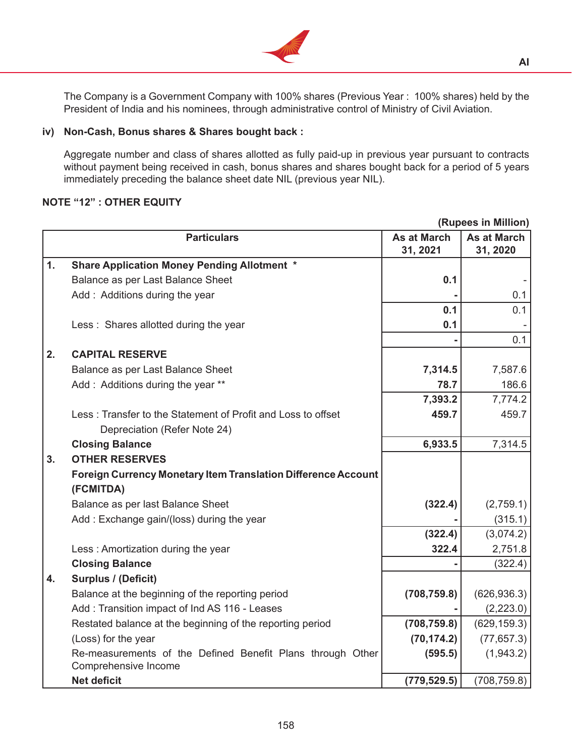The Company is a Government Company with 100% shares (Previous Year : 100% shares) held by the President of India and his nominees, through administrative control of Ministry of Civil Aviation.

**iv) Non-Cash, Bonus shares & Shares bought back :**

Aggregate number and class of shares allotted as fully paid-up in previous year pursuant to contracts without payment being received in cash, bonus shares and shares bought back for a period of 5 years immediately preceding the balance sheet date NIL (previous year NIL).

## NOTE "12" : OTHER EQUITY

(Rupees in Million)

| | Particulars | As at March 31, 2021 | As at March 31, 2020 |
|---|---|---|---|
| **1.** | **Share Application Money Pending Allotment \*** | | |
| | Balance as per Last Balance Sheet | **0.1** | - |
| | Add : Additions during the year | **-** | 0.1 |
| | | **0.1** | 0.1 |
| | Less : Shares allotted during the year | **0.1** | - |
| | | **-** | 0.1 |
| **2.** | **CAPITAL RESERVE** | | |
| | Balance as per Last Balance Sheet | **7,314.5** | 7,587.6 |
| | Add : Additions during the year ** | **78.7** | 186.6 |
| | | **7,393.2** | 7,774.2 |
| | Less : Transfer to the Statement of Profit and Loss to offset Depreciation (Refer Note 24) | **459.7** | 459.7 |
| | **Closing Balance** | **6,933.5** | 7,314.5 |
| **3.** | **OTHER RESERVES** | | |
| | **Foreign Currency Monetary Item Translation Difference Account (FCMITDA)** | | |
| | Balance as per last Balance Sheet | **(322.4)** | (2,759.1) |
| | Add : Exchange gain/(loss) during the year | **-** | (315.1) |
| | | **(322.4)** | (3,074.2) |
| | Less : Amortization during the year | **322.4** | 2,751.8 |
| | **Closing Balance** | **-** | (322.4) |
| **4.** | **Surplus / (Deficit)** | | |
| | Balance at the beginning of the reporting period | **(708,759.8)** | (626,936.3) |
| | Add : Transition impact of Ind AS 116 - Leases | **-** | (2,223.0) |
| | Restated balance at the beginning of the reporting period | **(708,759.8)** | (629,159.3) |
| | (Loss) for the year | **(70,174.2)** | (77,657.3) |
| | Re-measurements of the Defined Benefit Plans through Other Comprehensive Income | **(595.5)** | (1,943.2) |
| | **Net deficit** | **(779,529.5)** | (708,759.8) |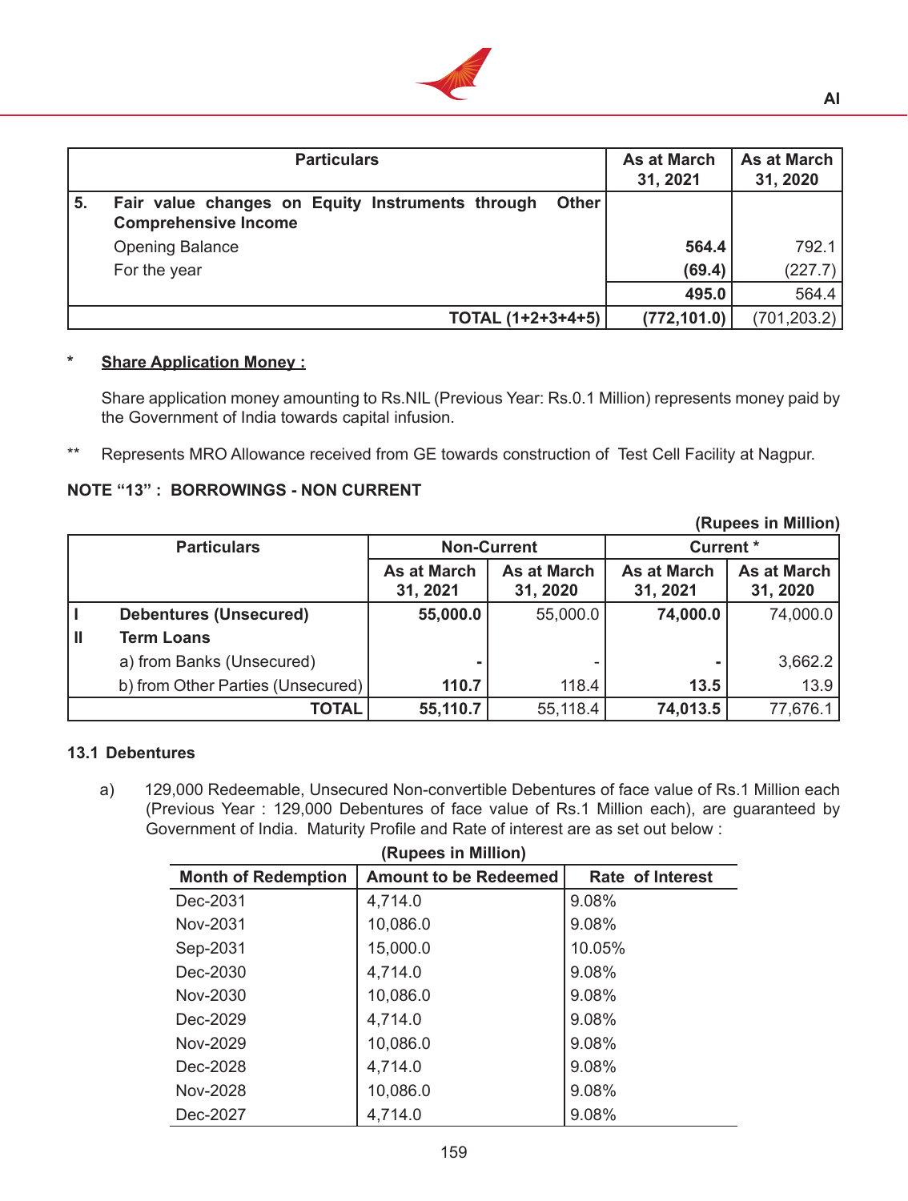| | Particulars | As at March 31, 2021 | As at March 31, 2020 |
|---|---|---|---|
| 5. | **Fair value changes on Equity Instruments through Other Comprehensive Income** | | |
| | Opening Balance | **564.4** | 792.1 |
| | For the year | **(69.4)** | (227.7) |
| | | **495.0** | 564.4 |
| | **TOTAL (1+2+3+4+5)** | **(772,101.0)** | (701,203.2) |

\* **Share Application Money :**

Share application money amounting to Rs.NIL (Previous Year: Rs.0.1 Million) represents money paid by the Government of India towards capital infusion.

** Represents MRO Allowance received from GE towards construction of Test Cell Facility at Nagpur.

## NOTE "13" : BORROWINGS - NON CURRENT

**(Rupees in Million)**

| | Particulars | Non-Current | | Current * | |
|---|---|---|---|---|---|
| | | As at March 31, 2021 | As at March 31, 2020 | As at March 31, 2021 | As at March 31, 2020 |
| I | **Debentures (Unsecured)** | **55,000.0** | 55,000.0 | **74,000.0** | 74,000.0 |
| II | **Term Loans** | | | | |
| | a) from Banks (Unsecured) | **-** | - | **-** | 3,662.2 |
| | b) from Other Parties (Unsecured) | **110.7** | 118.4 | **13.5** | 13.9 |
| | **TOTAL** | **55,110.7** | 55,118.4 | **74,013.5** | 77,676.1 |

### 13.1 Debentures

a) 129,000 Redeemable, Unsecured Non-convertible Debentures of face value of Rs.1 Million each (Previous Year : 129,000 Debentures of face value of Rs.1 Million each), are guaranteed by Government of India. Maturity Profile and Rate of interest are as set out below :

**(Rupees in Million)**

| Month of Redemption | Amount to be Redeemed | Rate of Interest |
|---|---|---|
| Dec-2031 | 4,714.0 | 9.08% |
| Nov-2031 | 10,086.0 | 9.08% |
| Sep-2031 | 15,000.0 | 10.05% |
| Dec-2030 | 4,714.0 | 9.08% |
| Nov-2030 | 10,086.0 | 9.08% |
| Dec-2029 | 4,714.0 | 9.08% |
| Nov-2029 | 10,086.0 | 9.08% |
| Dec-2028 | 4,714.0 | 9.08% |
| Nov-2028 | 10,086.0 | 9.08% |
| Dec-2027 | 4,714.0 | 9.08% |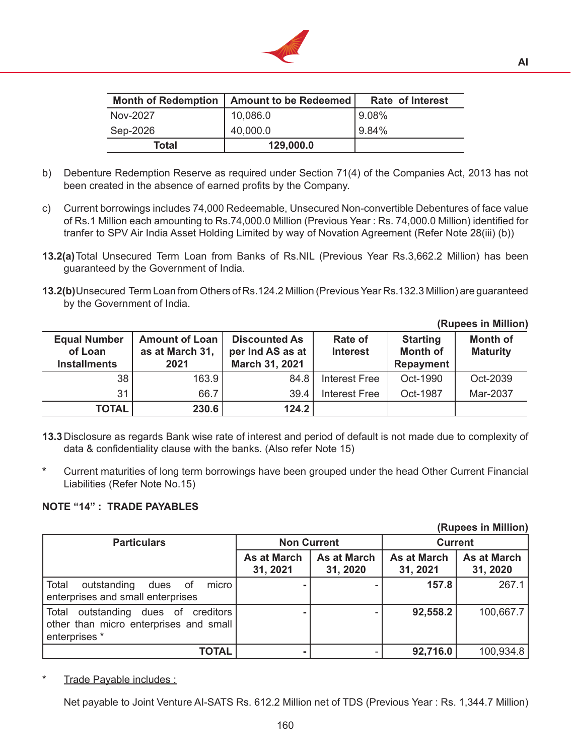| Month of Redemption | Amount to be Redeemed | Rate of Interest |
|---|---|---|
| Nov-2027 | 10,086.0 | 9.08% |
| Sep-2026 | 40,000.0 | 9.84% |
| **Total** | **129,000.0** | |

b) Debenture Redemption Reserve as required under Section 71(4) of the Companies Act, 2013 has not been created in the absence of earned profits by the Company.

c) Current borrowings includes 74,000 Redeemable, Unsecured Non-convertible Debentures of face value of Rs.1 Million each amounting to Rs.74,000.0 Million (Previous Year : Rs. 74,000.0 Million) identified for tranfer to SPV Air India Asset Holding Limited by way of Novation Agreement (Refer Note 28(iii) (b))

**13.2(a)** Total Unsecured Term Loan from Banks of Rs.NIL (Previous Year Rs.3,662.2 Million) has been guaranteed by the Government of India.

**13.2(b)** Unsecured Term Loan from Others of Rs.124.2 Million (Previous Year Rs.132.3 Million) are guaranteed by the Government of India.

**(Rupees in Million)**

| Equal Number of Loan Installments | Amount of Loan as at March 31, 2021 | Discounted As per Ind AS as at March 31, 2021 | Rate of Interest | Starting Month of Repayment | Month of Maturity |
|---|---|---|---|---|---|
| 38 | 163.9 | 84.8 | Interest Free | Oct-1990 | Oct-2039 |
| 31 | 66.7 | 39.4 | Interest Free | Oct-1987 | Mar-2037 |
| **TOTAL** | **230.6** | **124.2** | | | |

**13.3** Disclosure as regards Bank wise rate of interest and period of default is not made due to complexity of data & confidentiality clause with the banks. (Also refer Note 15)

\* Current maturities of long term borrowings have been grouped under the head Other Current Financial Liabilities (Refer Note No.15)

## NOTE “14” : TRADE PAYABLES

**(Rupees in Million)**

| Particulars | Non Current | | Current | |
|---|---|---|---|---|
| | As at March 31, 2021 | As at March 31, 2020 | As at March 31, 2021 | As at March 31, 2020 |
| Total outstanding dues of micro enterprises and small enterprises | - | - | **157.8** | 267.1 |
| Total outstanding dues of creditors other than micro enterprises and small enterprises * | - | - | **92,558.2** | 100,667.7 |
| **TOTAL** | - | - | **92,716.0** | 100,934.8 |

\* Trade Payable includes :

Net payable to Joint Venture AI-SATS Rs. 612.2 Million net of TDS (Previous Year : Rs. 1,344.7 Million)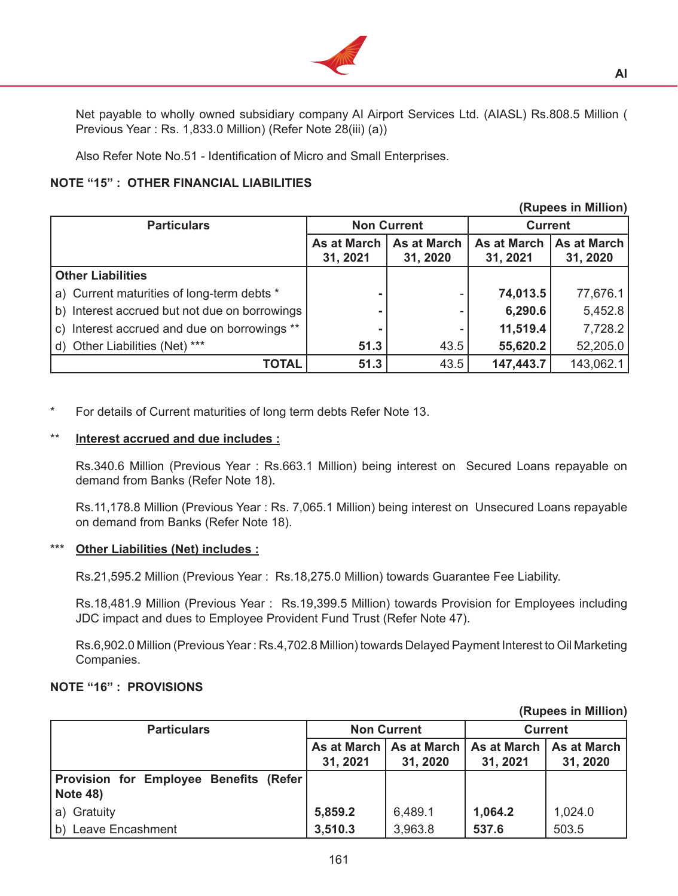Net payable to wholly owned subsidiary company AI Airport Services Ltd. (AIASL) Rs.808.5 Million ( Previous Year : Rs. 1,833.0 Million) (Refer Note 28(iii) (a))

Also Refer Note No.51 - Identification of Micro and Small Enterprises.

## NOTE "15" : OTHER FINANCIAL LIABILITIES

(Rupees in Million)

| Particulars | Non Current | | Current | |
|---|---|---|---|---|
| | As at March 31, 2021 | As at March 31, 2020 | As at March 31, 2021 | As at March 31, 2020 |
| **Other Liabilities** | | | | |
| a) Current maturities of long-term debts * | **-** | - | **74,013.5** | 77,676.1 |
| b) Interest accrued but not due on borrowings | **-** | - | **6,290.6** | 5,452.8 |
| c) Interest accrued and due on borrowings ** | **-** | - | **11,519.4** | 7,728.2 |
| d) Other Liabilities (Net) *** | **51.3** | 43.5 | **55,620.2** | 52,205.0 |
| **TOTAL** | **51.3** | 43.5 | **147,443.7** | 143,062.1 |

\* For details of Current maturities of long term debts Refer Note 13.

** **Interest accrued and due includes :**

Rs.340.6 Million (Previous Year : Rs.663.1 Million) being interest on Secured Loans repayable on demand from Banks (Refer Note 18).

Rs.11,178.8 Million (Previous Year : Rs. 7,065.1 Million) being interest on Unsecured Loans repayable on demand from Banks (Refer Note 18).

*** **Other Liabilities (Net) includes :**

Rs.21,595.2 Million (Previous Year : Rs.18,275.0 Million) towards Guarantee Fee Liability.

Rs.18,481.9 Million (Previous Year : Rs.19,399.5 Million) towards Provision for Employees including JDC impact and dues to Employee Provident Fund Trust (Refer Note 47).

Rs.6,902.0 Million (Previous Year : Rs.4,702.8 Million) towards Delayed Payment Interest to Oil Marketing Companies.

## NOTE "16" : PROVISIONS

(Rupees in Million)

| Particulars | Non Current | | Current | |
|---|---|---|---|---|
| | As at March 31, 2021 | As at March 31, 2020 | As at March 31, 2021 | As at March 31, 2020 |
| **Provision for Employee Benefits (Refer Note 48)** | | | | |
| a) Gratuity | **5,859.2** | 6,489.1 | **1,064.2** | 1,024.0 |
| b) Leave Encashment | **3,510.3** | 3,963.8 | **537.6** | 503.5 |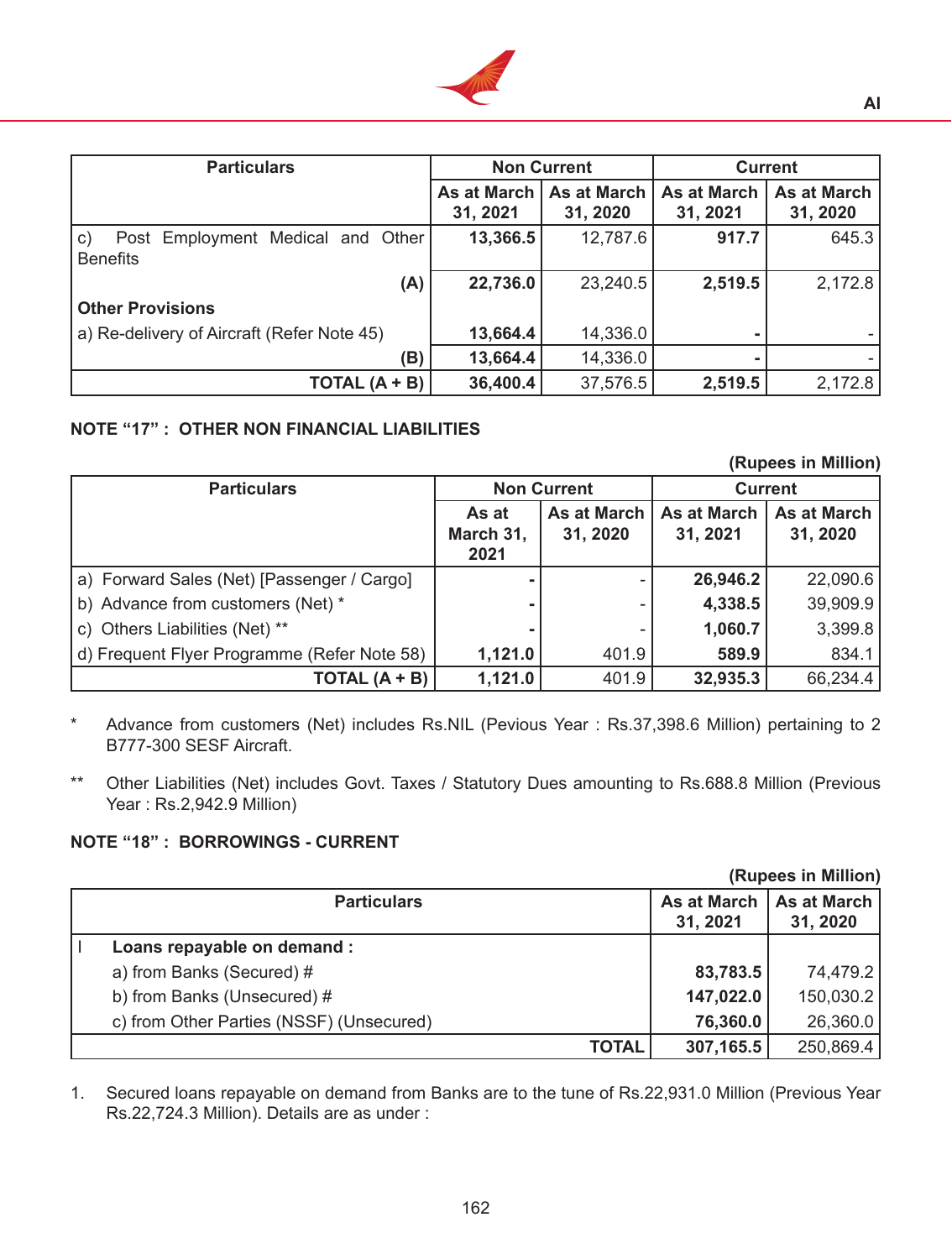| Particulars | Non Current | | Current | |
|---|---|---|---|---|
| | As at March 31, 2021 | As at March 31, 2020 | As at March 31, 2021 | As at March 31, 2020 |
| c) Post Employment Medical and Other Benefits | **13,366.5** | 12,787.6 | **917.7** | 645.3 |
| **(A)** | **22,736.0** | 23,240.5 | **2,519.5** | 2,172.8 |
| **Other Provisions** | | | | |
| a) Re-delivery of Aircraft (Refer Note 45) | **13,664.4** | 14,336.0 | **-** | - |
| **(B)** | **13,664.4** | 14,336.0 | **-** | - |
| **TOTAL (A + B)** | **36,400.4** | 37,576.5 | **2,519.5** | 2,172.8 |

**NOTE "17" : OTHER NON FINANCIAL LIABILITIES**

**(Rupees in Million)**

| Particulars | Non Current | | Current | |
|---|---|---|---|---|
| | As at March 31, 2021 | As at March 31, 2020 | As at March 31, 2021 | As at March 31, 2020 |
| a) Forward Sales (Net) [Passenger / Cargo] | **-** | - | **26,946.2** | 22,090.6 |
| b) Advance from customers (Net) * | **-** | - | **4,338.5** | 39,909.9 |
| c) Others Liabilities (Net) ** | **-** | - | **1,060.7** | 3,399.8 |
| d) Frequent Flyer Programme (Refer Note 58) | **1,121.0** | 401.9 | **589.9** | 834.1 |
| **TOTAL (A + B)** | **1,121.0** | 401.9 | **32,935.3** | 66,234.4 |

\* Advance from customers (Net) includes Rs.NIL (Pevious Year : Rs.37,398.6 Million) pertaining to 2 B777-300 SESF Aircraft.

** Other Liabilities (Net) includes Govt. Taxes / Statutory Dues amounting to Rs.688.8 Million (Previous Year : Rs.2,942.9 Million)

**NOTE "18" : BORROWINGS - CURRENT**

**(Rupees in Million)**

| Particulars | As at March 31, 2021 | As at March 31, 2020 |
|---|---|---|
| I **Loans repayable on demand :** | | |
| a) from Banks (Secured) # | **83,783.5** | 74,479.2 |
| b) from Banks (Unsecured) # | **147,022.0** | 150,030.2 |
| c) from Other Parties (NSSF) (Unsecured) | **76,360.0** | 26,360.0 |
| **TOTAL** | **307,165.5** | 250,869.4 |

1. Secured loans repayable on demand from Banks are to the tune of Rs.22,931.0 Million (Previous Year Rs.22,724.3 Million). Details are as under :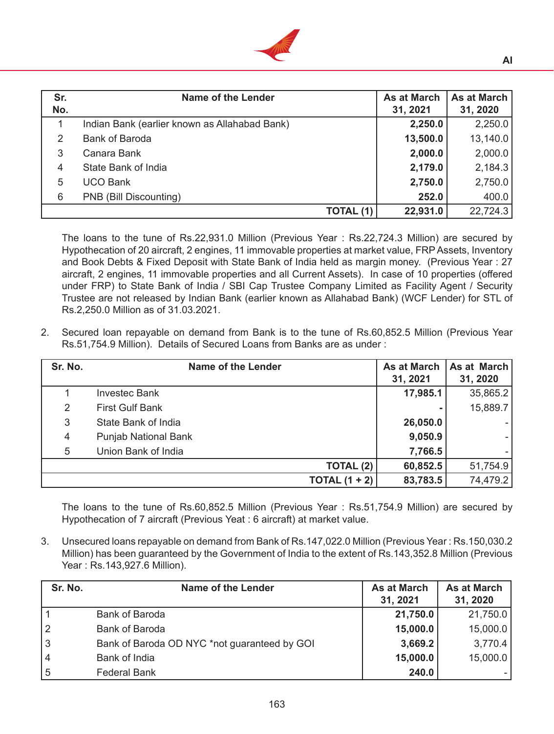| Sr. No. | Name of the Lender | As at March 31, 2021 | As at March 31, 2020 |
|---|---|---|---|
| 1 | Indian Bank (earlier known as Allahabad Bank) | **2,250.0** | 2,250.0 |
| 2 | Bank of Baroda | **13,500.0** | 13,140.0 |
| 3 | Canara Bank | **2,000.0** | 2,000.0 |
| 4 | State Bank of India | **2,179.0** | 2,184.3 |
| 5 | UCO Bank | **2,750.0** | 2,750.0 |
| 6 | PNB (Bill Discounting) | **252.0** | 400.0 |
| | **TOTAL (1)** | **22,931.0** | 22,724.3 |

The loans to the tune of Rs.22,931.0 Million (Previous Year : Rs.22,724.3 Million) are secured by Hypothecation of 20 aircraft, 2 engines, 11 immovable properties at market value, FRP Assets, Inventory and Book Debts & Fixed Deposit with State Bank of India held as margin money. (Previous Year : 27 aircraft, 2 engines, 11 immovable properties and all Current Assets). In case of 10 properties (offered under FRP) to State Bank of India / SBI Cap Trustee Company Limited as Facility Agent / Security Trustee are not released by Indian Bank (earlier known as Allahabad Bank) (WCF Lender) for STL of Rs.2,250.0 Million as of 31.03.2021.

2. Secured loan repayable on demand from Bank is to the tune of Rs.60,852.5 Million (Previous Year Rs.51,754.9 Million). Details of Secured Loans from Banks are as under :

| Sr. No. | Name of the Lender | As at March 31, 2021 | As at March 31, 2020 |
|---|---|---|---|
| 1 | Investec Bank | **17,985.1** | 35,865.2 |
| 2 | First Gulf Bank | **-** | 15,889.7 |
| 3 | State Bank of India | **26,050.0** | - |
| 4 | Punjab National Bank | **9,050.9** | - |
| 5 | Union Bank of India | **7,766.5** | - |
| | **TOTAL (2)** | **60,852.5** | 51,754.9 |
| | **TOTAL (1 + 2)** | **83,783.5** | 74,479.2 |

The loans to the tune of Rs.60,852.5 Million (Previous Year : Rs.51,754.9 Million) are secured by Hypothecation of 7 aircraft (Previous Yeat : 6 aircraft) at market value.

3. Unsecured loans repayable on demand from Bank of Rs.147,022.0 Million (Previous Year : Rs.150,030.2 Million) has been guaranteed by the Government of India to the extent of Rs.143,352.8 Million (Previous Year : Rs.143,927.6 Million).

| Sr. No. | Name of the Lender | As at March 31, 2021 | As at March 31, 2020 |
|---|---|---|---|
| 1 | Bank of Baroda | **21,750.0** | 21,750.0 |
| 2 | Bank of Baroda | **15,000.0** | 15,000.0 |
| 3 | Bank of Baroda OD NYC *not guaranteed by GOI | **3,669.2** | 3,770.4 |
| 4 | Bank of India | **15,000.0** | 15,000.0 |
| 5 | Federal Bank | **240.0** | - |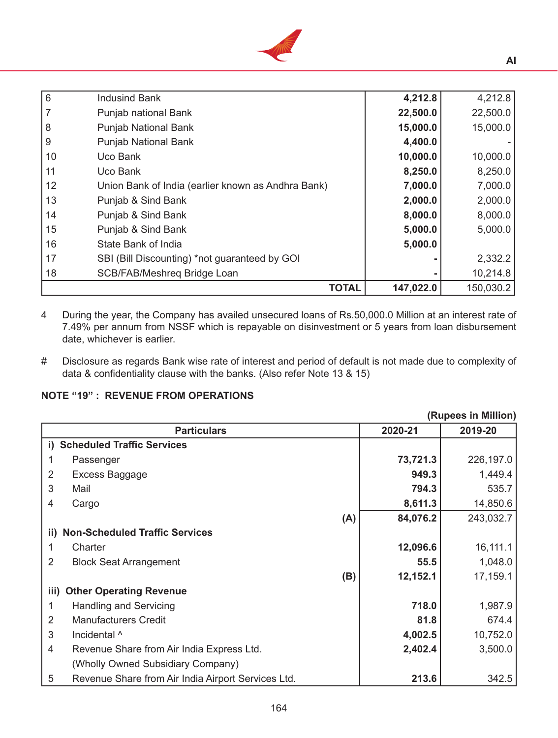| | | | |
|---|---|---|---|
| 6 | Indusind Bank | **4,212.8** | 4,212.8 |
| 7 | Punjab national Bank | **22,500.0** | 22,500.0 |
| 8 | Punjab National Bank | **15,000.0** | 15,000.0 |
| 9 | Punjab National Bank | **4,400.0** | - |
| 10 | Uco Bank | **10,000.0** | 10,000.0 |
| 11 | Uco Bank | **8,250.0** | 8,250.0 |
| 12 | Union Bank of India (earlier known as Andhra Bank) | **7,000.0** | 7,000.0 |
| 13 | Punjab & Sind Bank | **2,000.0** | 2,000.0 |
| 14 | Punjab & Sind Bank | **8,000.0** | 8,000.0 |
| 15 | Punjab & Sind Bank | **5,000.0** | 5,000.0 |
| 16 | State Bank of India | **5,000.0** | |
| 17 | SBI (Bill Discounting) *not guaranteed by GOI | **-** | 2,332.2 |
| 18 | SCB/FAB/Meshreq Bridge Loan | **-** | 10,214.8 |
| | **TOTAL** | **147,022.0** | 150,030.2 |

4 During the year, the Company has availed unsecured loans of Rs.50,000.0 Million at an interest rate of 7.49% per annum from NSSF which is repayable on disinvestment or 5 years from loan disbursement date, whichever is earlier.

# Disclosure as regards Bank wise rate of interest and period of default is not made due to complexity of data & confidentiality clause with the banks. (Also refer Note 13 & 15)

**NOTE "19" : REVENUE FROM OPERATIONS**

**(Rupees in Million)**

| Particulars | | 2020-21 | 2019-20 |
|---|---|---|---|
| **i) Scheduled Traffic Services** | | | |
| 1 | Passenger | **73,721.3** | 226,197.0 |
| 2 | Excess Baggage | **949.3** | 1,449.4 |
| 3 | Mail | **794.3** | 535.7 |
| 4 | Cargo | **8,611.3** | 14,850.6 |
| | **(A)** | **84,076.2** | 243,032.7 |
| **ii) Non-Scheduled Traffic Services** | | | |
| 1 | Charter | **12,096.6** | 16,111.1 |
| 2 | Block Seat Arrangement | **55.5** | 1,048.0 |
| | **(B)** | **12,152.1** | 17,159.1 |
| **iii) Other Operating Revenue** | | | |
| 1 | Handling and Servicing | **718.0** | 1,987.9 |
| 2 | Manufacturers Credit | **81.8** | 674.4 |
| 3 | Incidental ^ | **4,002.5** | 10,752.0 |
| 4 | Revenue Share from Air India Express Ltd. (Wholly Owned Subsidiary Company) | **2,402.4** | 3,500.0 |
| 5 | Revenue Share from Air India Airport Services Ltd. | **213.6** | 342.5 |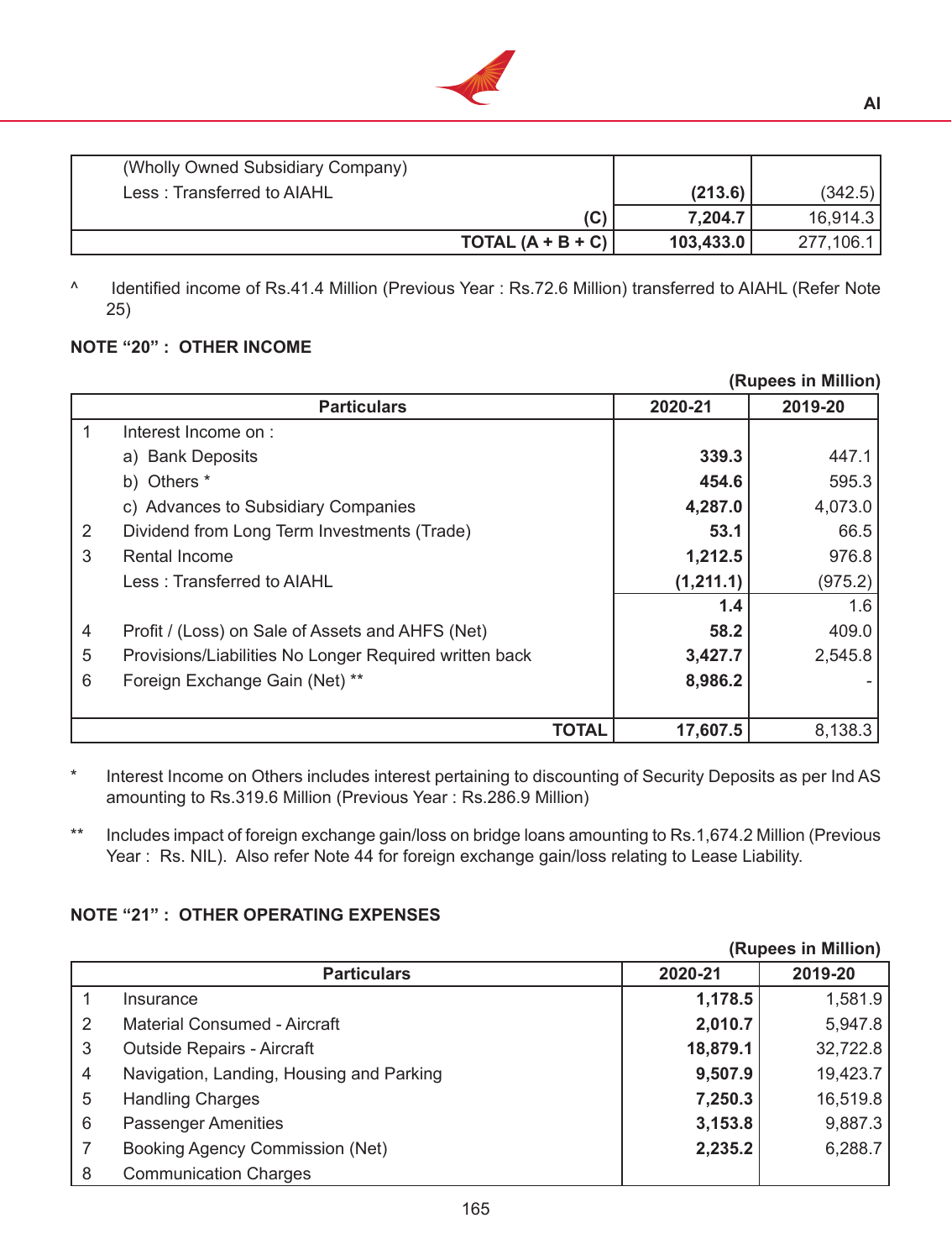| | | |
|---|---|---|
| (Wholly Owned Subsidiary Company) | | |
| Less : Transferred to AIAHL | **(213.6)** | (342.5) |
| **(C)** | **7,204.7** | 16,914.3 |
| **TOTAL (A + B + C)** | **103,433.0** | 277,106.1 |

^ Identified income of Rs.41.4 Million (Previous Year : Rs.72.6 Million) transferred to AIAHL (Refer Note 25)

## NOTE "20" : OTHER INCOME

**(Rupees in Million)**

| | Particulars | 2020-21 | 2019-20 |
|---|---|---|---|
| 1 | Interest Income on : | | |
| | a) Bank Deposits | **339.3** | 447.1 |
| | b) Others * | **454.6** | 595.3 |
| | c) Advances to Subsidiary Companies | **4,287.0** | 4,073.0 |
| 2 | Dividend from Long Term Investments (Trade) | **53.1** | 66.5 |
| 3 | Rental Income | **1,212.5** | 976.8 |
| | Less : Transferred to AIAHL | **(1,211.1)** | (975.2) |
| | | **1.4** | 1.6 |
| 4 | Profit / (Loss) on Sale of Assets and AHFS (Net) | **58.2** | 409.0 |
| 5 | Provisions/Liabilities No Longer Required written back | **3,427.7** | 2,545.8 |
| 6 | Foreign Exchange Gain (Net) ** | **8,986.2** | - |
| | **TOTAL** | **17,607.5** | 8,138.3 |

\* Interest Income on Others includes interest pertaining to discounting of Security Deposits as per Ind AS amounting to Rs.319.6 Million (Previous Year : Rs.286.9 Million)

** Includes impact of foreign exchange gain/loss on bridge loans amounting to Rs.1,674.2 Million (Previous Year : Rs. NIL). Also refer Note 44 for foreign exchange gain/loss relating to Lease Liability.

## NOTE "21" : OTHER OPERATING EXPENSES

**(Rupees in Million)**

| | Particulars | 2020-21 | 2019-20 |
|---|---|---|---|
| 1 | Insurance | **1,178.5** | 1,581.9 |
| 2 | Material Consumed - Aircraft | **2,010.7** | 5,947.8 |
| 3 | Outside Repairs - Aircraft | **18,879.1** | 32,722.8 |
| 4 | Navigation, Landing, Housing and Parking | **9,507.9** | 19,423.7 |
| 5 | Handling Charges | **7,250.3** | 16,519.8 |
| 6 | Passenger Amenities | **3,153.8** | 9,887.3 |
| 7 | Booking Agency Commission (Net) | **2,235.2** | 6,288.7 |
| 8 | Communication Charges | | |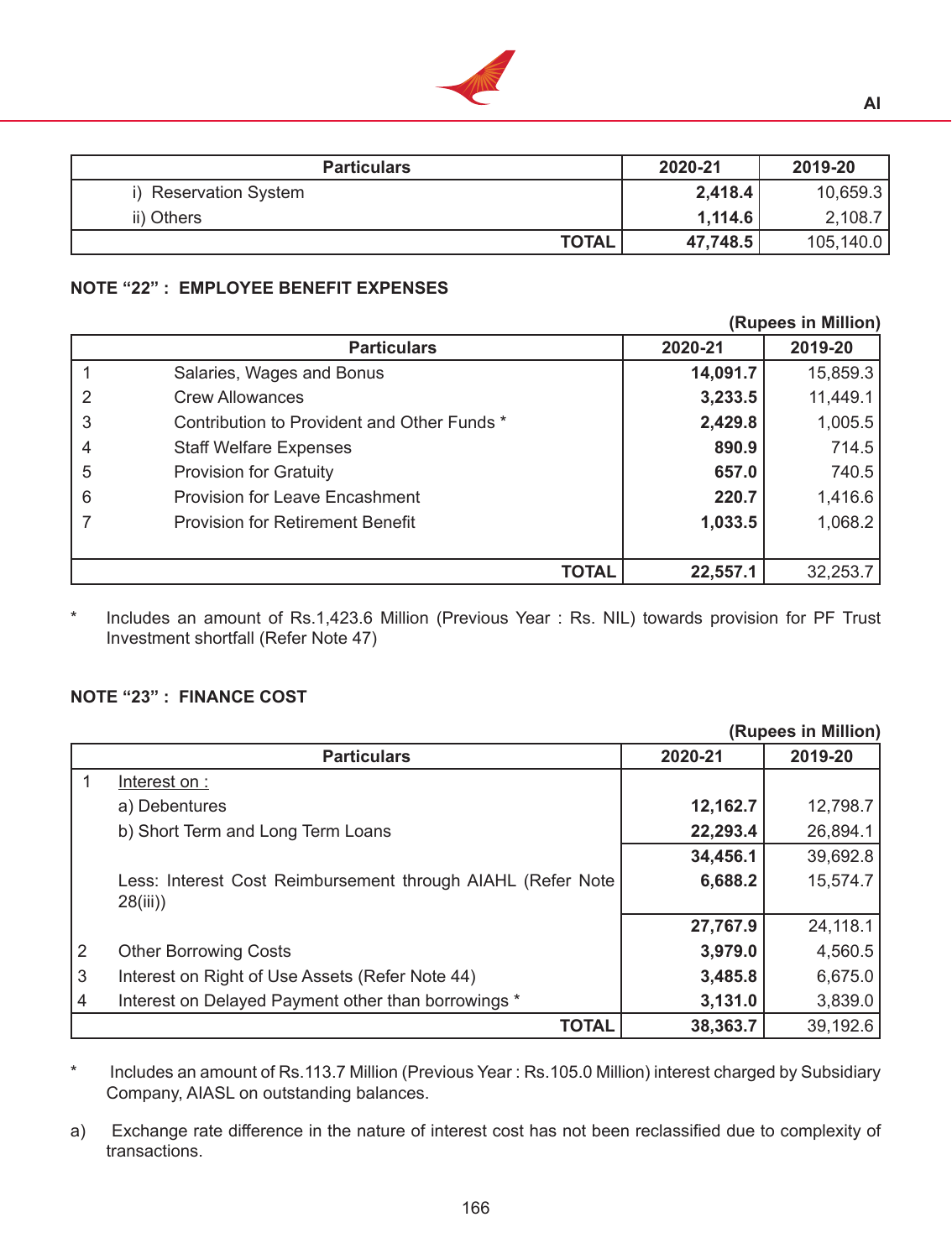| Particulars | 2020-21 | 2019-20 |
|---|---|---|
| i) Reservation System | **2,418.4** | 10,659.3 |
| ii) Others | **1,114.6** | 2,108.7 |
| TOTAL | **47,748.5** | 105,140.0 |

## NOTE "22" : EMPLOYEE BENEFIT EXPENSES

(Rupees in Million)

| | Particulars | 2020-21 | 2019-20 |
|---|---|---|---|
| 1 | Salaries, Wages and Bonus | **14,091.7** | 15,859.3 |
| 2 | Crew Allowances | **3,233.5** | 11,449.1 |
| 3 | Contribution to Provident and Other Funds * | **2,429.8** | 1,005.5 |
| 4 | Staff Welfare Expenses | **890.9** | 714.5 |
| 5 | Provision for Gratuity | **657.0** | 740.5 |
| 6 | Provision for Leave Encashment | **220.7** | 1,416.6 |
| 7 | Provision for Retirement Benefit | **1,033.5** | 1,068.2 |
| | TOTAL | **22,557.1** | 32,253.7 |

* Includes an amount of Rs.1,423.6 Million (Previous Year : Rs. NIL) towards provision for PF Trust Investment shortfall (Refer Note 47)

## NOTE "23" : FINANCE COST

(Rupees in Million)

| | Particulars | 2020-21 | 2019-20 |
|---|---|---|---|
| 1 | Interest on : | | |
| | a) Debentures | **12,162.7** | 12,798.7 |
| | b) Short Term and Long Term Loans | **22,293.4** | 26,894.1 |
| | | **34,456.1** | 39,692.8 |
| | Less: Interest Cost Reimbursement through AIAHL (Refer Note 28(iii)) | **6,688.2** | 15,574.7 |
| | | **27,767.9** | 24,118.1 |
| 2 | Other Borrowing Costs | **3,979.0** | 4,560.5 |
| 3 | Interest on Right of Use Assets (Refer Note 44) | **3,485.8** | 6,675.0 |
| 4 | Interest on Delayed Payment other than borrowings * | **3,131.0** | 3,839.0 |
| | TOTAL | **38,363.7** | 39,192.6 |

* Includes an amount of Rs.113.7 Million (Previous Year : Rs.105.0 Million) interest charged by Subsidiary Company, AIASL on outstanding balances.

a) Exchange rate difference in the nature of interest cost has not been reclassified due to complexity of transactions.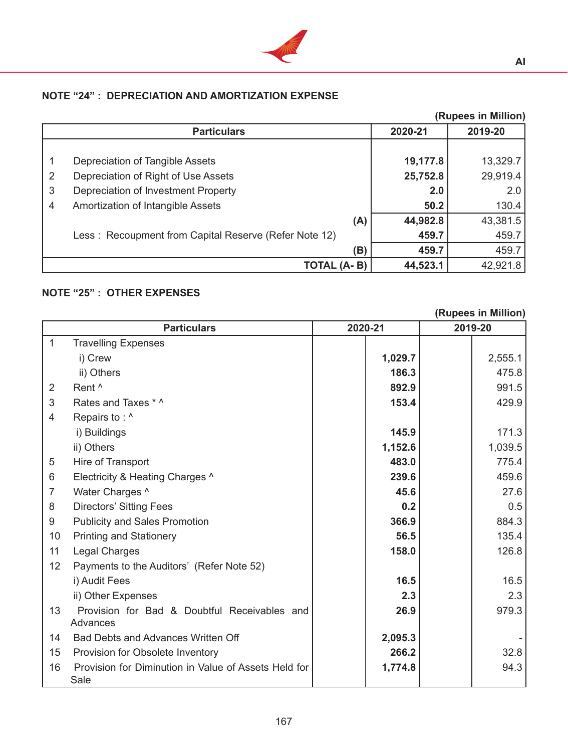## NOTE "24" : DEPRECIATION AND AMORTIZATION EXPENSE

(Rupees in Million)

| | Particulars | 2020-21 | 2019-20 |
|---|---|---|---|
| 1 | Depreciation of Tangible Assets | **19,177.8** | 13,329.7 |
| 2 | Depreciation of Right of Use Assets | **25,752.8** | 29,919.4 |
| 3 | Depreciation of Investment Property | **2.0** | 2.0 |
| 4 | Amortization of Intangible Assets | **50.2** | 130.4 |
| | (A) | **44,982.8** | 43,381.5 |
| | Less : Recoupment from Capital Reserve (Refer Note 12) | **459.7** | 459.7 |
| | (B) | **459.7** | 459.7 |
| | TOTAL (A- B) | **44,523.1** | 42,921.8 |

## NOTE "25" : OTHER EXPENSES

(Rupees in Million)

| | Particulars | 2020-21 | | 2019-20 | |
|---|---|---|---|---|---|
| 1 | Travelling Expenses | | | | |
| | i) Crew | | **1,029.7** | | 2,555.1 |
| | ii) Others | | **186.3** | | 475.8 |
| 2 | Rent ^ | | **892.9** | | 991.5 |
| 3 | Rates and Taxes * ^ | | **153.4** | | 429.9 |
| 4 | Repairs to : ^ | | | | |
| | i) Buildings | | **145.9** | | 171.3 |
| | ii) Others | | **1,152.6** | | 1,039.5 |
| 5 | Hire of Transport | | **483.0** | | 775.4 |
| 6 | Electricity & Heating Charges ^ | | **239.6** | | 459.6 |
| 7 | Water Charges ^ | | **45.6** | | 27.6 |
| 8 | Directors' Sitting Fees | | **0.2** | | 0.5 |
| 9 | Publicity and Sales Promotion | | **366.9** | | 884.3 |
| 10 | Printing and Stationery | | **56.5** | | 135.4 |
| 11 | Legal Charges | | **158.0** | | 126.8 |
| 12 | Payments to the Auditors' (Refer Note 52) | | | | |
| | i) Audit Fees | | **16.5** | | 16.5 |
| | ii) Other Expenses | | **2.3** | | 2.3 |
| 13 | Provision for Bad & Doubtful Receivables and Advances | | **26.9** | | 979.3 |
| 14 | Bad Debts and Advances Written Off | | **2,095.3** | | - |
| 15 | Provision for Obsolete Inventory | | **266.2** | | 32.8 |
| 16 | Provision for Diminution in Value of Assets Held for Sale | | **1,774.8** | | 94.3 |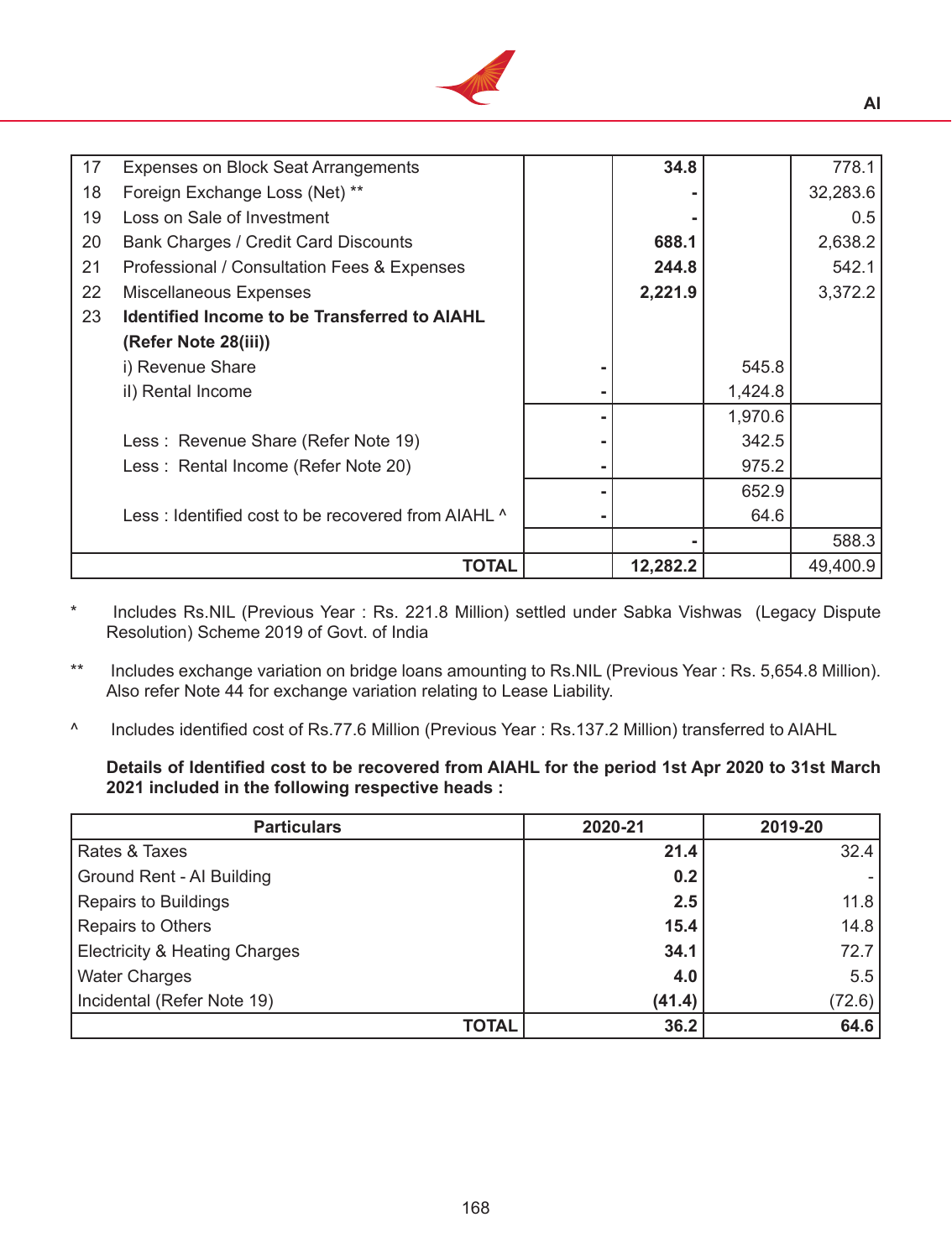| | | | | | |
|---|---|---|---|---|---|
| 17 | Expenses on Block Seat Arrangements | | **34.8** | | 778.1 |
| 18 | Foreign Exchange Loss (Net) ** | | **-** | | 32,283.6 |
| 19 | Loss on Sale of Investment | | **-** | | 0.5 |
| 20 | Bank Charges / Credit Card Discounts | | **688.1** | | 2,638.2 |
| 21 | Professional / Consultation Fees & Expenses | | **244.8** | | 542.1 |
| 22 | Miscellaneous Expenses | | **2,221.9** | | 3,372.2 |
| 23 | **Identified Income to be Transferred to AIAHL (Refer Note 28(iii))** | | | | |
| | i) Revenue Share | **-** | | 545.8 | |
| | iI) Rental Income | **-** | | 1,424.8 | |
| | | **-** | | 1,970.6 | |
| | Less : Revenue Share (Refer Note 19) | **-** | | 342.5 | |
| | Less : Rental Income (Refer Note 20) | **-** | | 975.2 | |
| | | **-** | | 652.9 | |
| | Less : Identified cost to be recovered from AIAHL ^ | **-** | | 64.6 | |
| | | | **-** | | 588.3 |
| | **TOTAL** | | **12,282.2** | | 49,400.9 |

\* Includes Rs.NIL (Previous Year : Rs. 221.8 Million) settled under Sabka Vishwas (Legacy Dispute Resolution) Scheme 2019 of Govt. of India

** Includes exchange variation on bridge loans amounting to Rs.NIL (Previous Year : Rs. 5,654.8 Million). Also refer Note 44 for exchange variation relating to Lease Liability.

^ Includes identified cost of Rs.77.6 Million (Previous Year : Rs.137.2 Million) transferred to AIAHL

**Details of Identified cost to be recovered from AIAHL for the period 1st Apr 2020 to 31st March 2021 included in the following respective heads :**

| Particulars | 2020-21 | 2019-20 |
|---|---|---|
| Rates & Taxes | **21.4** | 32.4 |
| Ground Rent - AI Building | **0.2** | - |
| Repairs to Buildings | **2.5** | 11.8 |
| Repairs to Others | **15.4** | 14.8 |
| Electricity & Heating Charges | **34.1** | 72.7 |
| Water Charges | **4.0** | 5.5 |
| Incidental (Refer Note 19) | **(41.4)** | (72.6) |
| **TOTAL** | **36.2** | **64.6** |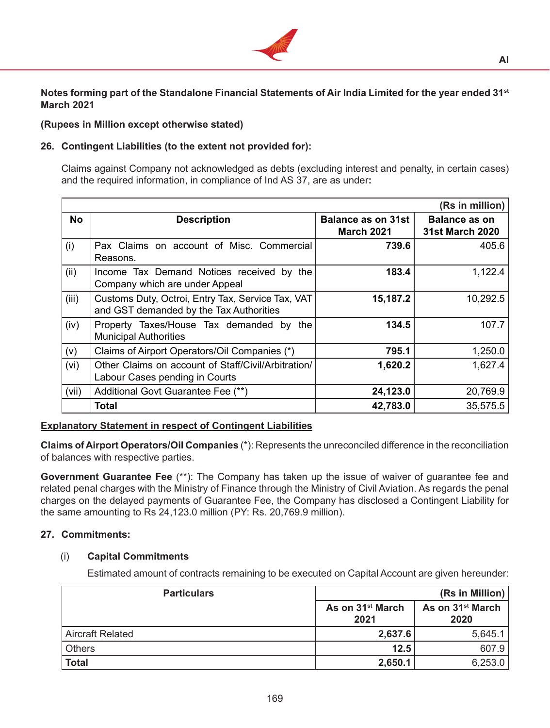**Notes forming part of the Standalone Financial Statements of Air India Limited for the year ended 31st March 2021**

**(Rupees in Million except otherwise stated)**

## 26. Contingent Liabilities (to the extent not provided for):

Claims against Company not acknowledged as debts (excluding interest and penalty, in certain cases) and the required information, in compliance of Ind AS 37, are as under**:**

| | | | **(Rs in million)** |
|---|---|---|---|
| **No** | **Description** | **Balance as on 31st March 2021** | **Balance as on 31st March 2020** |
| (i) | Pax Claims on account of Misc. Commercial Reasons. | **739.6** | 405.6 |
| (ii) | Income Tax Demand Notices received by the Company which are under Appeal | **183.4** | 1,122.4 |
| (iii) | Customs Duty, Octroi, Entry Tax, Service Tax, VAT and GST demanded by the Tax Authorities | **15,187.2** | 10,292.5 |
| (iv) | Property Taxes/House Tax demanded by the Municipal Authorities | **134.5** | 107.7 |
| (v) | Claims of Airport Operators/Oil Companies (*) | **795.1** | 1,250.0 |
| (vi) | Other Claims on account of Staff/Civil/Arbitration/ Labour Cases pending in Courts | **1,620.2** | 1,627.4 |
| (vii) | Additional Govt Guarantee Fee (**) | **24,123.0** | 20,769.9 |
| | **Total** | **42,783.0** | 35,575.5 |

**Explanatory Statement in respect of Contingent Liabilities**

**Claims of Airport Operators/Oil Companies** (*): Represents the unreconciled difference in the reconciliation of balances with respective parties.

**Government Guarantee Fee** (**): The Company has taken up the issue of waiver of guarantee fee and related penal charges with the Ministry of Finance through the Ministry of Civil Aviation. As regards the penal charges on the delayed payments of Guarantee Fee, the Company has disclosed a Contingent Liability for the same amounting to Rs 24,123.0 million (PY: Rs. 20,769.9 million).

## 27. Commitments:

### (i) Capital Commitments

Estimated amount of contracts remaining to be executed on Capital Account are given hereunder:

| **Particulars** | | **(Rs in Million)** |
|---|---|---|
| | **As on 31st March 2021** | **As on 31st March 2020** |
| Aircraft Related | **2,637.6** | 5,645.1 |
| Others | **12.5** | 607.9 |
| **Total** | **2,650.1** | 6,253.0 |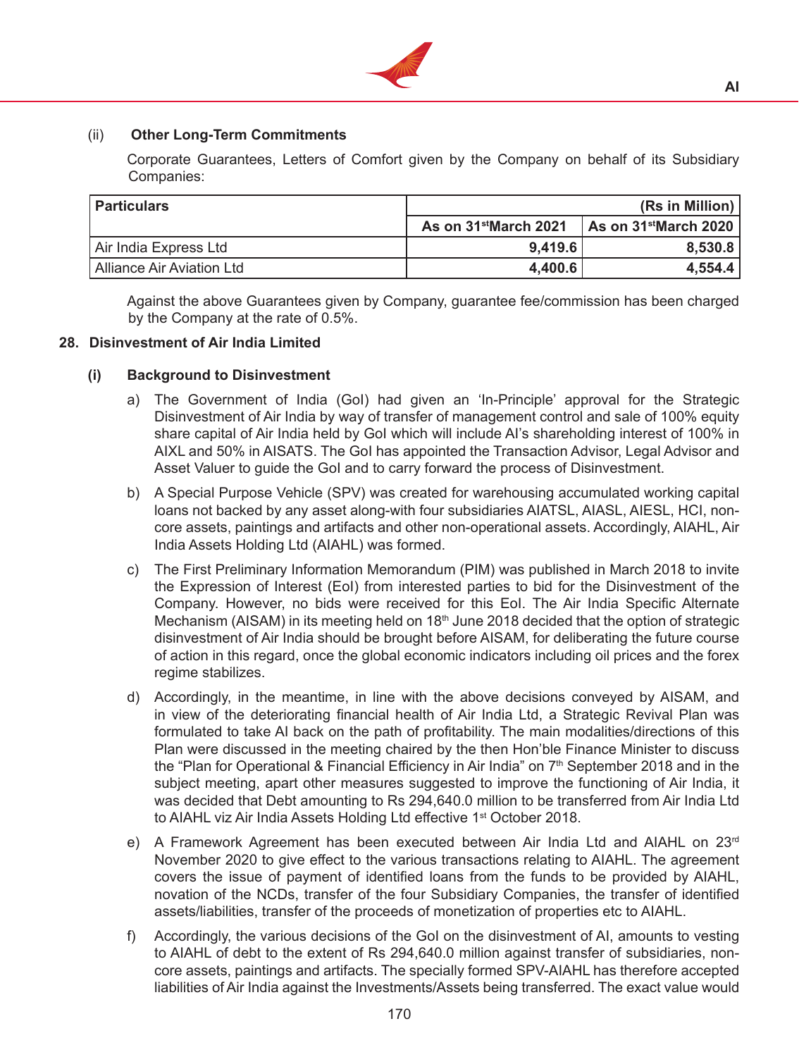(ii) **Other Long-Term Commitments**

Corporate Guarantees, Letters of Comfort given by the Company on behalf of its Subsidiary Companies:

| Particulars | (Rs in Million) | |
|---|---|---|
| | As on 31st March 2021 | As on 31st March 2020 |
| Air India Express Ltd | 9,419.6 | 8,530.8 |
| Alliance Air Aviation Ltd | 4,400.6 | 4,554.4 |

Against the above Guarantees given by Company, guarantee fee/commission has been charged by the Company at the rate of 0.5%.

## 28. Disinvestment of Air India Limited

### (i) Background to Disinvestment

a) The Government of India (GoI) had given an 'In-Principle' approval for the Strategic Disinvestment of Air India by way of transfer of management control and sale of 100% equity share capital of Air India held by GoI which will include AI's shareholding interest of 100% in AIXL and 50% in AISATS. The GoI has appointed the Transaction Advisor, Legal Advisor and Asset Valuer to guide the GoI and to carry forward the process of Disinvestment.

b) A Special Purpose Vehicle (SPV) was created for warehousing accumulated working capital loans not backed by any asset along-with four subsidiaries AIATSL, AIASL, AIESL, HCI, non-core assets, paintings and artifacts and other non-operational assets. Accordingly, AIAHL, Air India Assets Holding Ltd (AIAHL) was formed.

c) The First Preliminary Information Memorandum (PIM) was published in March 2018 to invite the Expression of Interest (EoI) from interested parties to bid for the Disinvestment of the Company. However, no bids were received for this EoI. The Air India Specific Alternate Mechanism (AISAM) in its meeting held on 18th June 2018 decided that the option of strategic disinvestment of Air India should be brought before AISAM, for deliberating the future course of action in this regard, once the global economic indicators including oil prices and the forex regime stabilizes.

d) Accordingly, in the meantime, in line with the above decisions conveyed by AISAM, and in view of the deteriorating financial health of Air India Ltd, a Strategic Revival Plan was formulated to take AI back on the path of profitability. The main modalities/directions of this Plan were discussed in the meeting chaired by the then Hon'ble Finance Minister to discuss the "Plan for Operational & Financial Efficiency in Air India" on 7th September 2018 and in the subject meeting, apart other measures suggested to improve the functioning of Air India, it was decided that Debt amounting to Rs 294,640.0 million to be transferred from Air India Ltd to AIAHL viz Air India Assets Holding Ltd effective 1st October 2018.

e) A Framework Agreement has been executed between Air India Ltd and AIAHL on 23rd November 2020 to give effect to the various transactions relating to AIAHL. The agreement covers the issue of payment of identified loans from the funds to be provided by AIAHL, novation of the NCDs, transfer of the four Subsidiary Companies, the transfer of identified assets/liabilities, transfer of the proceeds of monetization of properties etc to AIAHL.

f) Accordingly, the various decisions of the GoI on the disinvestment of AI, amounts to vesting to AIAHL of debt to the extent of Rs 294,640.0 million against transfer of subsidiaries, non-core assets, paintings and artifacts. The specially formed SPV-AIAHL has therefore accepted liabilities of Air India against the Investments/Assets being transferred. The exact value would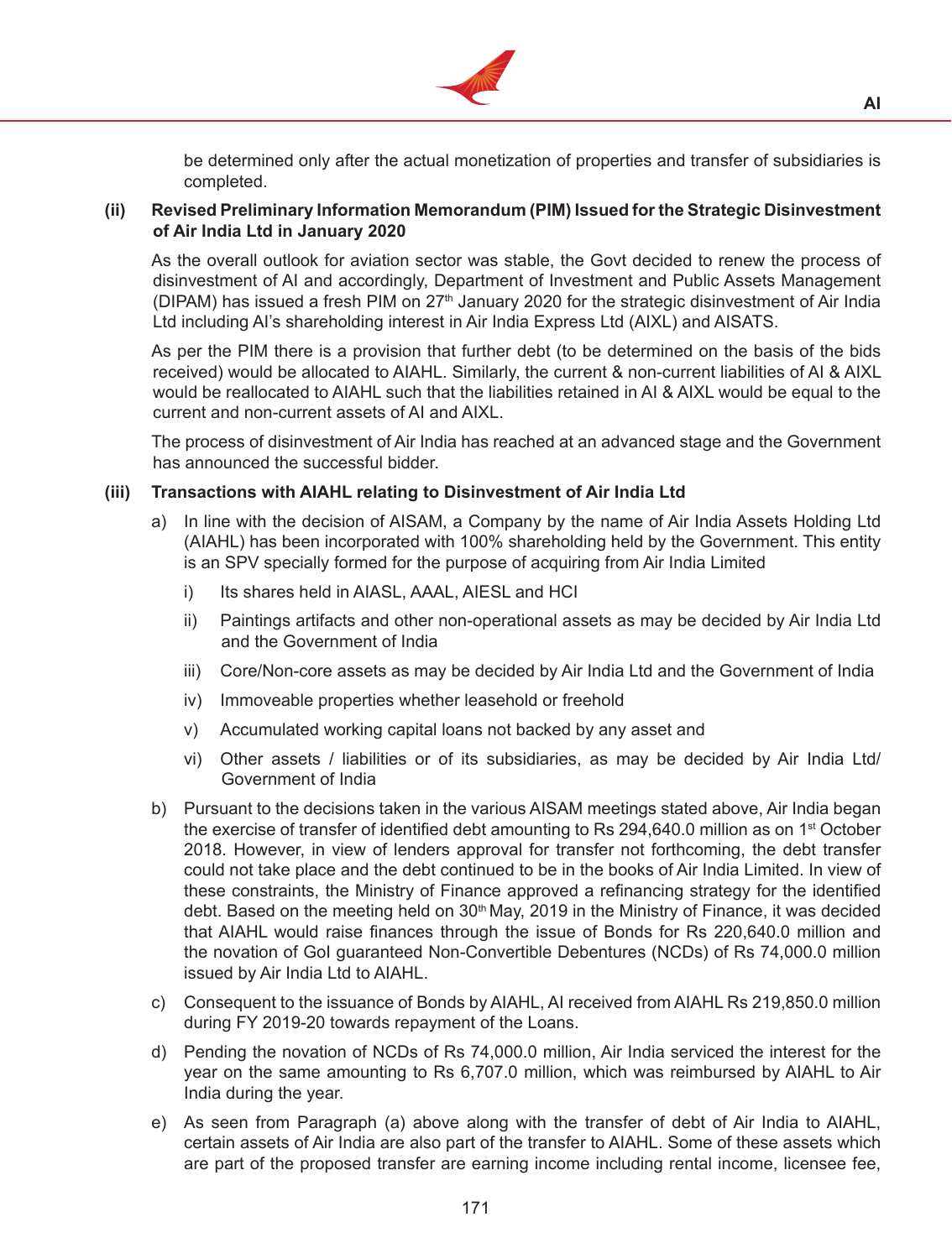be determined only after the actual monetization of properties and transfer of subsidiaries is completed.

**(ii) Revised Preliminary Information Memorandum (PIM) Issued for the Strategic Disinvestment of Air India Ltd in January 2020**

As the overall outlook for aviation sector was stable, the Govt decided to renew the process of disinvestment of AI and accordingly, Department of Investment and Public Assets Management (DIPAM) has issued a fresh PIM on 27th January 2020 for the strategic disinvestment of Air India Ltd including AI's shareholding interest in Air India Express Ltd (AIXL) and AISATS.

As per the PIM there is a provision that further debt (to be determined on the basis of the bids received) would be allocated to AIAHL. Similarly, the current & non-current liabilities of AI & AIXL would be reallocated to AIAHL such that the liabilities retained in AI & AIXL would be equal to the current and non-current assets of AI and AIXL.

The process of disinvestment of Air India has reached at an advanced stage and the Government has announced the successful bidder.

**(iii) Transactions with AIAHL relating to Disinvestment of Air India Ltd**

a) In line with the decision of AISAM, a Company by the name of Air India Assets Holding Ltd (AIAHL) has been incorporated with 100% shareholding held by the Government. This entity is an SPV specially formed for the purpose of acquiring from Air India Limited

   i) Its shares held in AIASL, AAAL, AIESL and HCI

   ii) Paintings artifacts and other non-operational assets as may be decided by Air India Ltd and the Government of India

   iii) Core/Non-core assets as may be decided by Air India Ltd and the Government of India

   iv) Immoveable properties whether leasehold or freehold

   v) Accumulated working capital loans not backed by any asset and

   vi) Other assets / liabilities or of its subsidiaries, as may be decided by Air India Ltd/ Government of India

b) Pursuant to the decisions taken in the various AISAM meetings stated above, Air India began the exercise of transfer of identified debt amounting to Rs 294,640.0 million as on 1st October 2018. However, in view of lenders approval for transfer not forthcoming, the debt transfer could not take place and the debt continued to be in the books of Air India Limited. In view of these constraints, the Ministry of Finance approved a refinancing strategy for the identified debt. Based on the meeting held on 30th May, 2019 in the Ministry of Finance, it was decided that AIAHL would raise finances through the issue of Bonds for Rs 220,640.0 million and the novation of GoI guaranteed Non-Convertible Debentures (NCDs) of Rs 74,000.0 million issued by Air India Ltd to AIAHL.

c) Consequent to the issuance of Bonds by AIAHL, AI received from AIAHL Rs 219,850.0 million during FY 2019-20 towards repayment of the Loans.

d) Pending the novation of NCDs of Rs 74,000.0 million, Air India serviced the interest for the year on the same amounting to Rs 6,707.0 million, which was reimbursed by AIAHL to Air India during the year.

e) As seen from Paragraph (a) above along with the transfer of debt of Air India to AIAHL, certain assets of Air India are also part of the transfer to AIAHL. Some of these assets which are part of the proposed transfer are earning income including rental income, licensee fee,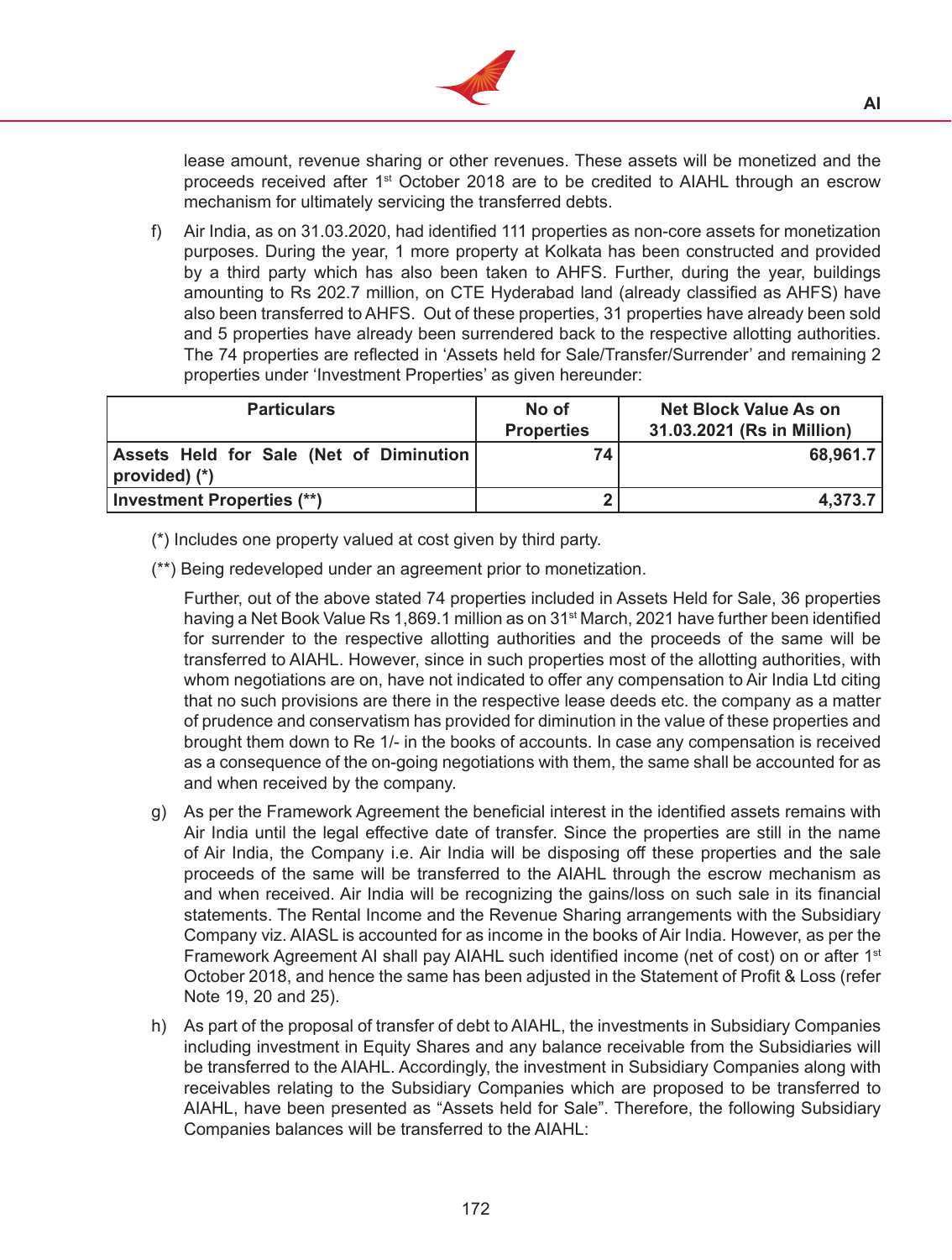lease amount, revenue sharing or other revenues. These assets will be monetized and the proceeds received after 1st October 2018 are to be credited to AIAHL through an escrow mechanism for ultimately servicing the transferred debts.

f) Air India, as on 31.03.2020, had identified 111 properties as non-core assets for monetization purposes. During the year, 1 more property at Kolkata has been constructed and provided by a third party which has also been taken to AHFS. Further, during the year, buildings amounting to Rs 202.7 million, on CTE Hyderabad land (already classified as AHFS) have also been transferred to AHFS. Out of these properties, 31 properties have already been sold and 5 properties have already been surrendered back to the respective allotting authorities. The 74 properties are reflected in 'Assets held for Sale/Transfer/Surrender' and remaining 2 properties under 'Investment Properties' as given hereunder:

| Particulars | No of Properties | Net Block Value As on 31.03.2021 (Rs in Million) |
|---|---|---|
| **Assets Held for Sale (Net of Diminution provided) (*)** | **74** | **68,961.7** |
| **Investment Properties (**)** | **2** | **4,373.7** |

(*) Includes one property valued at cost given by third party.

(**) Being redeveloped under an agreement prior to monetization.

Further, out of the above stated 74 properties included in Assets Held for Sale, 36 properties having a Net Book Value Rs 1,869.1 million as on 31st March, 2021 have further been identified for surrender to the respective allotting authorities and the proceeds of the same will be transferred to AIAHL. However, since in such properties most of the allotting authorities, with whom negotiations are on, have not indicated to offer any compensation to Air India Ltd citing that no such provisions are there in the respective lease deeds etc. the company as a matter of prudence and conservatism has provided for diminution in the value of these properties and brought them down to Re 1/- in the books of accounts. In case any compensation is received as a consequence of the on-going negotiations with them, the same shall be accounted for as and when received by the company.

g) As per the Framework Agreement the beneficial interest in the identified assets remains with Air India until the legal effective date of transfer. Since the properties are still in the name of Air India, the Company i.e. Air India will be disposing off these properties and the sale proceeds of the same will be transferred to the AIAHL through the escrow mechanism as and when received. Air India will be recognizing the gains/loss on such sale in its financial statements. The Rental Income and the Revenue Sharing arrangements with the Subsidiary Company viz. AIASL is accounted for as income in the books of Air India. However, as per the Framework Agreement AI shall pay AIAHL such identified income (net of cost) on or after 1st October 2018, and hence the same has been adjusted in the Statement of Profit & Loss (refer Note 19, 20 and 25).

h) As part of the proposal of transfer of debt to AIAHL, the investments in Subsidiary Companies including investment in Equity Shares and any balance receivable from the Subsidiaries will be transferred to the AIAHL. Accordingly, the investment in Subsidiary Companies along with receivables relating to the Subsidiary Companies which are proposed to be transferred to AIAHL, have been presented as "Assets held for Sale". Therefore, the following Subsidiary Companies balances will be transferred to the AIAHL: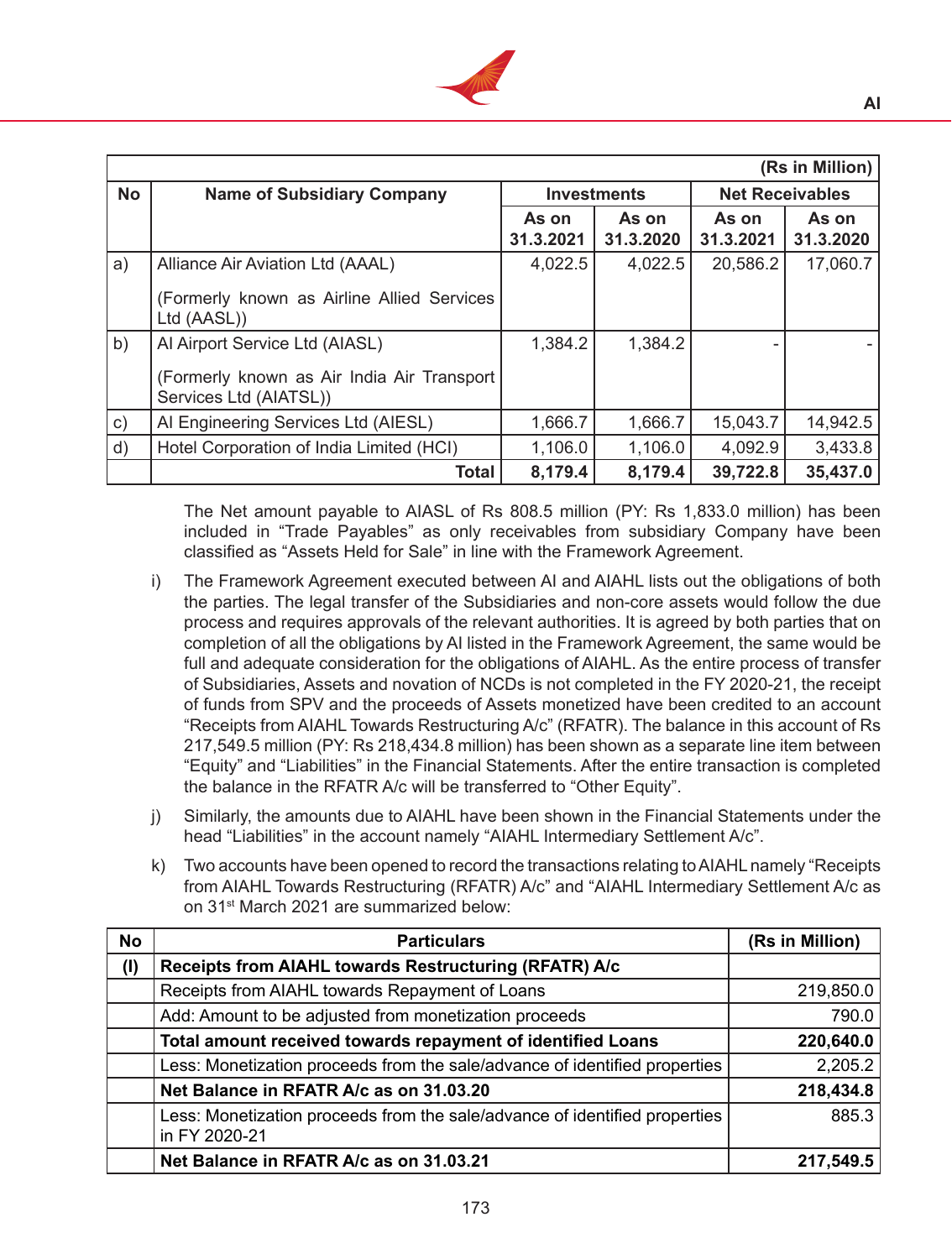| (Rs in Million) | | | | | |
|---|---|---|---|---|---|
| No | Name of Subsidiary Company | Investments | | Net Receivables | |
| | | As on 31.3.2021 | As on 31.3.2020 | As on 31.3.2021 | As on 31.3.2020 |
| a) | Alliance Air Aviation Ltd (AAAL)<br><br>(Formerly known as Airline Allied Services Ltd (AASL)) | 4,022.5 | 4,022.5 | 20,586.2 | 17,060.7 |
| b) | AI Airport Service Ltd (AIASL)<br><br>(Formerly known as Air India Air Transport Services Ltd (AIATSL)) | 1,384.2 | 1,384.2 | - | - |
| c) | AI Engineering Services Ltd (AIESL) | 1,666.7 | 1,666.7 | 15,043.7 | 14,942.5 |
| d) | Hotel Corporation of India Limited (HCI) | 1,106.0 | 1,106.0 | 4,092.9 | 3,433.8 |
| | **Total** | **8,179.4** | **8,179.4** | **39,722.8** | **35,437.0** |

The Net amount payable to AIASL of Rs 808.5 million (PY: Rs 1,833.0 million) has been included in "Trade Payables" as only receivables from subsidiary Company have been classified as "Assets Held for Sale" in line with the Framework Agreement.

i) The Framework Agreement executed between AI and AIAHL lists out the obligations of both the parties. The legal transfer of the Subsidiaries and non-core assets would follow the due process and requires approvals of the relevant authorities. It is agreed by both parties that on completion of all the obligations by AI listed in the Framework Agreement, the same would be full and adequate consideration for the obligations of AIAHL. As the entire process of transfer of Subsidiaries, Assets and novation of NCDs is not completed in the FY 2020-21, the receipt of funds from SPV and the proceeds of Assets monetized have been credited to an account "Receipts from AIAHL Towards Restructuring A/c" (RFATR). The balance in this account of Rs 217,549.5 million (PY: Rs 218,434.8 million) has been shown as a separate line item between "Equity" and "Liabilities" in the Financial Statements. After the entire transaction is completed the balance in the RFATR A/c will be transferred to "Other Equity".

j) Similarly, the amounts due to AIAHL have been shown in the Financial Statements under the head "Liabilities" in the account namely "AIAHL Intermediary Settlement A/c".

k) Two accounts have been opened to record the transactions relating to AIAHL namely "Receipts from AIAHL Towards Restructuring (RFATR) A/c" and "AIAHL Intermediary Settlement A/c as on 31st March 2021 are summarized below:

| No | Particulars | (Rs in Million) |
|---|---|---|
| **(I)** | **Receipts from AIAHL towards Restructuring (RFATR) A/c** | |
| | Receipts from AIAHL towards Repayment of Loans | 219,850.0 |
| | Add: Amount to be adjusted from monetization proceeds | 790.0 |
| | **Total amount received towards repayment of identified Loans** | **220,640.0** |
| | Less: Monetization proceeds from the sale/advance of identified properties | 2,205.2 |
| | **Net Balance in RFATR A/c as on 31.03.20** | **218,434.8** |
| | Less: Monetization proceeds from the sale/advance of identified properties in FY 2020-21 | 885.3 |
| | **Net Balance in RFATR A/c as on 31.03.21** | **217,549.5** |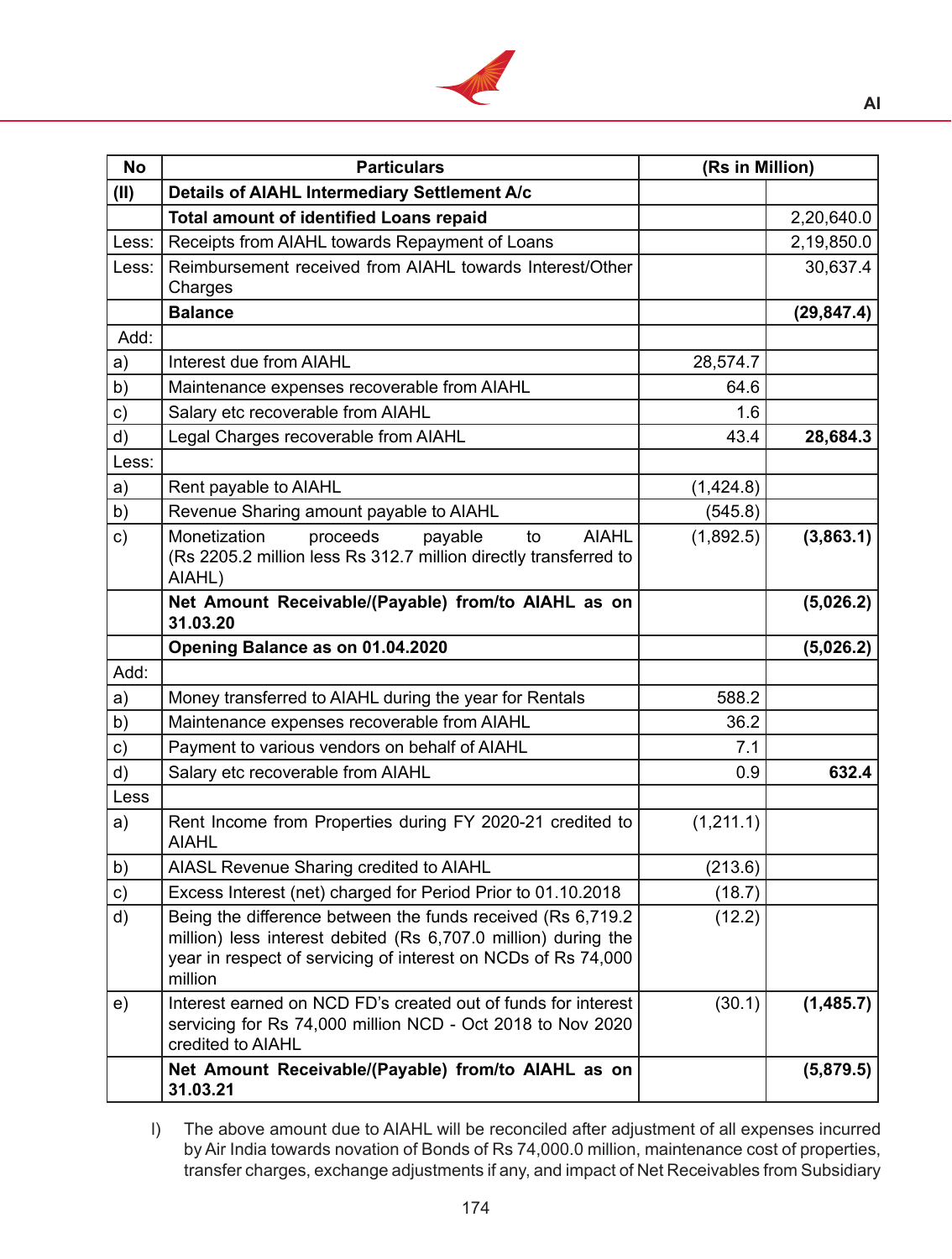| No | Particulars | (Rs in Million) | |
|---|---|---|---|
| **(II)** | **Details of AIAHL Intermediary Settlement A/c** | | |
| | **Total amount of identified Loans repaid** | | 2,20,640.0 |
| Less: | Receipts from AIAHL towards Repayment of Loans | | 2,19,850.0 |
| Less: | Reimbursement received from AIAHL towards Interest/Other Charges | | 30,637.4 |
| | **Balance** | | **(29,847.4)** |
| Add: | | | |
| a) | Interest due from AIAHL | 28,574.7 | |
| b) | Maintenance expenses recoverable from AIAHL | 64.6 | |
| c) | Salary etc recoverable from AIAHL | 1.6 | |
| d) | Legal Charges recoverable from AIAHL | 43.4 | **28,684.3** |
| Less: | | | |
| a) | Rent payable to AIAHL | (1,424.8) | |
| b) | Revenue Sharing amount payable to AIAHL | (545.8) | |
| c) | Monetization proceeds payable to AIAHL (Rs 2205.2 million less Rs 312.7 million directly transferred to AIAHL) | (1,892.5) | **(3,863.1)** |
| | **Net Amount Receivable/(Payable) from/to AIAHL as on 31.03.20** | | **(5,026.2)** |
| | **Opening Balance as on 01.04.2020** | | **(5,026.2)** |
| Add: | | | |
| a) | Money transferred to AIAHL during the year for Rentals | 588.2 | |
| b) | Maintenance expenses recoverable from AIAHL | 36.2 | |
| c) | Payment to various vendors on behalf of AIAHL | 7.1 | |
| d) | Salary etc recoverable from AIAHL | 0.9 | **632.4** |
| Less | | | |
| a) | Rent Income from Properties during FY 2020-21 credited to AIAHL | (1,211.1) | |
| b) | AIASL Revenue Sharing credited to AIAHL | (213.6) | |
| c) | Excess Interest (net) charged for Period Prior to 01.10.2018 | (18.7) | |
| d) | Being the difference between the funds received (Rs 6,719.2 million) less interest debited (Rs 6,707.0 million) during the year in respect of servicing of interest on NCDs of Rs 74,000 million | (12.2) | |
| e) | Interest earned on NCD FD's created out of funds for interest servicing for Rs 74,000 million NCD - Oct 2018 to Nov 2020 credited to AIAHL | (30.1) | **(1,485.7)** |
| | **Net Amount Receivable/(Payable) from/to AIAHL as on 31.03.21** | | **(5,879.5)** |

I) The above amount due to AIAHL will be reconciled after adjustment of all expenses incurred by Air India towards novation of Bonds of Rs 74,000.0 million, maintenance cost of properties, transfer charges, exchange adjustments if any, and impact of Net Receivables from Subsidiary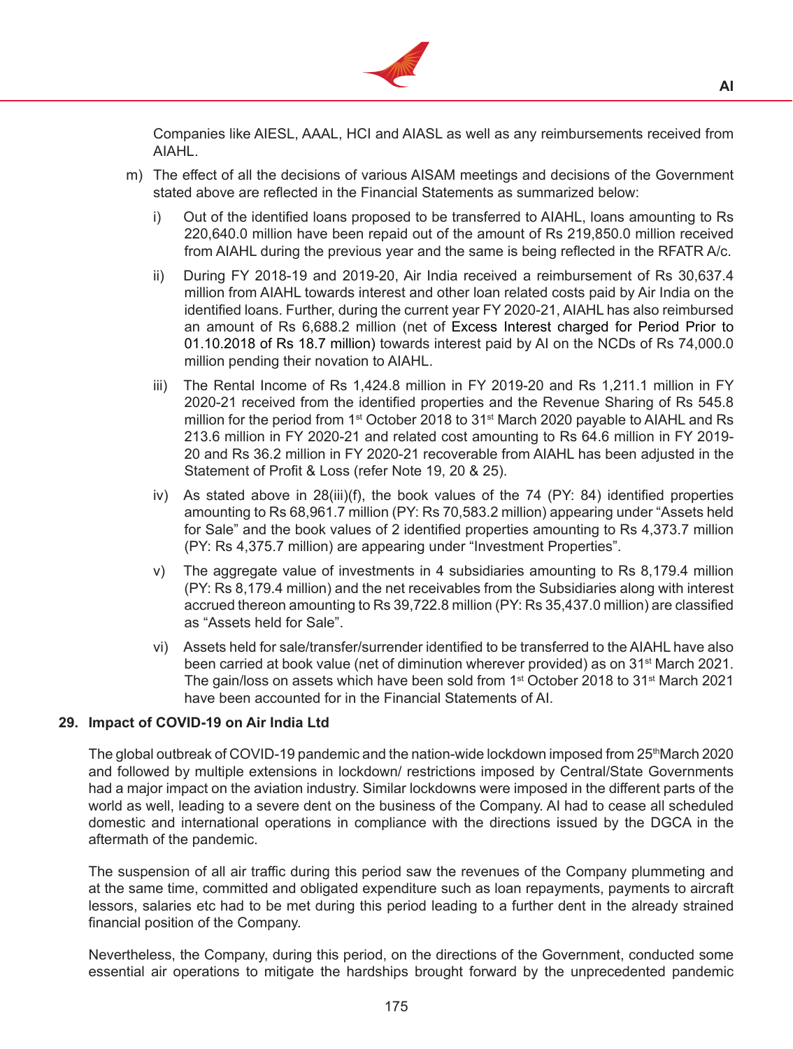Companies like AIESL, AAAL, HCI and AIASL as well as any reimbursements received from AIAHL.

m) The effect of all the decisions of various AISAM meetings and decisions of the Government stated above are reflected in the Financial Statements as summarized below:

   i) Out of the identified loans proposed to be transferred to AIAHL, loans amounting to Rs 220,640.0 million have been repaid out of the amount of Rs 219,850.0 million received from AIAHL during the previous year and the same is being reflected in the RFATR A/c.

   ii) During FY 2018-19 and 2019-20, Air India received a reimbursement of Rs 30,637.4 million from AIAHL towards interest and other loan related costs paid by Air India on the identified loans. Further, during the current year FY 2020-21, AIAHL has also reimbursed an amount of Rs 6,688.2 million (net of Excess Interest charged for Period Prior to 01.10.2018 of Rs 18.7 million) towards interest paid by AI on the NCDs of Rs 74,000.0 million pending their novation to AIAHL.

   iii) The Rental Income of Rs 1,424.8 million in FY 2019-20 and Rs 1,211.1 million in FY 2020-21 received from the identified properties and the Revenue Sharing of Rs 545.8 million for the period from 1st October 2018 to 31st March 2020 payable to AIAHL and Rs 213.6 million in FY 2020-21 and related cost amounting to Rs 64.6 million in FY 2019-20 and Rs 36.2 million in FY 2020-21 recoverable from AIAHL has been adjusted in the Statement of Profit & Loss (refer Note 19, 20 & 25).

   iv) As stated above in 28(iii)(f), the book values of the 74 (PY: 84) identified properties amounting to Rs 68,961.7 million (PY: Rs 70,583.2 million) appearing under "Assets held for Sale" and the book values of 2 identified properties amounting to Rs 4,373.7 million (PY: Rs 4,375.7 million) are appearing under "Investment Properties".

   v) The aggregate value of investments in 4 subsidiaries amounting to Rs 8,179.4 million (PY: Rs 8,179.4 million) and the net receivables from the Subsidiaries along with interest accrued thereon amounting to Rs 39,722.8 million (PY: Rs 35,437.0 million) are classified as "Assets held for Sale".

   vi) Assets held for sale/transfer/surrender identified to be transferred to the AIAHL have also been carried at book value (net of diminution wherever provided) as on 31st March 2021. The gain/loss on assets which have been sold from 1st October 2018 to 31st March 2021 have been accounted for in the Financial Statements of AI.

## 29. Impact of COVID-19 on Air India Ltd

The global outbreak of COVID-19 pandemic and the nation-wide lockdown imposed from 25th March 2020 and followed by multiple extensions in lockdown/ restrictions imposed by Central/State Governments had a major impact on the aviation industry. Similar lockdowns were imposed in the different parts of the world as well, leading to a severe dent on the business of the Company. AI had to cease all scheduled domestic and international operations in compliance with the directions issued by the DGCA in the aftermath of the pandemic.

The suspension of all air traffic during this period saw the revenues of the Company plummeting and at the same time, committed and obligated expenditure such as loan repayments, payments to aircraft lessors, salaries etc had to be met during this period leading to a further dent in the already strained financial position of the Company.

Nevertheless, the Company, during this period, on the directions of the Government, conducted some essential air operations to mitigate the hardships brought forward by the unprecedented pandemic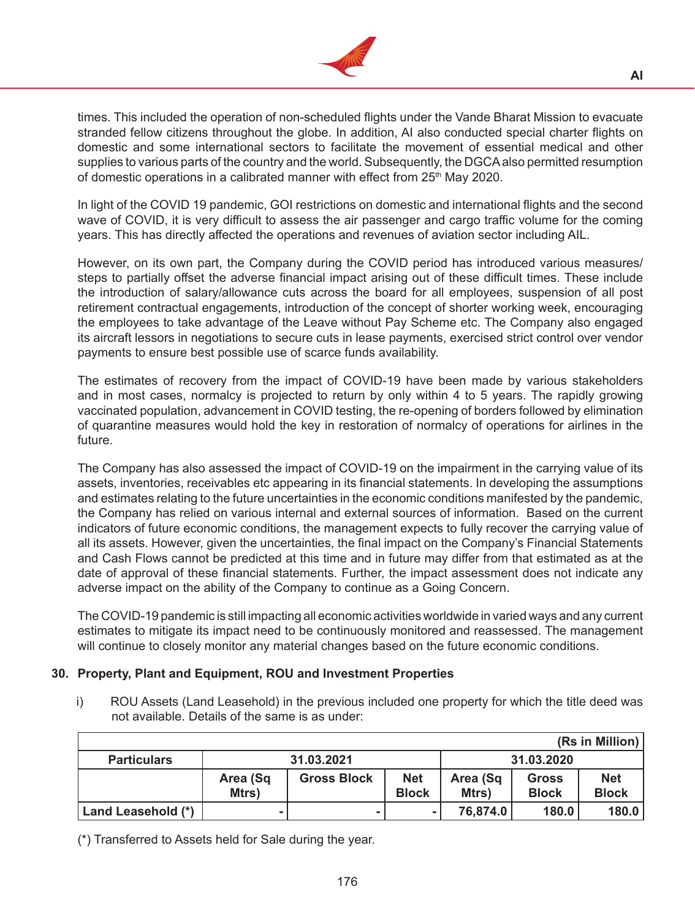times. This included the operation of non-scheduled flights under the Vande Bharat Mission to evacuate stranded fellow citizens throughout the globe. In addition, AI also conducted special charter flights on domestic and some international sectors to facilitate the movement of essential medical and other supplies to various parts of the country and the world. Subsequently, the DGCA also permitted resumption of domestic operations in a calibrated manner with effect from 25th May 2020.

In light of the COVID 19 pandemic, GOI restrictions on domestic and international flights and the second wave of COVID, it is very difficult to assess the air passenger and cargo traffic volume for the coming years. This has directly affected the operations and revenues of aviation sector including AIL.

However, on its own part, the Company during the COVID period has introduced various measures/ steps to partially offset the adverse financial impact arising out of these difficult times. These include the introduction of salary/allowance cuts across the board for all employees, suspension of all post retirement contractual engagements, introduction of the concept of shorter working week, encouraging the employees to take advantage of the Leave without Pay Scheme etc. The Company also engaged its aircraft lessors in negotiations to secure cuts in lease payments, exercised strict control over vendor payments to ensure best possible use of scarce funds availability.

The estimates of recovery from the impact of COVID-19 have been made by various stakeholders and in most cases, normalcy is projected to return by only within 4 to 5 years. The rapidly growing vaccinated population, advancement in COVID testing, the re-opening of borders followed by elimination of quarantine measures would hold the key in restoration of normalcy of operations for airlines in the future.

The Company has also assessed the impact of COVID-19 on the impairment in the carrying value of its assets, inventories, receivables etc appearing in its financial statements. In developing the assumptions and estimates relating to the future uncertainties in the economic conditions manifested by the pandemic, the Company has relied on various internal and external sources of information. Based on the current indicators of future economic conditions, the management expects to fully recover the carrying value of all its assets. However, given the uncertainties, the final impact on the Company's Financial Statements and Cash Flows cannot be predicted at this time and in future may differ from that estimated as at the date of approval of these financial statements. Further, the impact assessment does not indicate any adverse impact on the ability of the Company to continue as a Going Concern.

The COVID-19 pandemic is still impacting all economic activities worldwide in varied ways and any current estimates to mitigate its impact need to be continuously monitored and reassessed. The management will continue to closely monitor any material changes based on the future economic conditions.

**30. Property, Plant and Equipment, ROU and Investment Properties**

i) ROU Assets (Land Leasehold) in the previous included one property for which the title deed was not available. Details of the same is as under:

(Rs in Million)

| Particulars | 31.03.2021 | | | 31.03.2020 | | |
|---|---|---|---|---|---|---|
| | Area (Sq Mtrs) | Gross Block | Net Block | Area (Sq Mtrs) | Gross Block | Net Block |
| Land Leasehold (*) | - | - | - | 76,874.0 | 180.0 | 180.0 |

(*) Transferred to Assets held for Sale during the year.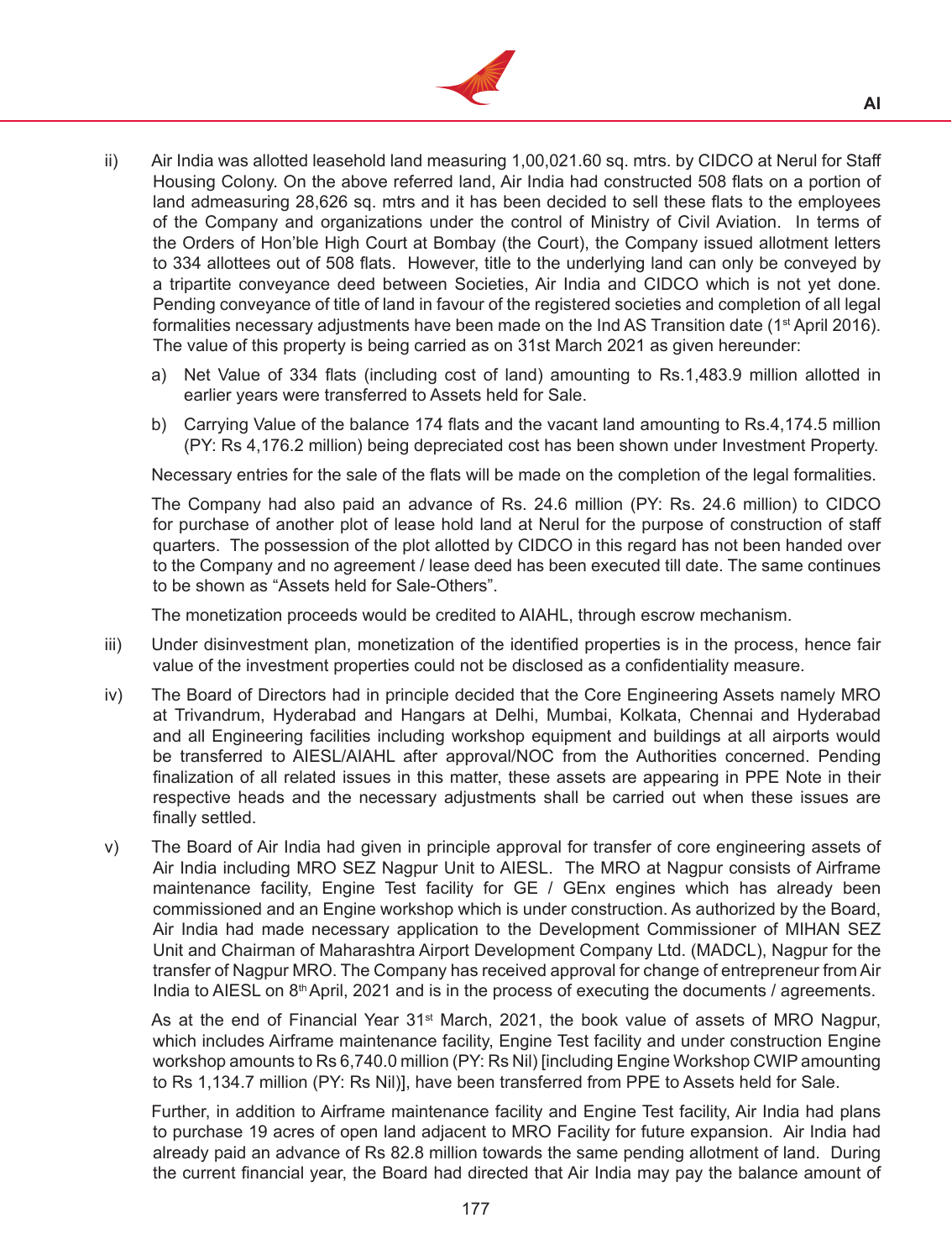ii) Air India was allotted leasehold land measuring 1,00,021.60 sq. mtrs. by CIDCO at Nerul for Staff Housing Colony. On the above referred land, Air India had constructed 508 flats on a portion of land admeasuring 28,626 sq. mtrs and it has been decided to sell these flats to the employees of the Company and organizations under the control of Ministry of Civil Aviation. In terms of the Orders of Hon'ble High Court at Bombay (the Court), the Company issued allotment letters to 334 allottees out of 508 flats. However, title to the underlying land can only be conveyed by a tripartite conveyance deed between Societies, Air India and CIDCO which is not yet done. Pending conveyance of title of land in favour of the registered societies and completion of all legal formalities necessary adjustments have been made on the Ind AS Transition date (1st April 2016). The value of this property is being carried as on 31st March 2021 as given hereunder:

   a) Net Value of 334 flats (including cost of land) amounting to Rs.1,483.9 million allotted in earlier years were transferred to Assets held for Sale.

   b) Carrying Value of the balance 174 flats and the vacant land amounting to Rs.4,174.5 million (PY: Rs 4,176.2 million) being depreciated cost has been shown under Investment Property.

   Necessary entries for the sale of the flats will be made on the completion of the legal formalities.

   The Company had also paid an advance of Rs. 24.6 million (PY: Rs. 24.6 million) to CIDCO for purchase of another plot of lease hold land at Nerul for the purpose of construction of staff quarters. The possession of the plot allotted by CIDCO in this regard has not been handed over to the Company and no agreement / lease deed has been executed till date. The same continues to be shown as "Assets held for Sale-Others".

   The monetization proceeds would be credited to AIAHL, through escrow mechanism.

iii) Under disinvestment plan, monetization of the identified properties is in the process, hence fair value of the investment properties could not be disclosed as a confidentiality measure.

iv) The Board of Directors had in principle decided that the Core Engineering Assets namely MRO at Trivandrum, Hyderabad and Hangars at Delhi, Mumbai, Kolkata, Chennai and Hyderabad and all Engineering facilities including workshop equipment and buildings at all airports would be transferred to AIESL/AIAHL after approval/NOC from the Authorities concerned. Pending finalization of all related issues in this matter, these assets are appearing in PPE Note in their respective heads and the necessary adjustments shall be carried out when these issues are finally settled.

v) The Board of Air India had given in principle approval for transfer of core engineering assets of Air India including MRO SEZ Nagpur Unit to AIESL. The MRO at Nagpur consists of Airframe maintenance facility, Engine Test facility for GE / GEnx engines which has already been commissioned and an Engine workshop which is under construction. As authorized by the Board, Air India had made necessary application to the Development Commissioner of MIHAN SEZ Unit and Chairman of Maharashtra Airport Development Company Ltd. (MADCL), Nagpur for the transfer of Nagpur MRO. The Company has received approval for change of entrepreneur from Air India to AIESL on 8th April, 2021 and is in the process of executing the documents / agreements.

   As at the end of Financial Year 31st March, 2021, the book value of assets of MRO Nagpur, which includes Airframe maintenance facility, Engine Test facility and under construction Engine workshop amounts to Rs 6,740.0 million (PY: Rs Nil) [including Engine Workshop CWIP amounting to Rs 1,134.7 million (PY: Rs Nil)], have been transferred from PPE to Assets held for Sale.

   Further, in addition to Airframe maintenance facility and Engine Test facility, Air India had plans to purchase 19 acres of open land adjacent to MRO Facility for future expansion. Air India had already paid an advance of Rs 82.8 million towards the same pending allotment of land. During the current financial year, the Board had directed that Air India may pay the balance amount of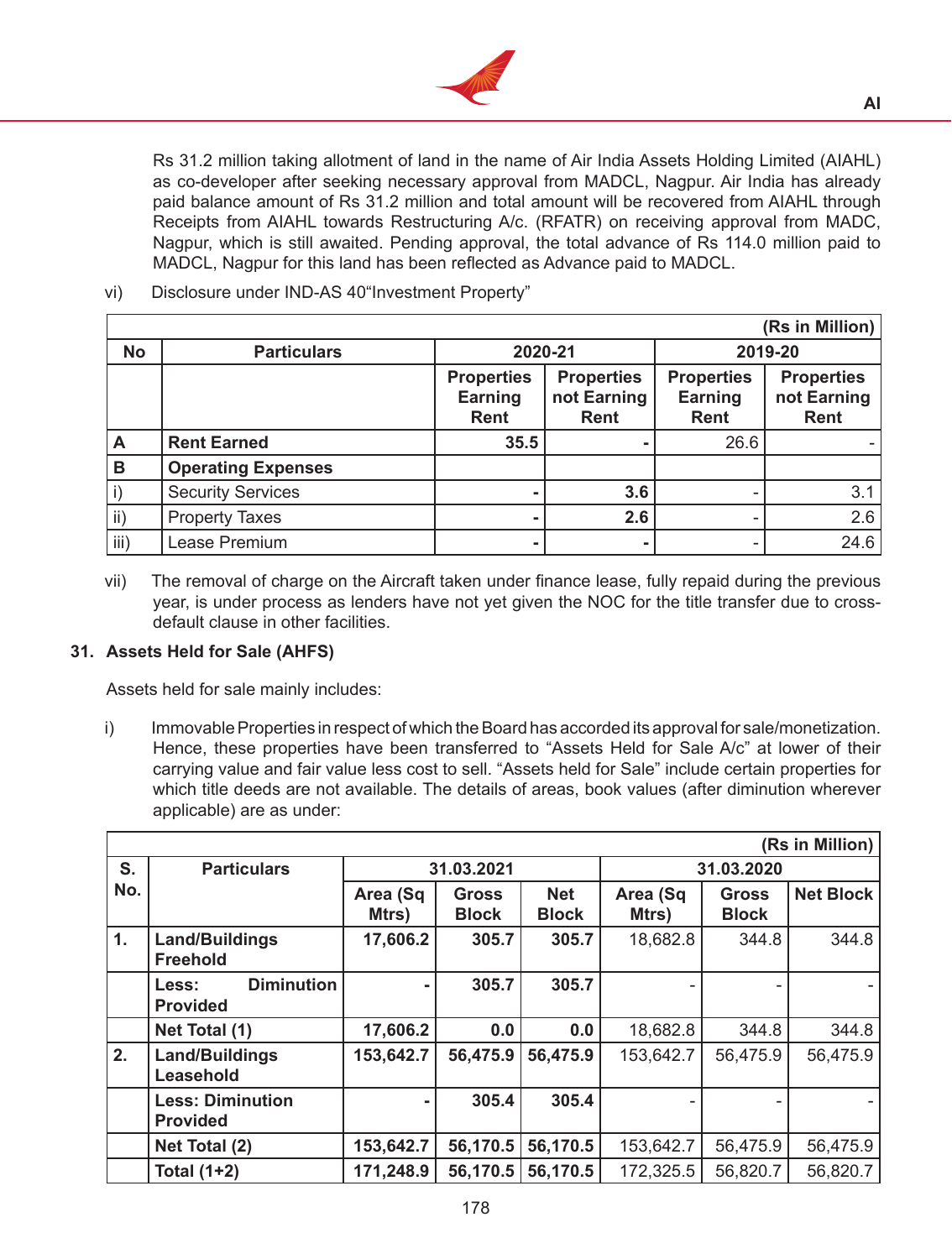Rs 31.2 million taking allotment of land in the name of Air India Assets Holding Limited (AIAHL) as co-developer after seeking necessary approval from MADCL, Nagpur. Air India has already paid balance amount of Rs 31.2 million and total amount will be recovered from AIAHL through Receipts from AIAHL towards Restructuring A/c. (RFATR) on receiving approval from MADC, Nagpur, which is still awaited. Pending approval, the total advance of Rs 114.0 million paid to MADCL, Nagpur for this land has been reflected as Advance paid to MADCL.

vi) Disclosure under IND-AS 40"Investment Property"

(Rs in Million)

| No | Particulars | 2020-21 | | 2019-20 | |
|---|---|---|---|---|---|
| | | Properties Earning Rent | Properties not Earning Rent | Properties Earning Rent | Properties not Earning Rent |
| **A** | **Rent Earned** | **35.5** | **-** | 26.6 | - |
| **B** | **Operating Expenses** | | | | |
| i) | Security Services | **-** | **3.6** | - | 3.1 |
| ii) | Property Taxes | **-** | **2.6** | - | 2.6 |
| iii) | Lease Premium | **-** | **-** | - | 24.6 |

vii) The removal of charge on the Aircraft taken under finance lease, fully repaid during the previous year, is under process as lenders have not yet given the NOC for the title transfer due to cross-default clause in other facilities.

## 31. Assets Held for Sale (AHFS)

Assets held for sale mainly includes:

i) Immovable Properties in respect of which the Board has accorded its approval for sale/monetization. Hence, these properties have been transferred to "Assets Held for Sale A/c" at lower of their carrying value and fair value less cost to sell. "Assets held for Sale" include certain properties for which title deeds are not available. The details of areas, book values (after diminution wherever applicable) are as under:

(Rs in Million)

| S. No. | Particulars | 31.03.2021 | | | 31.03.2020 | | |
|---|---|---|---|---|---|---|---|
| | | Area (Sq Mtrs) | Gross Block | Net Block | Area (Sq Mtrs) | Gross Block | Net Block |
| **1.** | **Land/Buildings Freehold** | **17,606.2** | **305.7** | **305.7** | 18,682.8 | 344.8 | 344.8 |
| | **Less: Diminution Provided** | **-** | **305.7** | **305.7** | - | - | - |
| | **Net Total (1)** | **17,606.2** | **0.0** | **0.0** | 18,682.8 | 344.8 | 344.8 |
| **2.** | **Land/Buildings Leasehold** | **153,642.7** | **56,475.9** | **56,475.9** | 153,642.7 | 56,475.9 | 56,475.9 |
| | **Less: Diminution Provided** | **-** | **305.4** | **305.4** | - | - | - |
| | **Net Total (2)** | **153,642.7** | **56,170.5** | **56,170.5** | 153,642.7 | 56,475.9 | 56,475.9 |
| | **Total (1+2)** | **171,248.9** | **56,170.5** | **56,170.5** | 172,325.5 | 56,820.7 | 56,820.7 |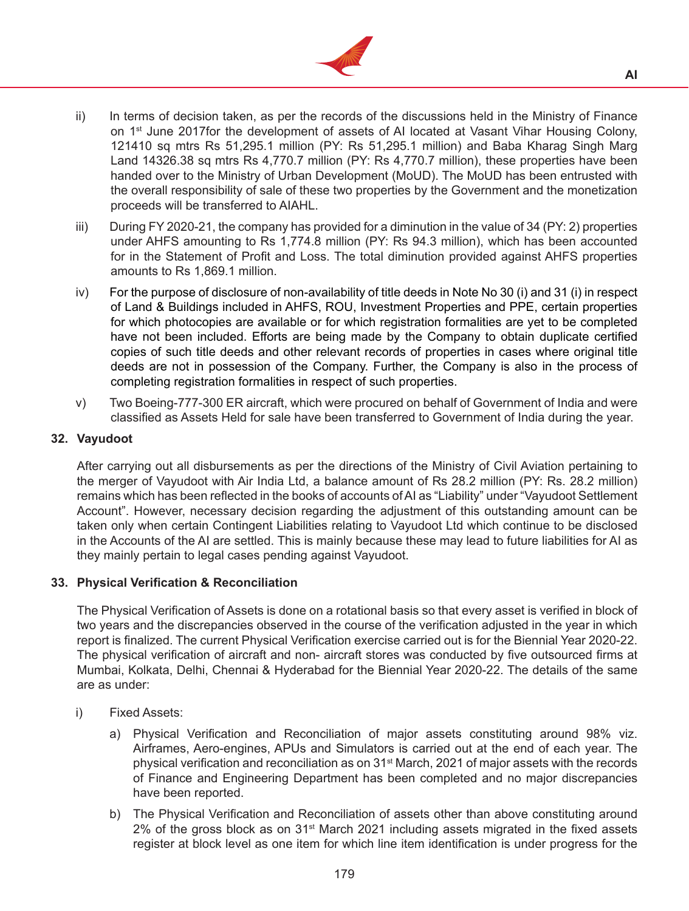ii) In terms of decision taken, as per the records of the discussions held in the Ministry of Finance on 1st June 2017for the development of assets of AI located at Vasant Vihar Housing Colony, 121410 sq mtrs Rs 51,295.1 million (PY: Rs 51,295.1 million) and Baba Kharag Singh Marg Land 14326.38 sq mtrs Rs 4,770.7 million (PY: Rs 4,770.7 million), these properties have been handed over to the Ministry of Urban Development (MoUD). The MoUD has been entrusted with the overall responsibility of sale of these two properties by the Government and the monetization proceeds will be transferred to AIAHL.

iii) During FY 2020-21, the company has provided for a diminution in the value of 34 (PY: 2) properties under AHFS amounting to Rs 1,774.8 million (PY: Rs 94.3 million), which has been accounted for in the Statement of Profit and Loss. The total diminution provided against AHFS properties amounts to Rs 1,869.1 million.

iv) For the purpose of disclosure of non-availability of title deeds in Note No 30 (i) and 31 (i) in respect of Land & Buildings included in AHFS, ROU, Investment Properties and PPE, certain properties for which photocopies are available or for which registration formalities are yet to be completed have not been included. Efforts are being made by the Company to obtain duplicate certified copies of such title deeds and other relevant records of properties in cases where original title deeds are not in possession of the Company. Further, the Company is also in the process of completing registration formalities in respect of such properties.

v) Two Boeing-777-300 ER aircraft, which were procured on behalf of Government of India and were classified as Assets Held for sale have been transferred to Government of India during the year.

## 32. Vayudoot

After carrying out all disbursements as per the directions of the Ministry of Civil Aviation pertaining to the merger of Vayudoot with Air India Ltd, a balance amount of Rs 28.2 million (PY: Rs. 28.2 million) remains which has been reflected in the books of accounts of AI as "Liability" under "Vayudoot Settlement Account". However, necessary decision regarding the adjustment of this outstanding amount can be taken only when certain Contingent Liabilities relating to Vayudoot Ltd which continue to be disclosed in the Accounts of the AI are settled. This is mainly because these may lead to future liabilities for AI as they mainly pertain to legal cases pending against Vayudoot.

## 33. Physical Verification & Reconciliation

The Physical Verification of Assets is done on a rotational basis so that every asset is verified in block of two years and the discrepancies observed in the course of the verification adjusted in the year in which report is finalized. The current Physical Verification exercise carried out is for the Biennial Year 2020-22. The physical verification of aircraft and non- aircraft stores was conducted by five outsourced firms at Mumbai, Kolkata, Delhi, Chennai & Hyderabad for the Biennial Year 2020-22. The details of the same are as under:

i) Fixed Assets:

a) Physical Verification and Reconciliation of major assets constituting around 98% viz. Airframes, Aero-engines, APUs and Simulators is carried out at the end of each year. The physical verification and reconciliation as on 31st March, 2021 of major assets with the records of Finance and Engineering Department has been completed and no major discrepancies have been reported.

b) The Physical Verification and Reconciliation of assets other than above constituting around 2% of the gross block as on 31st March 2021 including assets migrated in the fixed assets register at block level as one item for which line item identification is under progress for the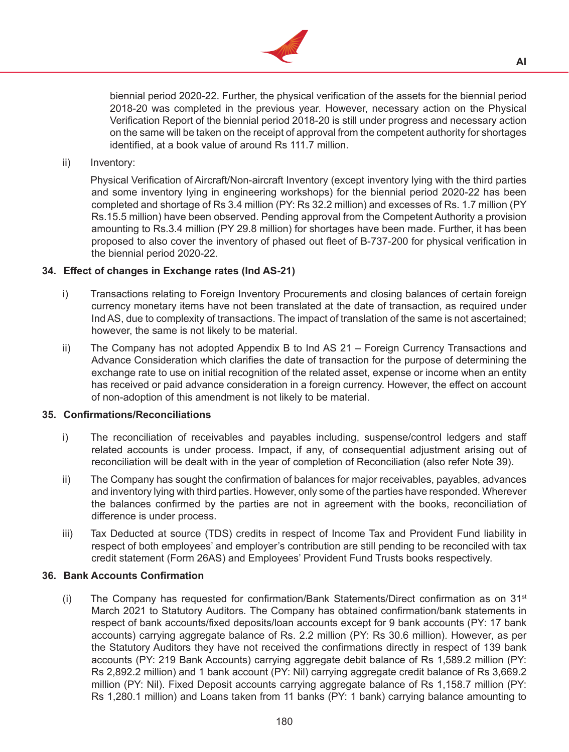biennial period 2020-22. Further, the physical verification of the assets for the biennial period 2018-20 was completed in the previous year. However, necessary action on the Physical Verification Report of the biennial period 2018-20 is still under progress and necessary action on the same will be taken on the receipt of approval from the competent authority for shortages identified, at a book value of around Rs 111.7 million.

ii) Inventory:

Physical Verification of Aircraft/Non-aircraft Inventory (except inventory lying with the third parties and some inventory lying in engineering workshops) for the biennial period 2020-22 has been completed and shortage of Rs 3.4 million (PY: Rs 32.2 million) and excesses of Rs. 1.7 million (PY Rs.15.5 million) have been observed. Pending approval from the Competent Authority a provision amounting to Rs.3.4 million (PY 29.8 million) for shortages have been made. Further, it has been proposed to also cover the inventory of phased out fleet of B-737-200 for physical verification in the biennial period 2020-22.

**34. Effect of changes in Exchange rates (Ind AS-21)**

i) Transactions relating to Foreign Inventory Procurements and closing balances of certain foreign currency monetary items have not been translated at the date of transaction, as required under Ind AS, due to complexity of transactions. The impact of translation of the same is not ascertained; however, the same is not likely to be material.

ii) The Company has not adopted Appendix B to Ind AS 21 – Foreign Currency Transactions and Advance Consideration which clarifies the date of transaction for the purpose of determining the exchange rate to use on initial recognition of the related asset, expense or income when an entity has received or paid advance consideration in a foreign currency. However, the effect on account of non-adoption of this amendment is not likely to be material.

**35. Confirmations/Reconciliations**

i) The reconciliation of receivables and payables including, suspense/control ledgers and staff related accounts is under process. Impact, if any, of consequential adjustment arising out of reconciliation will be dealt with in the year of completion of Reconciliation (also refer Note 39).

ii) The Company has sought the confirmation of balances for major receivables, payables, advances and inventory lying with third parties. However, only some of the parties have responded. Wherever the balances confirmed by the parties are not in agreement with the books, reconciliation of difference is under process.

iii) Tax Deducted at source (TDS) credits in respect of Income Tax and Provident Fund liability in respect of both employees' and employer's contribution are still pending to be reconciled with tax credit statement (Form 26AS) and Employees' Provident Fund Trusts books respectively.

**36. Bank Accounts Confirmation**

(i) The Company has requested for confirmation/Bank Statements/Direct confirmation as on 31st March 2021 to Statutory Auditors. The Company has obtained confirmation/bank statements in respect of bank accounts/fixed deposits/loan accounts except for 9 bank accounts (PY: 17 bank accounts) carrying aggregate balance of Rs. 2.2 million (PY: Rs 30.6 million). However, as per the Statutory Auditors they have not received the confirmations directly in respect of 139 bank accounts (PY: 219 Bank Accounts) carrying aggregate debit balance of Rs 1,589.2 million (PY: Rs 2,892.2 million) and 1 bank account (PY: Nil) carrying aggregate credit balance of Rs 3,669.2 million (PY: Nil). Fixed Deposit accounts carrying aggregate balance of Rs 1,158.7 million (PY: Rs 1,280.1 million) and Loans taken from 11 banks (PY: 1 bank) carrying balance amounting to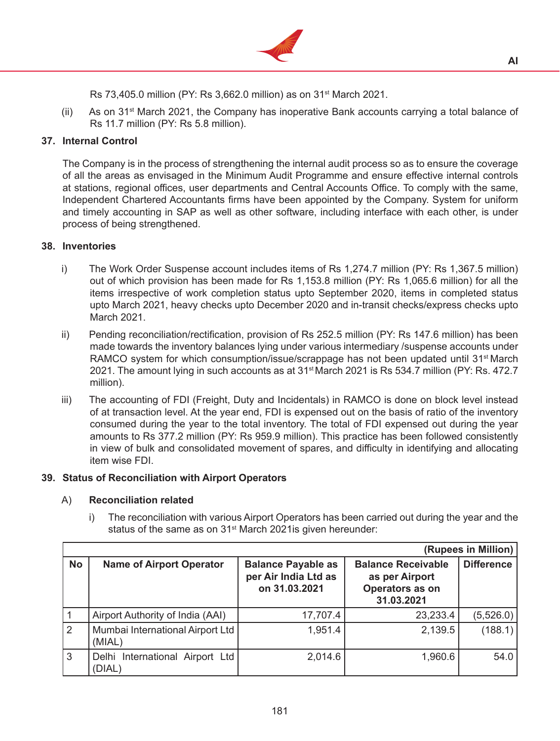Rs 73,405.0 million (PY: Rs 3,662.0 million) as on 31st March 2021.

(ii) As on 31st March 2021, the Company has inoperative Bank accounts carrying a total balance of Rs 11.7 million (PY: Rs 5.8 million).

## 37. Internal Control

The Company is in the process of strengthening the internal audit process so as to ensure the coverage of all the areas as envisaged in the Minimum Audit Programme and ensure effective internal controls at stations, regional offices, user departments and Central Accounts Office. To comply with the same, Independent Chartered Accountants firms have been appointed by the Company. System for uniform and timely accounting in SAP as well as other software, including interface with each other, is under process of being strengthened.

## 38. Inventories

i) The Work Order Suspense account includes items of Rs 1,274.7 million (PY: Rs 1,367.5 million) out of which provision has been made for Rs 1,153.8 million (PY: Rs 1,065.6 million) for all the items irrespective of work completion status upto September 2020, items in completed status upto March 2021, heavy checks upto December 2020 and in-transit checks/express checks upto March 2021.

ii) Pending reconciliation/rectification, provision of Rs 252.5 million (PY: Rs 147.6 million) has been made towards the inventory balances lying under various intermediary /suspense accounts under RAMCO system for which consumption/issue/scrappage has not been updated until 31st March 2021. The amount lying in such accounts as at 31st March 2021 is Rs 534.7 million (PY: Rs. 472.7 million).

iii) The accounting of FDI (Freight, Duty and Incidentals) in RAMCO is done on block level instead of at transaction level. At the year end, FDI is expensed out on the basis of ratio of the inventory consumed during the year to the total inventory. The total of FDI expensed out during the year amounts to Rs 377.2 million (PY: Rs 959.9 million). This practice has been followed consistently in view of bulk and consolidated movement of spares, and difficulty in identifying and allocating item wise FDI.

## 39. Status of Reconciliation with Airport Operators

### A) Reconciliation related

i) The reconciliation with various Airport Operators has been carried out during the year and the status of the same as on 31st March 2021is given hereunder:

(Rupees in Million)

| No | Name of Airport Operator | Balance Payable as per Air India Ltd as on 31.03.2021 | Balance Receivable as per Airport Operators as on 31.03.2021 | Difference |
|---|---|---|---|---|
| 1 | Airport Authority of India (AAI) | 17,707.4 | 23,233.4 | (5,526.0) |
| 2 | Mumbai International Airport Ltd (MIAL) | 1,951.4 | 2,139.5 | (188.1) |
| 3 | Delhi International Airport Ltd (DIAL) | 2,014.6 | 1,960.6 | 54.0 |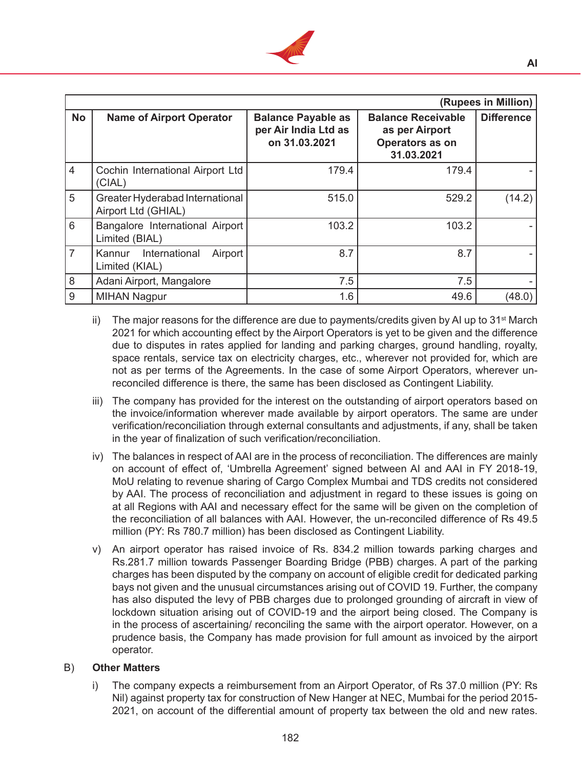| No | Name of Airport Operator | Balance Payable as per Air India Ltd as on 31.03.2021 | Balance Receivable as per Airport Operators as on 31.03.2021 | Difference |
|---|---|---|---|---|
| | | | | (Rupees in Million) |
| 4 | Cochin International Airport Ltd (CIAL) | 179.4 | 179.4 | - |
| 5 | Greater Hyderabad International Airport Ltd (GHIAL) | 515.0 | 529.2 | (14.2) |
| 6 | Bangalore International Airport Limited (BIAL) | 103.2 | 103.2 | - |
| 7 | Kannur International Airport Limited (KIAL) | 8.7 | 8.7 | - |
| 8 | Adani Airport, Mangalore | 7.5 | 7.5 | - |
| 9 | MIHAN Nagpur | 1.6 | 49.6 | (48.0) |

ii) The major reasons for the difference are due to payments/credits given by AI up to 31st March 2021 for which accounting effect by the Airport Operators is yet to be given and the difference due to disputes in rates applied for landing and parking charges, ground handling, royalty, space rentals, service tax on electricity charges, etc., wherever not provided for, which are not as per terms of the Agreements. In the case of some Airport Operators, wherever un-reconciled difference is there, the same has been disclosed as Contingent Liability.

iii) The company has provided for the interest on the outstanding of airport operators based on the invoice/information wherever made available by airport operators. The same are under verification/reconciliation through external consultants and adjustments, if any, shall be taken in the year of finalization of such verification/reconciliation.

iv) The balances in respect of AAI are in the process of reconciliation. The differences are mainly on account of effect of, 'Umbrella Agreement' signed between AI and AAI in FY 2018-19, MoU relating to revenue sharing of Cargo Complex Mumbai and TDS credits not considered by AAI. The process of reconciliation and adjustment in regard to these issues is going on at all Regions with AAI and necessary effect for the same will be given on the completion of the reconciliation of all balances with AAI. However, the un-reconciled difference of Rs 49.5 million (PY: Rs 780.7 million) has been disclosed as Contingent Liability.

v) An airport operator has raised invoice of Rs. 834.2 million towards parking charges and Rs.281.7 million towards Passenger Boarding Bridge (PBB) charges. A part of the parking charges has been disputed by the company on account of eligible credit for dedicated parking bays not given and the unusual circumstances arising out of COVID 19. Further, the company has also disputed the levy of PBB charges due to prolonged grounding of aircraft in view of lockdown situation arising out of COVID-19 and the airport being closed. The Company is in the process of ascertaining/ reconciling the same with the airport operator. However, on a prudence basis, the Company has made provision for full amount as invoiced by the airport operator.

B) **Other Matters**

i) The company expects a reimbursement from an Airport Operator, of Rs 37.0 million (PY: Rs Nil) against property tax for construction of New Hanger at NEC, Mumbai for the period 2015-2021, on account of the differential amount of property tax between the old and new rates.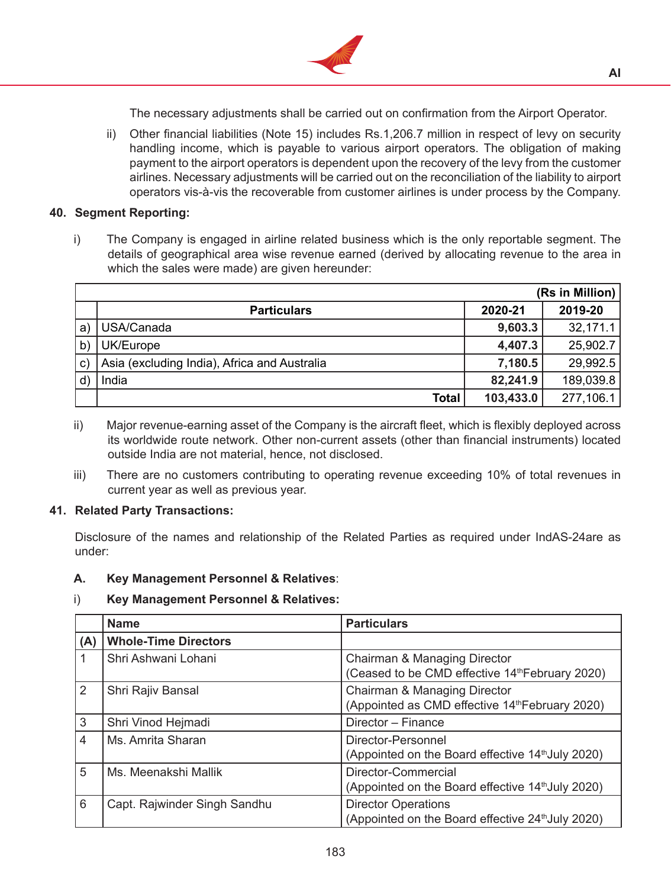The necessary adjustments shall be carried out on confirmation from the Airport Operator.

ii) Other financial liabilities (Note 15) includes Rs.1,206.7 million in respect of levy on security handling income, which is payable to various airport operators. The obligation of making payment to the airport operators is dependent upon the recovery of the levy from the customer airlines. Necessary adjustments will be carried out on the reconciliation of the liability to airport operators vis-à-vis the recoverable from customer airlines is under process by the Company.

## 40. Segment Reporting:

i) The Company is engaged in airline related business which is the only reportable segment. The details of geographical area wise revenue earned (derived by allocating revenue to the area in which the sales were made) are given hereunder:

(Rs in Million)

| | Particulars | 2020-21 | 2019-20 |
|---|---|---|---|
| a) | USA/Canada | **9,603.3** | 32,171.1 |
| b) | UK/Europe | **4,407.3** | 25,902.7 |
| c) | Asia (excluding India), Africa and Australia | **7,180.5** | 29,992.5 |
| d) | India | **82,241.9** | 189,039.8 |
| | **Total** | **103,433.0** | 277,106.1 |

ii) Major revenue-earning asset of the Company is the aircraft fleet, which is flexibly deployed across its worldwide route network. Other non-current assets (other than financial instruments) located outside India are not material, hence, not disclosed.

iii) There are no customers contributing to operating revenue exceeding 10% of total revenues in current year as well as previous year.

## 41. Related Party Transactions:

Disclosure of the names and relationship of the Related Parties as required under IndAS-24are as under:

**A. Key Management Personnel & Relatives**:

i) **Key Management Personnel & Relatives:**

| | Name | Particulars |
|---|---|---|
| **(A)** | **Whole-Time Directors** | |
| 1 | Shri Ashwani Lohani | Chairman & Managing Director<br>(Ceased to be CMD effective 14th February 2020) |
| 2 | Shri Rajiv Bansal | Chairman & Managing Director<br>(Appointed as CMD effective 14th February 2020) |
| 3 | Shri Vinod Hejmadi | Director – Finance |
| 4 | Ms. Amrita Sharan | Director-Personnel<br>(Appointed on the Board effective 14th July 2020) |
| 5 | Ms. Meenakshi Mallik | Director-Commercial<br>(Appointed on the Board effective 14th July 2020) |
| 6 | Capt. Rajwinder Singh Sandhu | Director Operations<br>(Appointed on the Board effective 24th July 2020) |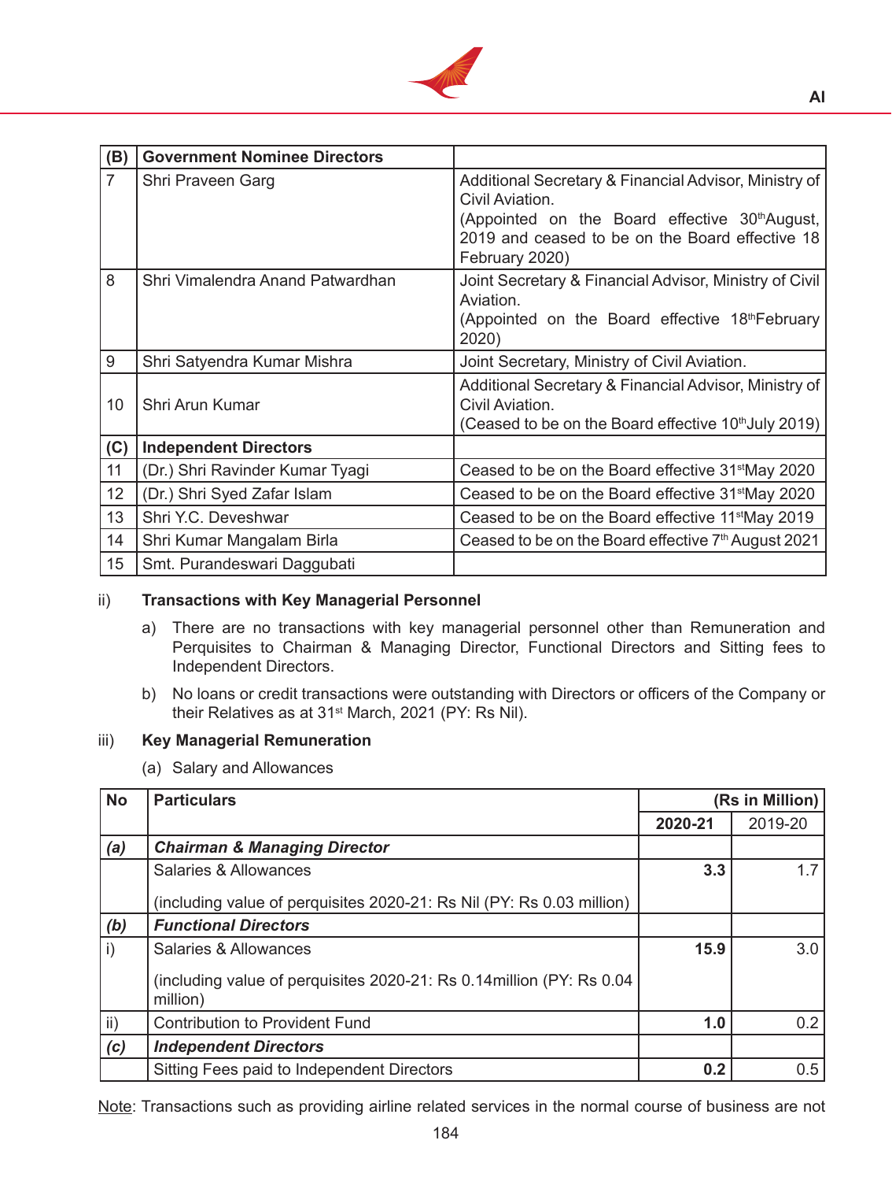| (B) | Government Nominee Directors | |
|---|---|---|
| 7 | Shri Praveen Garg | Additional Secretary & Financial Advisor, Ministry of Civil Aviation. (Appointed on the Board effective 30th August, 2019 and ceased to be on the Board effective 18 February 2020) |
| 8 | Shri Vimalendra Anand Patwardhan | Joint Secretary & Financial Advisor, Ministry of Civil Aviation. (Appointed on the Board effective 18th February 2020) |
| 9 | Shri Satyendra Kumar Mishra | Joint Secretary, Ministry of Civil Aviation. |
| 10 | Shri Arun Kumar | Additional Secretary & Financial Advisor, Ministry of Civil Aviation. (Ceased to be on the Board effective 10th July 2019) |
| **(C)** | **Independent Directors** | |
| 11 | (Dr.) Shri Ravinder Kumar Tyagi | Ceased to be on the Board effective 31st May 2020 |
| 12 | (Dr.) Shri Syed Zafar Islam | Ceased to be on the Board effective 31st May 2020 |
| 13 | Shri Y.C. Deveshwar | Ceased to be on the Board effective 11st May 2019 |
| 14 | Shri Kumar Mangalam Birla | Ceased to be on the Board effective 7th August 2021 |
| 15 | Smt. Purandeswari Daggubati | |

ii) **Transactions with Key Managerial Personnel**

a) There are no transactions with key managerial personnel other than Remuneration and Perquisites to Chairman & Managing Director, Functional Directors and Sitting fees to Independent Directors.

b) No loans or credit transactions were outstanding with Directors or officers of the Company or their Relatives as at 31st March, 2021 (PY: Rs Nil).

iii) **Key Managerial Remuneration**

(a) Salary and Allowances

| No | Particulars | (Rs in Million) | |
|---|---|---|---|
| | | **2020-21** | 2019-20 |
| ***(a)*** | ***Chairman & Managing Director*** | | |
| | Salaries & Allowances (including value of perquisites 2020-21: Rs Nil (PY: Rs 0.03 million) | **3.3** | 1.7 |
| ***(b)*** | ***Functional Directors*** | | |
| i) | Salaries & Allowances (including value of perquisites 2020-21: Rs 0.14million (PY: Rs 0.04 million) | **15.9** | 3.0 |
| ii) | Contribution to Provident Fund | **1.0** | 0.2 |
| ***(c)*** | ***Independent Directors*** | | |
| | Sitting Fees paid to Independent Directors | **0.2** | 0.5 |

Note: Transactions such as providing airline related services in the normal course of business are not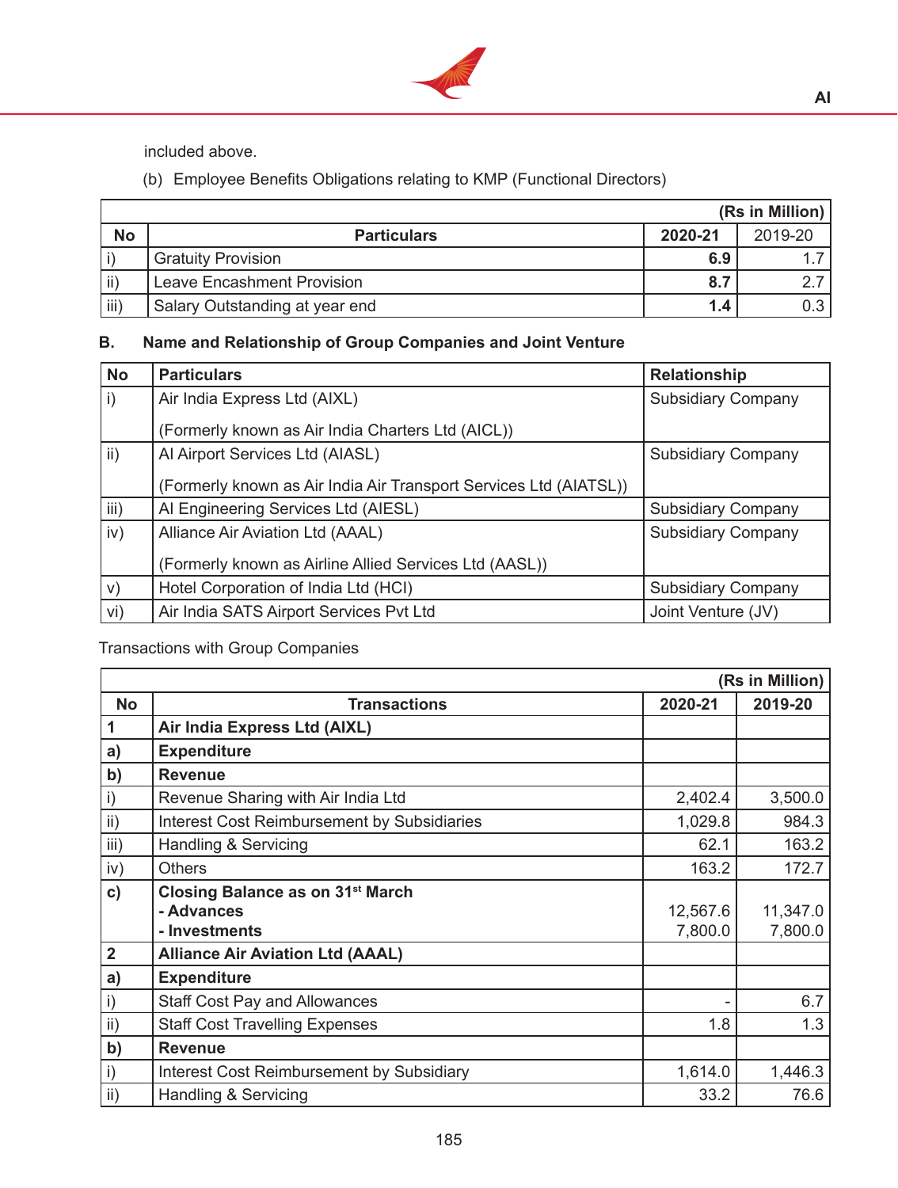included above.

(b) Employee Benefits Obligations relating to KMP (Functional Directors)

| | | | (Rs in Million) |
|---|---|---|---|
| **No** | **Particulars** | **2020-21** | 2019-20 |
| i) | Gratuity Provision | **6.9** | 1.7 |
| ii) | Leave Encashment Provision | **8.7** | 2.7 |
| iii) | Salary Outstanding at year end | **1.4** | 0.3 |

**B. Name and Relationship of Group Companies and Joint Venture**

| No | Particulars | Relationship |
|---|---|---|
| i) | Air India Express Ltd (AIXL)<br><br>(Formerly known as Air India Charters Ltd (AICL)) | Subsidiary Company |
| ii) | AI Airport Services Ltd (AIASL)<br><br>(Formerly known as Air India Air Transport Services Ltd (AIATSL)) | Subsidiary Company |
| iii) | AI Engineering Services Ltd (AIESL) | Subsidiary Company |
| iv) | Alliance Air Aviation Ltd (AAAL)<br><br>(Formerly known as Airline Allied Services Ltd (AASL)) | Subsidiary Company |
| v) | Hotel Corporation of India Ltd (HCI) | Subsidiary Company |
| vi) | Air India SATS Airport Services Pvt Ltd | Joint Venture (JV) |

Transactions with Group Companies

| | | | (Rs in Million) |
|---|---|---|---|
| **No** | **Transactions** | **2020-21** | **2019-20** |
| **1** | **Air India Express Ltd (AIXL)** | | |
| **a)** | **Expenditure** | | |
| **b)** | **Revenue** | | |
| i) | Revenue Sharing with Air India Ltd | 2,402.4 | 3,500.0 |
| ii) | Interest Cost Reimbursement by Subsidiaries | 1,029.8 | 984.3 |
| iii) | Handling & Servicing | 62.1 | 163.2 |
| iv) | Others | 163.2 | 172.7 |
| **c)** | **Closing Balance as on 31st March**<br>**- Advances**<br>**- Investments** | <br>12,567.6<br>7,800.0 | <br>11,347.0<br>7,800.0 |
| **2** | **Alliance Air Aviation Ltd (AAAL)** | | |
| **a)** | **Expenditure** | | |
| i) | Staff Cost Pay and Allowances | - | 6.7 |
| ii) | Staff Cost Travelling Expenses | 1.8 | 1.3 |
| **b)** | **Revenue** | | |
| i) | Interest Cost Reimbursement by Subsidiary | 1,614.0 | 1,446.3 |
| ii) | Handling & Servicing | 33.2 | 76.6 |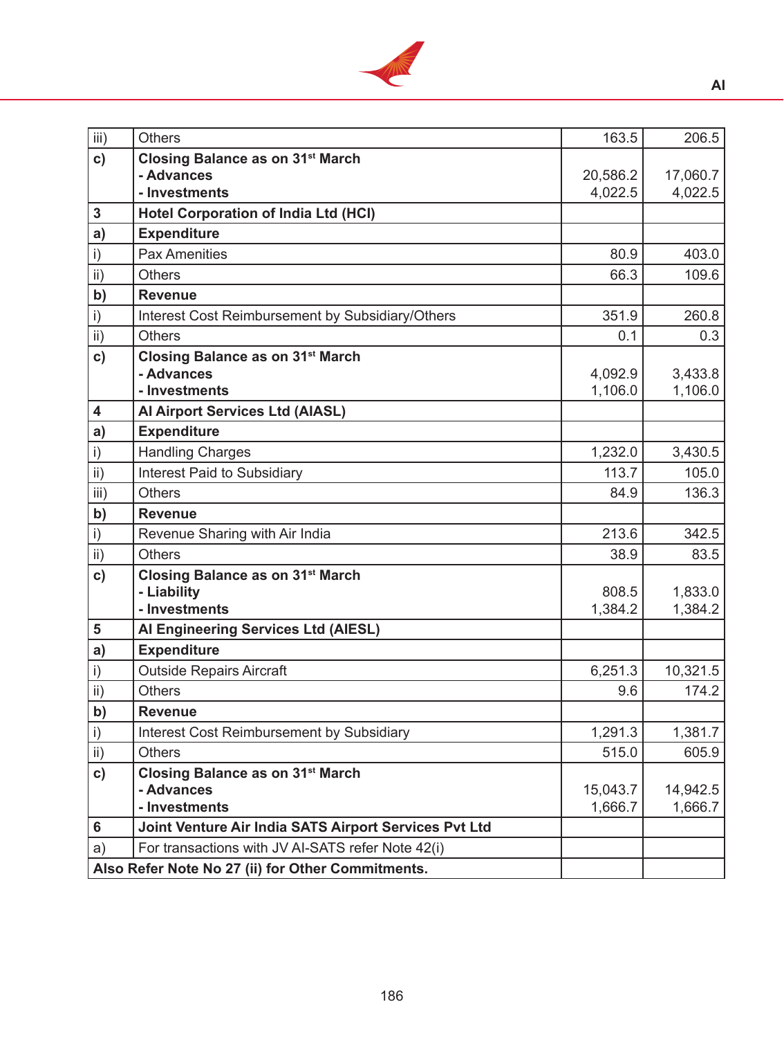| | | | |
|---|---|---|---|
| iii) | Others | 163.5 | 206.5 |
| **c)** | **Closing Balance as on 31st March**<br>**- Advances**<br>**- Investments** | <br>20,586.2<br>4,022.5 | <br>17,060.7<br>4,022.5 |
| **3** | **Hotel Corporation of India Ltd (HCI)** | | |
| **a)** | **Expenditure** | | |
| i) | Pax Amenities | 80.9 | 403.0 |
| ii) | Others | 66.3 | 109.6 |
| **b)** | **Revenue** | | |
| i) | Interest Cost Reimbursement by Subsidiary/Others | 351.9 | 260.8 |
| ii) | Others | 0.1 | 0.3 |
| **c)** | **Closing Balance as on 31st March**<br>**- Advances**<br>**- Investments** | <br>4,092.9<br>1,106.0 | <br>3,433.8<br>1,106.0 |
| **4** | **AI Airport Services Ltd (AIASL)** | | |
| **a)** | **Expenditure** | | |
| i) | Handling Charges | 1,232.0 | 3,430.5 |
| ii) | Interest Paid to Subsidiary | 113.7 | 105.0 |
| iii) | Others | 84.9 | 136.3 |
| **b)** | **Revenue** | | |
| i) | Revenue Sharing with Air India | 213.6 | 342.5 |
| ii) | Others | 38.9 | 83.5 |
| **c)** | **Closing Balance as on 31st March**<br>**- Liability**<br>**- Investments** | <br>808.5<br>1,384.2 | <br>1,833.0<br>1,384.2 |
| **5** | **AI Engineering Services Ltd (AIESL)** | | |
| **a)** | **Expenditure** | | |
| i) | Outside Repairs Aircraft | 6,251.3 | 10,321.5 |
| ii) | Others | 9.6 | 174.2 |
| **b)** | **Revenue** | | |
| i) | Interest Cost Reimbursement by Subsidiary | 1,291.3 | 1,381.7 |
| ii) | Others | 515.0 | 605.9 |
| **c)** | **Closing Balance as on 31st March**<br>**- Advances**<br>**- Investments** | <br>15,043.7<br>1,666.7 | <br>14,942.5<br>1,666.7 |
| **6** | **Joint Venture Air India SATS Airport Services Pvt Ltd** | | |
| a) | For transactions with JV AI-SATS refer Note 42(i) | | |
| **Also Refer Note No 27 (ii) for Other Commitments.** | | | |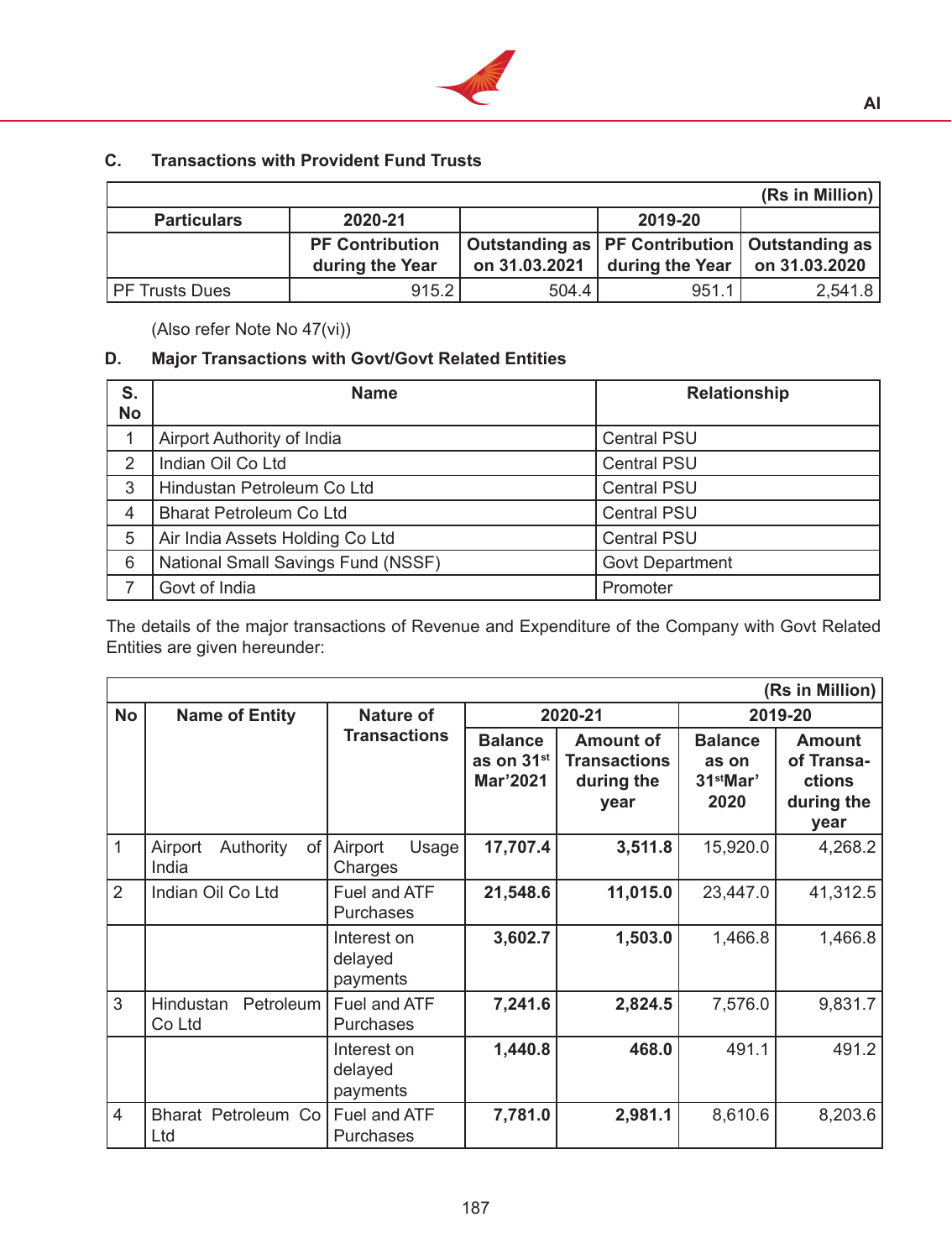### C. Transactions with Provident Fund Trusts

| (Rs in Million) | | | | |
|---|---|---|---|---|
| **Particulars** | **2020-21** | | **2019-20** | |
| | **PF Contribution during the Year** | **Outstanding as on 31.03.2021** | **PF Contribution during the Year** | **Outstanding as on 31.03.2020** |
| PF Trusts Dues | 915.2 | 504.4 | 951.1 | 2,541.8 |

(Also refer Note No 47(vi))

### D. Major Transactions with Govt/Govt Related Entities

| S. No | Name | Relationship |
|---|---|---|
| 1 | Airport Authority of India | Central PSU |
| 2 | Indian Oil Co Ltd | Central PSU |
| 3 | Hindustan Petroleum Co Ltd | Central PSU |
| 4 | Bharat Petroleum Co Ltd | Central PSU |
| 5 | Air India Assets Holding Co Ltd | Central PSU |
| 6 | National Small Savings Fund (NSSF) | Govt Department |
| 7 | Govt of India | Promoter |

The details of the major transactions of Revenue and Expenditure of the Company with Govt Related Entities are given hereunder:

| (Rs in Million) | | | | | | |
|---|---|---|---|---|---|---|
| **No** | **Name of Entity** | **Nature of Transactions** | **2020-21** | | **2019-20** | |
| | | | **Balance as on 31st Mar'2021** | **Amount of Transactions during the year** | **Balance as on 31st Mar' 2020** | **Amount of Transactions during the year** |
| 1 | Airport Authority of India | Airport Usage Charges | **17,707.4** | **3,511.8** | 15,920.0 | 4,268.2 |
| 2 | Indian Oil Co Ltd | Fuel and ATF Purchases | **21,548.6** | **11,015.0** | 23,447.0 | 41,312.5 |
| | | Interest on delayed payments | **3,602.7** | **1,503.0** | 1,466.8 | 1,466.8 |
| 3 | Hindustan Petroleum Co Ltd | Fuel and ATF Purchases | **7,241.6** | **2,824.5** | 7,576.0 | 9,831.7 |
| | | Interest on delayed payments | **1,440.8** | **468.0** | 491.1 | 491.2 |
| 4 | Bharat Petroleum Co Ltd | Fuel and ATF Purchases | **7,781.0** | **2,981.1** | 8,610.6 | 8,203.6 |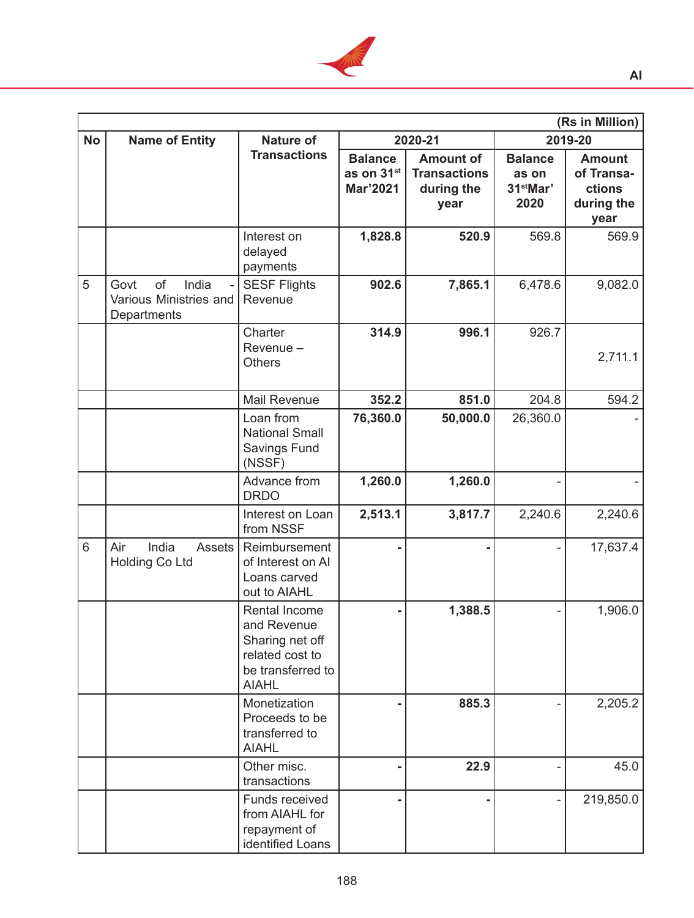| (Rs in Million) | | | | | | |
|---|---|---|---|---|---|---|
| No | Name of Entity | Nature of Transactions | 2020-21 | | 2019-20 | |
| | | | Balance as on 31st Mar'2021 | Amount of Transactions during the year | Balance as on 31stMar' 2020 | Amount of Transactions during the year |
| | | Interest on delayed payments | **1,828.8** | **520.9** | 569.8 | 569.9 |
| 5 | Govt of India - Various Ministries and Departments | SESF Flights Revenue | **902.6** | **7,865.1** | 6,478.6 | 9,082.0 |
| | | Charter Revenue – Others | **314.9** | **996.1** | 926.7 | 2,711.1 |
| | | Mail Revenue | **352.2** | **851.0** | 204.8 | 594.2 |
| | | Loan from National Small Savings Fund (NSSF) | **76,360.0** | **50,000.0** | 26,360.0 | - |
| | | Advance from DRDO | **1,260.0** | **1,260.0** | - | - |
| | | Interest on Loan from NSSF | **2,513.1** | **3,817.7** | 2,240.6 | 2,240.6 |
| 6 | Air India Assets Holding Co Ltd | Reimbursement of Interest on AI Loans carved out to AIAHL | **-** | **-** | - | 17,637.4 |
| | | Rental Income and Revenue Sharing net off related cost to be transferred to AIAHL | **-** | **1,388.5** | - | 1,906.0 |
| | | Monetization Proceeds to be transferred to AIAHL | **-** | **885.3** | - | 2,205.2 |
| | | Other misc. transactions | **-** | **22.9** | - | 45.0 |
| | | Funds received from AIAHL for repayment of identified Loans | **-** | **-** | - | 219,850.0 |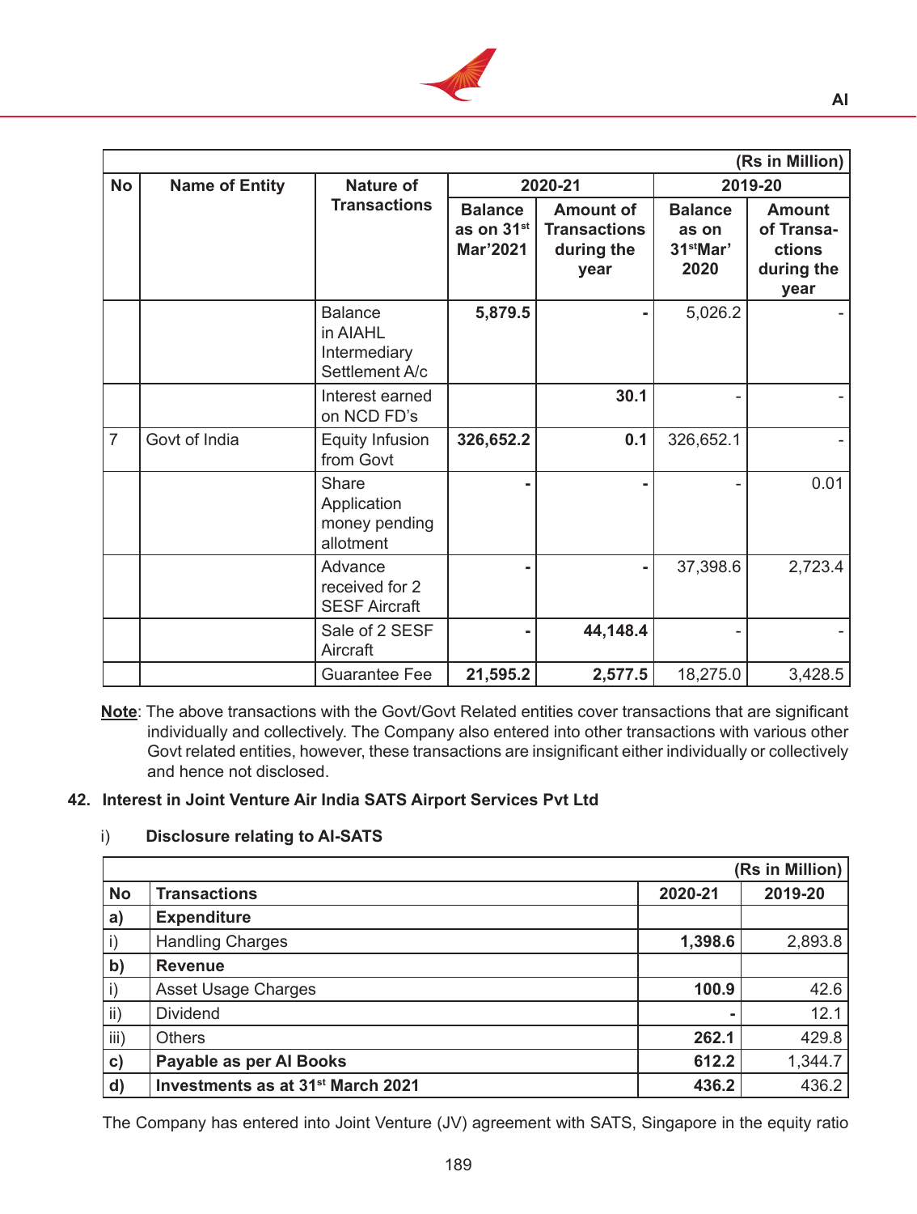| | | | (Rs in Million) | | | |
|---|---|---|---|---|---|---|
| **No** | **Name of Entity** | **Nature of Transactions** | **2020-21** | | **2019-20** | |
| | | | **Balance as on 31st Mar'2021** | **Amount of Transactions during the year** | **Balance as on 31stMar' 2020** | **Amount of Transa-ctions during the year** |
| | | Balance in AIAHL Intermediary Settlement A/c | **5,879.5** | **-** | 5,026.2 | - |
| | | Interest earned on NCD FD's | | **30.1** | - | - |
| 7 | Govt of India | Equity Infusion from Govt | **326,652.2** | **0.1** | 326,652.1 | - |
| | | Share Application money pending allotment | **-** | **-** | - | 0.01 |
| | | Advance received for 2 SESF Aircraft | **-** | **-** | 37,398.6 | 2,723.4 |
| | | Sale of 2 SESF Aircraft | **-** | **44,148.4** | - | - |
| | | Guarantee Fee | **21,595.2** | **2,577.5** | 18,275.0 | 3,428.5 |

**Note**: The above transactions with the Govt/Govt Related entities cover transactions that are significant individually and collectively. The Company also entered into other transactions with various other Govt related entities, however, these transactions are insignificant either individually or collectively and hence not disclosed.

## 42. Interest in Joint Venture Air India SATS Airport Services Pvt Ltd

### i) Disclosure relating to AI-SATS

| | | | (Rs in Million) |
|---|---|---|---|
| **No** | **Transactions** | **2020-21** | **2019-20** |
| **a)** | **Expenditure** | | |
| i) | Handling Charges | **1,398.6** | 2,893.8 |
| **b)** | **Revenue** | | |
| i) | Asset Usage Charges | **100.9** | 42.6 |
| ii) | Dividend | **-** | 12.1 |
| iii) | Others | **262.1** | 429.8 |
| **c)** | **Payable as per AI Books** | **612.2** | 1,344.7 |
| **d)** | **Investments as at 31st March 2021** | **436.2** | 436.2 |

The Company has entered into Joint Venture (JV) agreement with SATS, Singapore in the equity ratio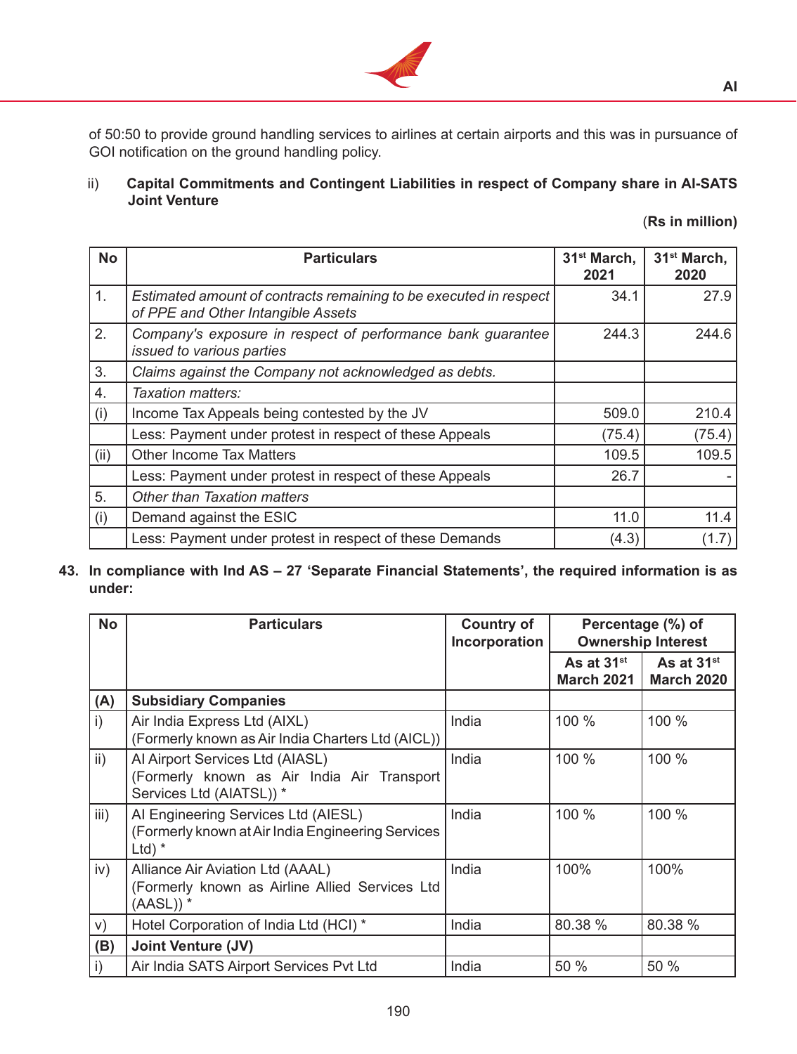of 50:50 to provide ground handling services to airlines at certain airports and this was in pursuance of GOI notification on the ground handling policy.

ii) **Capital Commitments and Contingent Liabilities in respect of Company share in AI-SATS Joint Venture**

(**Rs in million**)

| No | Particulars | 31st March, 2021 | 31st March, 2020 |
|---|---|---|---|
| 1. | *Estimated amount of contracts remaining to be executed in respect of PPE and Other Intangible Assets* | 34.1 | 27.9 |
| 2. | *Company's exposure in respect of performance bank guarantee issued to various parties* | 244.3 | 244.6 |
| 3. | *Claims against the Company not acknowledged as debts.* | | |
| 4. | *Taxation matters:* | | |
| (i) | Income Tax Appeals being contested by the JV | 509.0 | 210.4 |
| | Less: Payment under protest in respect of these Appeals | (75.4) | (75.4) |
| (ii) | Other Income Tax Matters | 109.5 | 109.5 |
| | Less: Payment under protest in respect of these Appeals | 26.7 | - |
| 5. | *Other than Taxation matters* | | |
| (i) | Demand against the ESIC | 11.0 | 11.4 |
| | Less: Payment under protest in respect of these Demands | (4.3) | (1.7) |

**43. In compliance with Ind AS – 27 'Separate Financial Statements', the required information is as under:**

| No | Particulars | Country of Incorporation | Percentage (%) of Ownership Interest | |
|---|---|---|---|---|
| | | | As at 31st March 2021 | As at 31st March 2020 |
| **(A)** | **Subsidiary Companies** | | | |
| i) | Air India Express Ltd (AIXL) (Formerly known as Air India Charters Ltd (AICL)) | India | 100 % | 100 % |
| ii) | AI Airport Services Ltd (AIASL) (Formerly known as Air India Air Transport Services Ltd (AIATSL)) * | India | 100 % | 100 % |
| iii) | AI Engineering Services Ltd (AIESL) (Formerly known at Air India Engineering Services Ltd) * | India | 100 % | 100 % |
| iv) | Alliance Air Aviation Ltd (AAAL) (Formerly known as Airline Allied Services Ltd (AASL)) * | India | 100% | 100% |
| v) | Hotel Corporation of India Ltd (HCI) * | India | 80.38 % | 80.38 % |
| **(B)** | **Joint Venture (JV)** | | | |
| i) | Air India SATS Airport Services Pvt Ltd | India | 50 % | 50 % |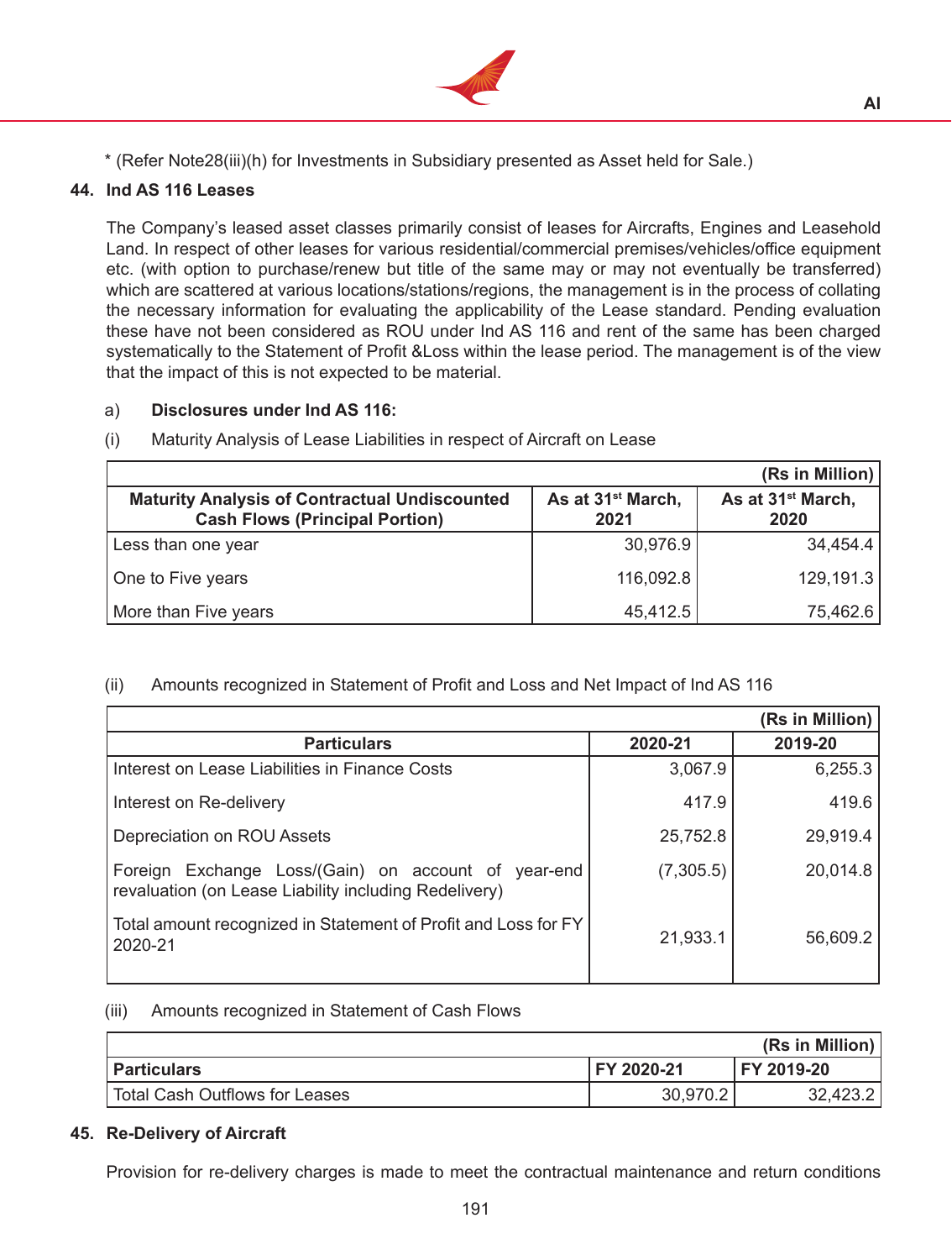* (Refer Note28(iii)(h) for Investments in Subsidiary presented as Asset held for Sale.)

## 44. Ind AS 116 Leases

The Company's leased asset classes primarily consist of leases for Aircrafts, Engines and Leasehold Land. In respect of other leases for various residential/commercial premises/vehicles/office equipment etc. (with option to purchase/renew but title of the same may or may not eventually be transferred) which are scattered at various locations/stations/regions, the management is in the process of collating the necessary information for evaluating the applicability of the Lease standard. Pending evaluation these have not been considered as ROU under Ind AS 116 and rent of the same has been charged systematically to the Statement of Profit &Loss within the lease period. The management is of the view that the impact of this is not expected to be material.

a) **Disclosures under Ind AS 116:**

(i) Maturity Analysis of Lease Liabilities in respect of Aircraft on Lease

| | | (Rs in Million) |
|---|---|---|
| **Maturity Analysis of Contractual Undiscounted Cash Flows (Principal Portion)** | **As at 31st March, 2021** | **As at 31st March, 2020** |
| Less than one year | 30,976.9 | 34,454.4 |
| One to Five years | 116,092.8 | 129,191.3 |
| More than Five years | 45,412.5 | 75,462.6 |

(ii) Amounts recognized in Statement of Profit and Loss and Net Impact of Ind AS 116

| | | (Rs in Million) |
|---|---|---|
| **Particulars** | **2020-21** | **2019-20** |
| Interest on Lease Liabilities in Finance Costs | 3,067.9 | 6,255.3 |
| Interest on Re-delivery | 417.9 | 419.6 |
| Depreciation on ROU Assets | 25,752.8 | 29,919.4 |
| Foreign Exchange Loss/(Gain) on account of year-end revaluation (on Lease Liability including Redelivery) | (7,305.5) | 20,014.8 |
| Total amount recognized in Statement of Profit and Loss for FY 2020-21 | 21,933.1 | 56,609.2 |

(iii) Amounts recognized in Statement of Cash Flows

| | | (Rs in Million) |
|---|---|---|
| **Particulars** | **FY 2020-21** | **FY 2019-20** |
| Total Cash Outflows for Leases | 30,970.2 | 32,423.2 |

## 45. Re-Delivery of Aircraft

Provision for re-delivery charges is made to meet the contractual maintenance and return conditions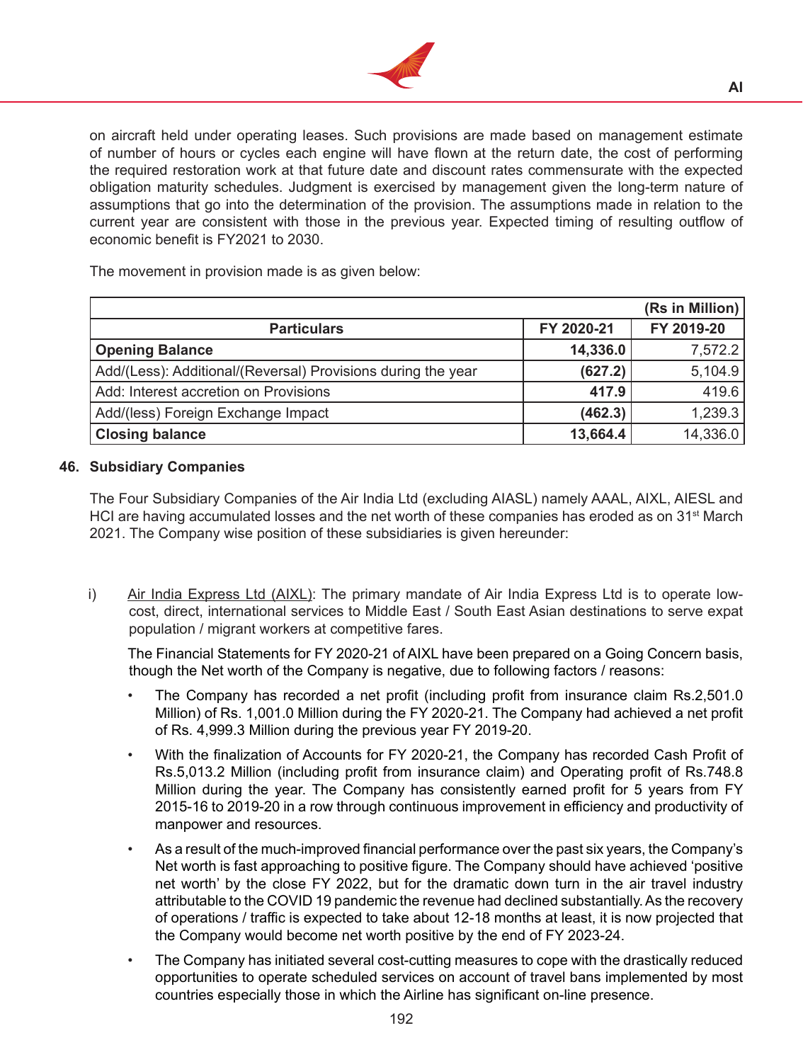on aircraft held under operating leases. Such provisions are made based on management estimate of number of hours or cycles each engine will have flown at the return date, the cost of performing the required restoration work at that future date and discount rates commensurate with the expected obligation maturity schedules. Judgment is exercised by management given the long-term nature of assumptions that go into the determination of the provision. The assumptions made in relation to the current year are consistent with those in the previous year. Expected timing of resulting outflow of economic benefit is FY2021 to 2030.

The movement in provision made is as given below:

| | | (Rs in Million) |
|---|---|---|
| **Particulars** | **FY 2020-21** | **FY 2019-20** |
| **Opening Balance** | **14,336.0** | 7,572.2 |
| Add/(Less): Additional/(Reversal) Provisions during the year | **(627.2)** | 5,104.9 |
| Add: Interest accretion on Provisions | **417.9** | 419.6 |
| Add/(less) Foreign Exchange Impact | **(462.3)** | 1,239.3 |
| **Closing balance** | **13,664.4** | 14,336.0 |

## 46. Subsidiary Companies

The Four Subsidiary Companies of the Air India Ltd (excluding AIASL) namely AAAL, AIXL, AIESL and HCI are having accumulated losses and the net worth of these companies has eroded as on 31st March 2021. The Company wise position of these subsidiaries is given hereunder:

i) Air India Express Ltd (AIXL): The primary mandate of Air India Express Ltd is to operate low-cost, direct, international services to Middle East / South East Asian destinations to serve expat population / migrant workers at competitive fares.

   The Financial Statements for FY 2020-21 of AIXL have been prepared on a Going Concern basis, though the Net worth of the Company is negative, due to following factors / reasons:

   - The Company has recorded a net profit (including profit from insurance claim Rs.2,501.0 Million) of Rs. 1,001.0 Million during the FY 2020-21. The Company had achieved a net profit of Rs. 4,999.3 Million during the previous year FY 2019-20.
   - With the finalization of Accounts for FY 2020-21, the Company has recorded Cash Profit of Rs.5,013.2 Million (including profit from insurance claim) and Operating profit of Rs.748.8 Million during the year. The Company has consistently earned profit for 5 years from FY 2015-16 to 2019-20 in a row through continuous improvement in efficiency and productivity of manpower and resources.
   - As a result of the much-improved financial performance over the past six years, the Company's Net worth is fast approaching to positive figure. The Company should have achieved 'positive net worth' by the close FY 2022, but for the dramatic down turn in the air travel industry attributable to the COVID 19 pandemic the revenue had declined substantially. As the recovery of operations / traffic is expected to take about 12-18 months at least, it is now projected that the Company would become net worth positive by the end of FY 2023-24.
   - The Company has initiated several cost-cutting measures to cope with the drastically reduced opportunities to operate scheduled services on account of travel bans implemented by most countries especially those in which the Airline has significant on-line presence.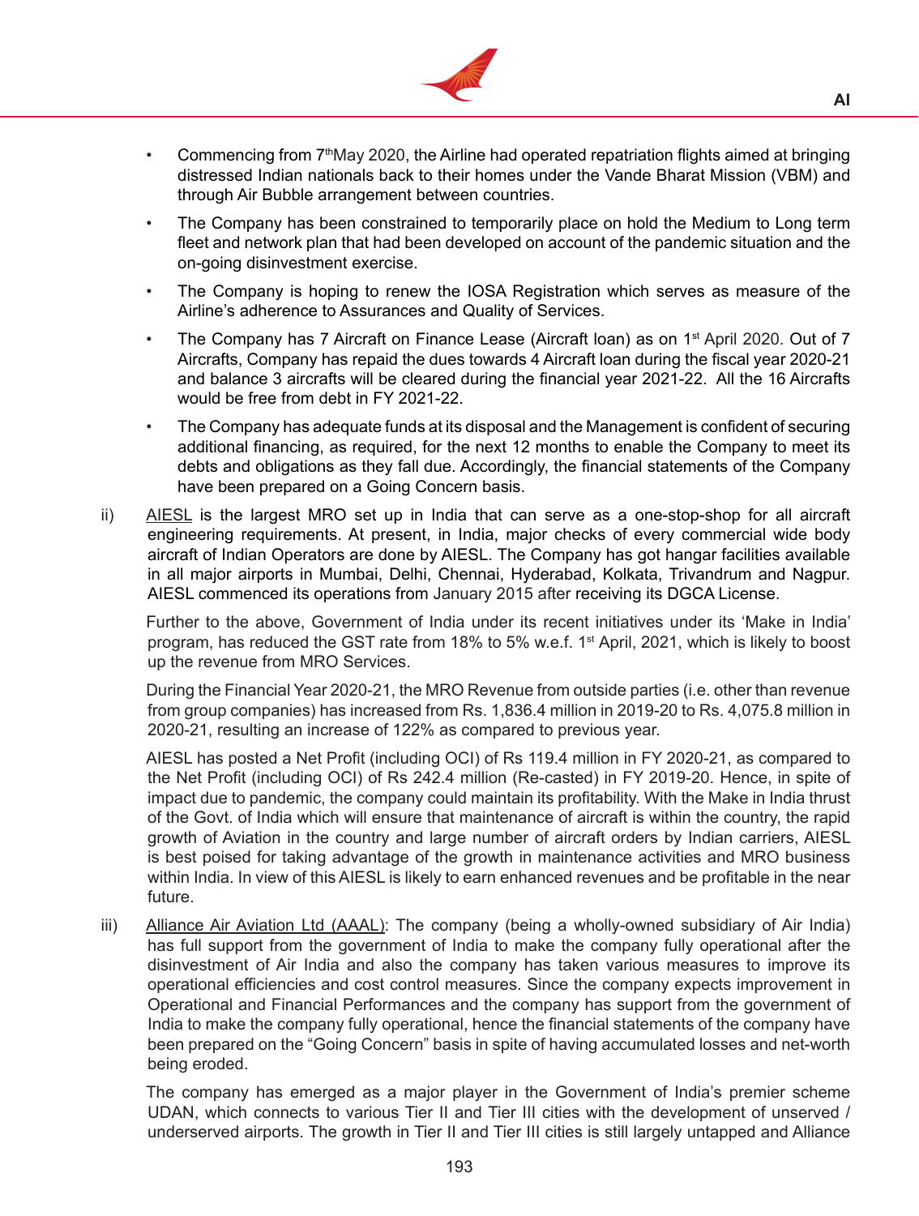- Commencing from 7th May 2020, the Airline had operated repatriation flights aimed at bringing distressed Indian nationals back to their homes under the Vande Bharat Mission (VBM) and through Air Bubble arrangement between countries.
- The Company has been constrained to temporarily place on hold the Medium to Long term fleet and network plan that had been developed on account of the pandemic situation and the on-going disinvestment exercise.
- The Company is hoping to renew the IOSA Registration which serves as measure of the Airline's adherence to Assurances and Quality of Services.
- The Company has 7 Aircraft on Finance Lease (Aircraft loan) as on 1st April 2020. Out of 7 Aircrafts, Company has repaid the dues towards 4 Aircraft loan during the fiscal year 2020-21 and balance 3 aircrafts will be cleared during the financial year 2021-22. All the 16 Aircrafts would be free from debt in FY 2021-22.
- The Company has adequate funds at its disposal and the Management is confident of securing additional financing, as required, for the next 12 months to enable the Company to meet its debts and obligations as they fall due. Accordingly, the financial statements of the Company have been prepared on a Going Concern basis.

ii) AIESL is the largest MRO set up in India that can serve as a one-stop-shop for all aircraft engineering requirements. At present, in India, major checks of every commercial wide body aircraft of Indian Operators are done by AIESL. The Company has got hangar facilities available in all major airports in Mumbai, Delhi, Chennai, Hyderabad, Kolkata, Trivandrum and Nagpur. AIESL commenced its operations from January 2015 after receiving its DGCA License.

Further to the above, Government of India under its recent initiatives under its 'Make in India' program, has reduced the GST rate from 18% to 5% w.e.f. 1st April, 2021, which is likely to boost up the revenue from MRO Services.

During the Financial Year 2020-21, the MRO Revenue from outside parties (i.e. other than revenue from group companies) has increased from Rs. 1,836.4 million in 2019-20 to Rs. 4,075.8 million in 2020-21, resulting an increase of 122% as compared to previous year.

AIESL has posted a Net Profit (including OCI) of Rs 119.4 million in FY 2020-21, as compared to the Net Profit (including OCI) of Rs 242.4 million (Re-casted) in FY 2019-20. Hence, in spite of impact due to pandemic, the company could maintain its profitability. With the Make in India thrust of the Govt. of India which will ensure that maintenance of aircraft is within the country, the rapid growth of Aviation in the country and large number of aircraft orders by Indian carriers, AIESL is best poised for taking advantage of the growth in maintenance activities and MRO business within India. In view of this AIESL is likely to earn enhanced revenues and be profitable in the near future.

iii) Alliance Air Aviation Ltd (AAAL): The company (being a wholly-owned subsidiary of Air India) has full support from the government of India to make the company fully operational after the disinvestment of Air India and also the company has taken various measures to improve its operational efficiencies and cost control measures. Since the company expects improvement in Operational and Financial Performances and the company has support from the government of India to make the company fully operational, hence the financial statements of the company have been prepared on the "Going Concern" basis in spite of having accumulated losses and net-worth being eroded.

The company has emerged as a major player in the Government of India's premier scheme UDAN, which connects to various Tier II and Tier III cities with the development of unserved / underserved airports. The growth in Tier II and Tier III cities is still largely untapped and Alliance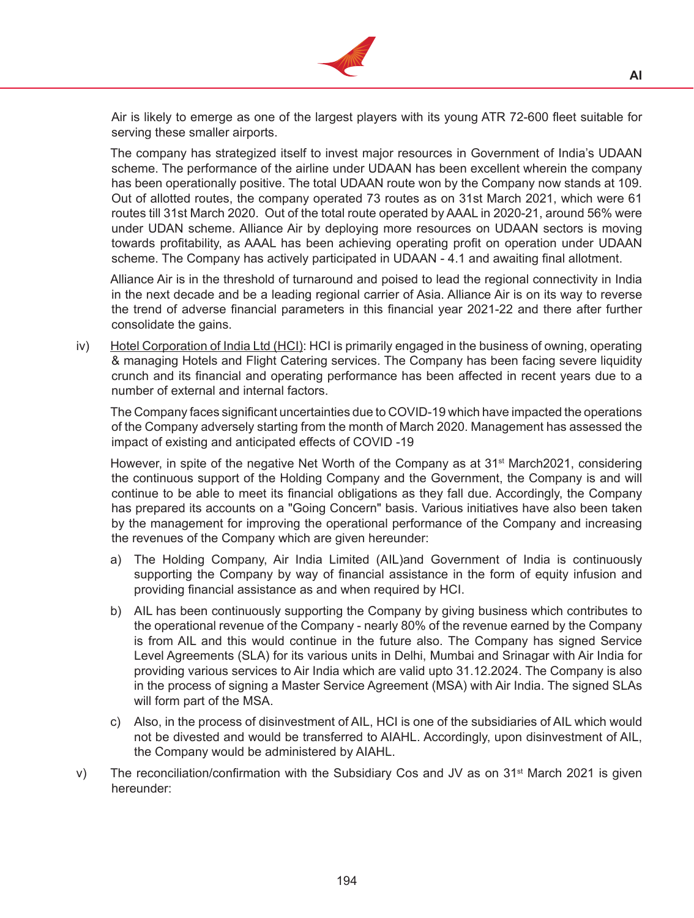Air is likely to emerge as one of the largest players with its young ATR 72-600 fleet suitable for serving these smaller airports.

The company has strategized itself to invest major resources in Government of India's UDAAN scheme. The performance of the airline under UDAAN has been excellent wherein the company has been operationally positive. The total UDAAN route won by the Company now stands at 109. Out of allotted routes, the company operated 73 routes as on 31st March 2021, which were 61 routes till 31st March 2020. Out of the total route operated by AAAL in 2020-21, around 56% were under UDAN scheme. Alliance Air by deploying more resources on UDAAN sectors is moving towards profitability, as AAAL has been achieving operating profit on operation under UDAAN scheme. The Company has actively participated in UDAAN - 4.1 and awaiting final allotment.

Alliance Air is in the threshold of turnaround and poised to lead the regional connectivity in India in the next decade and be a leading regional carrier of Asia. Alliance Air is on its way to reverse the trend of adverse financial parameters in this financial year 2021-22 and there after further consolidate the gains.

iv) Hotel Corporation of India Ltd (HCI): HCI is primarily engaged in the business of owning, operating & managing Hotels and Flight Catering services. The Company has been facing severe liquidity crunch and its financial and operating performance has been affected in recent years due to a number of external and internal factors.

The Company faces significant uncertainties due to COVID-19 which have impacted the operations of the Company adversely starting from the month of March 2020. Management has assessed the impact of existing and anticipated effects of COVID -19

However, in spite of the negative Net Worth of the Company as at 31st March2021, considering the continuous support of the Holding Company and the Government, the Company is and will continue to be able to meet its financial obligations as they fall due. Accordingly, the Company has prepared its accounts on a "Going Concern" basis. Various initiatives have also been taken by the management for improving the operational performance of the Company and increasing the revenues of the Company which are given hereunder:

a) The Holding Company, Air India Limited (AIL)and Government of India is continuously supporting the Company by way of financial assistance in the form of equity infusion and providing financial assistance as and when required by HCI.

b) AIL has been continuously supporting the Company by giving business which contributes to the operational revenue of the Company - nearly 80% of the revenue earned by the Company is from AIL and this would continue in the future also. The Company has signed Service Level Agreements (SLA) for its various units in Delhi, Mumbai and Srinagar with Air India for providing various services to Air India which are valid upto 31.12.2024. The Company is also in the process of signing a Master Service Agreement (MSA) with Air India. The signed SLAs will form part of the MSA.

c) Also, in the process of disinvestment of AIL, HCI is one of the subsidiaries of AIL which would not be divested and would be transferred to AIAHL. Accordingly, upon disinvestment of AIL, the Company would be administered by AIAHL.

v) The reconciliation/confirmation with the Subsidiary Cos and JV as on 31st March 2021 is given hereunder: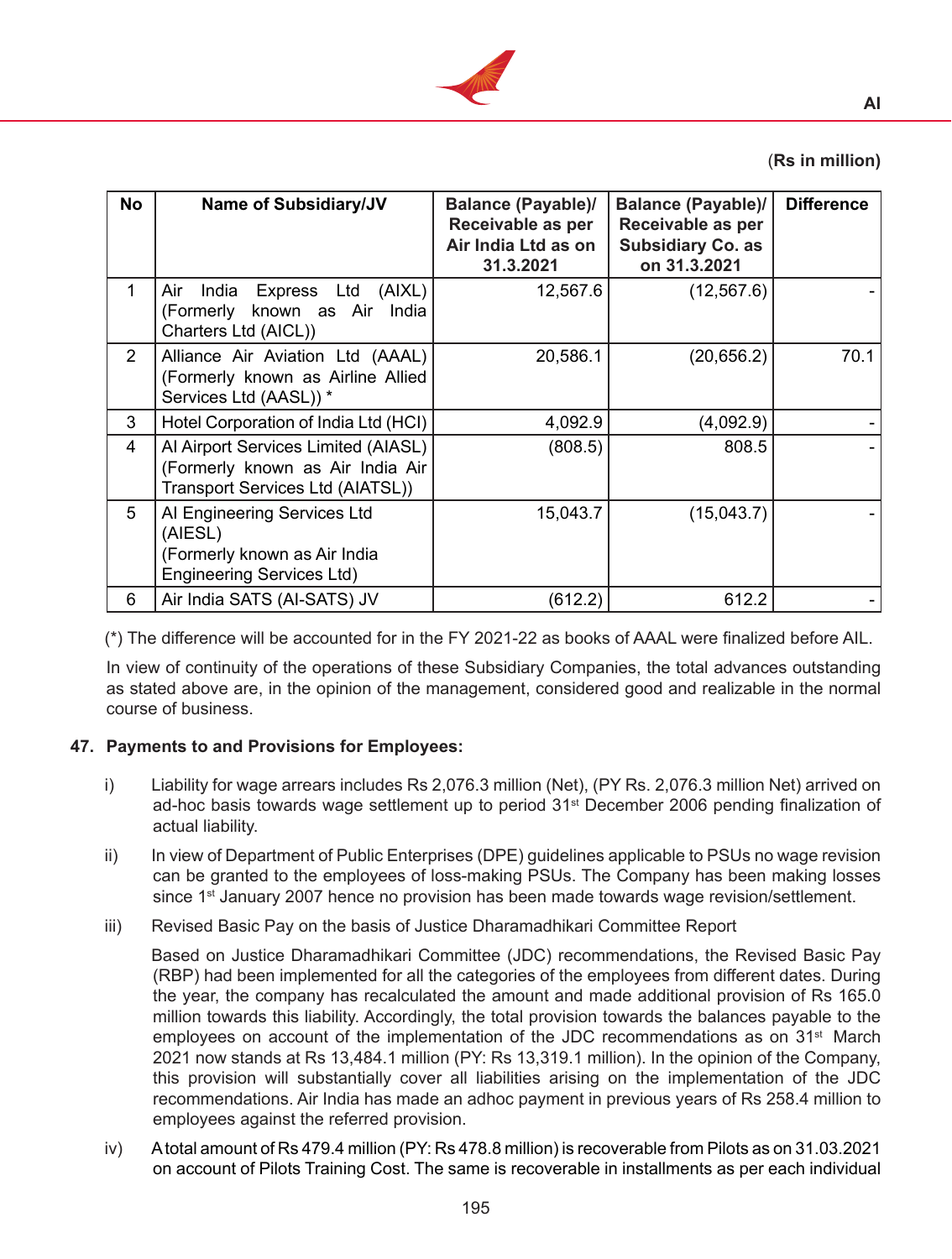(**Rs in million)**

| No | Name of Subsidiary/JV | Balance (Payable)/ Receivable as per Air India Ltd as on 31.3.2021 | Balance (Payable)/ Receivable as per Subsidiary Co. as on 31.3.2021 | Difference |
|---|---|---|---|---|
| 1 | Air India Express Ltd (AIXL) (Formerly known as Air India Charters Ltd (AICL)) | 12,567.6 | (12,567.6) | - |
| 2 | Alliance Air Aviation Ltd (AAAL) (Formerly known as Airline Allied Services Ltd (AASL)) * | 20,586.1 | (20,656.2) | 70.1 |
| 3 | Hotel Corporation of India Ltd (HCI) | 4,092.9 | (4,092.9) | - |
| 4 | AI Airport Services Limited (AIASL) (Formerly known as Air India Air Transport Services Ltd (AIATSL)) | (808.5) | 808.5 | - |
| 5 | AI Engineering Services Ltd (AIESL) (Formerly known as Air India Engineering Services Ltd) | 15,043.7 | (15,043.7) | - |
| 6 | Air India SATS (AI-SATS) JV | (612.2) | 612.2 | - |

(*) The difference will be accounted for in the FY 2021-22 as books of AAAL were finalized before AIL.

In view of continuity of the operations of these Subsidiary Companies, the total advances outstanding as stated above are, in the opinion of the management, considered good and realizable in the normal course of business.

**47. Payments to and Provisions for Employees:**

i) Liability for wage arrears includes Rs 2,076.3 million (Net), (PY Rs. 2,076.3 million Net) arrived on ad-hoc basis towards wage settlement up to period 31st December 2006 pending finalization of actual liability.

ii) In view of Department of Public Enterprises (DPE) guidelines applicable to PSUs no wage revision can be granted to the employees of loss-making PSUs. The Company has been making losses since 1st January 2007 hence no provision has been made towards wage revision/settlement.

iii) Revised Basic Pay on the basis of Justice Dharamadhikari Committee Report

Based on Justice Dharamadhikari Committee (JDC) recommendations, the Revised Basic Pay (RBP) had been implemented for all the categories of the employees from different dates. During the year, the company has recalculated the amount and made additional provision of Rs 165.0 million towards this liability. Accordingly, the total provision towards the balances payable to the employees on account of the implementation of the JDC recommendations as on 31st March 2021 now stands at Rs 13,484.1 million (PY: Rs 13,319.1 million). In the opinion of the Company, this provision will substantially cover all liabilities arising on the implementation of the JDC recommendations. Air India has made an adhoc payment in previous years of Rs 258.4 million to employees against the referred provision.

iv) A total amount of Rs 479.4 million (PY: Rs 478.8 million) is recoverable from Pilots as on 31.03.2021 on account of Pilots Training Cost. The same is recoverable in installments as per each individual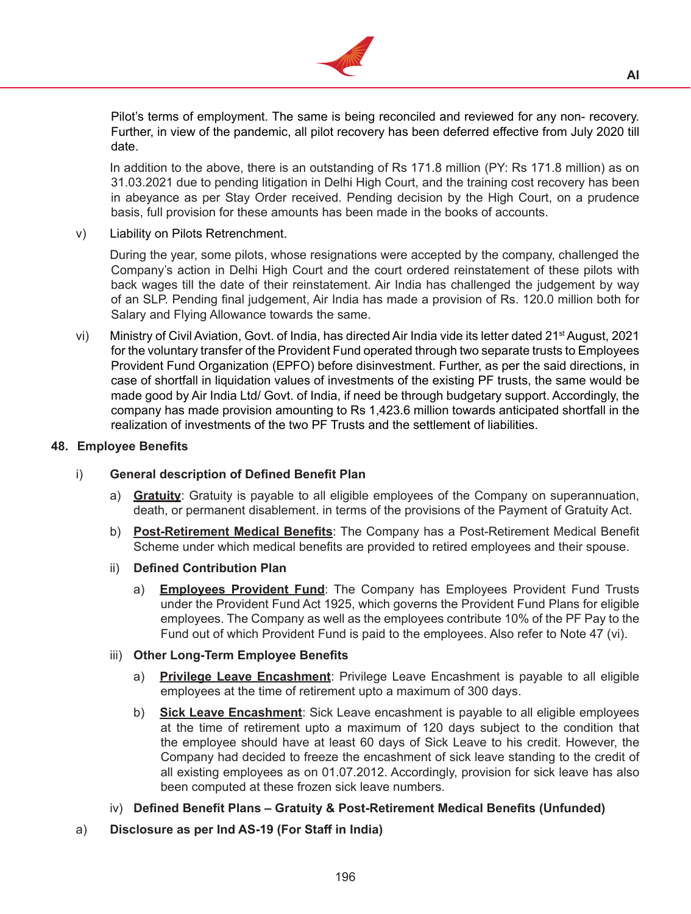Pilot's terms of employment. The same is being reconciled and reviewed for any non- recovery. Further, in view of the pandemic, all pilot recovery has been deferred effective from July 2020 till date.

In addition to the above, there is an outstanding of Rs 171.8 million (PY: Rs 171.8 million) as on 31.03.2021 due to pending litigation in Delhi High Court, and the training cost recovery has been in abeyance as per Stay Order received. Pending decision by the High Court, on a prudence basis, full provision for these amounts has been made in the books of accounts.

v) Liability on Pilots Retrenchment.

During the year, some pilots, whose resignations were accepted by the company, challenged the Company's action in Delhi High Court and the court ordered reinstatement of these pilots with back wages till the date of their reinstatement. Air India has challenged the judgement by way of an SLP. Pending final judgement, Air India has made a provision of Rs. 120.0 million both for Salary and Flying Allowance towards the same.

vi) Ministry of Civil Aviation, Govt. of India, has directed Air India vide its letter dated 21st August, 2021 for the voluntary transfer of the Provident Fund operated through two separate trusts to Employees Provident Fund Organization (EPFO) before disinvestment. Further, as per the said directions, in case of shortfall in liquidation values of investments of the existing PF trusts, the same would be made good by Air India Ltd/ Govt. of India, if need be through budgetary support. Accordingly, the company has made provision amounting to Rs 1,423.6 million towards anticipated shortfall in the realization of investments of the two PF Trusts and the settlement of liabilities.

## 48. Employee Benefits

### i) General description of Defined Benefit Plan

a) **Gratuity**: Gratuity is payable to all eligible employees of the Company on superannuation, death, or permanent disablement. in terms of the provisions of the Payment of Gratuity Act.

b) **Post-Retirement Medical Benefits**: The Company has a Post-Retirement Medical Benefit Scheme under which medical benefits are provided to retired employees and their spouse.

### ii) Defined Contribution Plan

a) **Employees Provident Fund**: The Company has Employees Provident Fund Trusts under the Provident Fund Act 1925, which governs the Provident Fund Plans for eligible employees. The Company as well as the employees contribute 10% of the PF Pay to the Fund out of which Provident Fund is paid to the employees. Also refer to Note 47 (vi).

### iii) Other Long-Term Employee Benefits

a) **Privilege Leave Encashment**: Privilege Leave Encashment is payable to all eligible employees at the time of retirement upto a maximum of 300 days.

b) **Sick Leave Encashment**: Sick Leave encashment is payable to all eligible employees at the time of retirement upto a maximum of 120 days subject to the condition that the employee should have at least 60 days of Sick Leave to his credit. However, the Company had decided to freeze the encashment of sick leave standing to the credit of all existing employees as on 01.07.2012. Accordingly, provision for sick leave has also been computed at these frozen sick leave numbers.

### iv) Defined Benefit Plans – Gratuity & Post-Retirement Medical Benefits (Unfunded)

### a) Disclosure as per Ind AS-19 (For Staff in India)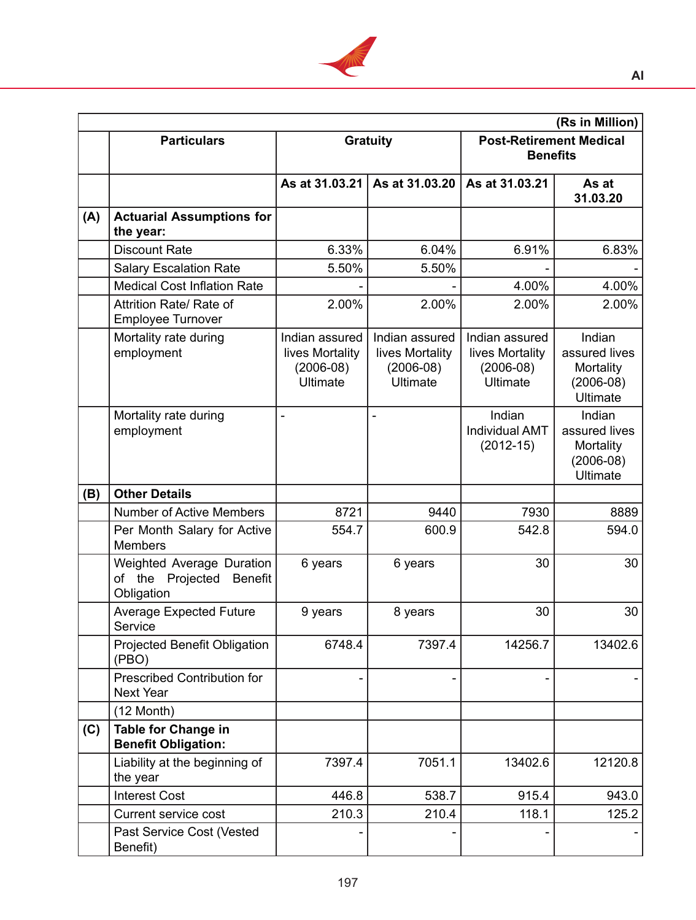| | | | | | (Rs in Million) |
|---|---|---|---|---|---|
| | **Particulars** | **Gratuity** | | **Post-Retirement Medical Benefits** | |
| | | **As at 31.03.21** | **As at 31.03.20** | **As at 31.03.21** | **As at 31.03.20** |
| **(A)** | **Actuarial Assumptions for the year:** | | | | |
| | Discount Rate | 6.33% | 6.04% | 6.91% | 6.83% |
| | Salary Escalation Rate | 5.50% | 5.50% | - | - |
| | Medical Cost Inflation Rate | - | - | 4.00% | 4.00% |
| | Attrition Rate/ Rate of Employee Turnover | 2.00% | 2.00% | 2.00% | 2.00% |
| | Mortality rate during employment | Indian assured lives Mortality (2006-08) Ultimate | Indian assured lives Mortality (2006-08) Ultimate | Indian assured lives Mortality (2006-08) Ultimate | Indian assured lives Mortality (2006-08) Ultimate |
| | Mortality rate during employment | - | - | Indian Individual AMT (2012-15) | Indian assured lives Mortality (2006-08) Ultimate |
| **(B)** | **Other Details** | | | | |
| | Number of Active Members | 8721 | 9440 | 7930 | 8889 |
| | Per Month Salary for Active Members | 554.7 | 600.9 | 542.8 | 594.0 |
| | Weighted Average Duration of the Projected Benefit Obligation | 6 years | 6 years | 30 | 30 |
| | Average Expected Future Service | 9 years | 8 years | 30 | 30 |
| | Projected Benefit Obligation (PBO) | 6748.4 | 7397.4 | 14256.7 | 13402.6 |
| | Prescribed Contribution for Next Year | - | - | - | - |
| | (12 Month) | | | | |
| **(C)** | **Table for Change in Benefit Obligation:** | | | | |
| | Liability at the beginning of the year | 7397.4 | 7051.1 | 13402.6 | 12120.8 |
| | Interest Cost | 446.8 | 538.7 | 915.4 | 943.0 |
| | Current service cost | 210.3 | 210.4 | 118.1 | 125.2 |
| | Past Service Cost (Vested Benefit) | - | - | - | - |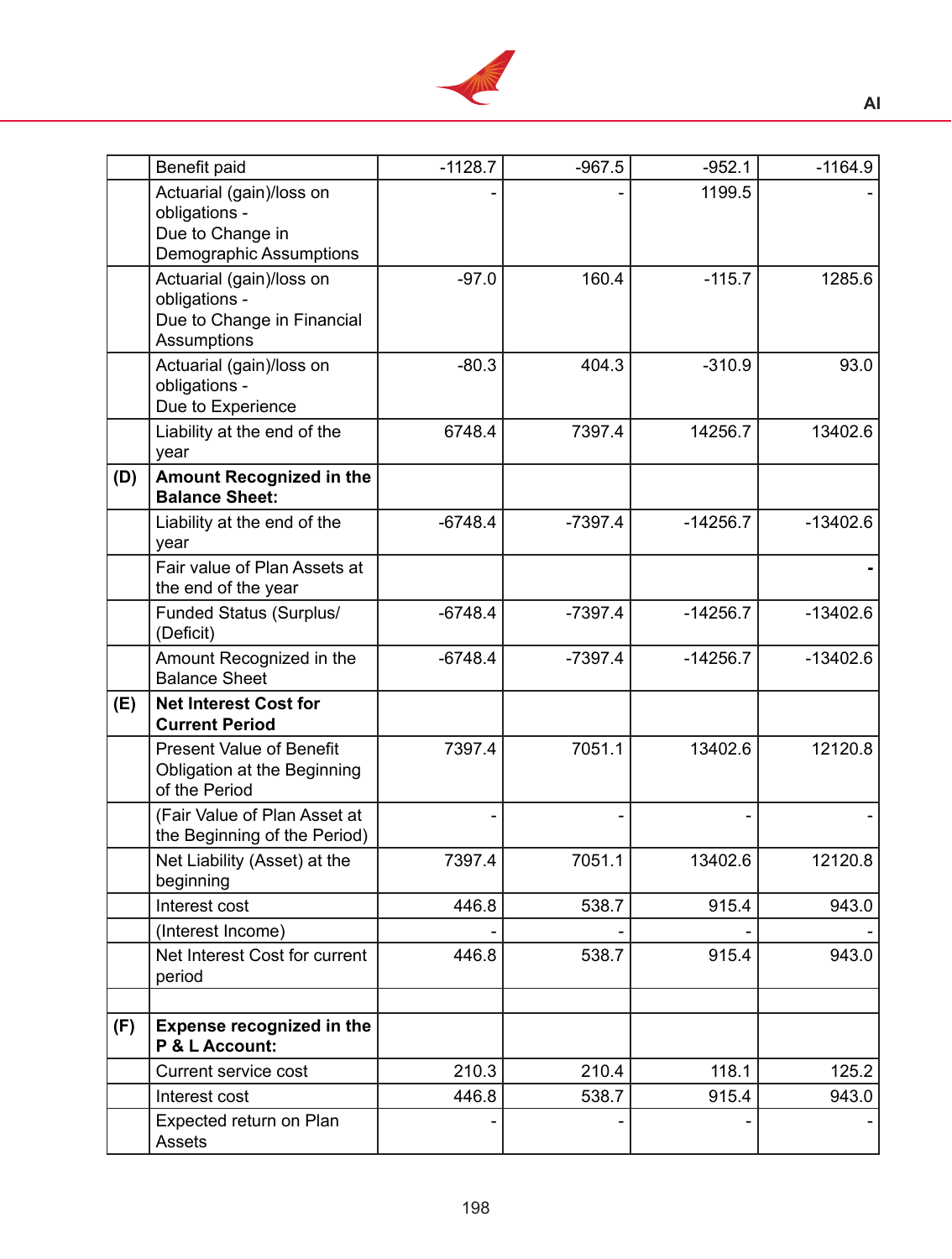|  | Benefit paid | -1128.7 | -967.5 | -952.1 | -1164.9 |
|---|---|---|---|---|---|
|  | Actuarial (gain)/loss on obligations - Due to Change in Demographic Assumptions | - | - | 1199.5 | - |
|  | Actuarial (gain)/loss on obligations - Due to Change in Financial Assumptions | -97.0 | 160.4 | -115.7 | 1285.6 |
|  | Actuarial (gain)/loss on obligations - Due to Experience | -80.3 | 404.3 | -310.9 | 93.0 |
|  | Liability at the end of the year | 6748.4 | 7397.4 | 14256.7 | 13402.6 |
| **(D)** | **Amount Recognized in the Balance Sheet:** |  |  |  |  |
|  | Liability at the end of the year | -6748.4 | -7397.4 | -14256.7 | -13402.6 |
|  | Fair value of Plan Assets at the end of the year |  |  |  | - |
|  | Funded Status (Surplus/ (Deficit) | -6748.4 | -7397.4 | -14256.7 | -13402.6 |
|  | Amount Recognized in the Balance Sheet | -6748.4 | -7397.4 | -14256.7 | -13402.6 |
| **(E)** | **Net Interest Cost for Current Period** |  |  |  |  |
|  | Present Value of Benefit Obligation at the Beginning of the Period | 7397.4 | 7051.1 | 13402.6 | 12120.8 |
|  | (Fair Value of Plan Asset at the Beginning of the Period) | - | - | - | - |
|  | Net Liability (Asset) at the beginning | 7397.4 | 7051.1 | 13402.6 | 12120.8 |
|  | Interest cost | 446.8 | 538.7 | 915.4 | 943.0 |
|  | (Interest Income) | - | - | - | - |
|  | Net Interest Cost for current period | 446.8 | 538.7 | 915.4 | 943.0 |
|  |  |  |  |  |  |
| **(F)** | **Expense recognized in the P & L Account:** |  |  |  |  |
|  | Current service cost | 210.3 | 210.4 | 118.1 | 125.2 |
|  | Interest cost | 446.8 | 538.7 | 915.4 | 943.0 |
|  | Expected return on Plan Assets | - | - | - | - |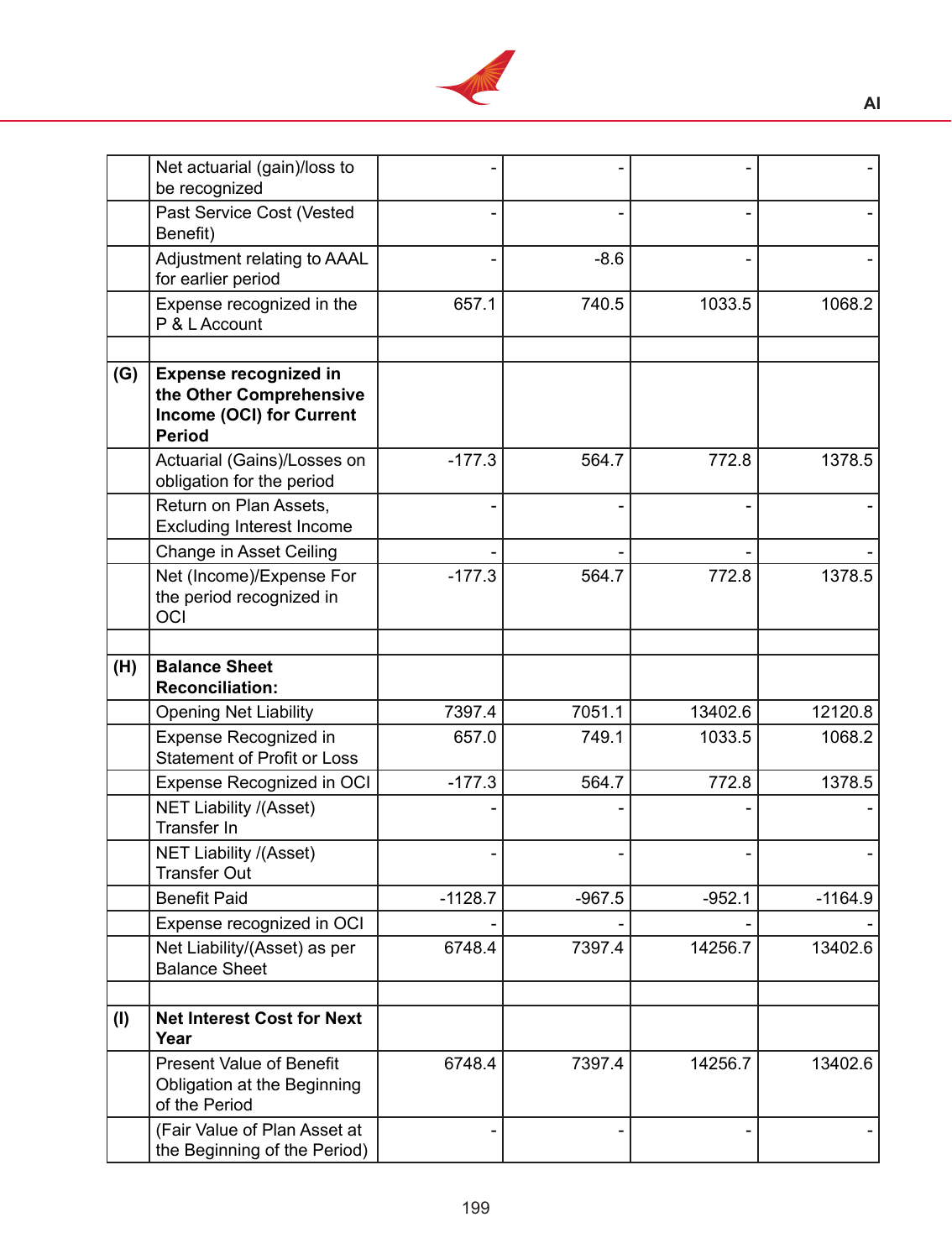| | | | | | |
|---|---|---|---|---|---|
| | Net actuarial (gain)/loss to be recognized | - | - | - | - |
| | Past Service Cost (Vested Benefit) | - | - | - | - |
| | Adjustment relating to AAAL for earlier period | - | -8.6 | - | - |
| | Expense recognized in the P & L Account | 657.1 | 740.5 | 1033.5 | 1068.2 |
| | | | | | |
| **(G)** | **Expense recognized in the Other Comprehensive Income (OCI) for Current Period** | | | | |
| | Actuarial (Gains)/Losses on obligation for the period | -177.3 | 564.7 | 772.8 | 1378.5 |
| | Return on Plan Assets, Excluding Interest Income | - | - | - | - |
| | Change in Asset Ceiling | - | - | - | - |
| | Net (Income)/Expense For the period recognized in OCI | -177.3 | 564.7 | 772.8 | 1378.5 |
| | | | | | |
| **(H)** | **Balance Sheet Reconciliation:** | | | | |
| | Opening Net Liability | 7397.4 | 7051.1 | 13402.6 | 12120.8 |
| | Expense Recognized in Statement of Profit or Loss | 657.0 | 749.1 | 1033.5 | 1068.2 |
| | Expense Recognized in OCI | -177.3 | 564.7 | 772.8 | 1378.5 |
| | NET Liability /(Asset) Transfer In | - | - | - | - |
| | NET Liability /(Asset) Transfer Out | - | - | - | - |
| | Benefit Paid | -1128.7 | -967.5 | -952.1 | -1164.9 |
| | Expense recognized in OCI | - | - | - | - |
| | Net Liability/(Asset) as per Balance Sheet | 6748.4 | 7397.4 | 14256.7 | 13402.6 |
| | | | | | |
| **(I)** | **Net Interest Cost for Next Year** | | | | |
| | Present Value of Benefit Obligation at the Beginning of the Period | 6748.4 | 7397.4 | 14256.7 | 13402.6 |
| | (Fair Value of Plan Asset at the Beginning of the Period) | - | - | - | - |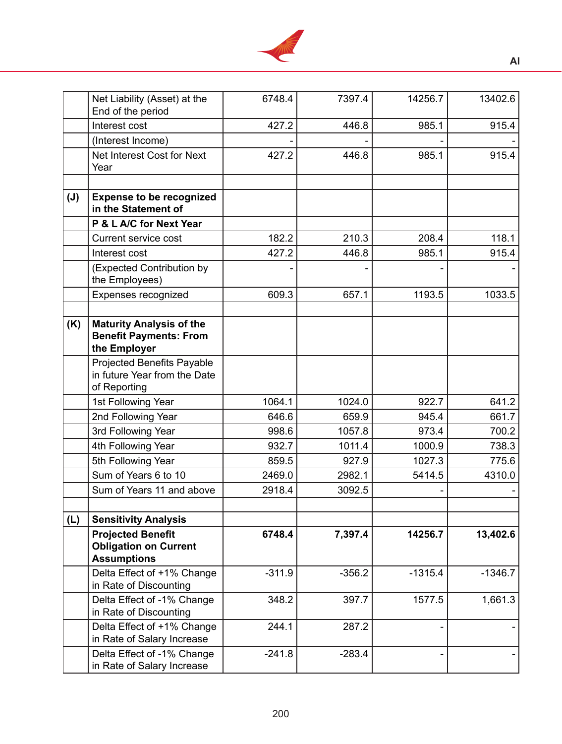| | | | | | |
|---|---|---|---|---|---|
| | Net Liability (Asset) at the End of the period | 6748.4 | 7397.4 | 14256.7 | 13402.6 |
| | Interest cost | 427.2 | 446.8 | 985.1 | 915.4 |
| | (Interest Income) | - | - | - | - |
| | Net Interest Cost for Next Year | 427.2 | 446.8 | 985.1 | 915.4 |
| | | | | | |
| **(J)** | **Expense to be recognized in the Statement of** | | | | |
| | **P & L A/C for Next Year** | | | | |
| | Current service cost | 182.2 | 210.3 | 208.4 | 118.1 |
| | Interest cost | 427.2 | 446.8 | 985.1 | 915.4 |
| | (Expected Contribution by the Employees) | - | - | - | - |
| | Expenses recognized | 609.3 | 657.1 | 1193.5 | 1033.5 |
| | | | | | |
| **(K)** | **Maturity Analysis of the Benefit Payments: From the Employer** | | | | |
| | Projected Benefits Payable in future Year from the Date of Reporting | | | | |
| | 1st Following Year | 1064.1 | 1024.0 | 922.7 | 641.2 |
| | 2nd Following Year | 646.6 | 659.9 | 945.4 | 661.7 |
| | 3rd Following Year | 998.6 | 1057.8 | 973.4 | 700.2 |
| | 4th Following Year | 932.7 | 1011.4 | 1000.9 | 738.3 |
| | 5th Following Year | 859.5 | 927.9 | 1027.3 | 775.6 |
| | Sum of Years 6 to 10 | 2469.0 | 2982.1 | 5414.5 | 4310.0 |
| | Sum of Years 11 and above | 2918.4 | 3092.5 | - | - |
| | | | | | |
| **(L)** | **Sensitivity Analysis** | | | | |
| | **Projected Benefit Obligation on Current Assumptions** | **6748.4** | **7,397.4** | **14256.7** | **13,402.6** |
| | Delta Effect of +1% Change in Rate of Discounting | -311.9 | -356.2 | -1315.4 | -1346.7 |
| | Delta Effect of -1% Change in Rate of Discounting | 348.2 | 397.7 | 1577.5 | 1,661.3 |
| | Delta Effect of +1% Change in Rate of Salary Increase | 244.1 | 287.2 | - | - |
| | Delta Effect of -1% Change in Rate of Salary Increase | -241.8 | -283.4 | - | - |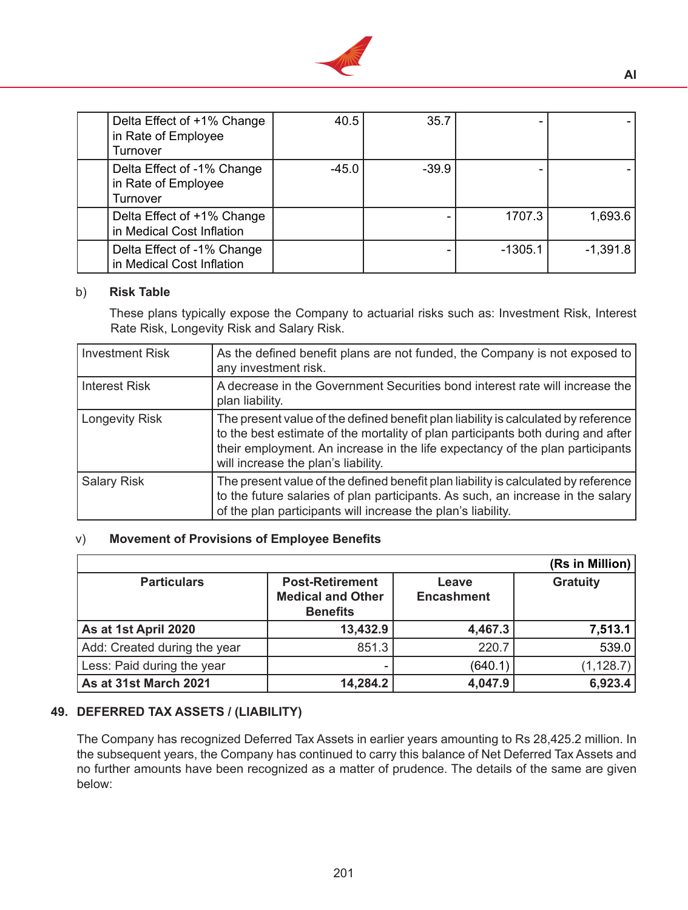| | | | | | |
|---|---|---|---|---|---|
| | Delta Effect of +1% Change in Rate of Employee Turnover | 40.5 | 35.7 | - | - |
| | Delta Effect of -1% Change in Rate of Employee Turnover | -45.0 | -39.9 | - | - |
| | Delta Effect of +1% Change in Medical Cost Inflation | | - | 1707.3 | 1,693.6 |
| | Delta Effect of -1% Change in Medical Cost Inflation | | - | -1305.1 | -1,391.8 |

b) **Risk Table**

These plans typically expose the Company to actuarial risks such as: Investment Risk, Interest Rate Risk, Longevity Risk and Salary Risk.

| | |
|---|---|
| Investment Risk | As the defined benefit plans are not funded, the Company is not exposed to any investment risk. |
| Interest Risk | A decrease in the Government Securities bond interest rate will increase the plan liability. |
| Longevity Risk | The present value of the defined benefit plan liability is calculated by reference to the best estimate of the mortality of plan participants both during and after their employment. An increase in the life expectancy of the plan participants will increase the plan's liability. |
| Salary Risk | The present value of the defined benefit plan liability is calculated by reference to the future salaries of plan participants. As such, an increase in the salary of the plan participants will increase the plan's liability. |

v) **Movement of Provisions of Employee Benefits**

(Rs in Million)

| Particulars | Post-Retirement Medical and Other Benefits | Leave Encashment | Gratuity |
|---|---|---|---|
| **As at 1st April 2020** | **13,432.9** | **4,467.3** | **7,513.1** |
| Add: Created during the year | 851.3 | 220.7 | 539.0 |
| Less: Paid during the year | - | (640.1) | (1,128.7) |
| **As at 31st March 2021** | **14,284.2** | **4,047.9** | **6,923.4** |

## 49. DEFERRED TAX ASSETS / (LIABILITY)

The Company has recognized Deferred Tax Assets in earlier years amounting to Rs 28,425.2 million. In the subsequent years, the Company has continued to carry this balance of Net Deferred Tax Assets and no further amounts have been recognized as a matter of prudence. The details of the same are given below: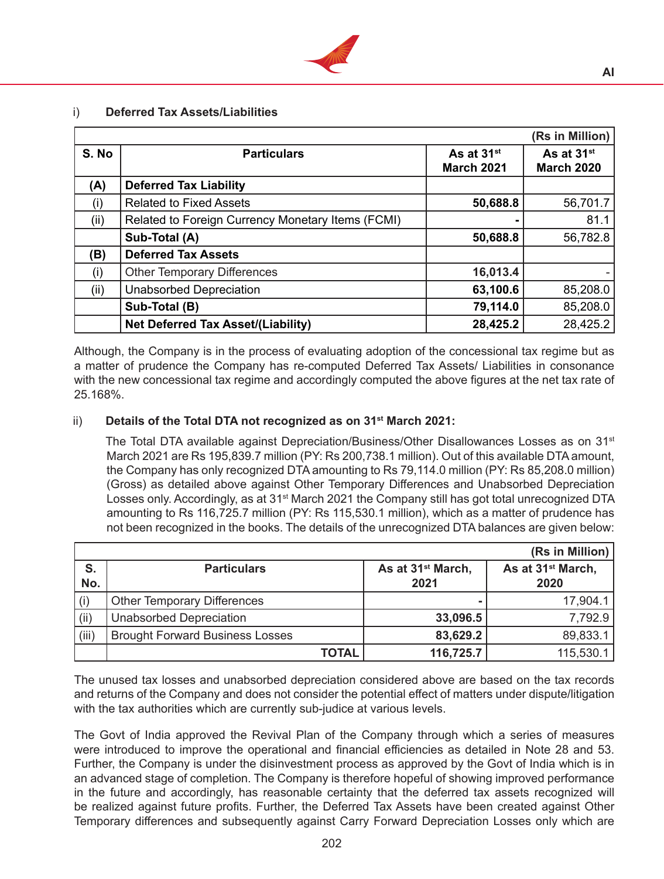i) **Deferred Tax Assets/Liabilities**

(Rs in Million)

| S. No | Particulars | As at 31st March 2021 | As at 31st March 2020 |
|---|---|---|---|
| **(A)** | **Deferred Tax Liability** | | |
| (i) | Related to Fixed Assets | **50,688.8** | 56,701.7 |
| (ii) | Related to Foreign Currency Monetary Items (FCMI) | **-** | 81.1 |
| | **Sub-Total (A)** | **50,688.8** | 56,782.8 |
| **(B)** | **Deferred Tax Assets** | | |
| (i) | Other Temporary Differences | **16,013.4** | - |
| (ii) | Unabsorbed Depreciation | **63,100.6** | 85,208.0 |
| | **Sub-Total (B)** | **79,114.0** | 85,208.0 |
| | **Net Deferred Tax Asset/(Liability)** | **28,425.2** | 28,425.2 |

Although, the Company is in the process of evaluating adoption of the concessional tax regime but as a matter of prudence the Company has re-computed Deferred Tax Assets/ Liabilities in consonance with the new concessional tax regime and accordingly computed the above figures at the net tax rate of 25.168%.

ii) **Details of the Total DTA not recognized as on 31st March 2021:**

The Total DTA available against Depreciation/Business/Other Disallowances Losses as on 31st March 2021 are Rs 195,839.7 million (PY: Rs 200,738.1 million). Out of this available DTA amount, the Company has only recognized DTA amounting to Rs 79,114.0 million (PY: Rs 85,208.0 million) (Gross) as detailed above against Other Temporary Differences and Unabsorbed Depreciation Losses only. Accordingly, as at 31st March 2021 the Company still has got total unrecognized DTA amounting to Rs 116,725.7 million (PY: Rs 115,530.1 million), which as a matter of prudence has not been recognized in the books. The details of the unrecognized DTA balances are given below:

(Rs in Million)

| S. No. | Particulars | As at 31st March, 2021 | As at 31st March, 2020 |
|---|---|---|---|
| (i) | Other Temporary Differences | **-** | 17,904.1 |
| (ii) | Unabsorbed Depreciation | **33,096.5** | 7,792.9 |
| (iii) | Brought Forward Business Losses | **83,629.2** | 89,833.1 |
| | **TOTAL** | **116,725.7** | 115,530.1 |

The unused tax losses and unabsorbed depreciation considered above are based on the tax records and returns of the Company and does not consider the potential effect of matters under dispute/litigation with the tax authorities which are currently sub-judice at various levels.

The Govt of India approved the Revival Plan of the Company through which a series of measures were introduced to improve the operational and financial efficiencies as detailed in Note 28 and 53. Further, the Company is under the disinvestment process as approved by the Govt of India which is in an advanced stage of completion. The Company is therefore hopeful of showing improved performance in the future and accordingly, has reasonable certainty that the deferred tax assets recognized will be realized against future profits. Further, the Deferred Tax Assets have been created against Other Temporary differences and subsequently against Carry Forward Depreciation Losses only which are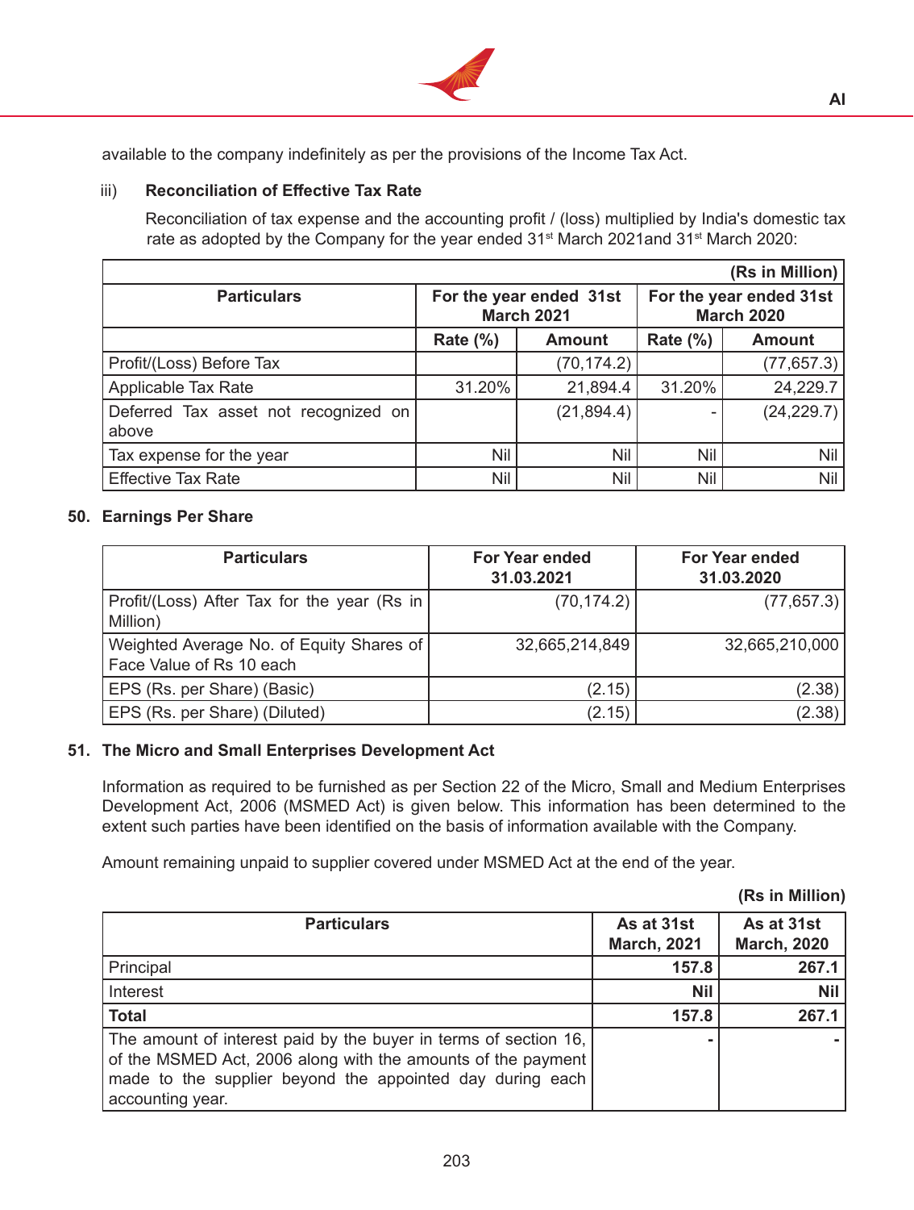available to the company indefinitely as per the provisions of the Income Tax Act.

iii) **Reconciliation of Effective Tax Rate**

Reconciliation of tax expense and the accounting profit / (loss) multiplied by India's domestic tax rate as adopted by the Company for the year ended 31st March 2021and 31st March 2020:

| | | | | (Rs in Million) |
|---|---|---|---|---|
| **Particulars** | **For the year ended 31st March 2021** | | **For the year ended 31st March 2020** | |
| | **Rate (%)** | **Amount** | **Rate (%)** | **Amount** |
| Profit/(Loss) Before Tax | | (70,174.2) | | (77,657.3) |
| Applicable Tax Rate | 31.20% | 21,894.4 | 31.20% | 24,229.7 |
| Deferred Tax asset not recognized on above | | (21,894.4) | - | (24,229.7) |
| Tax expense for the year | Nil | Nil | Nil | Nil |
| Effective Tax Rate | Nil | Nil | Nil | Nil |

## 50. Earnings Per Share

| Particulars | For Year ended 31.03.2021 | For Year ended 31.03.2020 |
|---|---|---|
| Profit/(Loss) After Tax for the year (Rs in Million) | (70,174.2) | (77,657.3) |
| Weighted Average No. of Equity Shares of Face Value of Rs 10 each | 32,665,214,849 | 32,665,210,000 |
| EPS (Rs. per Share) (Basic) | (2.15) | (2.38) |
| EPS (Rs. per Share) (Diluted) | (2.15) | (2.38) |

## 51. The Micro and Small Enterprises Development Act

Information as required to be furnished as per Section 22 of the Micro, Small and Medium Enterprises Development Act, 2006 (MSMED Act) is given below. This information has been determined to the extent such parties have been identified on the basis of information available with the Company.

Amount remaining unpaid to supplier covered under MSMED Act at the end of the year.

**(Rs in Million)**

| Particulars | As at 31st March, 2021 | As at 31st March, 2020 |
|---|---|---|
| Principal | **157.8** | **267.1** |
| Interest | **Nil** | **Nil** |
| **Total** | **157.8** | **267.1** |
| The amount of interest paid by the buyer in terms of section 16, of the MSMED Act, 2006 along with the amounts of the payment made to the supplier beyond the appointed day during each accounting year. | **-** | **-** |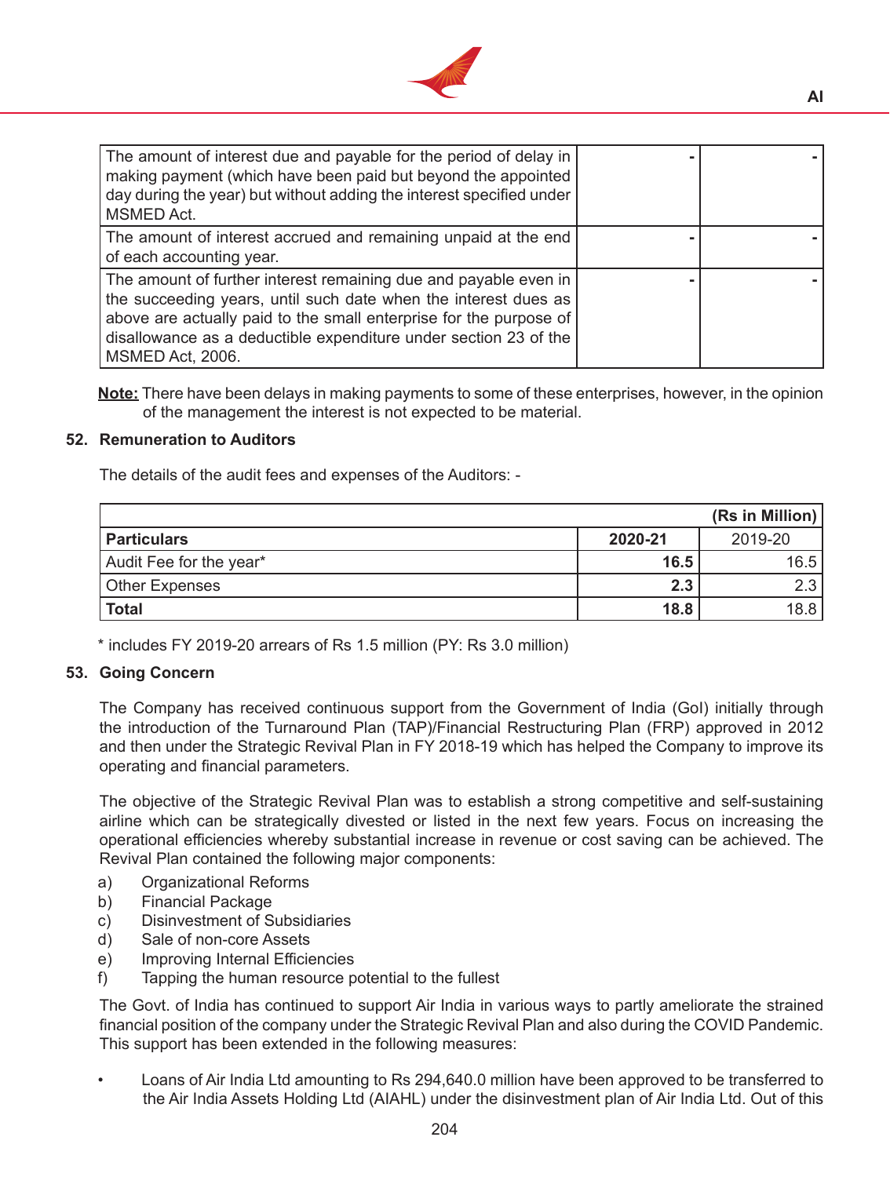| | | |
|---|---|---|
| The amount of interest due and payable for the period of delay in making payment (which have been paid but beyond the appointed day during the year) but without adding the interest specified under MSMED Act. | - | - |
| The amount of interest accrued and remaining unpaid at the end of each accounting year. | - | - |
| The amount of further interest remaining due and payable even in the succeeding years, until such date when the interest dues as above are actually paid to the small enterprise for the purpose of disallowance as a deductible expenditure under section 23 of the MSMED Act, 2006. | - | - |

**Note:** There have been delays in making payments to some of these enterprises, however, in the opinion of the management the interest is not expected to be material.

### 52. Remuneration to Auditors

The details of the audit fees and expenses of the Auditors: -

| | | (Rs in Million) |
|---|---|---|
| **Particulars** | **2020-21** | 2019-20 |
| Audit Fee for the year* | **16.5** | 16.5 |
| Other Expenses | **2.3** | 2.3 |
| **Total** | **18.8** | 18.8 |

* includes FY 2019-20 arrears of Rs 1.5 million (PY: Rs 3.0 million)

### 53. Going Concern

The Company has received continuous support from the Government of India (GoI) initially through the introduction of the Turnaround Plan (TAP)/Financial Restructuring Plan (FRP) approved in 2012 and then under the Strategic Revival Plan in FY 2018-19 which has helped the Company to improve its operating and financial parameters.

The objective of the Strategic Revival Plan was to establish a strong competitive and self-sustaining airline which can be strategically divested or listed in the next few years. Focus on increasing the operational efficiencies whereby substantial increase in revenue or cost saving can be achieved. The Revival Plan contained the following major components:

a) Organizational Reforms
b) Financial Package
c) Disinvestment of Subsidiaries
d) Sale of non-core Assets
e) Improving Internal Efficiencies
f) Tapping the human resource potential to the fullest

The Govt. of India has continued to support Air India in various ways to partly ameliorate the strained financial position of the company under the Strategic Revival Plan and also during the COVID Pandemic. This support has been extended in the following measures:

- Loans of Air India Ltd amounting to Rs 294,640.0 million have been approved to be transferred to the Air India Assets Holding Ltd (AIAHL) under the disinvestment plan of Air India Ltd. Out of this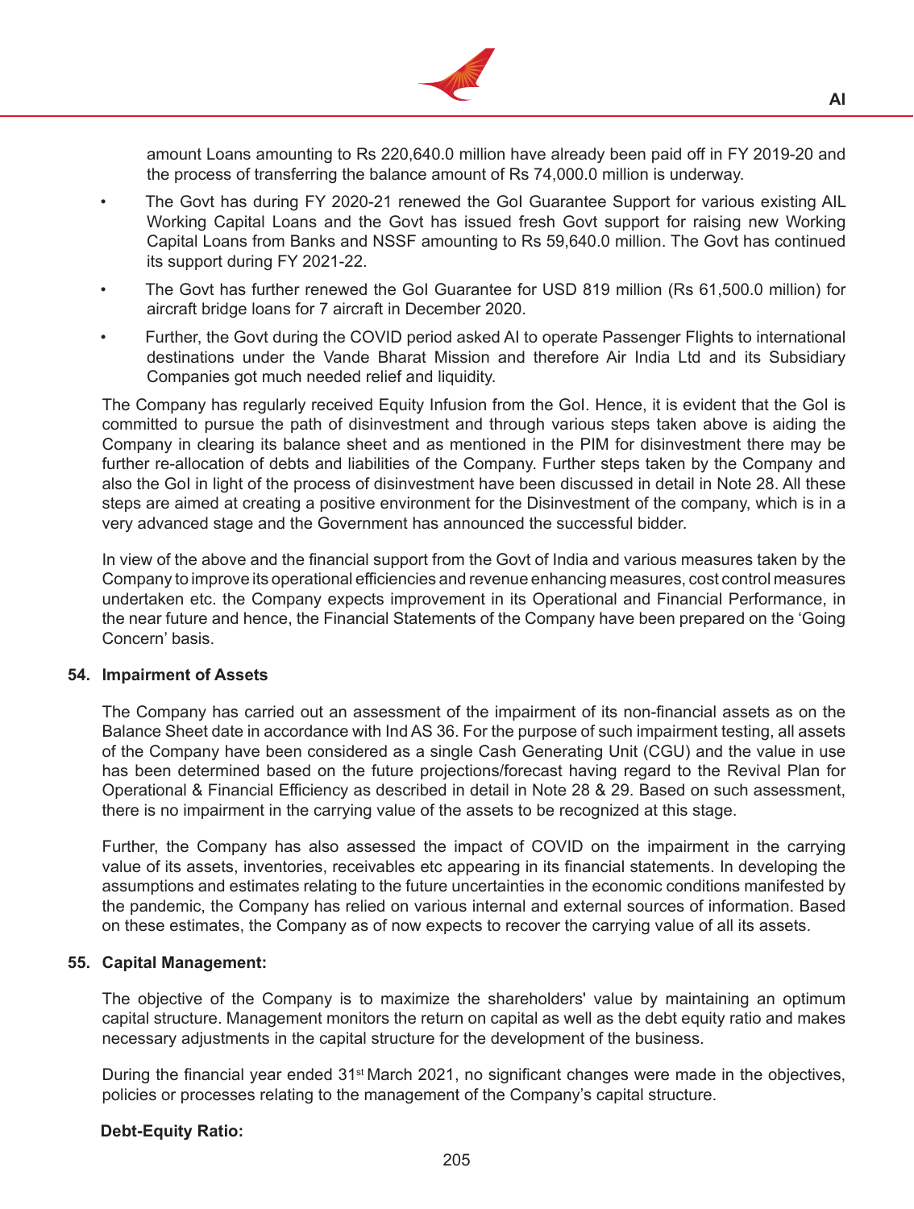amount Loans amounting to Rs 220,640.0 million have already been paid off in FY 2019-20 and the process of transferring the balance amount of Rs 74,000.0 million is underway.

- The Govt has during FY 2020-21 renewed the GoI Guarantee Support for various existing AIL Working Capital Loans and the Govt has issued fresh Govt support for raising new Working Capital Loans from Banks and NSSF amounting to Rs 59,640.0 million. The Govt has continued its support during FY 2021-22.
- The Govt has further renewed the GoI Guarantee for USD 819 million (Rs 61,500.0 million) for aircraft bridge loans for 7 aircraft in December 2020.
- Further, the Govt during the COVID period asked AI to operate Passenger Flights to international destinations under the Vande Bharat Mission and therefore Air India Ltd and its Subsidiary Companies got much needed relief and liquidity.

The Company has regularly received Equity Infusion from the GoI. Hence, it is evident that the GoI is committed to pursue the path of disinvestment and through various steps taken above is aiding the Company in clearing its balance sheet and as mentioned in the PIM for disinvestment there may be further re-allocation of debts and liabilities of the Company. Further steps taken by the Company and also the GoI in light of the process of disinvestment have been discussed in detail in Note 28. All these steps are aimed at creating a positive environment for the Disinvestment of the company, which is in a very advanced stage and the Government has announced the successful bidder.

In view of the above and the financial support from the Govt of India and various measures taken by the Company to improve its operational efficiencies and revenue enhancing measures, cost control measures undertaken etc. the Company expects improvement in its Operational and Financial Performance, in the near future and hence, the Financial Statements of the Company have been prepared on the 'Going Concern' basis.

**54. Impairment of Assets**

The Company has carried out an assessment of the impairment of its non-financial assets as on the Balance Sheet date in accordance with Ind AS 36. For the purpose of such impairment testing, all assets of the Company have been considered as a single Cash Generating Unit (CGU) and the value in use has been determined based on the future projections/forecast having regard to the Revival Plan for Operational & Financial Efficiency as described in detail in Note 28 & 29. Based on such assessment, there is no impairment in the carrying value of the assets to be recognized at this stage.

Further, the Company has also assessed the impact of COVID on the impairment in the carrying value of its assets, inventories, receivables etc appearing in its financial statements. In developing the assumptions and estimates relating to the future uncertainties in the economic conditions manifested by the pandemic, the Company has relied on various internal and external sources of information. Based on these estimates, the Company as of now expects to recover the carrying value of all its assets.

**55. Capital Management:**

The objective of the Company is to maximize the shareholders' value by maintaining an optimum capital structure. Management monitors the return on capital as well as the debt equity ratio and makes necessary adjustments in the capital structure for the development of the business.

During the financial year ended 31st March 2021, no significant changes were made in the objectives, policies or processes relating to the management of the Company's capital structure.

**Debt-Equity Ratio:**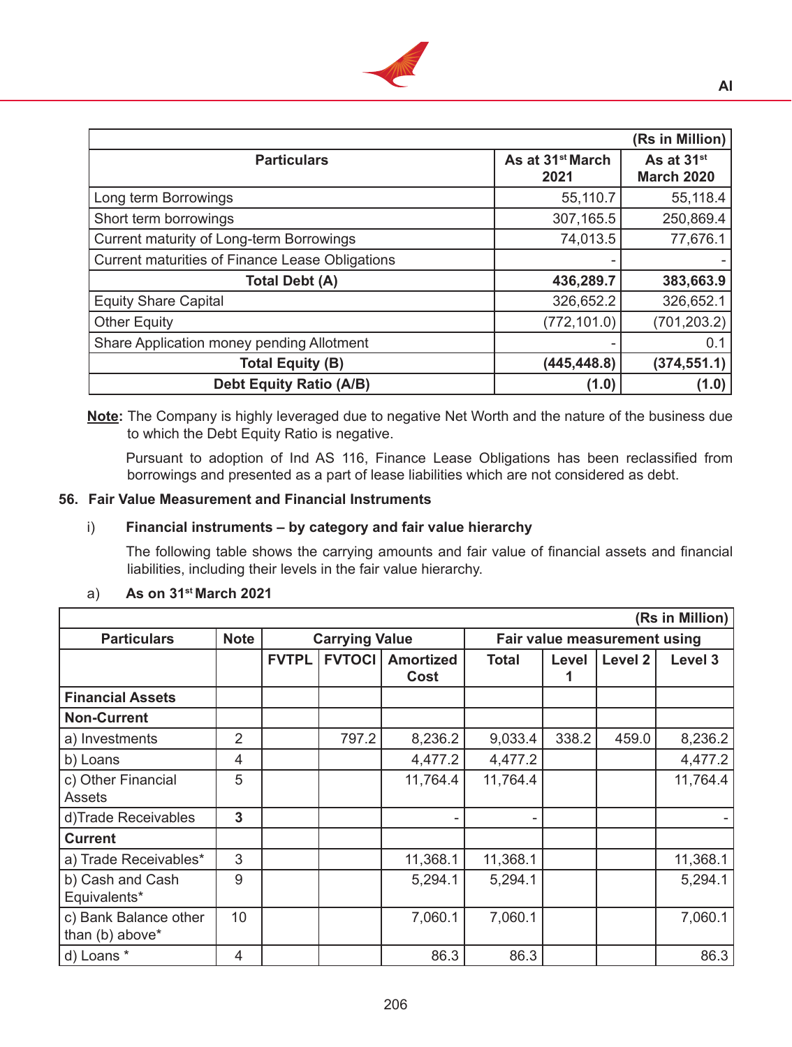| Particulars | As at 31st March 2021 | As at 31st March 2020 |
|---|---|---|
| | | (Rs in Million) |
| Long term Borrowings | 55,110.7 | 55,118.4 |
| Short term borrowings | 307,165.5 | 250,869.4 |
| Current maturity of Long-term Borrowings | 74,013.5 | 77,676.1 |
| Current maturities of Finance Lease Obligations | - | - |
| **Total Debt (A)** | **436,289.7** | **383,663.9** |
| Equity Share Capital | 326,652.2 | 326,652.1 |
| Other Equity | (772,101.0) | (701,203.2) |
| Share Application money pending Allotment | - | 0.1 |
| **Total Equity (B)** | **(445,448.8)** | **(374,551.1)** |
| **Debt Equity Ratio (A/B)** | **(1.0)** | **(1.0)** |

**Note:** The Company is highly leveraged due to negative Net Worth and the nature of the business due to which the Debt Equity Ratio is negative.

Pursuant to adoption of Ind AS 116, Finance Lease Obligations has been reclassified from borrowings and presented as a part of lease liabilities which are not considered as debt.

## 56. Fair Value Measurement and Financial Instruments

### i) Financial instruments – by category and fair value hierarchy

The following table shows the carrying amounts and fair value of financial assets and financial liabilities, including their levels in the fair value hierarchy.

a) **As on 31st March 2021**

(Rs in Million)

| Particulars | Note | Carrying Value | | | Fair value measurement using | | | |
|---|---|---|---|---|---|---|---|---|
| | | FVTPL | FVTOCI | Amortized Cost | Total | Level 1 | Level 2 | Level 3 |
| **Financial Assets** | | | | | | | | |
| **Non-Current** | | | | | | | | |
| a) Investments | 2 | | 797.2 | 8,236.2 | 9,033.4 | 338.2 | 459.0 | 8,236.2 |
| b) Loans | 4 | | | 4,477.2 | 4,477.2 | | | 4,477.2 |
| c) Other Financial Assets | 5 | | | 11,764.4 | 11,764.4 | | | 11,764.4 |
| d)Trade Receivables | **3** | | | - | - | | | - |
| **Current** | | | | | | | | |
| a) Trade Receivables* | 3 | | | 11,368.1 | 11,368.1 | | | 11,368.1 |
| b) Cash and Cash Equivalents* | 9 | | | 5,294.1 | 5,294.1 | | | 5,294.1 |
| c) Bank Balance other than (b) above* | 10 | | | 7,060.1 | 7,060.1 | | | 7,060.1 |
| d) Loans * | 4 | | | 86.3 | 86.3 | | | 86.3 |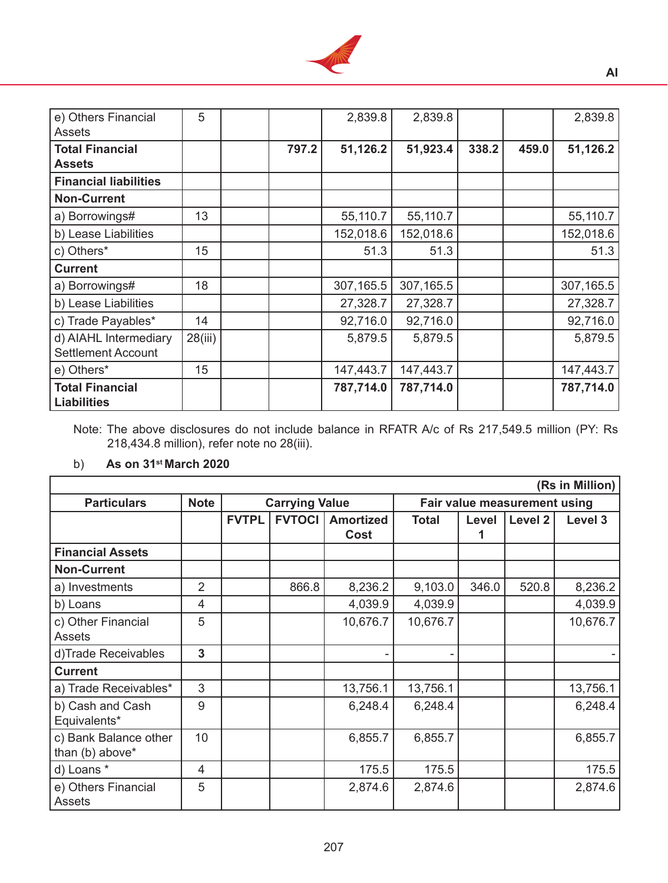| e) Others Financial Assets | 5 | | | 2,839.8 | 2,839.8 | | | 2,839.8 |
|---|---|---|---|---|---|---|---|---|
| **Total Financial Assets** | | | **797.2** | **51,126.2** | **51,923.4** | **338.2** | **459.0** | **51,126.2** |
| **Financial liabilities** | | | | | | | | |
| **Non-Current** | | | | | | | | |
| a) Borrowings# | 13 | | | 55,110.7 | 55,110.7 | | | 55,110.7 |
| b) Lease Liabilities | | | | 152,018.6 | 152,018.6 | | | 152,018.6 |
| c) Others* | 15 | | | 51.3 | 51.3 | | | 51.3 |
| **Current** | | | | | | | | |
| a) Borrowings# | 18 | | | 307,165.5 | 307,165.5 | | | 307,165.5 |
| b) Lease Liabilities | | | | 27,328.7 | 27,328.7 | | | 27,328.7 |
| c) Trade Payables* | 14 | | | 92,716.0 | 92,716.0 | | | 92,716.0 |
| d) AIAHL Intermediary Settlement Account | 28(iii) | | | 5,879.5 | 5,879.5 | | | 5,879.5 |
| e) Others* | 15 | | | 147,443.7 | 147,443.7 | | | 147,443.7 |
| **Total Financial Liabilities** | | | | **787,714.0** | **787,714.0** | | | **787,714.0** |

Note: The above disclosures do not include balance in RFATR A/c of Rs 217,549.5 million (PY: Rs 218,434.8 million), refer note no 28(iii).

b) **As on 31st March 2020**

| | | | | | | | | **(Rs in Million)** |
|---|---|---|---|---|---|---|---|---|
| **Particulars** | **Note** | **Carrying Value** | | | **Fair value measurement using** | | | |
| | | **FVTPL** | **FVTOCI** | **Amortized Cost** | **Total** | **Level 1** | **Level 2** | **Level 3** |
| **Financial Assets** | | | | | | | | |
| **Non-Current** | | | | | | | | |
| a) Investments | 2 | | 866.8 | 8,236.2 | 9,103.0 | 346.0 | 520.8 | 8,236.2 |
| b) Loans | 4 | | | 4,039.9 | 4,039.9 | | | 4,039.9 |
| c) Other Financial Assets | 5 | | | 10,676.7 | 10,676.7 | | | 10,676.7 |
| d)Trade Receivables | **3** | | | - | - | | | - |
| **Current** | | | | | | | | |
| a) Trade Receivables* | 3 | | | 13,756.1 | 13,756.1 | | | 13,756.1 |
| b) Cash and Cash Equivalents* | 9 | | | 6,248.4 | 6,248.4 | | | 6,248.4 |
| c) Bank Balance other than (b) above* | 10 | | | 6,855.7 | 6,855.7 | | | 6,855.7 |
| d) Loans * | 4 | | | 175.5 | 175.5 | | | 175.5 |
| e) Others Financial Assets | 5 | | | 2,874.6 | 2,874.6 | | | 2,874.6 |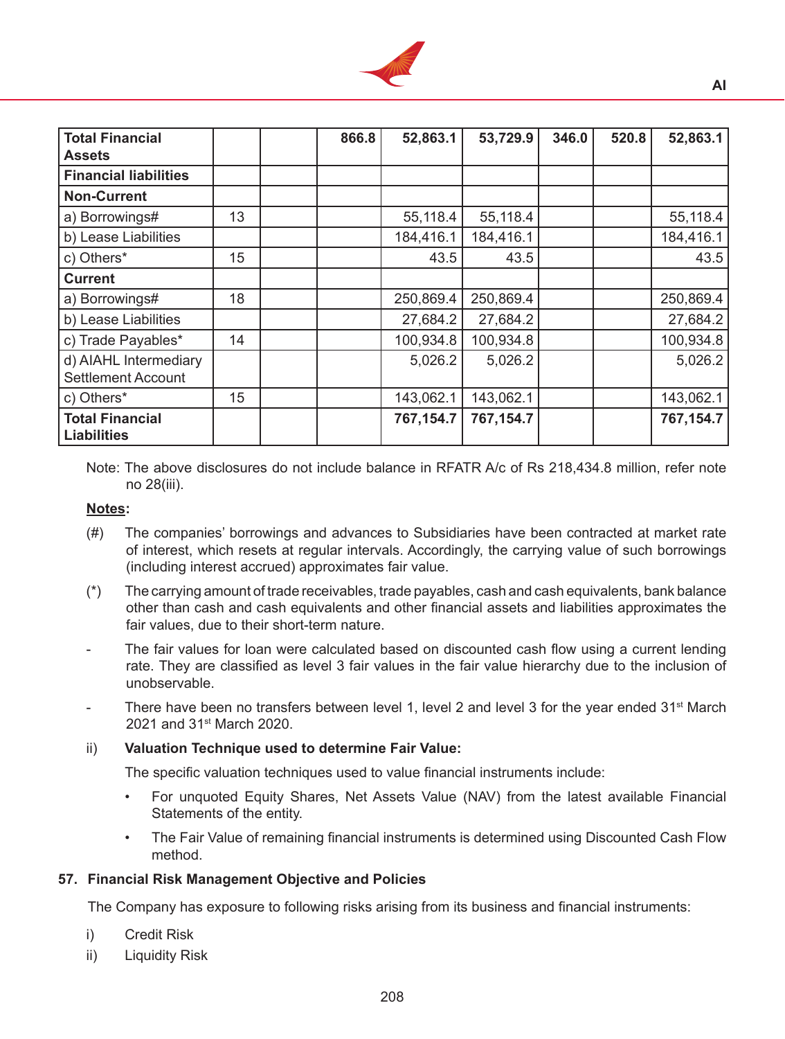| Total Financial Assets | | | 866.8 | 52,863.1 | 53,729.9 | 346.0 | 520.8 | 52,863.1 |
|---|---|---|---|---|---|---|---|---|
| **Financial liabilities** | | | | | | | | |
| **Non-Current** | | | | | | | | |
| a) Borrowings# | 13 | | | 55,118.4 | 55,118.4 | | | 55,118.4 |
| b) Lease Liabilities | | | | 184,416.1 | 184,416.1 | | | 184,416.1 |
| c) Others* | 15 | | | 43.5 | 43.5 | | | 43.5 |
| **Current** | | | | | | | | |
| a) Borrowings# | 18 | | | 250,869.4 | 250,869.4 | | | 250,869.4 |
| b) Lease Liabilities | | | | 27,684.2 | 27,684.2 | | | 27,684.2 |
| c) Trade Payables* | 14 | | | 100,934.8 | 100,934.8 | | | 100,934.8 |
| d) AIAHL Intermediary Settlement Account | | | | 5,026.2 | 5,026.2 | | | 5,026.2 |
| c) Others* | 15 | | | 143,062.1 | 143,062.1 | | | 143,062.1 |
| **Total Financial Liabilities** | | | | **767,154.7** | **767,154.7** | | | **767,154.7** |

Note: The above disclosures do not include balance in RFATR A/c of Rs 218,434.8 million, refer note no 28(iii).

**Notes:**

(#) The companies' borrowings and advances to Subsidiaries have been contracted at market rate of interest, which resets at regular intervals. Accordingly, the carrying value of such borrowings (including interest accrued) approximates fair value.

(*) The carrying amount of trade receivables, trade payables, cash and cash equivalents, bank balance other than cash and cash equivalents and other financial assets and liabilities approximates the fair values, due to their short-term nature.

- The fair values for loan were calculated based on discounted cash flow using a current lending rate. They are classified as level 3 fair values in the fair value hierarchy due to the inclusion of unobservable.

- There have been no transfers between level 1, level 2 and level 3 for the year ended 31st March 2021 and 31st March 2020.

ii) **Valuation Technique used to determine Fair Value:**

The specific valuation techniques used to value financial instruments include:

- For unquoted Equity Shares, Net Assets Value (NAV) from the latest available Financial Statements of the entity.
- The Fair Value of remaining financial instruments is determined using Discounted Cash Flow method.

### 57. Financial Risk Management Objective and Policies

The Company has exposure to following risks arising from its business and financial instruments:

i) Credit Risk

ii) Liquidity Risk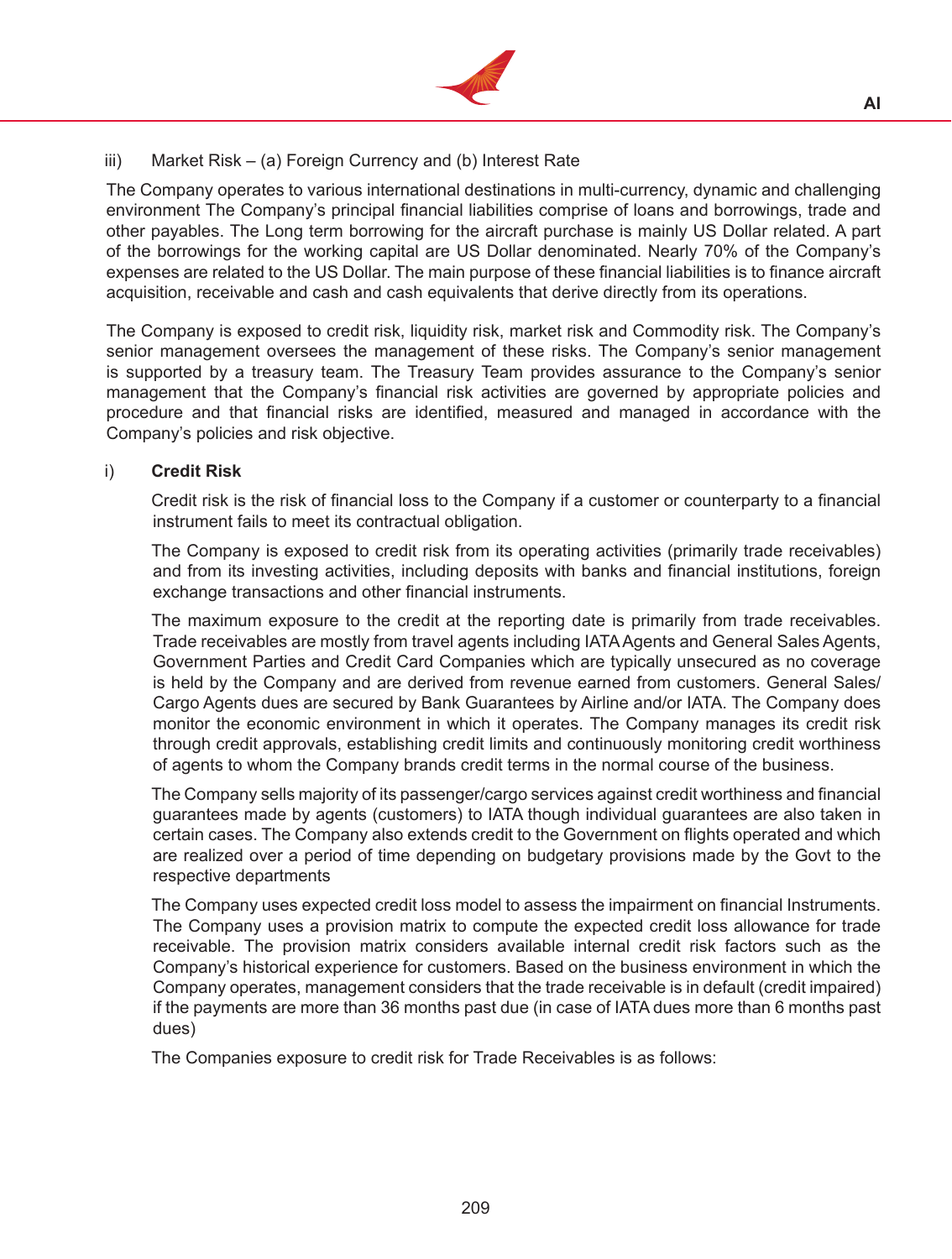iii) Market Risk – (a) Foreign Currency and (b) Interest Rate

The Company operates to various international destinations in multi-currency, dynamic and challenging environment The Company's principal financial liabilities comprise of loans and borrowings, trade and other payables. The Long term borrowing for the aircraft purchase is mainly US Dollar related. A part of the borrowings for the working capital are US Dollar denominated. Nearly 70% of the Company's expenses are related to the US Dollar. The main purpose of these financial liabilities is to finance aircraft acquisition, receivable and cash and cash equivalents that derive directly from its operations.

The Company is exposed to credit risk, liquidity risk, market risk and Commodity risk. The Company's senior management oversees the management of these risks. The Company's senior management is supported by a treasury team. The Treasury Team provides assurance to the Company's senior management that the Company's financial risk activities are governed by appropriate policies and procedure and that financial risks are identified, measured and managed in accordance with the Company's policies and risk objective.

i) **Credit Risk**

Credit risk is the risk of financial loss to the Company if a customer or counterparty to a financial instrument fails to meet its contractual obligation.

The Company is exposed to credit risk from its operating activities (primarily trade receivables) and from its investing activities, including deposits with banks and financial institutions, foreign exchange transactions and other financial instruments.

The maximum exposure to the credit at the reporting date is primarily from trade receivables. Trade receivables are mostly from travel agents including IATA Agents and General Sales Agents, Government Parties and Credit Card Companies which are typically unsecured as no coverage is held by the Company and are derived from revenue earned from customers. General Sales/ Cargo Agents dues are secured by Bank Guarantees by Airline and/or IATA. The Company does monitor the economic environment in which it operates. The Company manages its credit risk through credit approvals, establishing credit limits and continuously monitoring credit worthiness of agents to whom the Company brands credit terms in the normal course of the business.

The Company sells majority of its passenger/cargo services against credit worthiness and financial guarantees made by agents (customers) to IATA though individual guarantees are also taken in certain cases. The Company also extends credit to the Government on flights operated and which are realized over a period of time depending on budgetary provisions made by the Govt to the respective departments

The Company uses expected credit loss model to assess the impairment on financial Instruments. The Company uses a provision matrix to compute the expected credit loss allowance for trade receivable. The provision matrix considers available internal credit risk factors such as the Company's historical experience for customers. Based on the business environment in which the Company operates, management considers that the trade receivable is in default (credit impaired) if the payments are more than 36 months past due (in case of IATA dues more than 6 months past dues)

The Companies exposure to credit risk for Trade Receivables is as follows: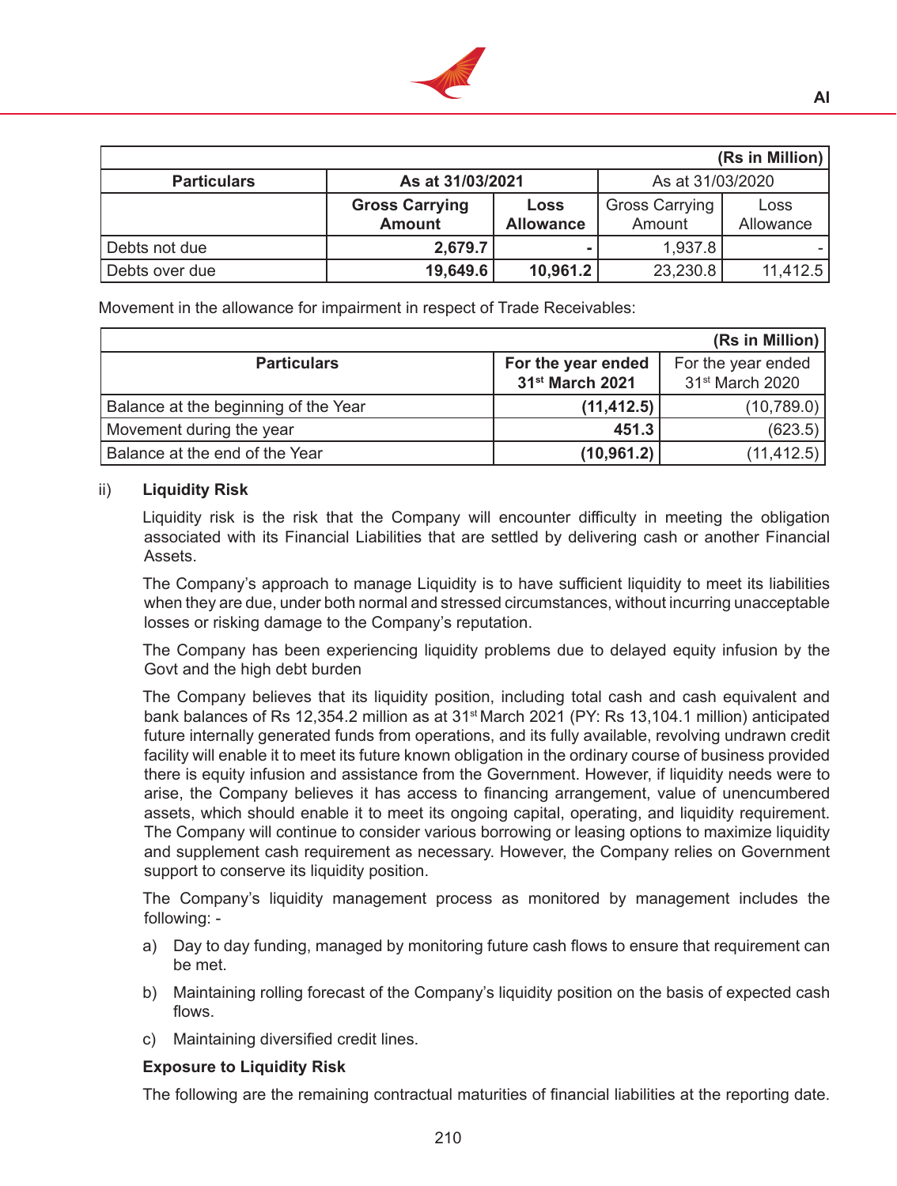| (Rs in Million) | | | | |
|---|---|---|---|---|
| **Particulars** | **As at 31/03/2021** | | As at 31/03/2020 | |
| | **Gross Carrying Amount** | **Loss Allowance** | Gross Carrying Amount | Loss Allowance |
| Debts not due | **2,679.7** | **-** | 1,937.8 | - |
| Debts over due | **19,649.6** | **10,961.2** | 23,230.8 | 11,412.5 |

Movement in the allowance for impairment in respect of Trade Receivables:

| (Rs in Million) | | |
|---|---|---|
| **Particulars** | **For the year ended 31st March 2021** | For the year ended 31st March 2020 |
| Balance at the beginning of the Year | **(11,412.5)** | (10,789.0) |
| Movement during the year | **451.3** | (623.5) |
| Balance at the end of the Year | **(10,961.2)** | (11,412.5) |

ii) **Liquidity Risk**

Liquidity risk is the risk that the Company will encounter difficulty in meeting the obligation associated with its Financial Liabilities that are settled by delivering cash or another Financial Assets.

The Company's approach to manage Liquidity is to have sufficient liquidity to meet its liabilities when they are due, under both normal and stressed circumstances, without incurring unacceptable losses or risking damage to the Company's reputation.

The Company has been experiencing liquidity problems due to delayed equity infusion by the Govt and the high debt burden

The Company believes that its liquidity position, including total cash and cash equivalent and bank balances of Rs 12,354.2 million as at 31st March 2021 (PY: Rs 13,104.1 million) anticipated future internally generated funds from operations, and its fully available, revolving undrawn credit facility will enable it to meet its future known obligation in the ordinary course of business provided there is equity infusion and assistance from the Government. However, if liquidity needs were to arise, the Company believes it has access to financing arrangement, value of unencumbered assets, which should enable it to meet its ongoing capital, operating, and liquidity requirement. The Company will continue to consider various borrowing or leasing options to maximize liquidity and supplement cash requirement as necessary. However, the Company relies on Government support to conserve its liquidity position.

The Company's liquidity management process as monitored by management includes the following: -

a) Day to day funding, managed by monitoring future cash flows to ensure that requirement can be met.

b) Maintaining rolling forecast of the Company's liquidity position on the basis of expected cash flows.

c) Maintaining diversified credit lines.

**Exposure to Liquidity Risk**

The following are the remaining contractual maturities of financial liabilities at the reporting date.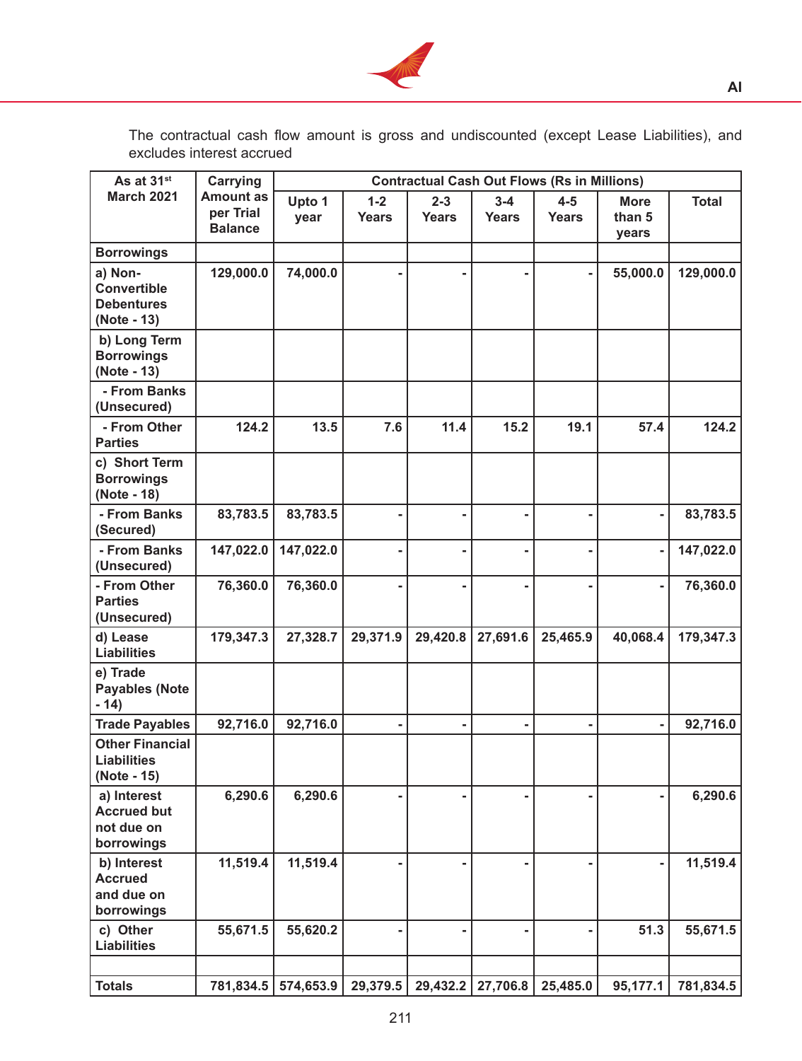The contractual cash flow amount is gross and undiscounted (except Lease Liabilities), and excludes interest accrued

| As at 31st March 2021 | Carrying Amount as per Trial Balance | Contractual Cash Out Flows (Rs in Millions) | | | | | | |
|---|---|---|---|---|---|---|---|---|
| | | Upto 1 year | 1-2 Years | 2-3 Years | 3-4 Years | 4-5 Years | More than 5 years | Total |
| **Borrowings** | | | | | | | | |
| a) Non-Convertible Debentures (Note - 13) | 129,000.0 | 74,000.0 | - | - | - | - | 55,000.0 | 129,000.0 |
| b) Long Term Borrowings (Note - 13) | | | | | | | | |
| - From Banks (Unsecured) | | | | | | | | |
| - From Other Parties | 124.2 | 13.5 | 7.6 | 11.4 | 15.2 | 19.1 | 57.4 | 124.2 |
| c) Short Term Borrowings (Note - 18) | | | | | | | | |
| - From Banks (Secured) | 83,783.5 | 83,783.5 | - | - | - | - | - | 83,783.5 |
| - From Banks (Unsecured) | 147,022.0 | 147,022.0 | - | - | - | - | - | 147,022.0 |
| - From Other Parties (Unsecured) | 76,360.0 | 76,360.0 | - | - | - | - | - | 76,360.0 |
| d) Lease Liabilities | 179,347.3 | 27,328.7 | 29,371.9 | 29,420.8 | 27,691.6 | 25,465.9 | 40,068.4 | 179,347.3 |
| e) Trade Payables (Note - 14) | | | | | | | | |
| Trade Payables | 92,716.0 | 92,716.0 | - | - | - | - | - | 92,716.0 |
| Other Financial Liabilities (Note - 15) | | | | | | | | |
| a) Interest Accrued but not due on borrowings | 6,290.6 | 6,290.6 | - | - | - | - | - | 6,290.6 |
| b) Interest Accrued and due on borrowings | 11,519.4 | 11,519.4 | - | - | - | - | - | 11,519.4 |
| c) Other Liabilities | 55,671.5 | 55,620.2 | - | - | - | - | 51.3 | 55,671.5 |
| | | | | | | | | |
| **Totals** | 781,834.5 | 574,653.9 | 29,379.5 | 29,432.2 | 27,706.8 | 25,485.0 | 95,177.1 | 781,834.5 |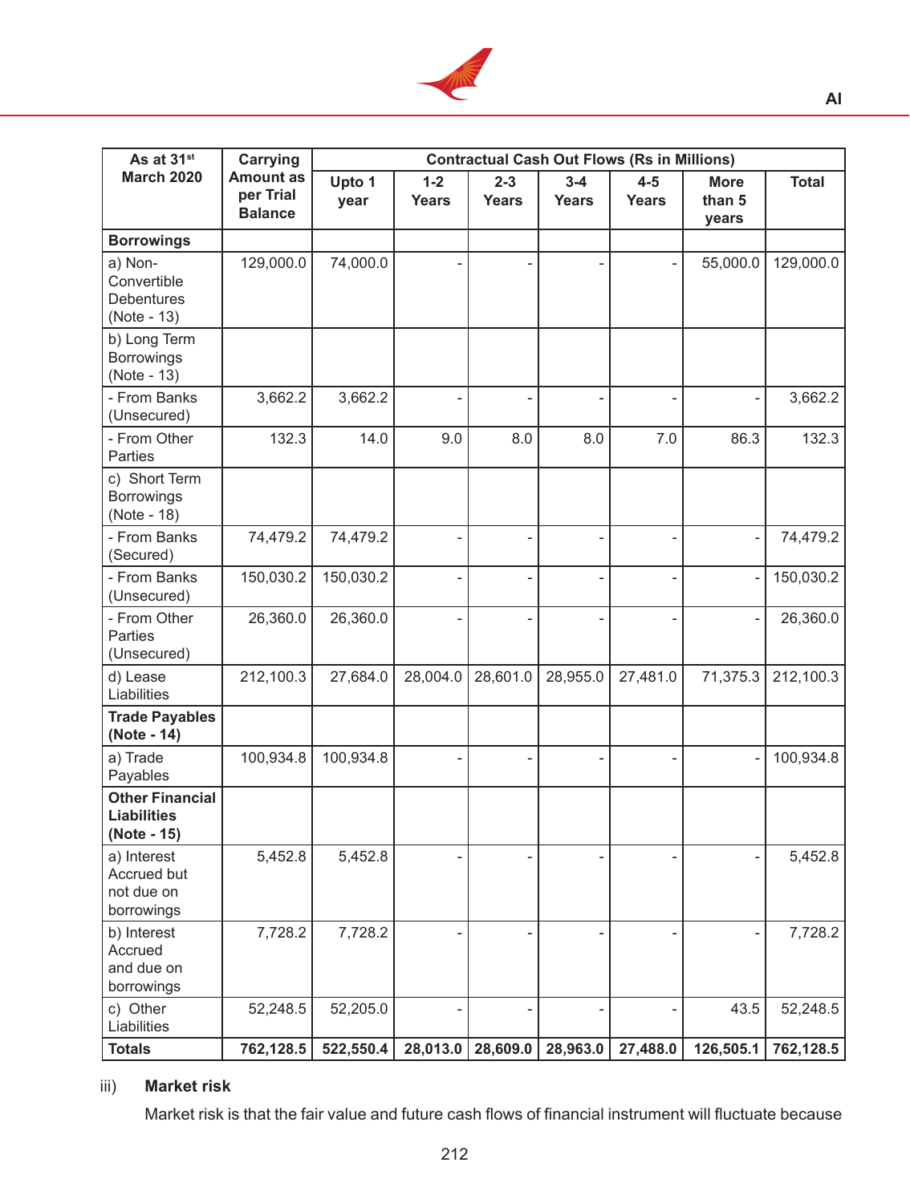| As at 31[st] March 2020 | Carrying Amount as per Trial Balance | Contractual Cash Out Flows (Rs in Millions) | | | | | | |
|---|---|---|---|---|---|---|---|---|
| | | Upto 1 year | 1-2 Years | 2-3 Years | 3-4 Years | 4-5 Years | More than 5 years | Total |
| **Borrowings** | | | | | | | | |
| a) Non-Convertible Debentures (Note - 13) | 129,000.0 | 74,000.0 | - | - | - | - | 55,000.0 | 129,000.0 |
| b) Long Term Borrowings (Note - 13) | | | | | | | | |
| - From Banks (Unsecured) | 3,662.2 | 3,662.2 | - | - | - | - | - | 3,662.2 |
| - From Other Parties | 132.3 | 14.0 | 9.0 | 8.0 | 8.0 | 7.0 | 86.3 | 132.3 |
| c) Short Term Borrowings (Note - 18) | | | | | | | | |
| - From Banks (Secured) | 74,479.2 | 74,479.2 | - | - | - | - | - | 74,479.2 |
| - From Banks (Unsecured) | 150,030.2 | 150,030.2 | - | - | - | - | - | 150,030.2 |
| - From Other Parties (Unsecured) | 26,360.0 | 26,360.0 | - | - | - | - | - | 26,360.0 |
| d) Lease Liabilities | 212,100.3 | 27,684.0 | 28,004.0 | 28,601.0 | 28,955.0 | 27,481.0 | 71,375.3 | 212,100.3 |
| **Trade Payables (Note - 14)** | | | | | | | | |
| a) Trade Payables | 100,934.8 | 100,934.8 | - | - | - | - | - | 100,934.8 |
| **Other Financial Liabilities (Note - 15)** | | | | | | | | |
| a) Interest Accrued but not due on borrowings | 5,452.8 | 5,452.8 | - | - | - | - | - | 5,452.8 |
| b) Interest Accrued and due on borrowings | 7,728.2 | 7,728.2 | - | - | - | - | - | 7,728.2 |
| c) Other Liabilities | 52,248.5 | 52,205.0 | - | - | - | - | 43.5 | 52,248.5 |
| **Totals** | **762,128.5** | **522,550.4** | **28,013.0** | **28,609.0** | **28,963.0** | **27,488.0** | **126,505.1** | **762,128.5** |

iii) **Market risk**

Market risk is that the fair value and future cash flows of financial instrument will fluctuate because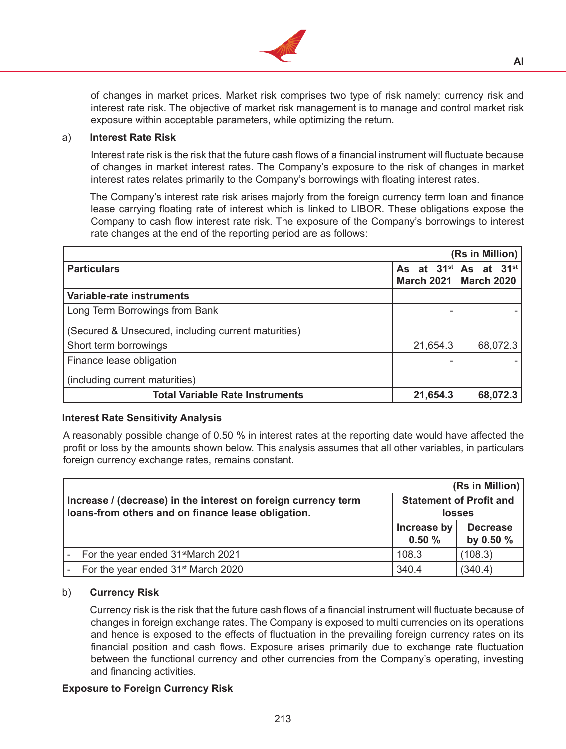of changes in market prices. Market risk comprises two type of risk namely: currency risk and interest rate risk. The objective of market risk management is to manage and control market risk exposure within acceptable parameters, while optimizing the return.

a) **Interest Rate Risk**

Interest rate risk is the risk that the future cash flows of a financial instrument will fluctuate because of changes in market interest rates. The Company's exposure to the risk of changes in market interest rates relates primarily to the Company's borrowings with floating interest rates.

The Company's interest rate risk arises majorly from the foreign currency term loan and finance lease carrying floating rate of interest which is linked to LIBOR. These obligations expose the Company to cash flow interest rate risk. The exposure of the Company's borrowings to interest rate changes at the end of the reporting period are as follows:

| | | (Rs in Million) |
|---|---|---|
| **Particulars** | **As at 31st March 2021** | **As at 31st March 2020** |
| **Variable-rate instruments** | | |
| Long Term Borrowings from Bank<br>(Secured & Unsecured, including current maturities) | - | - |
| Short term borrowings | 21,654.3 | 68,072.3 |
| Finance lease obligation<br>(including current maturities) | - | - |
| **Total Variable Rate Instruments** | **21,654.3** | **68,072.3** |

**Interest Rate Sensitivity Analysis**

A reasonably possible change of 0.50 % in interest rates at the reporting date would have affected the profit or loss by the amounts shown below. This analysis assumes that all other variables, in particulars foreign currency exchange rates, remains constant.

| | | (Rs in Million) |
|---|---|---|
| **Increase / (decrease) in the interest on foreign currency term loans-from others and on finance lease obligation.** | **Statement of Profit and losses** | |
| | **Increase by 0.50 %** | **Decrease by 0.50 %** |
| - For the year ended 31st March 2021 | 108.3 | (108.3) |
| - For the year ended 31st March 2020 | 340.4 | (340.4) |

b) **Currency Risk**

Currency risk is the risk that the future cash flows of a financial instrument will fluctuate because of changes in foreign exchange rates. The Company is exposed to multi currencies on its operations and hence is exposed to the effects of fluctuation in the prevailing foreign currency rates on its financial position and cash flows. Exposure arises primarily due to exchange rate fluctuation between the functional currency and other currencies from the Company's operating, investing and financing activities.

**Exposure to Foreign Currency Risk**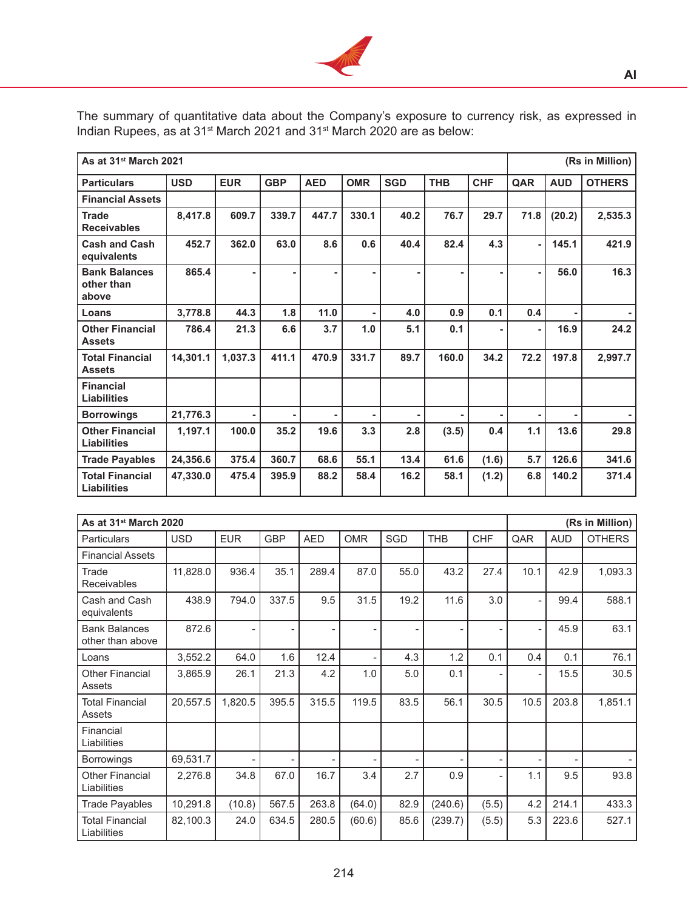The summary of quantitative data about the Company's exposure to currency risk, as expressed in Indian Rupees, as at 31st March 2021 and 31st March 2020 are as below:

| **As at 31st March 2021** | | | | | | | | | | | **(Rs in Million)** |
|---|---|---|---|---|---|---|---|---|---|---|---|
| **Particulars** | **USD** | **EUR** | **GBP** | **AED** | **OMR** | **SGD** | **THB** | **CHF** | **QAR** | **AUD** | **OTHERS** |
| **Financial Assets** | | | | | | | | | | | |
| **Trade Receivables** | **8,417.8** | **609.7** | **339.7** | **447.7** | **330.1** | **40.2** | **76.7** | **29.7** | **71.8** | **(20.2)** | **2,535.3** |
| **Cash and Cash equivalents** | **452.7** | **362.0** | **63.0** | **8.6** | **0.6** | **40.4** | **82.4** | **4.3** | **-** | **145.1** | **421.9** |
| **Bank Balances other than above** | **865.4** | **-** | **-** | **-** | **-** | **-** | **-** | **-** | **-** | **56.0** | **16.3** |
| **Loans** | **3,778.8** | **44.3** | **1.8** | **11.0** | **-** | **4.0** | **0.9** | **0.1** | **0.4** | **-** | **-** |
| **Other Financial Assets** | **786.4** | **21.3** | **6.6** | **3.7** | **1.0** | **5.1** | **0.1** | **-** | **-** | **16.9** | **24.2** |
| **Total Financial Assets** | **14,301.1** | **1,037.3** | **411.1** | **470.9** | **331.7** | **89.7** | **160.0** | **34.2** | **72.2** | **197.8** | **2,997.7** |
| **Financial Liabilities** | | | | | | | | | | | |
| **Borrowings** | **21,776.3** | **-** | **-** | **-** | **-** | **-** | **-** | **-** | **-** | **-** | **-** |
| **Other Financial Liabilities** | **1,197.1** | **100.0** | **35.2** | **19.6** | **3.3** | **2.8** | **(3.5)** | **0.4** | **1.1** | **13.6** | **29.8** |
| **Trade Payables** | **24,356.6** | **375.4** | **360.7** | **68.6** | **55.1** | **13.4** | **61.6** | **(1.6)** | **5.7** | **126.6** | **341.6** |
| **Total Financial Liabilities** | **47,330.0** | **475.4** | **395.9** | **88.2** | **58.4** | **16.2** | **58.1** | **(1.2)** | **6.8** | **140.2** | **371.4** |

| **As at 31st March 2020** | | | | | | | | | | | **(Rs in Million)** |
|---|---|---|---|---|---|---|---|---|---|---|---|
| Particulars | USD | EUR | GBP | AED | OMR | SGD | THB | CHF | QAR | AUD | OTHERS |
| Financial Assets | | | | | | | | | | | |
| Trade Receivables | 11,828.0 | 936.4 | 35.1 | 289.4 | 87.0 | 55.0 | 43.2 | 27.4 | 10.1 | 42.9 | 1,093.3 |
| Cash and Cash equivalents | 438.9 | 794.0 | 337.5 | 9.5 | 31.5 | 19.2 | 11.6 | 3.0 | - | 99.4 | 588.1 |
| Bank Balances other than above | 872.6 | - | - | - | - | - | - | - | - | 45.9 | 63.1 |
| Loans | 3,552.2 | 64.0 | 1.6 | 12.4 | - | 4.3 | 1.2 | 0.1 | 0.4 | 0.1 | 76.1 |
| Other Financial Assets | 3,865.9 | 26.1 | 21.3 | 4.2 | 1.0 | 5.0 | 0.1 | - | - | 15.5 | 30.5 |
| Total Financial Assets | 20,557.5 | 1,820.5 | 395.5 | 315.5 | 119.5 | 83.5 | 56.1 | 30.5 | 10.5 | 203.8 | 1,851.1 |
| Financial Liabilities | | | | | | | | | | | |
| Borrowings | 69,531.7 | - | - | - | - | - | - | - | - | - | - |
| Other Financial Liabilities | 2,276.8 | 34.8 | 67.0 | 16.7 | 3.4 | 2.7 | 0.9 | - | 1.1 | 9.5 | 93.8 |
| Trade Payables | 10,291.8 | (10.8) | 567.5 | 263.8 | (64.0) | 82.9 | (240.6) | (5.5) | 4.2 | 214.1 | 433.3 |
| Total Financial Liabilities | 82,100.3 | 24.0 | 634.5 | 280.5 | (60.6) | 85.6 | (239.7) | (5.5) | 5.3 | 223.6 | 527.1 |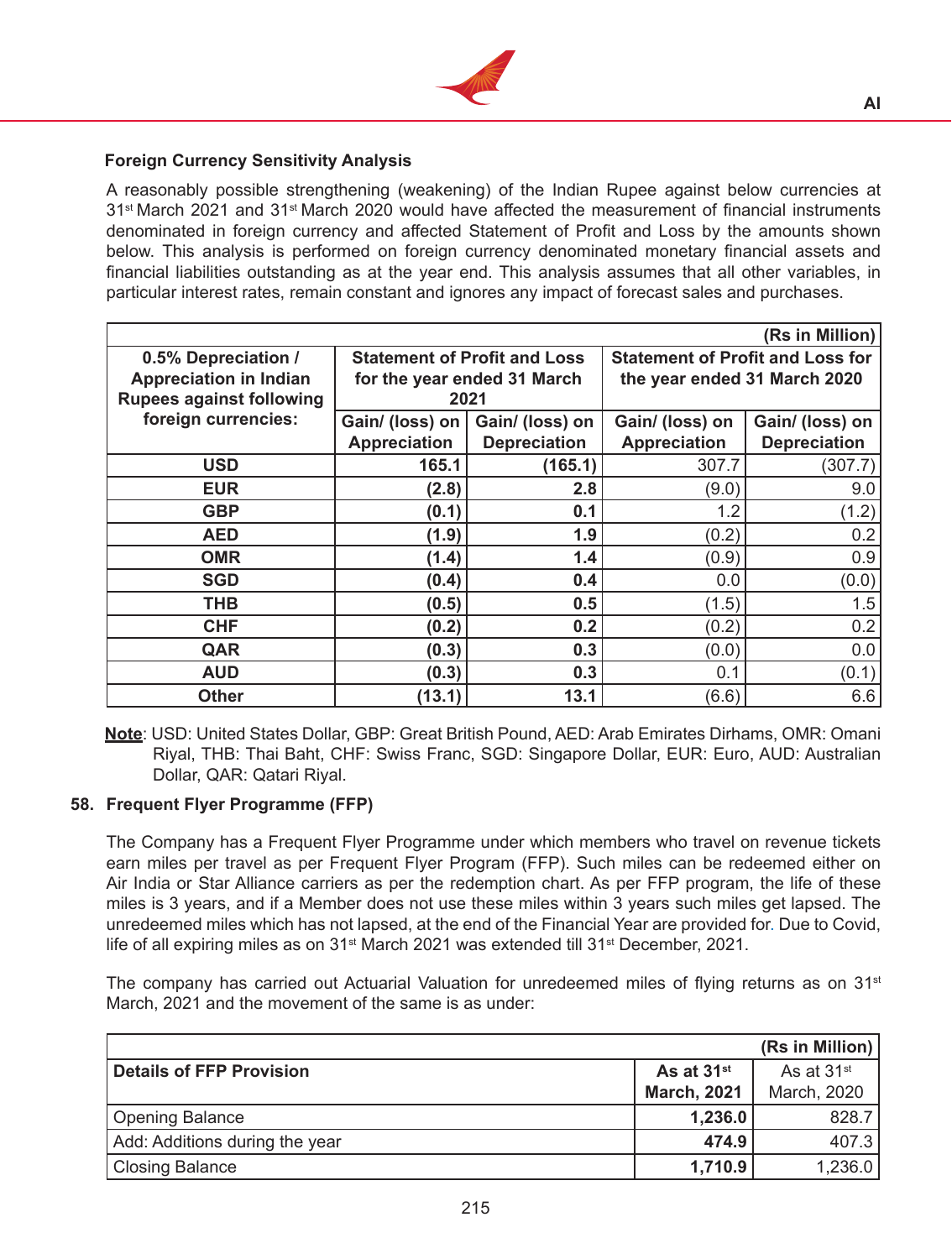### Foreign Currency Sensitivity Analysis

A reasonably possible strengthening (weakening) of the Indian Rupee against below currencies at 31st March 2021 and 31st March 2020 would have affected the measurement of financial instruments denominated in foreign currency and affected Statement of Profit and Loss by the amounts shown below. This analysis is performed on foreign currency denominated monetary financial assets and financial liabilities outstanding as at the year end. This analysis assumes that all other variables, in particular interest rates, remain constant and ignores any impact of forecast sales and purchases.

(Rs in Million)

| 0.5% Depreciation / Appreciation in Indian Rupees against following foreign currencies: | Statement of Profit and Loss for the year ended 31 March 2021 | | Statement of Profit and Loss for the year ended 31 March 2020 | |
|---|---|---|---|---|
| | Gain/ (loss) on Appreciation | Gain/ (loss) on Depreciation | Gain/ (loss) on Appreciation | Gain/ (loss) on Depreciation |
| USD | 165.1 | (165.1) | 307.7 | (307.7) |
| EUR | (2.8) | 2.8 | (9.0) | 9.0 |
| GBP | (0.1) | 0.1 | 1.2 | (1.2) |
| AED | (1.9) | 1.9 | (0.2) | 0.2 |
| OMR | (1.4) | 1.4 | (0.9) | 0.9 |
| SGD | (0.4) | 0.4 | 0.0 | (0.0) |
| THB | (0.5) | 0.5 | (1.5) | 1.5 |
| CHF | (0.2) | 0.2 | (0.2) | 0.2 |
| QAR | (0.3) | 0.3 | (0.0) | 0.0 |
| AUD | (0.3) | 0.3 | 0.1 | (0.1) |
| Other | (13.1) | 13.1 | (6.6) | 6.6 |

**Note**: USD: United States Dollar, GBP: Great British Pound, AED: Arab Emirates Dirhams, OMR: Omani Riyal, THB: Thai Baht, CHF: Swiss Franc, SGD: Singapore Dollar, EUR: Euro, AUD: Australian Dollar, QAR: Qatari Riyal.

### 58. Frequent Flyer Programme (FFP)

The Company has a Frequent Flyer Programme under which members who travel on revenue tickets earn miles per travel as per Frequent Flyer Program (FFP). Such miles can be redeemed either on Air India or Star Alliance carriers as per the redemption chart. As per FFP program, the life of these miles is 3 years, and if a Member does not use these miles within 3 years such miles get lapsed. The unredeemed miles which has not lapsed, at the end of the Financial Year are provided for. Due to Covid, life of all expiring miles as on 31st March 2021 was extended till 31st December, 2021.

The company has carried out Actuarial Valuation for unredeemed miles of flying returns as on 31st March, 2021 and the movement of the same is as under:

(Rs in Million)

| Details of FFP Provision | As at 31st March, 2021 | As at 31st March, 2020 |
|---|---|---|
| Opening Balance | 1,236.0 | 828.7 |
| Add: Additions during the year | 474.9 | 407.3 |
| Closing Balance | 1,710.9 | 1,236.0 |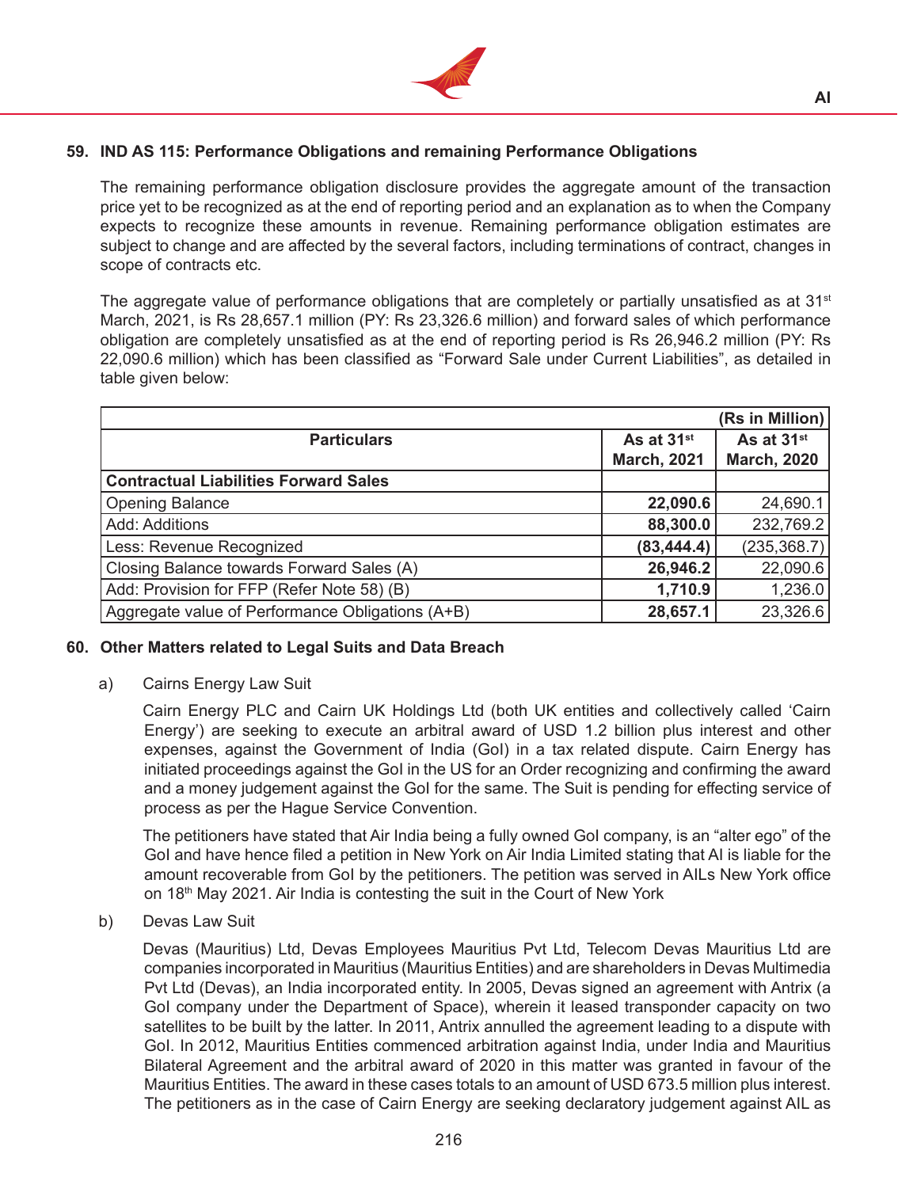## 59. IND AS 115: Performance Obligations and remaining Performance Obligations

The remaining performance obligation disclosure provides the aggregate amount of the transaction price yet to be recognized as at the end of reporting period and an explanation as to when the Company expects to recognize these amounts in revenue. Remaining performance obligation estimates are subject to change and are affected by the several factors, including terminations of contract, changes in scope of contracts etc.

The aggregate value of performance obligations that are completely or partially unsatisfied as at 31st March, 2021, is Rs 28,657.1 million (PY: Rs 23,326.6 million) and forward sales of which performance obligation are completely unsatisfied as at the end of reporting period is Rs 26,946.2 million (PY: Rs 22,090.6 million) which has been classified as "Forward Sale under Current Liabilities", as detailed in table given below:

| | | (Rs in Million) |
|---|---|---|
| **Particulars** | **As at 31st March, 2021** | **As at 31st March, 2020** |
| **Contractual Liabilities Forward Sales** | | |
| Opening Balance | **22,090.6** | 24,690.1 |
| Add: Additions | **88,300.0** | 232,769.2 |
| Less: Revenue Recognized | **(83,444.4)** | (235,368.7) |
| Closing Balance towards Forward Sales (A) | **26,946.2** | 22,090.6 |
| Add: Provision for FFP (Refer Note 58) (B) | **1,710.9** | 1,236.0 |
| Aggregate value of Performance Obligations (A+B) | **28,657.1** | 23,326.6 |

## 60. Other Matters related to Legal Suits and Data Breach

a) Cairns Energy Law Suit

Cairn Energy PLC and Cairn UK Holdings Ltd (both UK entities and collectively called 'Cairn Energy') are seeking to execute an arbitral award of USD 1.2 billion plus interest and other expenses, against the Government of India (GoI) in a tax related dispute. Cairn Energy has initiated proceedings against the GoI in the US for an Order recognizing and confirming the award and a money judgement against the GoI for the same. The Suit is pending for effecting service of process as per the Hague Service Convention.

The petitioners have stated that Air India being a fully owned GoI company, is an "alter ego" of the GoI and have hence filed a petition in New York on Air India Limited stating that AI is liable for the amount recoverable from GoI by the petitioners. The petition was served in AILs New York office on 18th May 2021. Air India is contesting the suit in the Court of New York

b) Devas Law Suit

Devas (Mauritius) Ltd, Devas Employees Mauritius Pvt Ltd, Telecom Devas Mauritius Ltd are companies incorporated in Mauritius (Mauritius Entities) and are shareholders in Devas Multimedia Pvt Ltd (Devas), an India incorporated entity. In 2005, Devas signed an agreement with Antrix (a GoI company under the Department of Space), wherein it leased transponder capacity on two satellites to be built by the latter. In 2011, Antrix annulled the agreement leading to a dispute with GoI. In 2012, Mauritius Entities commenced arbitration against India, under India and Mauritius Bilateral Agreement and the arbitral award of 2020 in this matter was granted in favour of the Mauritius Entities. The award in these cases totals to an amount of USD 673.5 million plus interest. The petitioners as in the case of Cairn Energy are seeking declaratory judgement against AIL as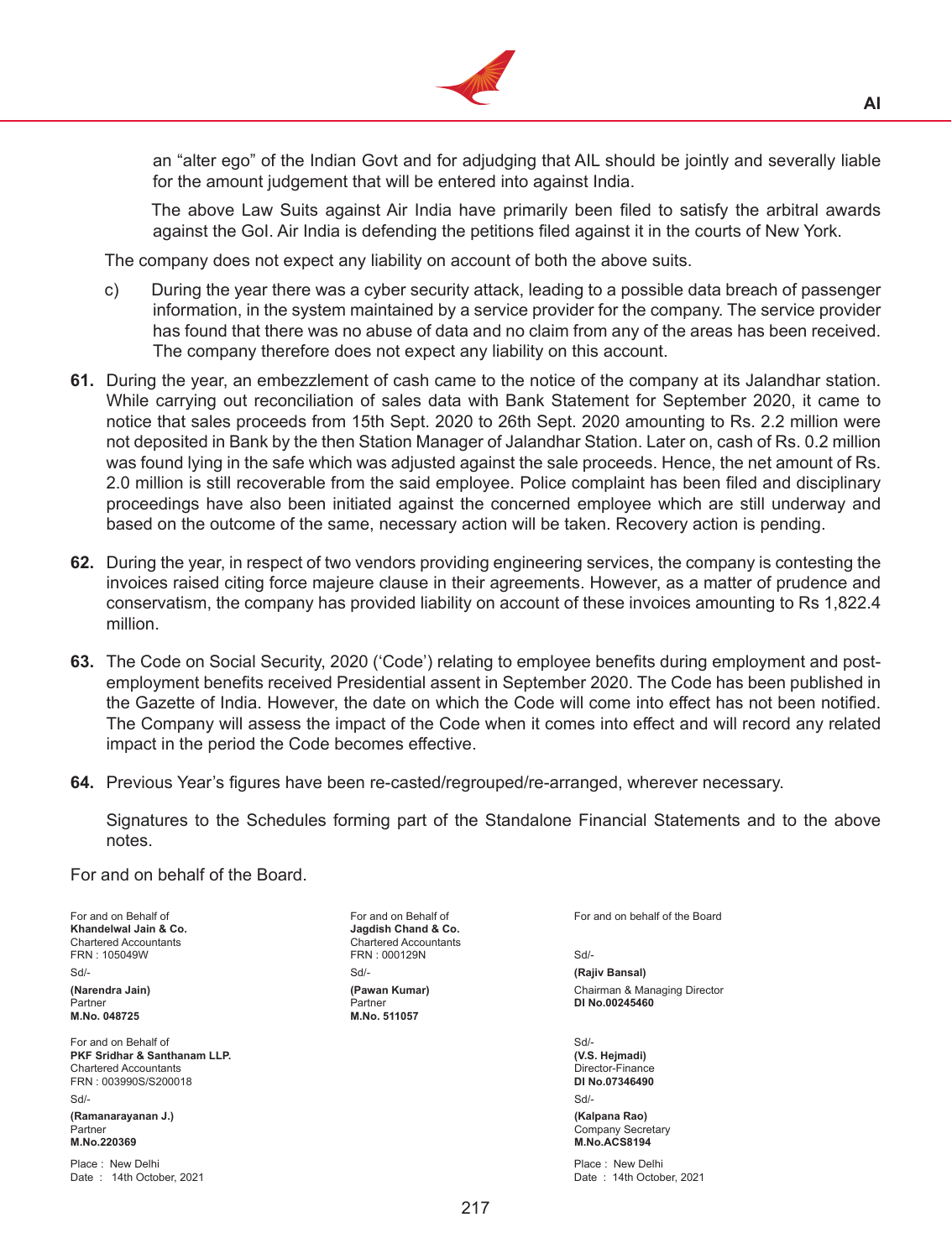an "alter ego" of the Indian Govt and for adjudging that AIL should be jointly and severally liable for the amount judgement that will be entered into against India.

The above Law Suits against Air India have primarily been filed to satisfy the arbitral awards against the GoI. Air India is defending the petitions filed against it in the courts of New York.

The company does not expect any liability on account of both the above suits.

c) During the year there was a cyber security attack, leading to a possible data breach of passenger information, in the system maintained by a service provider for the company. The service provider has found that there was no abuse of data and no claim from any of the areas has been received. The company therefore does not expect any liability on this account.

**61.** During the year, an embezzlement of cash came to the notice of the company at its Jalandhar station. While carrying out reconciliation of sales data with Bank Statement for September 2020, it came to notice that sales proceeds from 15th Sept. 2020 to 26th Sept. 2020 amounting to Rs. 2.2 million were not deposited in Bank by the then Station Manager of Jalandhar Station. Later on, cash of Rs. 0.2 million was found lying in the safe which was adjusted against the sale proceeds. Hence, the net amount of Rs. 2.0 million is still recoverable from the said employee. Police complaint has been filed and disciplinary proceedings have also been initiated against the concerned employee which are still underway and based on the outcome of the same, necessary action will be taken. Recovery action is pending.

**62.** During the year, in respect of two vendors providing engineering services, the company is contesting the invoices raised citing force majeure clause in their agreements. However, as a matter of prudence and conservatism, the company has provided liability on account of these invoices amounting to Rs 1,822.4 million.

**63.** The Code on Social Security, 2020 ('Code') relating to employee benefits during employment and post-employment benefits received Presidential assent in September 2020. The Code has been published in the Gazette of India. However, the date on which the Code will come into effect has not been notified. The Company will assess the impact of the Code when it comes into effect and will record any related impact in the period the Code becomes effective.

**64.** Previous Year's figures have been re-casted/regrouped/re-arranged, wherever necessary.

Signatures to the Schedules forming part of the Standalone Financial Statements and to the above notes.

For and on behalf of the Board.

For and on Behalf of
**Khandelwal Jain & Co.**
Chartered Accountants
FRN : 105049W

Sd/-

**(Narendra Jain)**
Partner
**M.No. 048725**

For and on Behalf of
**PKF Sridhar & Santhanam LLP.**
Chartered Accountants
FRN : 003990S/S200018

Sd/-

**(Ramanarayanan J.)**
Partner
**M.No.220369**

Place : New Delhi
Date : 14th October, 2021

For and on Behalf of
**Jagdish Chand & Co.**
Chartered Accountants
FRN : 000129N

Sd/-

**(Pawan Kumar)**
Partner
**M.No. 511057**

For and on behalf of the Board

Sd/-

**(Rajiv Bansal)**
Chairman & Managing Director
**DI No.00245460**

Sd/-
**(V.S. Hejmadi)**
Director-Finance
**DI No.07346490**

Sd/-

**(Kalpana Rao)**
Company Secretary
**M.No.ACS8194**

Place : New Delhi
Date : 14th October, 2021